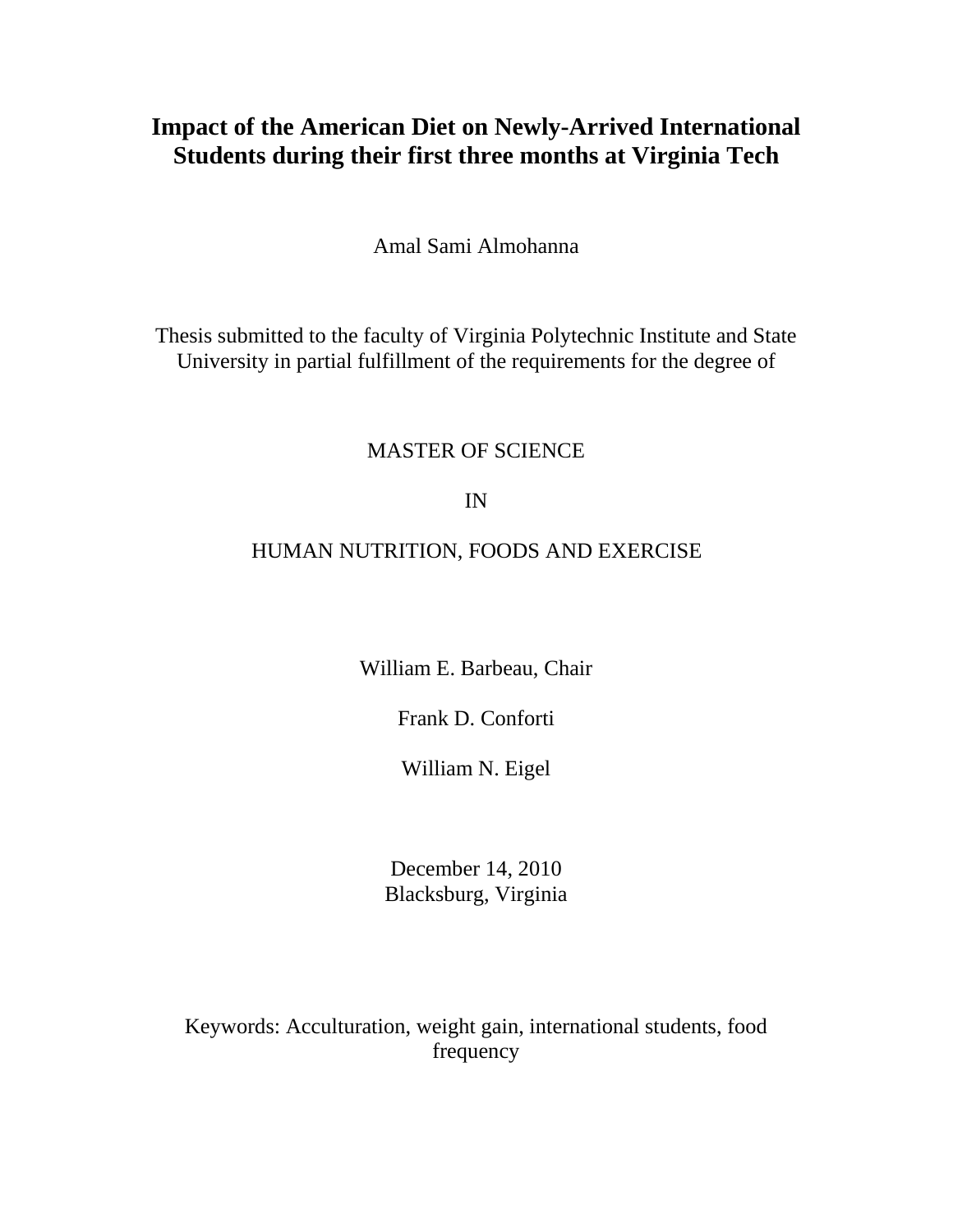# Impact of the American Diet on Newly-Arrived International Students during their first three months at Virginia Tech

Amal Sami Almohanna

Thesis submitted to the faculty of Virginia Polytechnic Institute and State University in partial fulfillment of the requirements for the degree of

MASTER OF SCIENCE

IN

HUMAN NUTRITION, FOODS AND EXERCISE

William E. Barbeau, Chair

Frank D. Conforti

William N. Eigel

December 14, 2010
Blacksburg, Virginia

Keywords: Acculturation, weight gain, international students, food frequency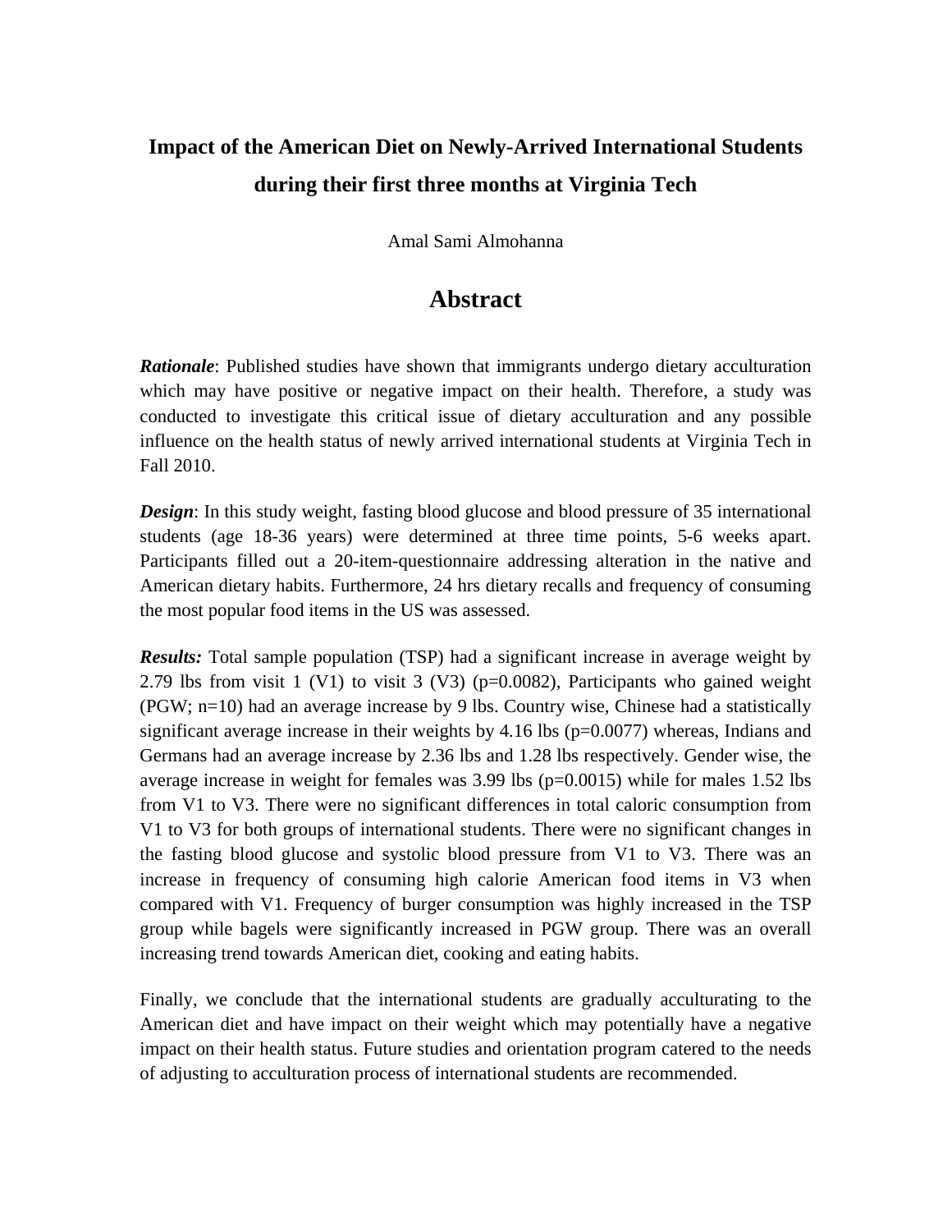# Impact of the American Diet on Newly-Arrived International Students during their first three months at Virginia Tech

Amal Sami Almohanna

## Abstract

***Rationale***: Published studies have shown that immigrants undergo dietary acculturation which may have positive or negative impact on their health. Therefore, a study was conducted to investigate this critical issue of dietary acculturation and any possible influence on the health status of newly arrived international students at Virginia Tech in Fall 2010.

***Design***: In this study weight, fasting blood glucose and blood pressure of 35 international students (age 18-36 years) were determined at three time points, 5-6 weeks apart. Participants filled out a 20-item-questionnaire addressing alteration in the native and American dietary habits. Furthermore, 24 hrs dietary recalls and frequency of consuming the most popular food items in the US was assessed.

***Results:*** Total sample population (TSP) had a significant increase in average weight by 2.79 lbs from visit 1 (V1) to visit 3 (V3) ($p=0.0082$), Participants who gained weight (PGW; n=10) had an average increase by 9 lbs. Country wise, Chinese had a statistically significant average increase in their weights by 4.16 lbs ($p=0.0077$) whereas, Indians and Germans had an average increase by 2.36 lbs and 1.28 lbs respectively. Gender wise, the average increase in weight for females was 3.99 lbs ($p=0.0015$) while for males 1.52 lbs from V1 to V3. There were no significant differences in total caloric consumption from V1 to V3 for both groups of international students. There were no significant changes in the fasting blood glucose and systolic blood pressure from V1 to V3. There was an increase in frequency of consuming high calorie American food items in V3 when compared with V1. Frequency of burger consumption was highly increased in the TSP group while bagels were significantly increased in PGW group. There was an overall increasing trend towards American diet, cooking and eating habits.

Finally, we conclude that the international students are gradually acculturating to the American diet and have impact on their weight which may potentially have a negative impact on their health status. Future studies and orientation program catered to the needs of adjusting to acculturation process of international students are recommended.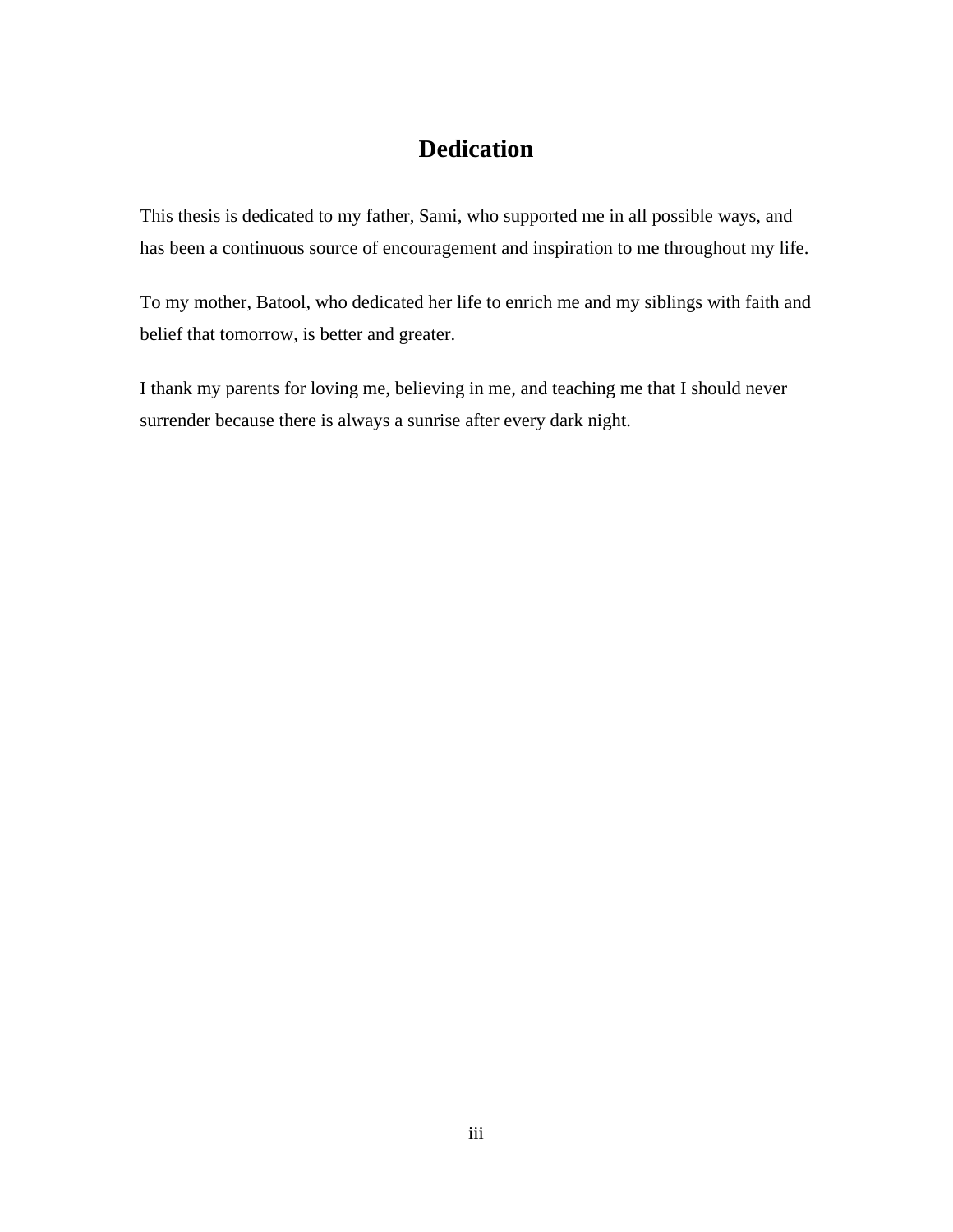# Dedication

This thesis is dedicated to my father, Sami, who supported me in all possible ways, and has been a continuous source of encouragement and inspiration to me throughout my life.

To my mother, Batool, who dedicated her life to enrich me and my siblings with faith and belief that tomorrow, is better and greater.

I thank my parents for loving me, believing in me, and teaching me that I should never surrender because there is always a sunrise after every dark night.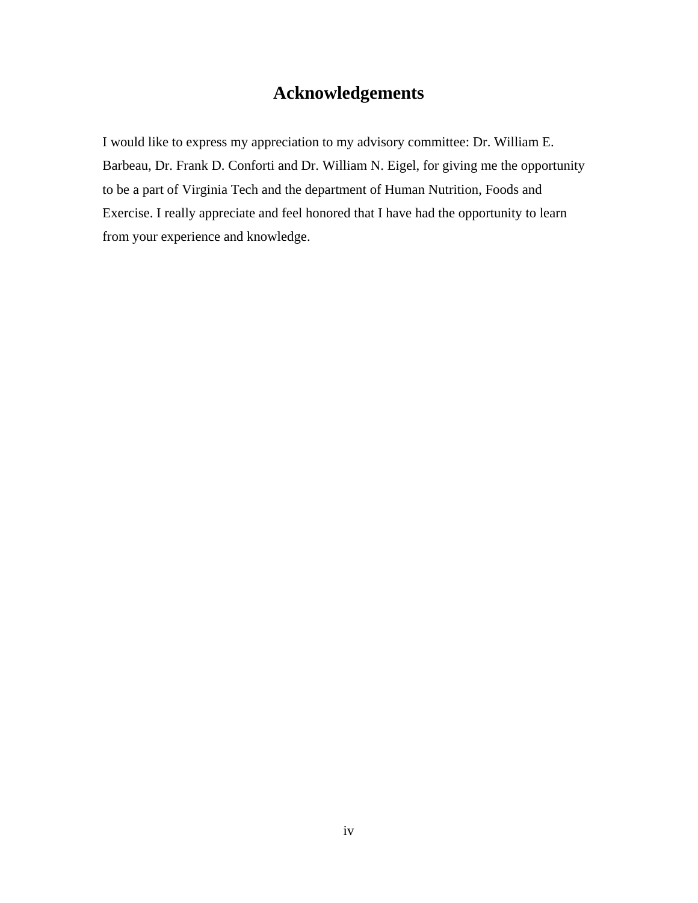# Acknowledgements

I would like to express my appreciation to my advisory committee: Dr. William E. Barbeau, Dr. Frank D. Conforti and Dr. William N. Eigel, for giving me the opportunity to be a part of Virginia Tech and the department of Human Nutrition, Foods and Exercise. I really appreciate and feel honored that I have had the opportunity to learn from your experience and knowledge.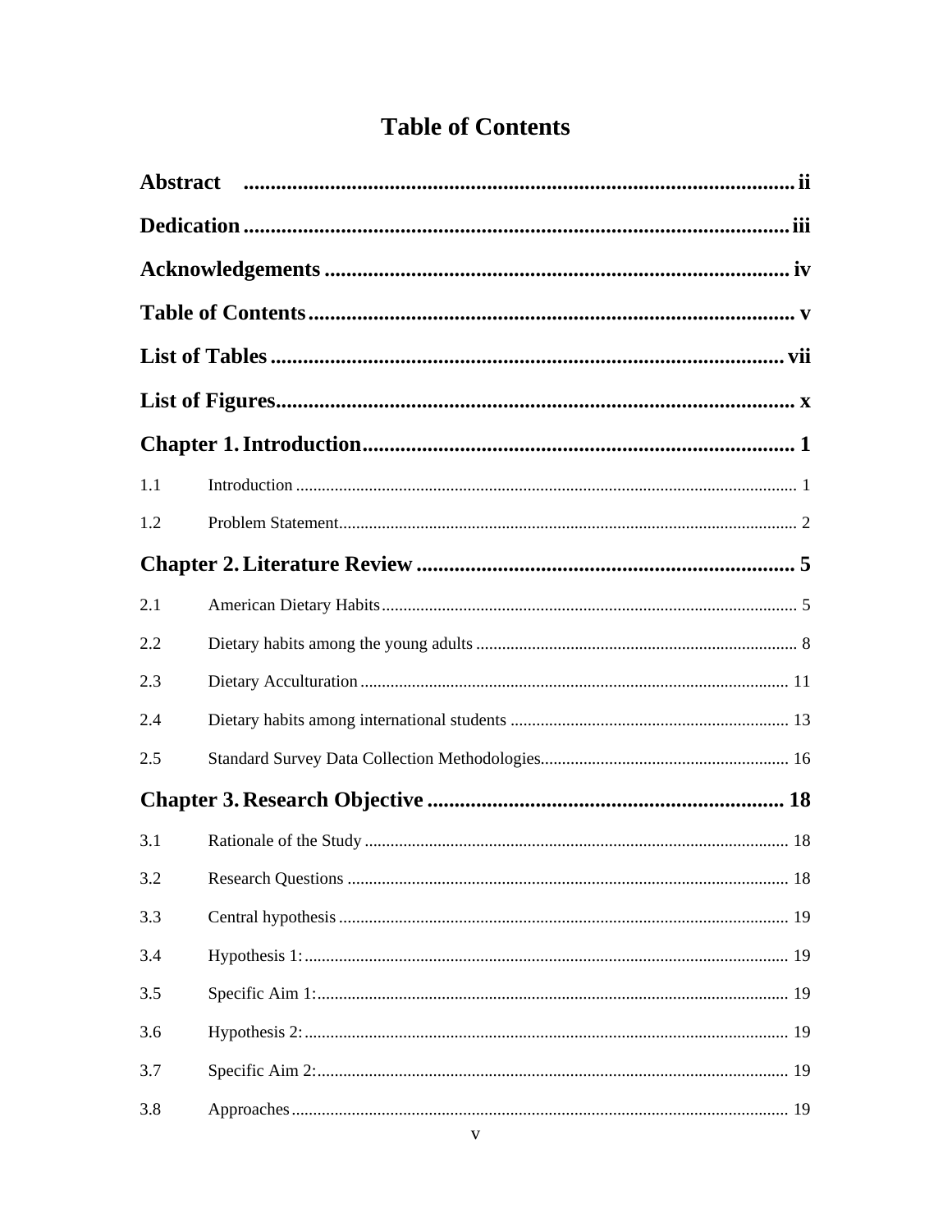# Table of Contents

**Abstract** .................................................................................................... ii

**Dedication** .................................................................................................. iii

**Acknowledgements** .................................................................................... iv

**Table of Contents** ........................................................................................ v

**List of Tables** .............................................................................................. vii

**List of Figures** ............................................................................................. x

**Chapter 1. Introduction** ............................................................................... 1

1.1 Introduction ............................................................................................. 1

1.2 Problem Statement ................................................................................... 2

**Chapter 2. Literature Review** ...................................................................... 5

2.1 American Dietary Habits .......................................................................... 5

2.2 Dietary habits among the young adults .................................................... 8

2.3 Dietary Acculturation ............................................................................... 11

2.4 Dietary habits among international students ............................................ 13

2.5 Standard Survey Data Collection Methodologies ..................................... 16

**Chapter 3. Research Objective** ................................................................... 18

3.1 Rationale of the Study ............................................................................. 18

3.2 Research Questions .................................................................................. 18

3.3 Central hypothesis .................................................................................... 19

3.4 Hypothesis 1: ........................................................................................... 19

3.5 Specific Aim 1: ......................................................................................... 19

3.6 Hypothesis 2: ........................................................................................... 19

3.7 Specific Aim 2: ......................................................................................... 19

3.8 Approaches ............................................................................................... 19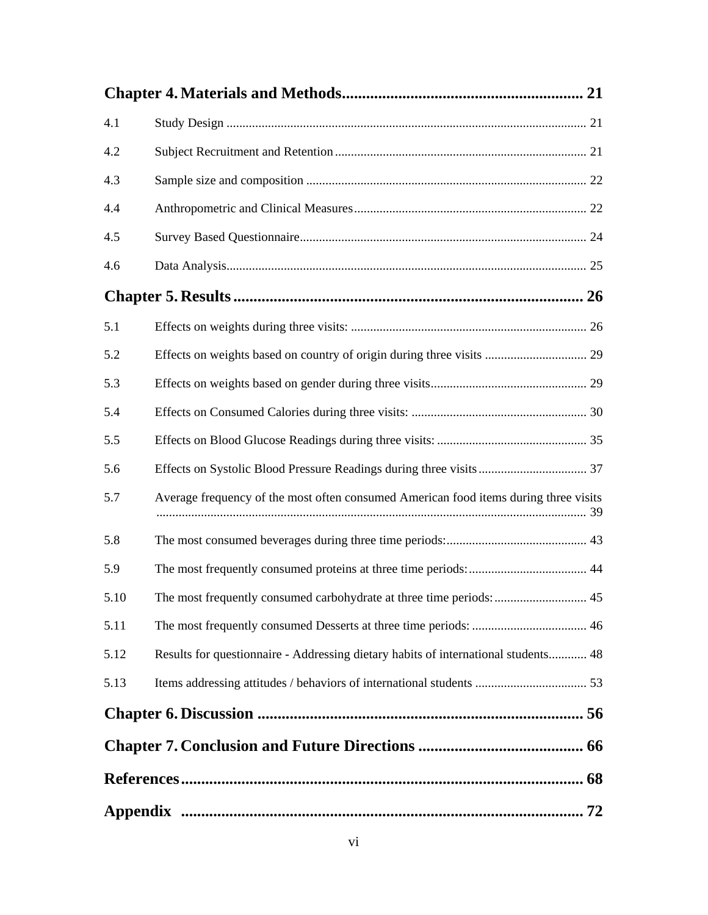**Chapter 4. Materials and Methods ........................................................... 21**

4.1 Study Design ............................................................................................... 21

4.2 Subject Recruitment and Retention .............................................................................. 21

4.3 Sample size and composition ....................................................................................... 22

4.4 Anthropometric and Clinical Measures......................................................................... 22

4.5 Survey Based Questionnaire......................................................................................... 24

4.6 Data Analysis............................................................................................................. 25

**Chapter 5. Results ...................................................................................... 26**

5.1 Effects on weights during three visits: ......................................................................... 26

5.2 Effects on weights based on country of origin during three visits ................................ 29

5.3 Effects on weights based on gender during three visits................................................ 29

5.4 Effects on Consumed Calories during three visits: ...................................................... 30

5.5 Effects on Blood Glucose Readings during three visits: .............................................. 35

5.6 Effects on Systolic Blood Pressure Readings during three visits .................................. 37

5.7 Average frequency of the most often consumed American food items during three visits ...................................................................................................................... 39

5.8 The most consumed beverages during three time periods:............................................ 43

5.9 The most frequently consumed proteins at three time periods:..................................... 44

5.10 The most frequently consumed carbohydrate at three time periods:............................ 45

5.11 The most frequently consumed Desserts at three time periods: .................................... 46

5.12 Results for questionnaire - Addressing dietary habits of international students............ 48

5.13 Items addressing attitudes / behaviors of international students .................................. 53

**Chapter 6. Discussion ................................................................................. 56**

**Chapter 7. Conclusion and Future Directions ......................................... 66**

**References................................................................................................... 68**

**Appendix ................................................................................................... 72**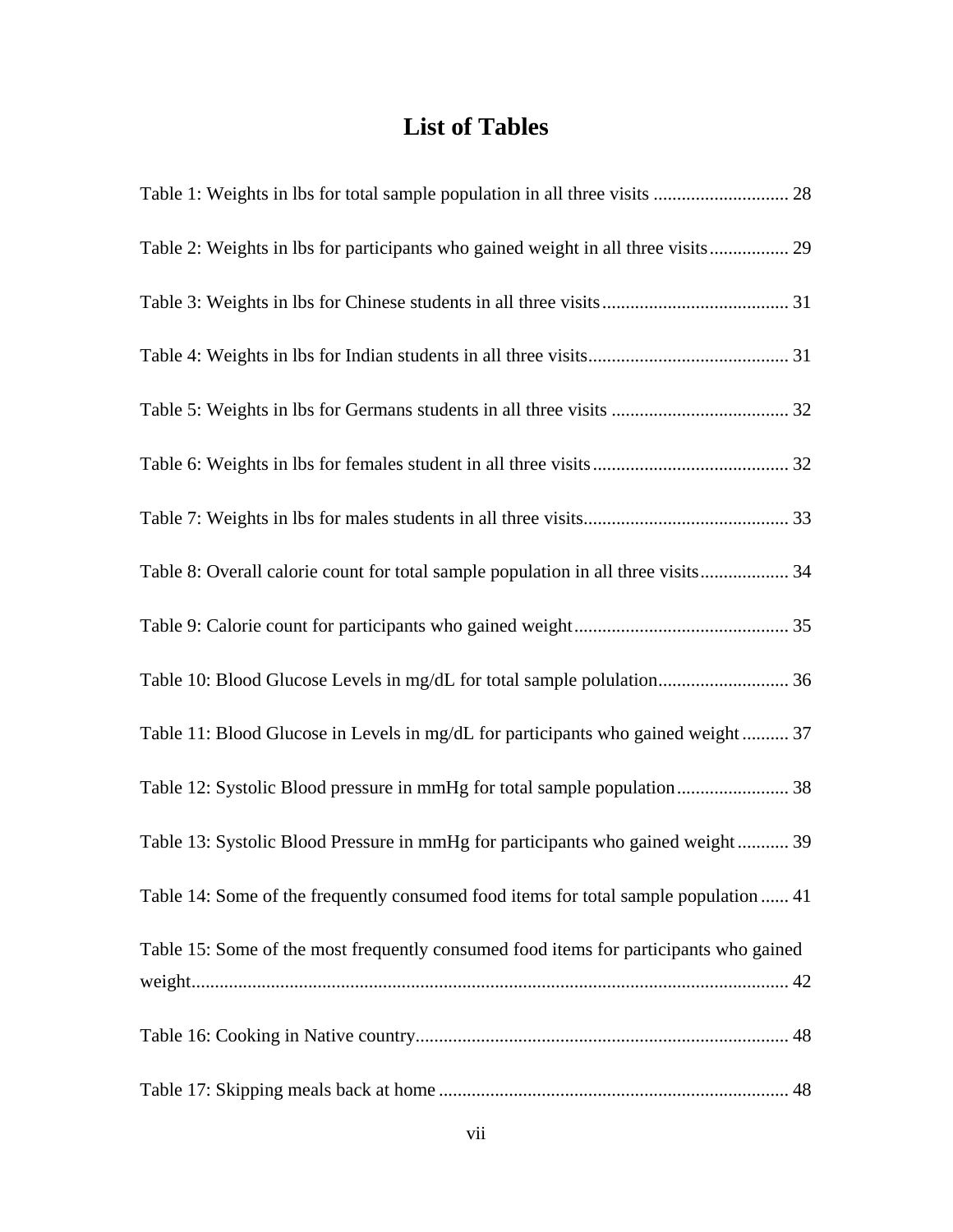# List of Tables

Table 1: Weights in lbs for total sample population in all three visits ............................. 28

Table 2: Weights in lbs for participants who gained weight in all three visits................. 29

Table 3: Weights in lbs for Chinese students in all three visits........................................ 31

Table 4: Weights in lbs for Indian students in all three visits........................................... 31

Table 5: Weights in lbs for Germans students in all three visits ...................................... 32

Table 6: Weights in lbs for females student in all three visits.......................................... 32

Table 7: Weights in lbs for males students in all three visits............................................ 33

Table 8: Overall calorie count for total sample population in all three visits................... 34

Table 9: Calorie count for participants who gained weight.............................................. 35

Table 10: Blood Glucose Levels in mg/dL for total sample polulation............................ 36

Table 11: Blood Glucose in Levels in mg/dL for participants who gained weight.......... 37

Table 12: Systolic Blood pressure in mmHg for total sample population........................ 38

Table 13: Systolic Blood Pressure in mmHg for participants who gained weight........... 39

Table 14: Some of the frequently consumed food items for total sample population...... 41

Table 15: Some of the most frequently consumed food items for participants who gained weight................................................................................................................................ 42

Table 16: Cooking in Native country................................................................................ 48

Table 17: Skipping meals back at home ........................................................................... 48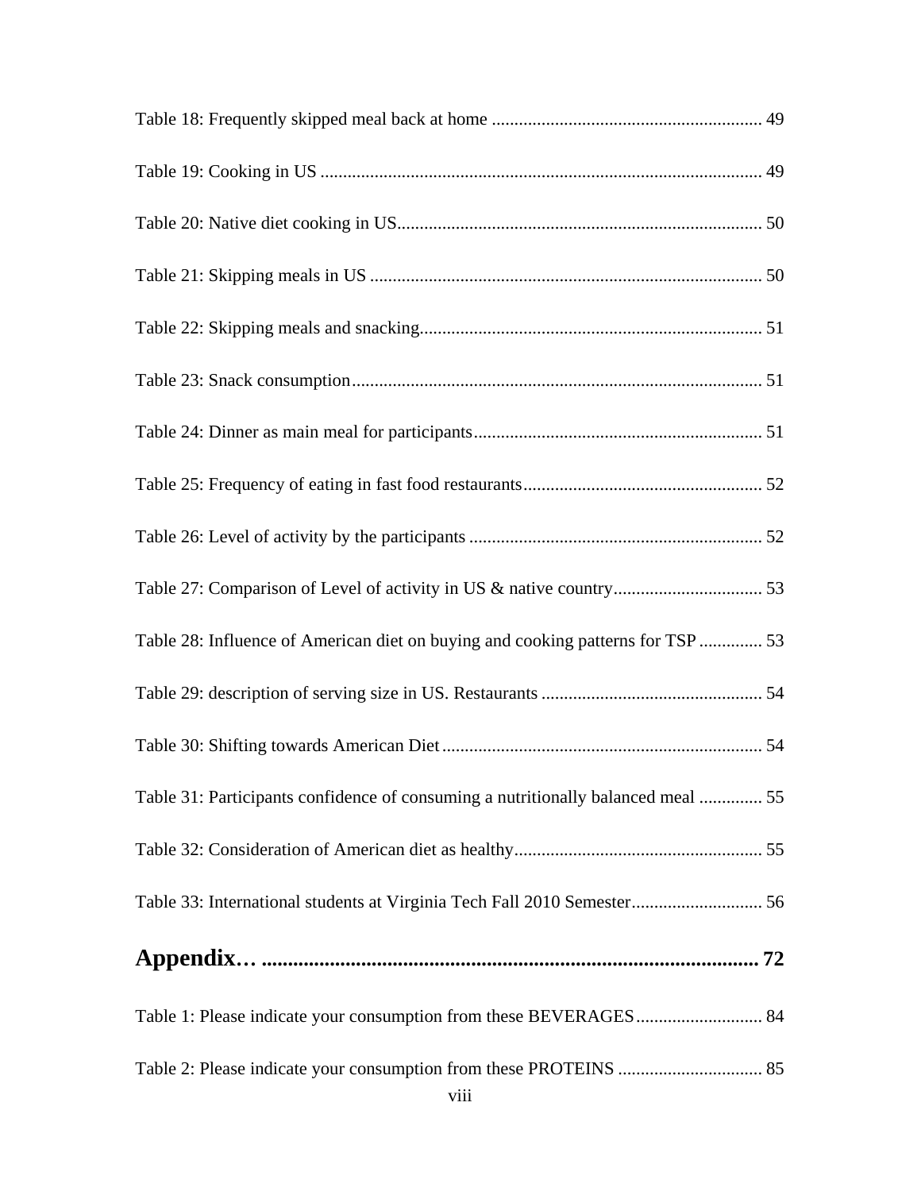Table 18: Frequently skipped meal back at home ........................................................... 49

Table 19: Cooking in US ................................................................................................ 49

Table 20: Native diet cooking in US................................................................................ 50

Table 21: Skipping meals in US ...................................................................................... 50

Table 22: Skipping meals and snacking........................................................................... 51

Table 23: Snack consumption.......................................................................................... 51

Table 24: Dinner as main meal for participants................................................................ 51

Table 25: Frequency of eating in fast food restaurants..................................................... 52

Table 26: Level of activity by the participants ................................................................. 52

Table 27: Comparison of Level of activity in US & native country................................. 53

Table 28: Influence of American diet on buying and cooking patterns for TSP ............. 53

Table 29: description of serving size in US. Restaurants ................................................. 54

Table 30: Shifting towards American Diet....................................................................... 54

Table 31: Participants confidence of consuming a nutritionally balanced meal .............. 55

Table 32: Consideration of American diet as healthy....................................................... 55

Table 33: International students at Virginia Tech Fall 2010 Semester............................. 56

**Appendix… ................................................................................................ 72**

Table 1: Please indicate your consumption from these BEVERAGES............................ 84

Table 2: Please indicate your consumption from these PROTEINS ................................ 85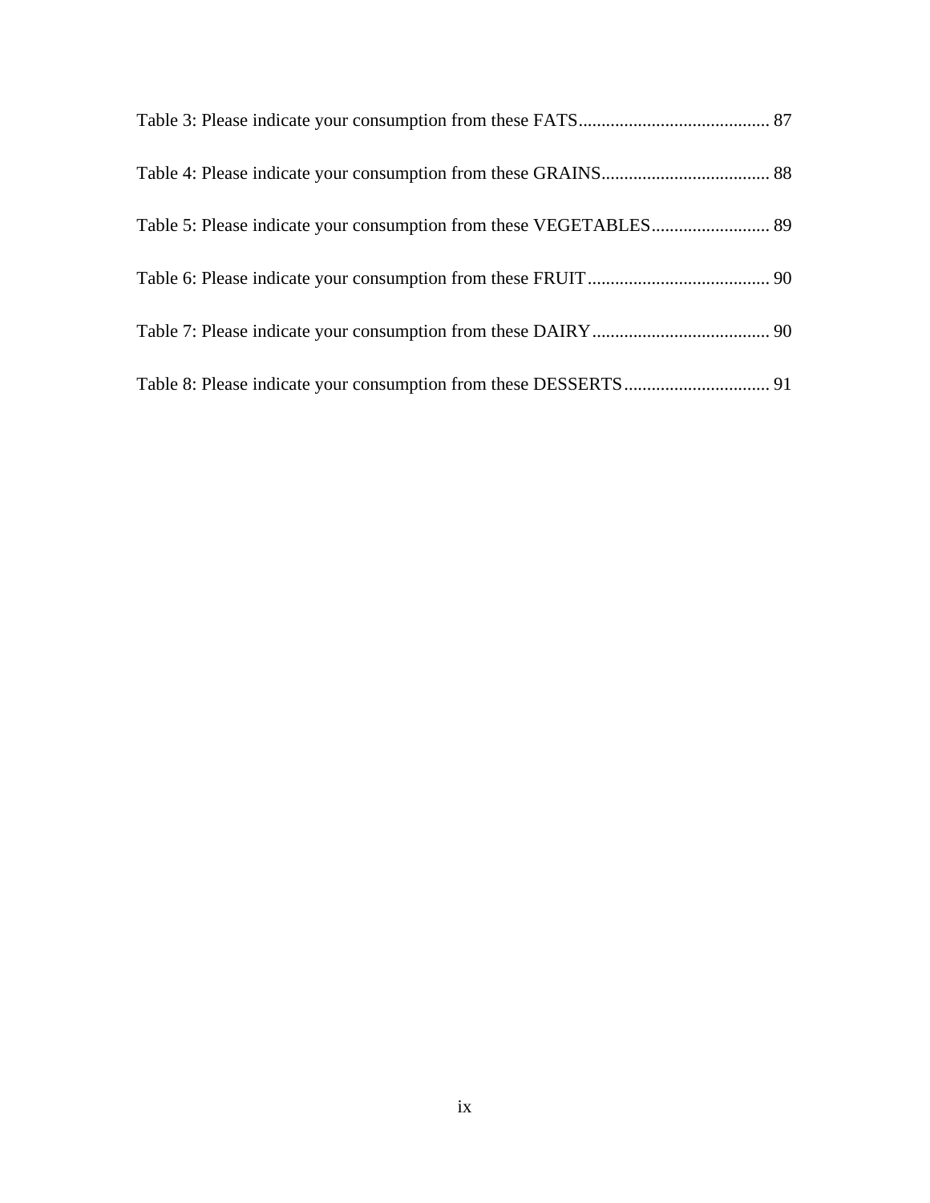Table 3: Please indicate your consumption from these FATS.......................................... 87

Table 4: Please indicate your consumption from these GRAINS..................................... 88

Table 5: Please indicate your consumption from these VEGETABLES.......................... 89

Table 6: Please indicate your consumption from these FRUIT........................................ 90

Table 7: Please indicate your consumption from these DAIRY....................................... 90

Table 8: Please indicate your consumption from these DESSERTS................................ 91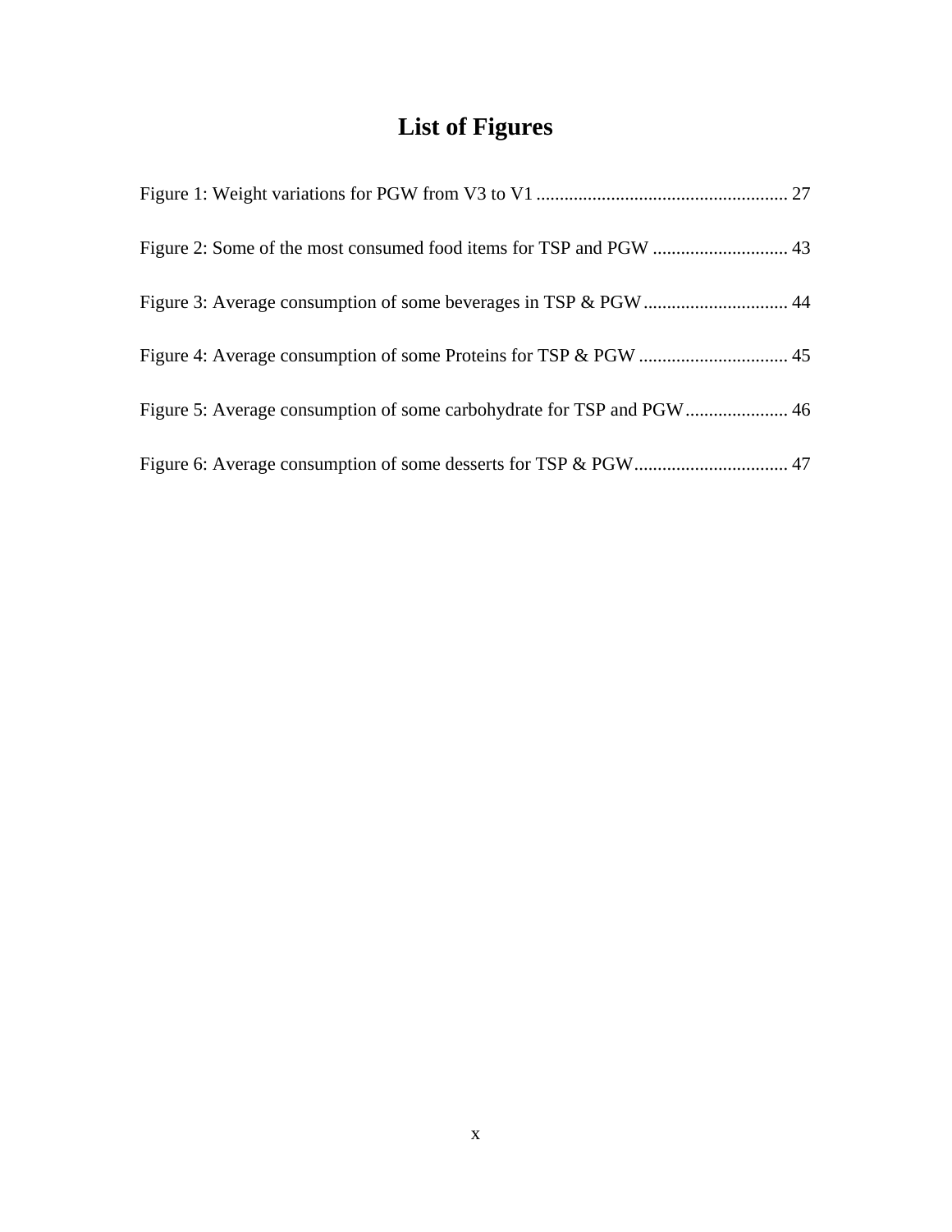# List of Figures

Figure 1: Weight variations for PGW from V3 to V1 ...................................................... 27

Figure 2: Some of the most consumed food items for TSP and PGW ............................. 43

Figure 3: Average consumption of some beverages in TSP & PGW............................... 44

Figure 4: Average consumption of some Proteins for TSP & PGW ................................ 45

Figure 5: Average consumption of some carbohydrate for TSP and PGW...................... 46

Figure 6: Average consumption of some desserts for TSP & PGW................................. 47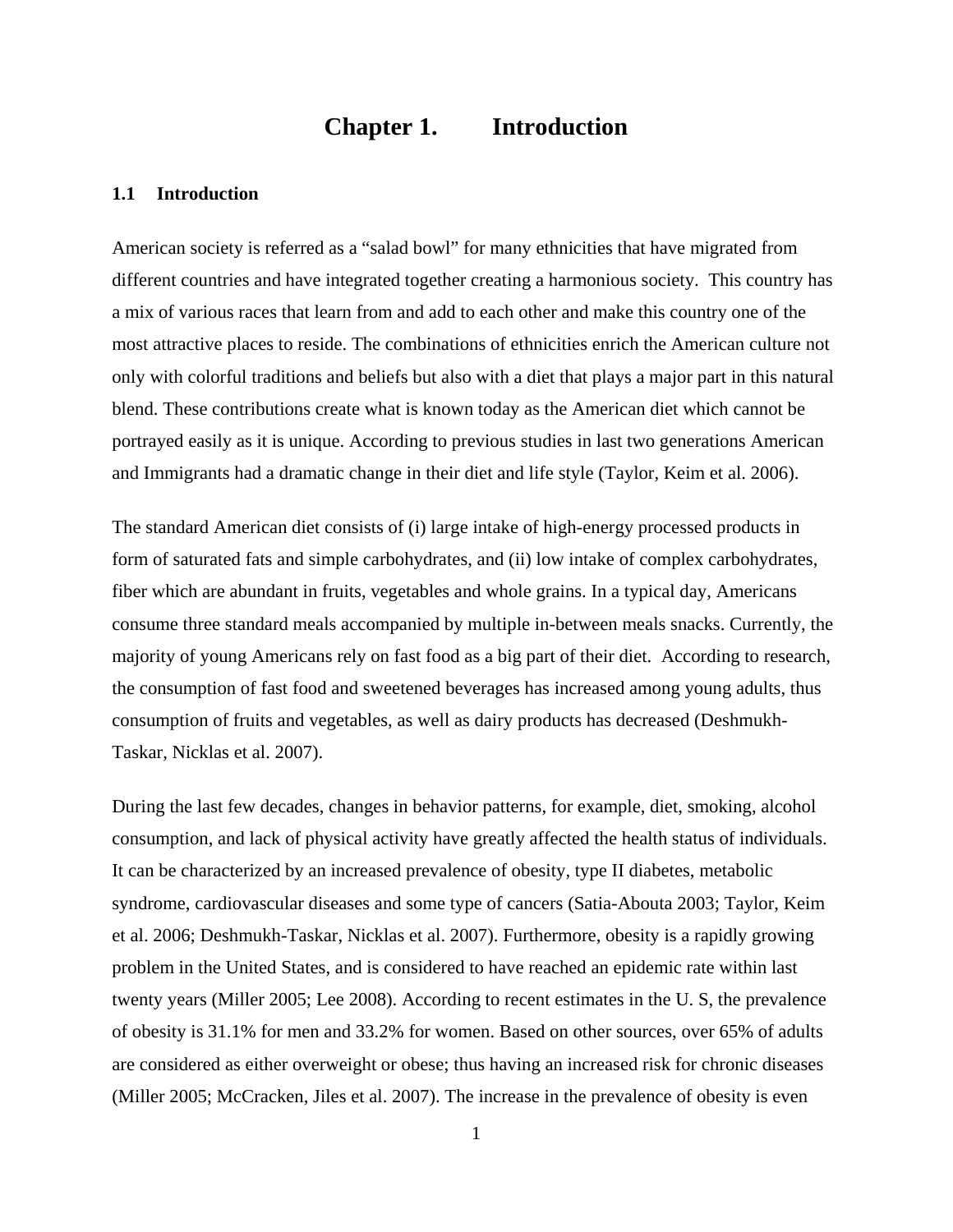# Chapter 1. Introduction

## 1.1 Introduction

American society is referred as a "salad bowl" for many ethnicities that have migrated from different countries and have integrated together creating a harmonious society. This country has a mix of various races that learn from and add to each other and make this country one of the most attractive places to reside. The combinations of ethnicities enrich the American culture not only with colorful traditions and beliefs but also with a diet that plays a major part in this natural blend. These contributions create what is known today as the American diet which cannot be portrayed easily as it is unique. According to previous studies in last two generations American and Immigrants had a dramatic change in their diet and life style (Taylor, Keim et al. 2006).

The standard American diet consists of (i) large intake of high-energy processed products in form of saturated fats and simple carbohydrates, and (ii) low intake of complex carbohydrates, fiber which are abundant in fruits, vegetables and whole grains. In a typical day, Americans consume three standard meals accompanied by multiple in-between meals snacks. Currently, the majority of young Americans rely on fast food as a big part of their diet. According to research, the consumption of fast food and sweetened beverages has increased among young adults, thus consumption of fruits and vegetables, as well as dairy products has decreased (Deshmukh-Taskar, Nicklas et al. 2007).

During the last few decades, changes in behavior patterns, for example, diet, smoking, alcohol consumption, and lack of physical activity have greatly affected the health status of individuals. It can be characterized by an increased prevalence of obesity, type II diabetes, metabolic syndrome, cardiovascular diseases and some type of cancers (Satia-Abouta 2003; Taylor, Keim et al. 2006; Deshmukh-Taskar, Nicklas et al. 2007). Furthermore, obesity is a rapidly growing problem in the United States, and is considered to have reached an epidemic rate within last twenty years (Miller 2005; Lee 2008). According to recent estimates in the U. S, the prevalence of obesity is 31.1% for men and 33.2% for women. Based on other sources, over 65% of adults are considered as either overweight or obese; thus having an increased risk for chronic diseases (Miller 2005; McCracken, Jiles et al. 2007). The increase in the prevalence of obesity is even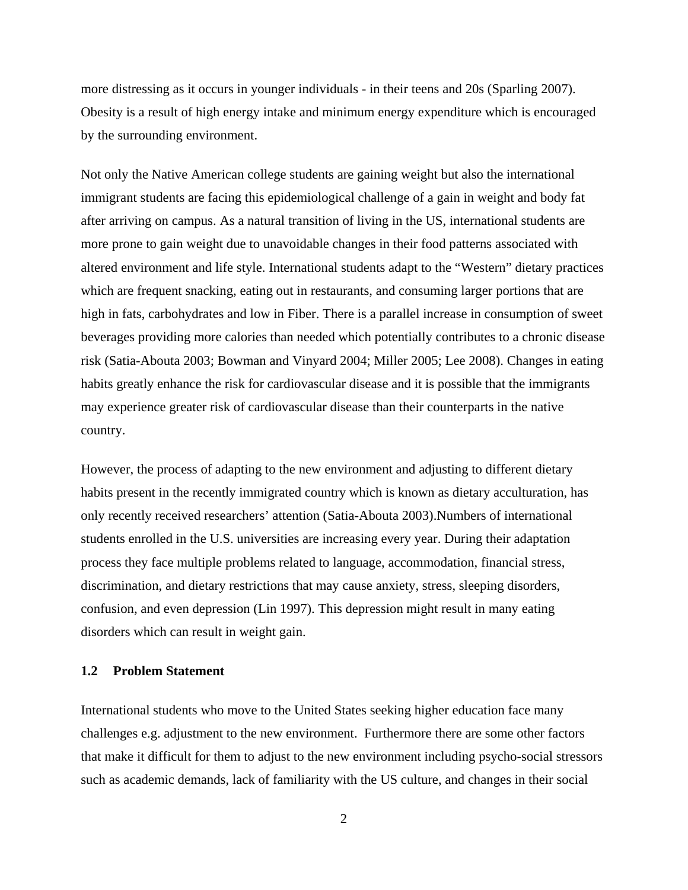more distressing as it occurs in younger individuals - in their teens and 20s (Sparling 2007). Obesity is a result of high energy intake and minimum energy expenditure which is encouraged by the surrounding environment.

Not only the Native American college students are gaining weight but also the international immigrant students are facing this epidemiological challenge of a gain in weight and body fat after arriving on campus. As a natural transition of living in the US, international students are more prone to gain weight due to unavoidable changes in their food patterns associated with altered environment and life style. International students adapt to the “Western” dietary practices which are frequent snacking, eating out in restaurants, and consuming larger portions that are high in fats, carbohydrates and low in Fiber. There is a parallel increase in consumption of sweet beverages providing more calories than needed which potentially contributes to a chronic disease risk (Satia-Abouta 2003; Bowman and Vinyard 2004; Miller 2005; Lee 2008). Changes in eating habits greatly enhance the risk for cardiovascular disease and it is possible that the immigrants may experience greater risk of cardiovascular disease than their counterparts in the native country.

However, the process of adapting to the new environment and adjusting to different dietary habits present in the recently immigrated country which is known as dietary acculturation, has only recently received researchers’ attention (Satia-Abouta 2003).Numbers of international students enrolled in the U.S. universities are increasing every year. During their adaptation process they face multiple problems related to language, accommodation, financial stress, discrimination, and dietary restrictions that may cause anxiety, stress, sleeping disorders, confusion, and even depression (Lin 1997). This depression might result in many eating disorders which can result in weight gain.

### 1.2 Problem Statement

International students who move to the United States seeking higher education face many challenges e.g. adjustment to the new environment. Furthermore there are some other factors that make it difficult for them to adjust to the new environment including psycho-social stressors such as academic demands, lack of familiarity with the US culture, and changes in their social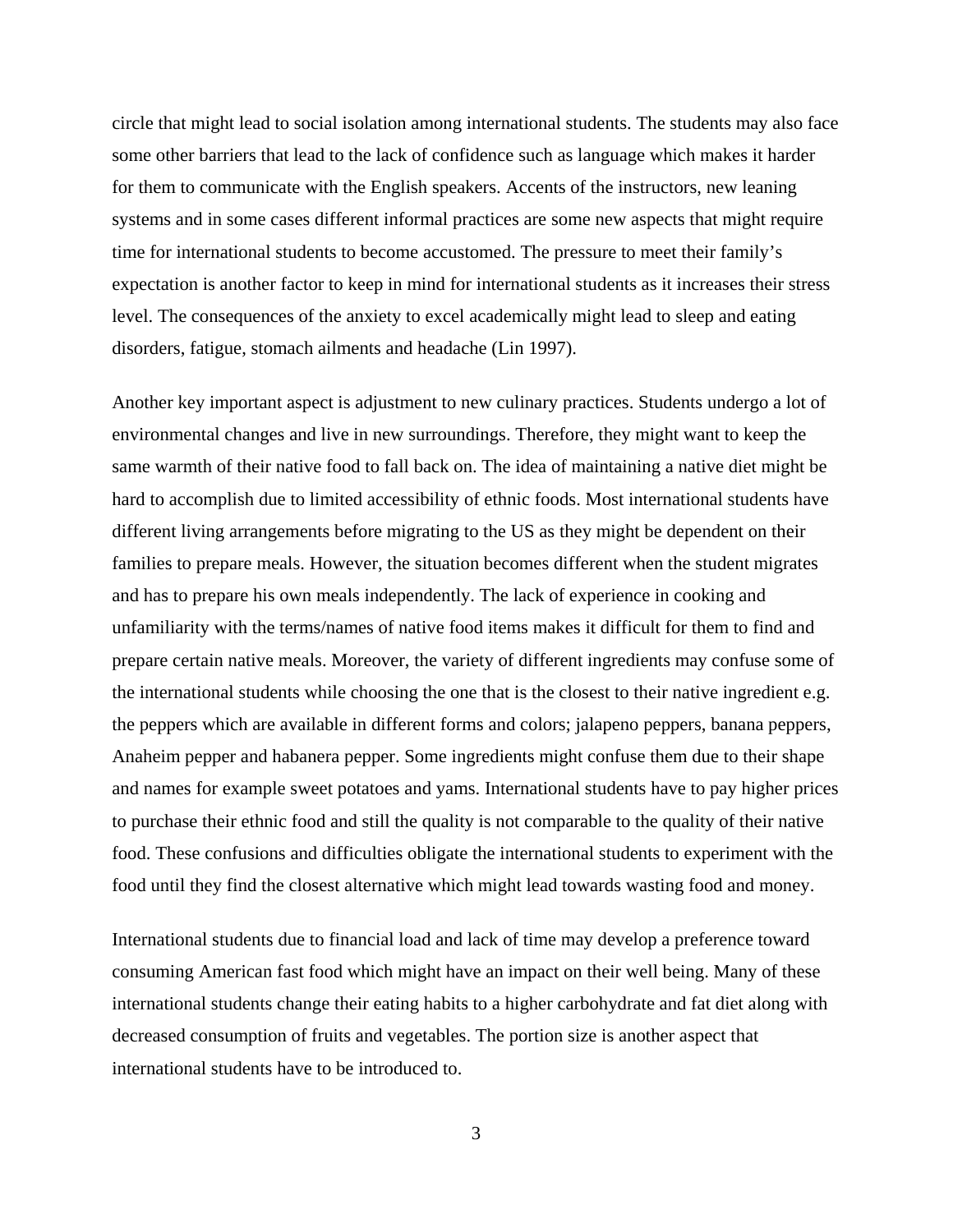circle that might lead to social isolation among international students. The students may also face some other barriers that lead to the lack of confidence such as language which makes it harder for them to communicate with the English speakers. Accents of the instructors, new leaning systems and in some cases different informal practices are some new aspects that might require time for international students to become accustomed. The pressure to meet their family's expectation is another factor to keep in mind for international students as it increases their stress level. The consequences of the anxiety to excel academically might lead to sleep and eating disorders, fatigue, stomach ailments and headache (Lin 1997).

Another key important aspect is adjustment to new culinary practices. Students undergo a lot of environmental changes and live in new surroundings. Therefore, they might want to keep the same warmth of their native food to fall back on. The idea of maintaining a native diet might be hard to accomplish due to limited accessibility of ethnic foods. Most international students have different living arrangements before migrating to the US as they might be dependent on their families to prepare meals. However, the situation becomes different when the student migrates and has to prepare his own meals independently. The lack of experience in cooking and unfamiliarity with the terms/names of native food items makes it difficult for them to find and prepare certain native meals. Moreover, the variety of different ingredients may confuse some of the international students while choosing the one that is the closest to their native ingredient e.g. the peppers which are available in different forms and colors; jalapeno peppers, banana peppers, Anaheim pepper and habanera pepper. Some ingredients might confuse them due to their shape and names for example sweet potatoes and yams. International students have to pay higher prices to purchase their ethnic food and still the quality is not comparable to the quality of their native food. These confusions and difficulties obligate the international students to experiment with the food until they find the closest alternative which might lead towards wasting food and money.

International students due to financial load and lack of time may develop a preference toward consuming American fast food which might have an impact on their well being. Many of these international students change their eating habits to a higher carbohydrate and fat diet along with decreased consumption of fruits and vegetables. The portion size is another aspect that international students have to be introduced to.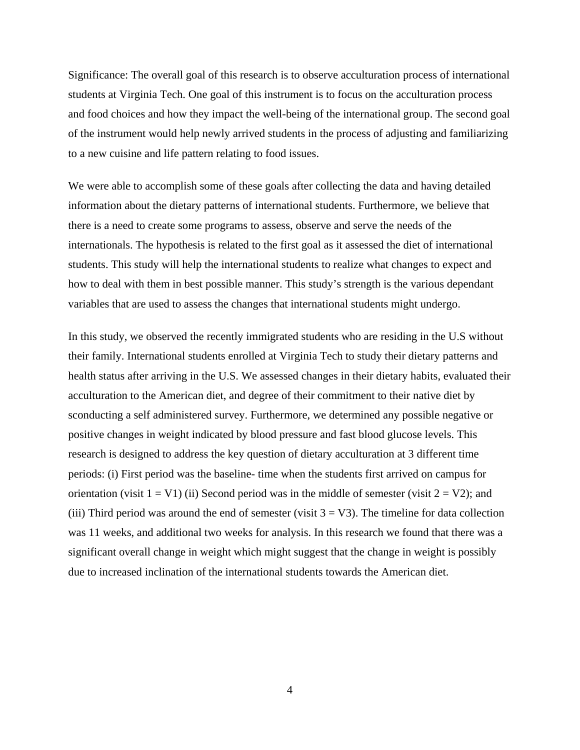Significance: The overall goal of this research is to observe acculturation process of international students at Virginia Tech. One goal of this instrument is to focus on the acculturation process and food choices and how they impact the well-being of the international group. The second goal of the instrument would help newly arrived students in the process of adjusting and familiarizing to a new cuisine and life pattern relating to food issues.

We were able to accomplish some of these goals after collecting the data and having detailed information about the dietary patterns of international students. Furthermore, we believe that there is a need to create some programs to assess, observe and serve the needs of the internationals. The hypothesis is related to the first goal as it assessed the diet of international students. This study will help the international students to realize what changes to expect and how to deal with them in best possible manner. This study's strength is the various dependant variables that are used to assess the changes that international students might undergo.

In this study, we observed the recently immigrated students who are residing in the U.S without their family. International students enrolled at Virginia Tech to study their dietary patterns and health status after arriving in the U.S. We assessed changes in their dietary habits, evaluated their acculturation to the American diet, and degree of their commitment to their native diet by sconducting a self administered survey. Furthermore, we determined any possible negative or positive changes in weight indicated by blood pressure and fast blood glucose levels. This research is designed to address the key question of dietary acculturation at 3 different time periods: (i) First period was the baseline- time when the students first arrived on campus for orientation (visit 1 = V1) (ii) Second period was in the middle of semester (visit 2 = V2); and (iii) Third period was around the end of semester (visit 3 = V3). The timeline for data collection was 11 weeks, and additional two weeks for analysis. In this research we found that there was a significant overall change in weight which might suggest that the change in weight is possibly due to increased inclination of the international students towards the American diet.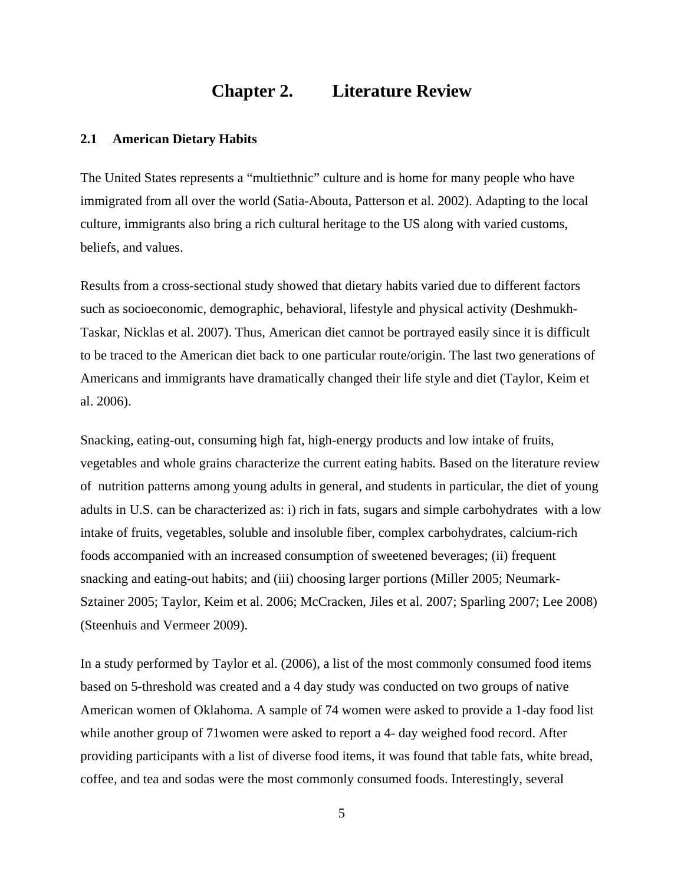# Chapter 2. Literature Review

## 2.1 American Dietary Habits

The United States represents a "multiethnic" culture and is home for many people who have immigrated from all over the world (Satia-Abouta, Patterson et al. 2002). Adapting to the local culture, immigrants also bring a rich cultural heritage to the US along with varied customs, beliefs, and values.

Results from a cross-sectional study showed that dietary habits varied due to different factors such as socioeconomic, demographic, behavioral, lifestyle and physical activity (Deshmukh-Taskar, Nicklas et al. 2007). Thus, American diet cannot be portrayed easily since it is difficult to be traced to the American diet back to one particular route/origin. The last two generations of Americans and immigrants have dramatically changed their life style and diet (Taylor, Keim et al. 2006).

Snacking, eating-out, consuming high fat, high-energy products and low intake of fruits, vegetables and whole grains characterize the current eating habits. Based on the literature review of nutrition patterns among young adults in general, and students in particular, the diet of young adults in U.S. can be characterized as: i) rich in fats, sugars and simple carbohydrates with a low intake of fruits, vegetables, soluble and insoluble fiber, complex carbohydrates, calcium-rich foods accompanied with an increased consumption of sweetened beverages; (ii) frequent snacking and eating-out habits; and (iii) choosing larger portions (Miller 2005; Neumark-Sztainer 2005; Taylor, Keim et al. 2006; McCracken, Jiles et al. 2007; Sparling 2007; Lee 2008) (Steenhuis and Vermeer 2009).

In a study performed by Taylor et al. (2006), a list of the most commonly consumed food items based on 5-threshold was created and a 4 day study was conducted on two groups of native American women of Oklahoma. A sample of 74 women were asked to provide a 1-day food list while another group of 71women were asked to report a 4- day weighed food record. After providing participants with a list of diverse food items, it was found that table fats, white bread, coffee, and tea and sodas were the most commonly consumed foods. Interestingly, several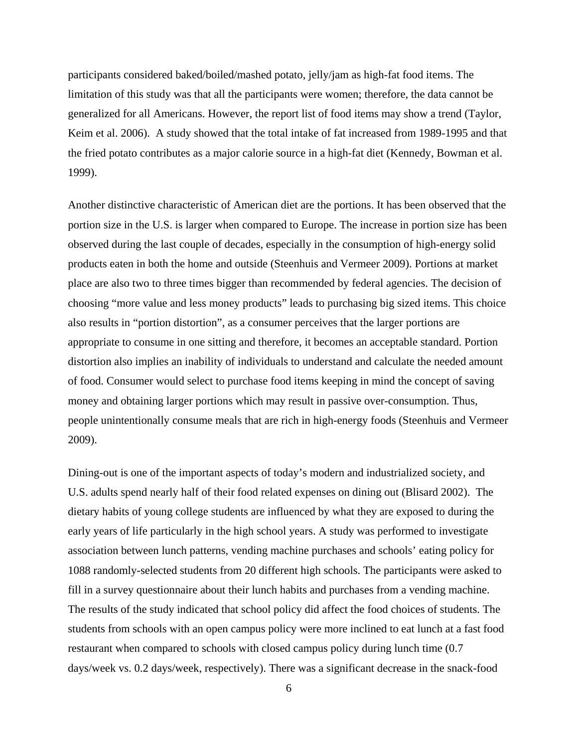participants considered baked/boiled/mashed potato, jelly/jam as high-fat food items. The limitation of this study was that all the participants were women; therefore, the data cannot be generalized for all Americans. However, the report list of food items may show a trend (Taylor, Keim et al. 2006). A study showed that the total intake of fat increased from 1989-1995 and that the fried potato contributes as a major calorie source in a high-fat diet (Kennedy, Bowman et al. 1999).

Another distinctive characteristic of American diet are the portions. It has been observed that the portion size in the U.S. is larger when compared to Europe. The increase in portion size has been observed during the last couple of decades, especially in the consumption of high-energy solid products eaten in both the home and outside (Steenhuis and Vermeer 2009). Portions at market place are also two to three times bigger than recommended by federal agencies. The decision of choosing "more value and less money products" leads to purchasing big sized items. This choice also results in "portion distortion", as a consumer perceives that the larger portions are appropriate to consume in one sitting and therefore, it becomes an acceptable standard. Portion distortion also implies an inability of individuals to understand and calculate the needed amount of food. Consumer would select to purchase food items keeping in mind the concept of saving money and obtaining larger portions which may result in passive over-consumption. Thus, people unintentionally consume meals that are rich in high-energy foods (Steenhuis and Vermeer 2009).

Dining-out is one of the important aspects of today's modern and industrialized society, and U.S. adults spend nearly half of their food related expenses on dining out (Blisard 2002). The dietary habits of young college students are influenced by what they are exposed to during the early years of life particularly in the high school years. A study was performed to investigate association between lunch patterns, vending machine purchases and schools' eating policy for 1088 randomly-selected students from 20 different high schools. The participants were asked to fill in a survey questionnaire about their lunch habits and purchases from a vending machine. The results of the study indicated that school policy did affect the food choices of students. The students from schools with an open campus policy were more inclined to eat lunch at a fast food restaurant when compared to schools with closed campus policy during lunch time (0.7 days/week vs. 0.2 days/week, respectively). There was a significant decrease in the snack-food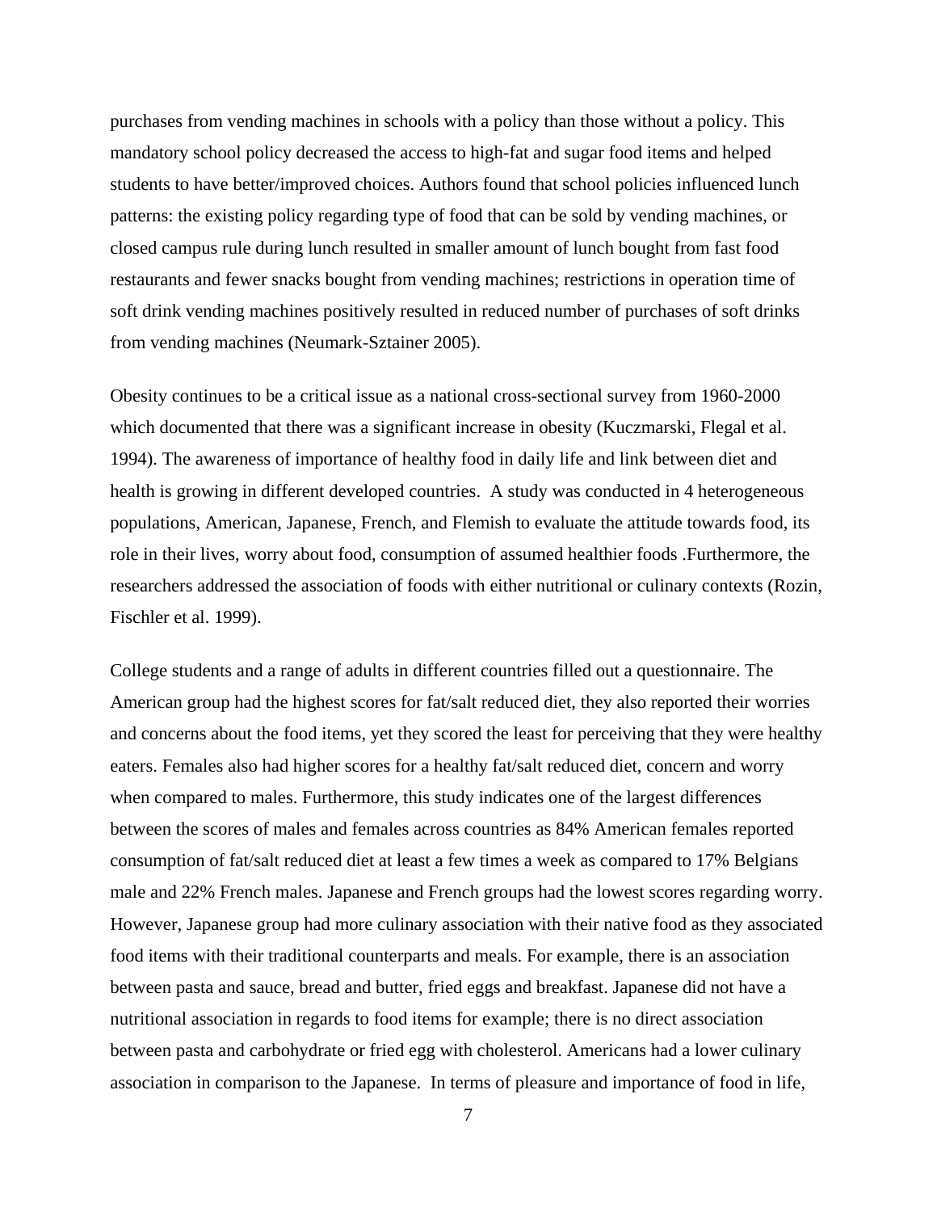purchases from vending machines in schools with a policy than those without a policy. This mandatory school policy decreased the access to high-fat and sugar food items and helped students to have better/improved choices. Authors found that school policies influenced lunch patterns: the existing policy regarding type of food that can be sold by vending machines, or closed campus rule during lunch resulted in smaller amount of lunch bought from fast food restaurants and fewer snacks bought from vending machines; restrictions in operation time of soft drink vending machines positively resulted in reduced number of purchases of soft drinks from vending machines (Neumark-Sztainer 2005).

Obesity continues to be a critical issue as a national cross-sectional survey from 1960-2000 which documented that there was a significant increase in obesity (Kuczmarski, Flegal et al. 1994). The awareness of importance of healthy food in daily life and link between diet and health is growing in different developed countries. A study was conducted in 4 heterogeneous populations, American, Japanese, French, and Flemish to evaluate the attitude towards food, its role in their lives, worry about food, consumption of assumed healthier foods .Furthermore, the researchers addressed the association of foods with either nutritional or culinary contexts (Rozin, Fischler et al. 1999).

College students and a range of adults in different countries filled out a questionnaire. The American group had the highest scores for fat/salt reduced diet, they also reported their worries and concerns about the food items, yet they scored the least for perceiving that they were healthy eaters. Females also had higher scores for a healthy fat/salt reduced diet, concern and worry when compared to males. Furthermore, this study indicates one of the largest differences between the scores of males and females across countries as 84% American females reported consumption of fat/salt reduced diet at least a few times a week as compared to 17% Belgians male and 22% French males. Japanese and French groups had the lowest scores regarding worry. However, Japanese group had more culinary association with their native food as they associated food items with their traditional counterparts and meals. For example, there is an association between pasta and sauce, bread and butter, fried eggs and breakfast. Japanese did not have a nutritional association in regards to food items for example; there is no direct association between pasta and carbohydrate or fried egg with cholesterol. Americans had a lower culinary association in comparison to the Japanese. In terms of pleasure and importance of food in life,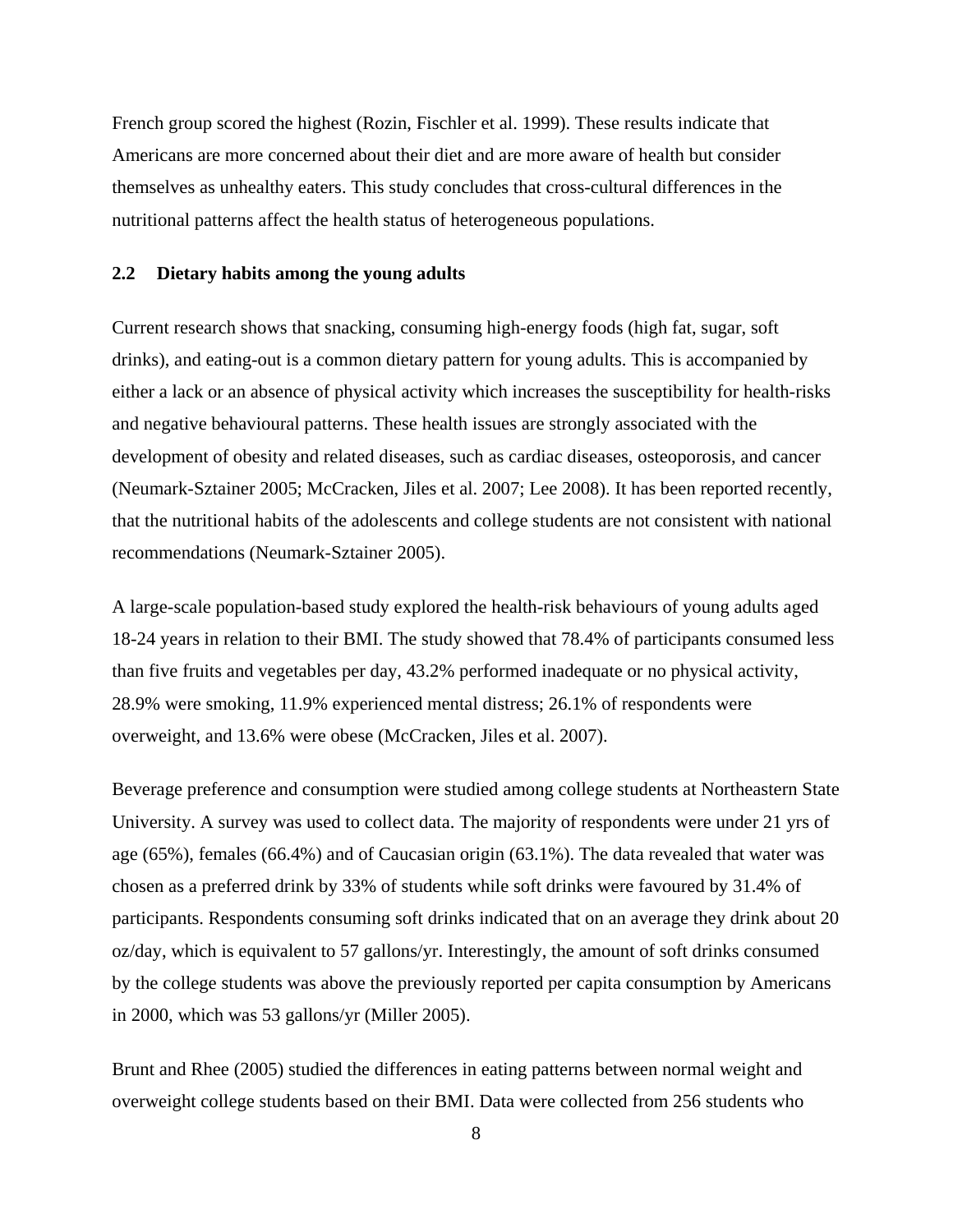French group scored the highest (Rozin, Fischler et al. 1999). These results indicate that Americans are more concerned about their diet and are more aware of health but consider themselves as unhealthy eaters. This study concludes that cross-cultural differences in the nutritional patterns affect the health status of heterogeneous populations.

## 2.2 Dietary habits among the young adults

Current research shows that snacking, consuming high-energy foods (high fat, sugar, soft drinks), and eating-out is a common dietary pattern for young adults. This is accompanied by either a lack or an absence of physical activity which increases the susceptibility for health-risks and negative behavioural patterns. These health issues are strongly associated with the development of obesity and related diseases, such as cardiac diseases, osteoporosis, and cancer (Neumark-Sztainer 2005; McCracken, Jiles et al. 2007; Lee 2008). It has been reported recently, that the nutritional habits of the adolescents and college students are not consistent with national recommendations (Neumark-Sztainer 2005).

A large-scale population-based study explored the health-risk behaviours of young adults aged 18-24 years in relation to their BMI. The study showed that 78.4% of participants consumed less than five fruits and vegetables per day, 43.2% performed inadequate or no physical activity, 28.9% were smoking, 11.9% experienced mental distress; 26.1% of respondents were overweight, and 13.6% were obese (McCracken, Jiles et al. 2007).

Beverage preference and consumption were studied among college students at Northeastern State University. A survey was used to collect data. The majority of respondents were under 21 yrs of age (65%), females (66.4%) and of Caucasian origin (63.1%). The data revealed that water was chosen as a preferred drink by 33% of students while soft drinks were favoured by 31.4% of participants. Respondents consuming soft drinks indicated that on an average they drink about 20 oz/day, which is equivalent to 57 gallons/yr. Interestingly, the amount of soft drinks consumed by the college students was above the previously reported per capita consumption by Americans in 2000, which was 53 gallons/yr (Miller 2005).

Brunt and Rhee (2005) studied the differences in eating patterns between normal weight and overweight college students based on their BMI. Data were collected from 256 students who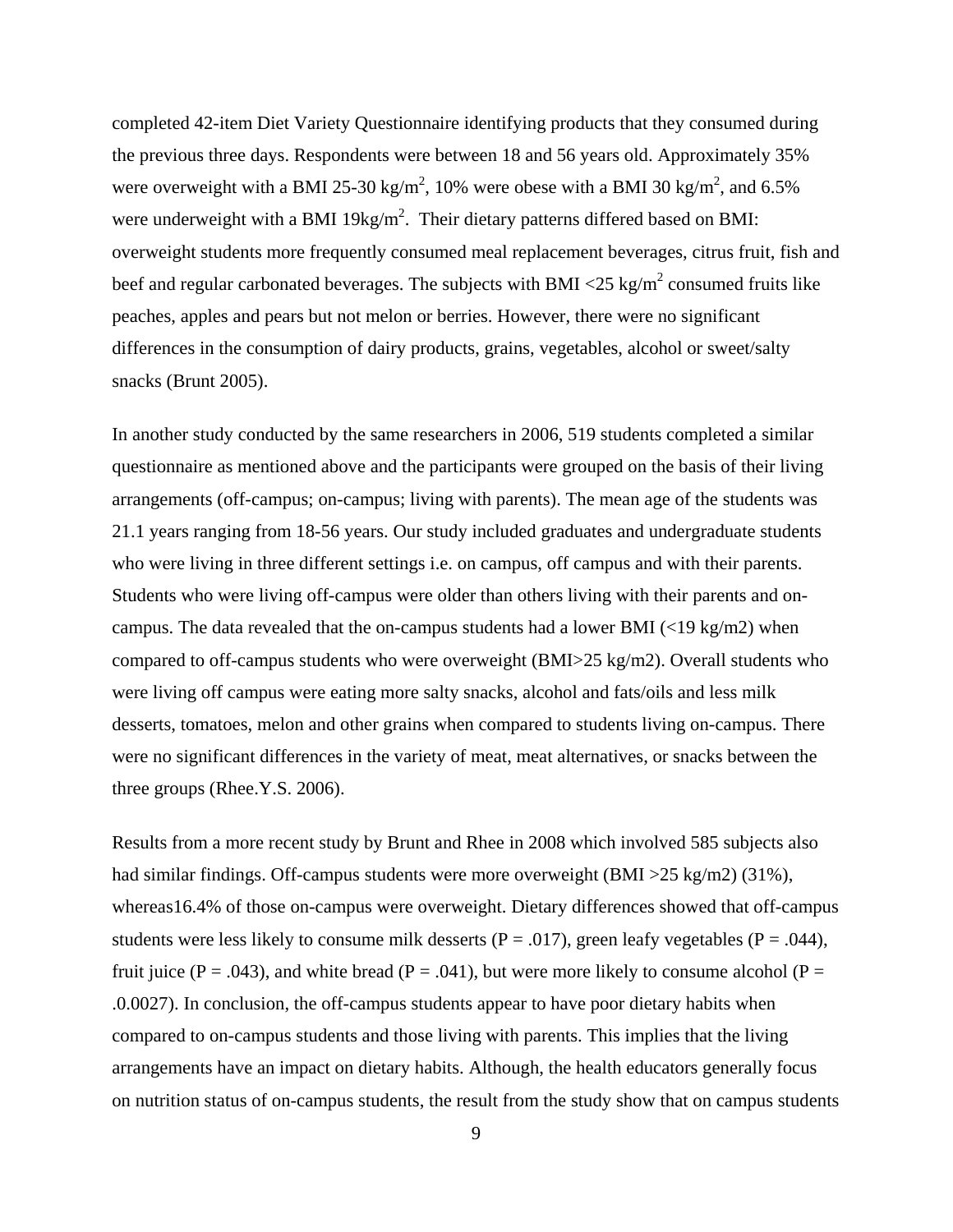completed 42-item Diet Variety Questionnaire identifying products that they consumed during the previous three days. Respondents were between 18 and 56 years old. Approximately 35% were overweight with a BMI 25-30 kg/m$^2$, 10% were obese with a BMI 30 kg/m$^2$, and 6.5% were underweight with a BMI 19kg/m$^2$. Their dietary patterns differed based on BMI: overweight students more frequently consumed meal replacement beverages, citrus fruit, fish and beef and regular carbonated beverages. The subjects with BMI <25 kg/m$^2$ consumed fruits like peaches, apples and pears but not melon or berries. However, there were no significant differences in the consumption of dairy products, grains, vegetables, alcohol or sweet/salty snacks (Brunt 2005).

In another study conducted by the same researchers in 2006, 519 students completed a similar questionnaire as mentioned above and the participants were grouped on the basis of their living arrangements (off-campus; on-campus; living with parents). The mean age of the students was 21.1 years ranging from 18-56 years. Our study included graduates and undergraduate students who were living in three different settings i.e. on campus, off campus and with their parents. Students who were living off-campus were older than others living with their parents and on-campus. The data revealed that the on-campus students had a lower BMI (<19 kg/m2) when compared to off-campus students who were overweight (BMI>25 kg/m2). Overall students who were living off campus were eating more salty snacks, alcohol and fats/oils and less milk desserts, tomatoes, melon and other grains when compared to students living on-campus. There were no significant differences in the variety of meat, meat alternatives, or snacks between the three groups (Rhee.Y.S. 2006).

Results from a more recent study by Brunt and Rhee in 2008 which involved 585 subjects also had similar findings. Off-campus students were more overweight (BMI >25 kg/m2) (31%), whereas16.4% of those on-campus were overweight. Dietary differences showed that off-campus students were less likely to consume milk desserts ($P = .017$), green leafy vegetables ($P = .044$), fruit juice ($P = .043$), and white bread ($P = .041$), but were more likely to consume alcohol (P = .0.0027). In conclusion, the off-campus students appear to have poor dietary habits when compared to on-campus students and those living with parents. This implies that the living arrangements have an impact on dietary habits. Although, the health educators generally focus on nutrition status of on-campus students, the result from the study show that on campus students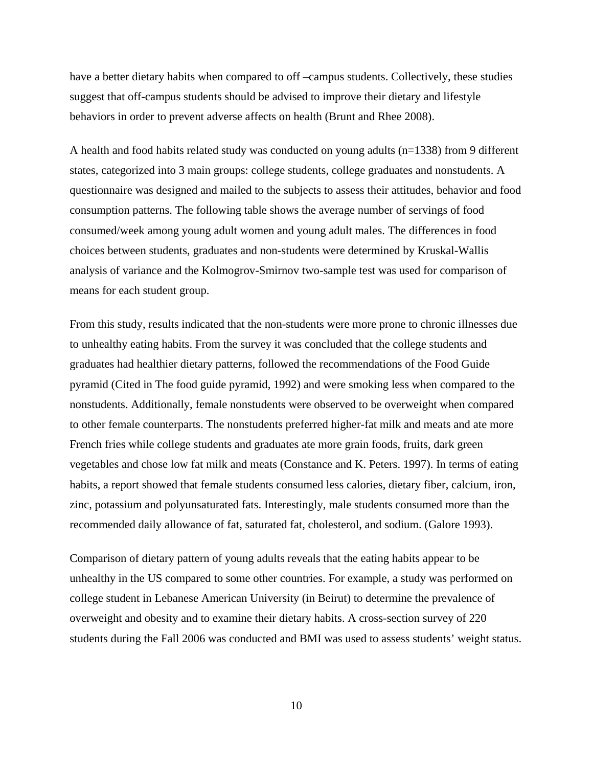have a better dietary habits when compared to off –campus students. Collectively, these studies suggest that off-campus students should be advised to improve their dietary and lifestyle behaviors in order to prevent adverse affects on health (Brunt and Rhee 2008).

A health and food habits related study was conducted on young adults (n=1338) from 9 different states, categorized into 3 main groups: college students, college graduates and nonstudents. A questionnaire was designed and mailed to the subjects to assess their attitudes, behavior and food consumption patterns. The following table shows the average number of servings of food consumed/week among young adult women and young adult males. The differences in food choices between students, graduates and non-students were determined by Kruskal-Wallis analysis of variance and the Kolmogrov-Smirnov two-sample test was used for comparison of means for each student group.

From this study, results indicated that the non-students were more prone to chronic illnesses due to unhealthy eating habits. From the survey it was concluded that the college students and graduates had healthier dietary patterns, followed the recommendations of the Food Guide pyramid (Cited in The food guide pyramid, 1992) and were smoking less when compared to the nonstudents. Additionally, female nonstudents were observed to be overweight when compared to other female counterparts. The nonstudents preferred higher-fat milk and meats and ate more French fries while college students and graduates ate more grain foods, fruits, dark green vegetables and chose low fat milk and meats (Constance and K. Peters. 1997). In terms of eating habits, a report showed that female students consumed less calories, dietary fiber, calcium, iron, zinc, potassium and polyunsaturated fats. Interestingly, male students consumed more than the recommended daily allowance of fat, saturated fat, cholesterol, and sodium. (Galore 1993).

Comparison of dietary pattern of young adults reveals that the eating habits appear to be unhealthy in the US compared to some other countries. For example, a study was performed on college student in Lebanese American University (in Beirut) to determine the prevalence of overweight and obesity and to examine their dietary habits. A cross-section survey of 220 students during the Fall 2006 was conducted and BMI was used to assess students' weight status.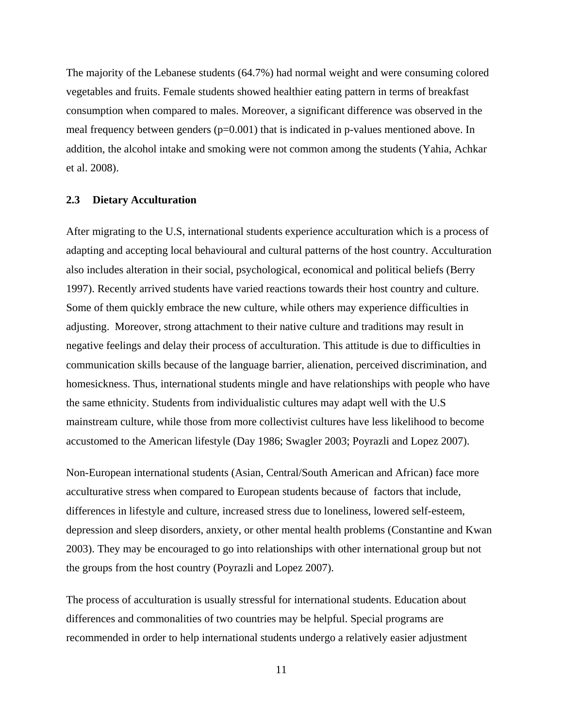The majority of the Lebanese students (64.7%) had normal weight and were consuming colored vegetables and fruits. Female students showed healthier eating pattern in terms of breakfast consumption when compared to males. Moreover, a significant difference was observed in the meal frequency between genders ($p=0.001$) that is indicated in p-values mentioned above. In addition, the alcohol intake and smoking were not common among the students (Yahia, Achkar et al. 2008).

## 2.3 Dietary Acculturation

After migrating to the U.S, international students experience acculturation which is a process of adapting and accepting local behavioural and cultural patterns of the host country. Acculturation also includes alteration in their social, psychological, economical and political beliefs (Berry 1997). Recently arrived students have varied reactions towards their host country and culture. Some of them quickly embrace the new culture, while others may experience difficulties in adjusting. Moreover, strong attachment to their native culture and traditions may result in negative feelings and delay their process of acculturation. This attitude is due to difficulties in communication skills because of the language barrier, alienation, perceived discrimination, and homesickness. Thus, international students mingle and have relationships with people who have the same ethnicity. Students from individualistic cultures may adapt well with the U.S mainstream culture, while those from more collectivist cultures have less likelihood to become accustomed to the American lifestyle (Day 1986; Swagler 2003; Poyrazli and Lopez 2007).

Non-European international students (Asian, Central/South American and African) face more acculturative stress when compared to European students because of factors that include, differences in lifestyle and culture, increased stress due to loneliness, lowered self-esteem, depression and sleep disorders, anxiety, or other mental health problems (Constantine and Kwan 2003). They may be encouraged to go into relationships with other international group but not the groups from the host country (Poyrazli and Lopez 2007).

The process of acculturation is usually stressful for international students. Education about differences and commonalities of two countries may be helpful. Special programs are recommended in order to help international students undergo a relatively easier adjustment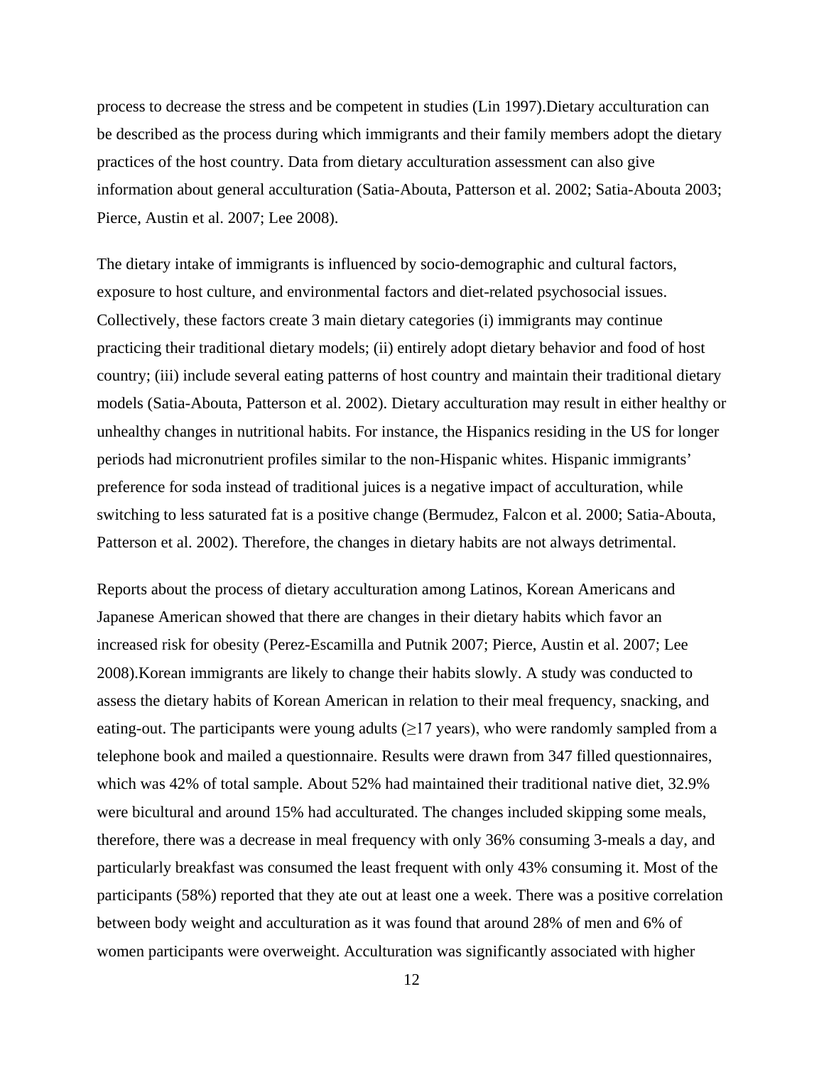process to decrease the stress and be competent in studies (Lin 1997).Dietary acculturation can be described as the process during which immigrants and their family members adopt the dietary practices of the host country. Data from dietary acculturation assessment can also give information about general acculturation (Satia-Abouta, Patterson et al. 2002; Satia-Abouta 2003; Pierce, Austin et al. 2007; Lee 2008).

The dietary intake of immigrants is influenced by socio-demographic and cultural factors, exposure to host culture, and environmental factors and diet-related psychosocial issues. Collectively, these factors create 3 main dietary categories (i) immigrants may continue practicing their traditional dietary models; (ii) entirely adopt dietary behavior and food of host country; (iii) include several eating patterns of host country and maintain their traditional dietary models (Satia-Abouta, Patterson et al. 2002). Dietary acculturation may result in either healthy or unhealthy changes in nutritional habits. For instance, the Hispanics residing in the US for longer periods had micronutrient profiles similar to the non-Hispanic whites. Hispanic immigrants' preference for soda instead of traditional juices is a negative impact of acculturation, while switching to less saturated fat is a positive change (Bermudez, Falcon et al. 2000; Satia-Abouta, Patterson et al. 2002). Therefore, the changes in dietary habits are not always detrimental.

Reports about the process of dietary acculturation among Latinos, Korean Americans and Japanese American showed that there are changes in their dietary habits which favor an increased risk for obesity (Perez-Escamilla and Putnik 2007; Pierce, Austin et al. 2007; Lee 2008).Korean immigrants are likely to change their habits slowly. A study was conducted to assess the dietary habits of Korean American in relation to their meal frequency, snacking, and eating-out. The participants were young adults (≥17 years), who were randomly sampled from a telephone book and mailed a questionnaire. Results were drawn from 347 filled questionnaires, which was 42% of total sample. About 52% had maintained their traditional native diet, 32.9% were bicultural and around 15% had acculturated. The changes included skipping some meals, therefore, there was a decrease in meal frequency with only 36% consuming 3-meals a day, and particularly breakfast was consumed the least frequent with only 43% consuming it. Most of the participants (58%) reported that they ate out at least one a week. There was a positive correlation between body weight and acculturation as it was found that around 28% of men and 6% of women participants were overweight. Acculturation was significantly associated with higher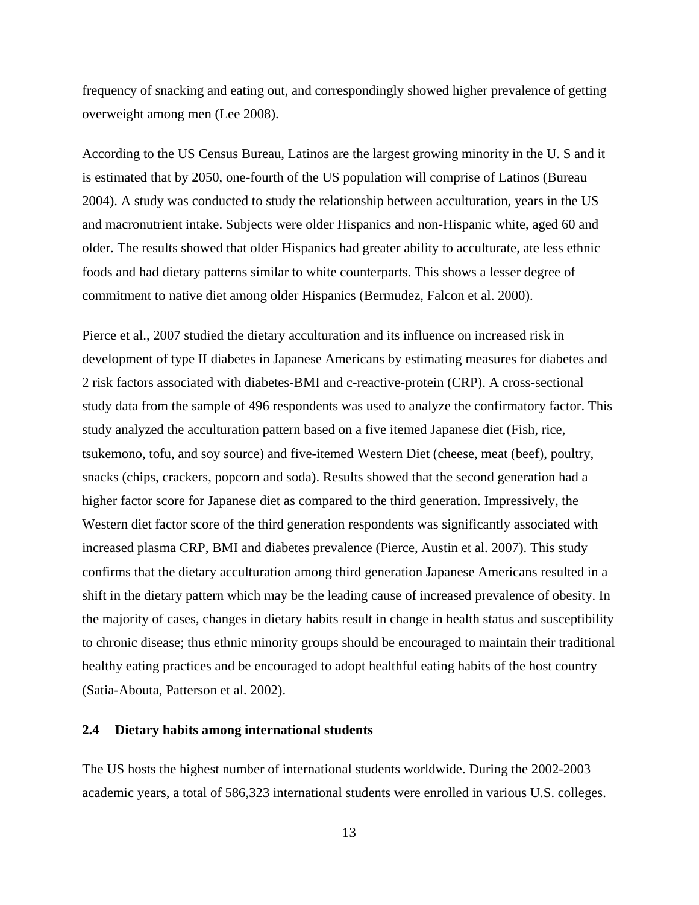frequency of snacking and eating out, and correspondingly showed higher prevalence of getting overweight among men (Lee 2008).

According to the US Census Bureau, Latinos are the largest growing minority in the U. S and it is estimated that by 2050, one-fourth of the US population will comprise of Latinos (Bureau 2004). A study was conducted to study the relationship between acculturation, years in the US and macronutrient intake. Subjects were older Hispanics and non-Hispanic white, aged 60 and older. The results showed that older Hispanics had greater ability to acculturate, ate less ethnic foods and had dietary patterns similar to white counterparts. This shows a lesser degree of commitment to native diet among older Hispanics (Bermudez, Falcon et al. 2000).

Pierce et al., 2007 studied the dietary acculturation and its influence on increased risk in development of type II diabetes in Japanese Americans by estimating measures for diabetes and 2 risk factors associated with diabetes-BMI and c-reactive-protein (CRP). A cross-sectional study data from the sample of 496 respondents was used to analyze the confirmatory factor. This study analyzed the acculturation pattern based on a five itemed Japanese diet (Fish, rice, tsukemono, tofu, and soy source) and five-itemed Western Diet (cheese, meat (beef), poultry, snacks (chips, crackers, popcorn and soda). Results showed that the second generation had a higher factor score for Japanese diet as compared to the third generation. Impressively, the Western diet factor score of the third generation respondents was significantly associated with increased plasma CRP, BMI and diabetes prevalence (Pierce, Austin et al. 2007). This study confirms that the dietary acculturation among third generation Japanese Americans resulted in a shift in the dietary pattern which may be the leading cause of increased prevalence of obesity. In the majority of cases, changes in dietary habits result in change in health status and susceptibility to chronic disease; thus ethnic minority groups should be encouraged to maintain their traditional healthy eating practices and be encouraged to adopt healthful eating habits of the host country (Satia-Abouta, Patterson et al. 2002).

## 2.4 Dietary habits among international students

The US hosts the highest number of international students worldwide. During the 2002-2003 academic years, a total of 586,323 international students were enrolled in various U.S. colleges.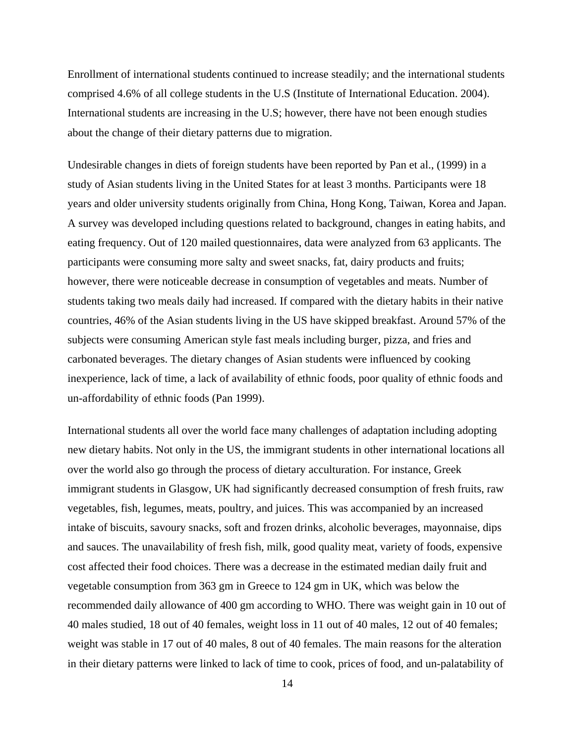Enrollment of international students continued to increase steadily; and the international students comprised 4.6% of all college students in the U.S (Institute of International Education. 2004). International students are increasing in the U.S; however, there have not been enough studies about the change of their dietary patterns due to migration.

Undesirable changes in diets of foreign students have been reported by Pan et al., (1999) in a study of Asian students living in the United States for at least 3 months. Participants were 18 years and older university students originally from China, Hong Kong, Taiwan, Korea and Japan. A survey was developed including questions related to background, changes in eating habits, and eating frequency. Out of 120 mailed questionnaires, data were analyzed from 63 applicants. The participants were consuming more salty and sweet snacks, fat, dairy products and fruits; however, there were noticeable decrease in consumption of vegetables and meats. Number of students taking two meals daily had increased. If compared with the dietary habits in their native countries, 46% of the Asian students living in the US have skipped breakfast. Around 57% of the subjects were consuming American style fast meals including burger, pizza, and fries and carbonated beverages. The dietary changes of Asian students were influenced by cooking inexperience, lack of time, a lack of availability of ethnic foods, poor quality of ethnic foods and un-affordability of ethnic foods (Pan 1999).

International students all over the world face many challenges of adaptation including adopting new dietary habits. Not only in the US, the immigrant students in other international locations all over the world also go through the process of dietary acculturation. For instance, Greek immigrant students in Glasgow, UK had significantly decreased consumption of fresh fruits, raw vegetables, fish, legumes, meats, poultry, and juices. This was accompanied by an increased intake of biscuits, savoury snacks, soft and frozen drinks, alcoholic beverages, mayonnaise, dips and sauces. The unavailability of fresh fish, milk, good quality meat, variety of foods, expensive cost affected their food choices. There was a decrease in the estimated median daily fruit and vegetable consumption from 363 gm in Greece to 124 gm in UK, which was below the recommended daily allowance of 400 gm according to WHO. There was weight gain in 10 out of 40 males studied, 18 out of 40 females, weight loss in 11 out of 40 males, 12 out of 40 females; weight was stable in 17 out of 40 males, 8 out of 40 females. The main reasons for the alteration in their dietary patterns were linked to lack of time to cook, prices of food, and un-palatability of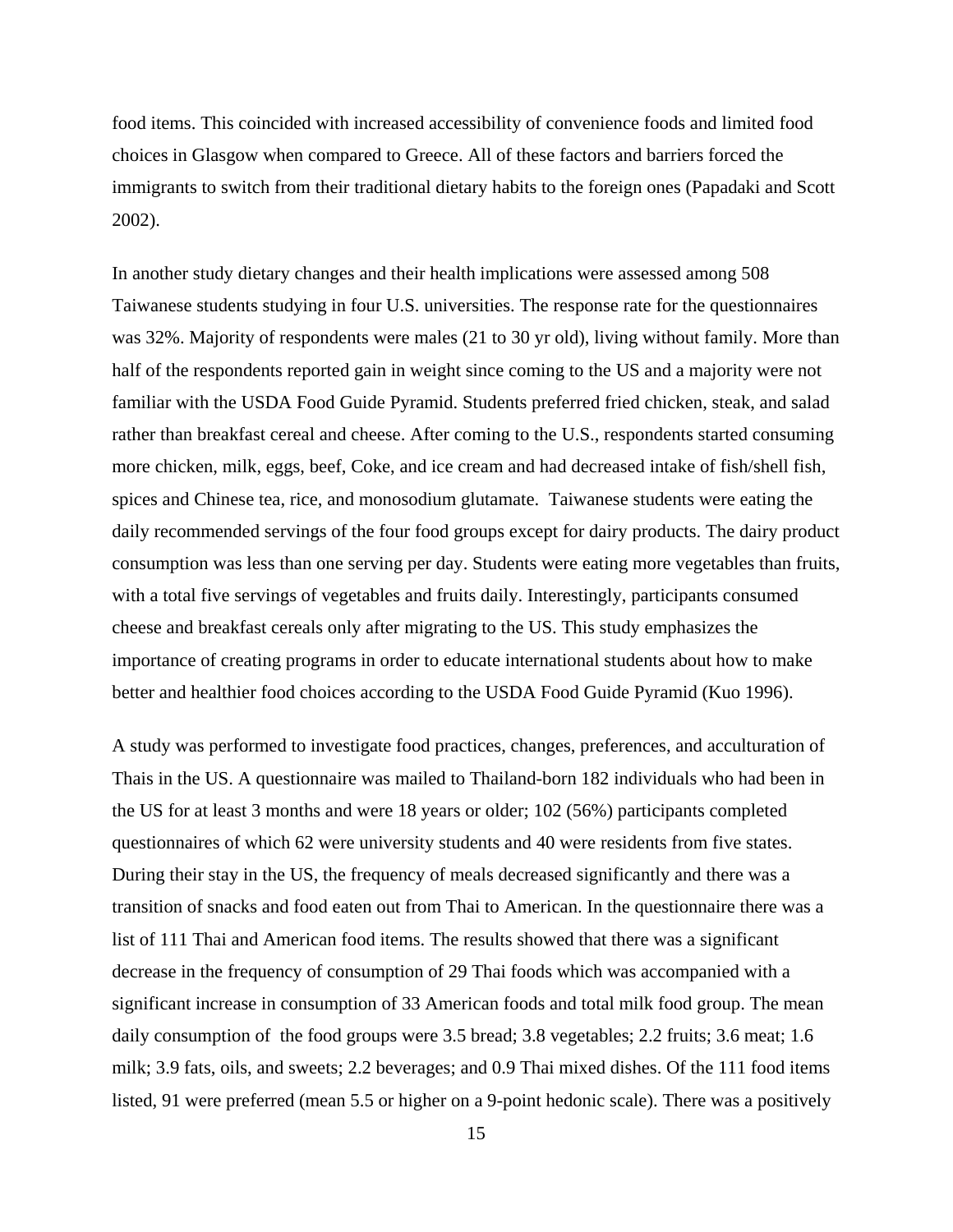food items. This coincided with increased accessibility of convenience foods and limited food choices in Glasgow when compared to Greece. All of these factors and barriers forced the immigrants to switch from their traditional dietary habits to the foreign ones (Papadaki and Scott 2002).

In another study dietary changes and their health implications were assessed among 508 Taiwanese students studying in four U.S. universities. The response rate for the questionnaires was 32%. Majority of respondents were males (21 to 30 yr old), living without family. More than half of the respondents reported gain in weight since coming to the US and a majority were not familiar with the USDA Food Guide Pyramid. Students preferred fried chicken, steak, and salad rather than breakfast cereal and cheese. After coming to the U.S., respondents started consuming more chicken, milk, eggs, beef, Coke, and ice cream and had decreased intake of fish/shell fish, spices and Chinese tea, rice, and monosodium glutamate. Taiwanese students were eating the daily recommended servings of the four food groups except for dairy products. The dairy product consumption was less than one serving per day. Students were eating more vegetables than fruits, with a total five servings of vegetables and fruits daily. Interestingly, participants consumed cheese and breakfast cereals only after migrating to the US. This study emphasizes the importance of creating programs in order to educate international students about how to make better and healthier food choices according to the USDA Food Guide Pyramid (Kuo 1996).

A study was performed to investigate food practices, changes, preferences, and acculturation of Thais in the US. A questionnaire was mailed to Thailand-born 182 individuals who had been in the US for at least 3 months and were 18 years or older; 102 (56%) participants completed questionnaires of which 62 were university students and 40 were residents from five states. During their stay in the US, the frequency of meals decreased significantly and there was a transition of snacks and food eaten out from Thai to American. In the questionnaire there was a list of 111 Thai and American food items. The results showed that there was a significant decrease in the frequency of consumption of 29 Thai foods which was accompanied with a significant increase in consumption of 33 American foods and total milk food group. The mean daily consumption of the food groups were 3.5 bread; 3.8 vegetables; 2.2 fruits; 3.6 meat; 1.6 milk; 3.9 fats, oils, and sweets; 2.2 beverages; and 0.9 Thai mixed dishes. Of the 111 food items listed, 91 were preferred (mean 5.5 or higher on a 9-point hedonic scale). There was a positively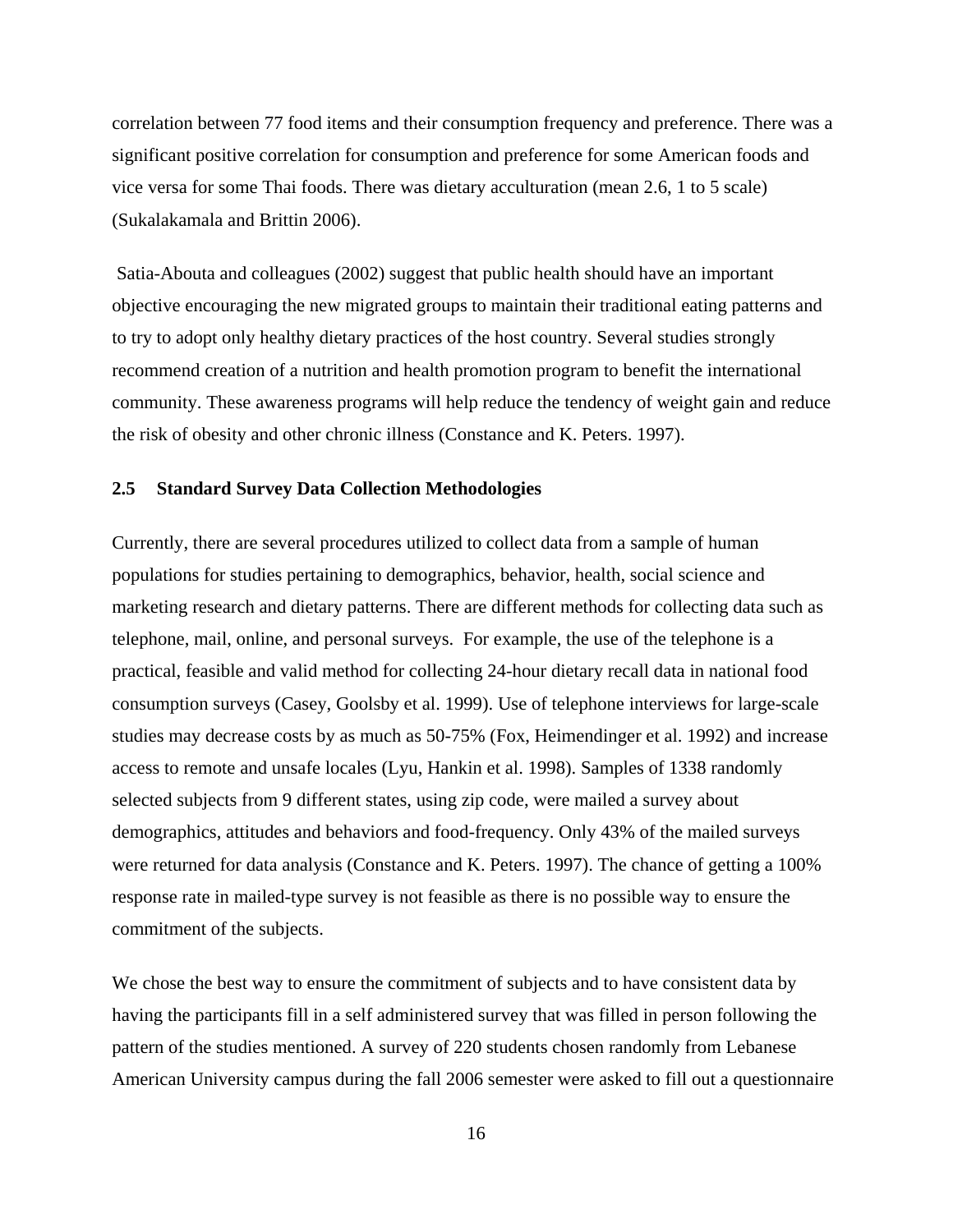correlation between 77 food items and their consumption frequency and preference. There was a significant positive correlation for consumption and preference for some American foods and vice versa for some Thai foods. There was dietary acculturation (mean 2.6, 1 to 5 scale) (Sukalakamala and Brittin 2006).

Satia-Abouta and colleagues (2002) suggest that public health should have an important objective encouraging the new migrated groups to maintain their traditional eating patterns and to try to adopt only healthy dietary practices of the host country. Several studies strongly recommend creation of a nutrition and health promotion program to benefit the international community. These awareness programs will help reduce the tendency of weight gain and reduce the risk of obesity and other chronic illness (Constance and K. Peters. 1997).

## 2.5 Standard Survey Data Collection Methodologies

Currently, there are several procedures utilized to collect data from a sample of human populations for studies pertaining to demographics, behavior, health, social science and marketing research and dietary patterns. There are different methods for collecting data such as telephone, mail, online, and personal surveys. For example, the use of the telephone is a practical, feasible and valid method for collecting 24-hour dietary recall data in national food consumption surveys (Casey, Goolsby et al. 1999). Use of telephone interviews for large-scale studies may decrease costs by as much as 50-75% (Fox, Heimendinger et al. 1992) and increase access to remote and unsafe locales (Lyu, Hankin et al. 1998). Samples of 1338 randomly selected subjects from 9 different states, using zip code, were mailed a survey about demographics, attitudes and behaviors and food-frequency. Only 43% of the mailed surveys were returned for data analysis (Constance and K. Peters. 1997). The chance of getting a 100% response rate in mailed-type survey is not feasible as there is no possible way to ensure the commitment of the subjects.

We chose the best way to ensure the commitment of subjects and to have consistent data by having the participants fill in a self administered survey that was filled in person following the pattern of the studies mentioned. A survey of 220 students chosen randomly from Lebanese American University campus during the fall 2006 semester were asked to fill out a questionnaire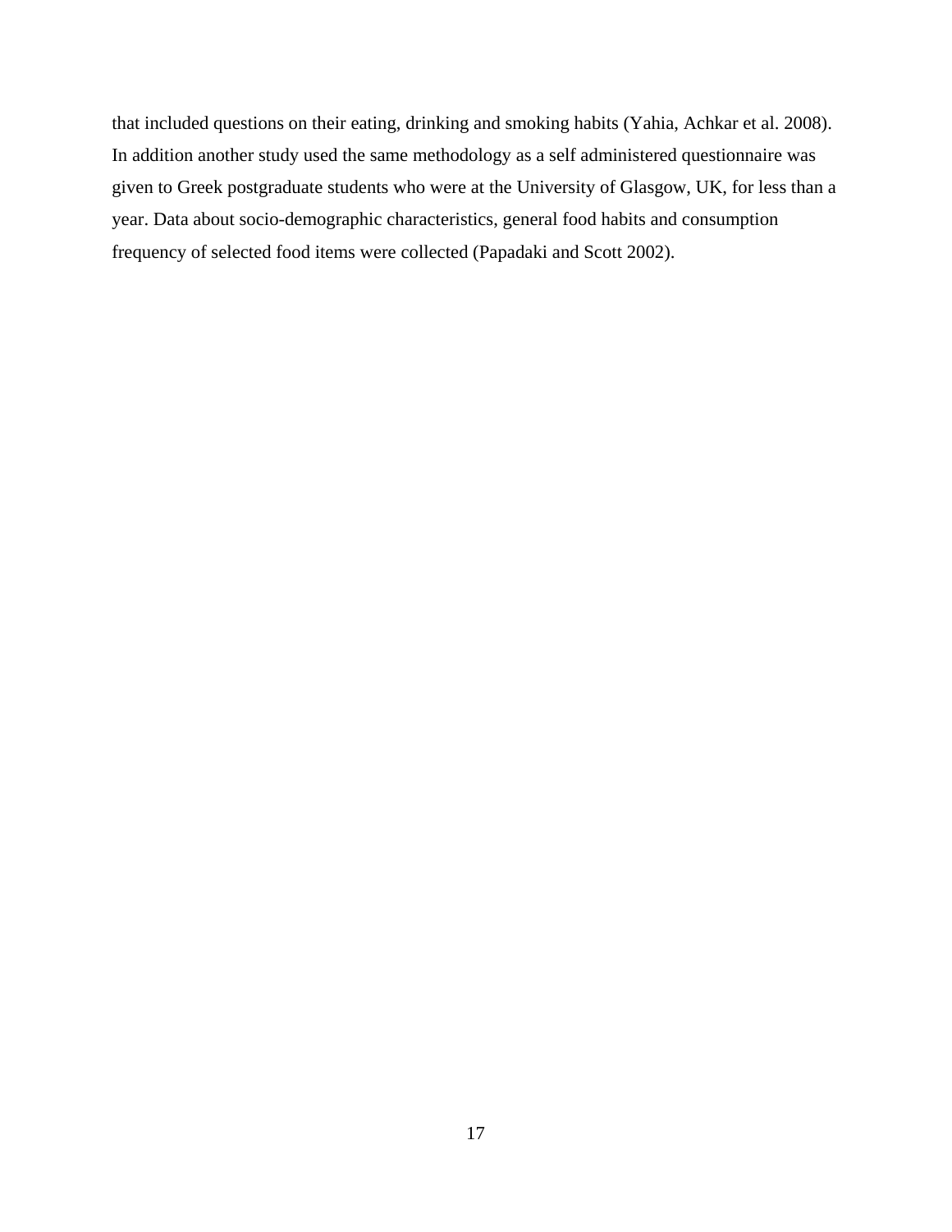that included questions on their eating, drinking and smoking habits (Yahia, Achkar et al. 2008). In addition another study used the same methodology as a self administered questionnaire was given to Greek postgraduate students who were at the University of Glasgow, UK, for less than a year. Data about socio-demographic characteristics, general food habits and consumption frequency of selected food items were collected (Papadaki and Scott 2002).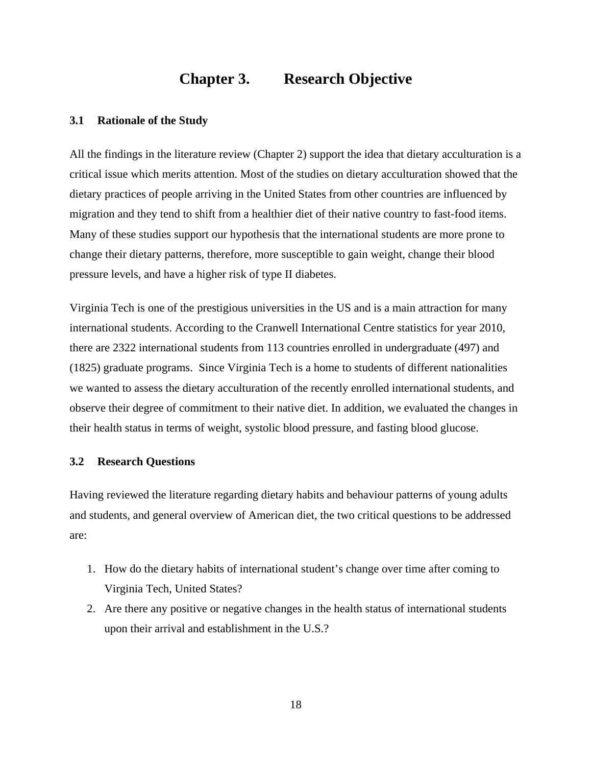# Chapter 3. Research Objective

## 3.1 Rationale of the Study

All the findings in the literature review (Chapter 2) support the idea that dietary acculturation is a critical issue which merits attention. Most of the studies on dietary acculturation showed that the dietary practices of people arriving in the United States from other countries are influenced by migration and they tend to shift from a healthier diet of their native country to fast-food items. Many of these studies support our hypothesis that the international students are more prone to change their dietary patterns, therefore, more susceptible to gain weight, change their blood pressure levels, and have a higher risk of type II diabetes.

Virginia Tech is one of the prestigious universities in the US and is a main attraction for many international students. According to the Cranwell International Centre statistics for year 2010, there are 2322 international students from 113 countries enrolled in undergraduate (497) and (1825) graduate programs. Since Virginia Tech is a home to students of different nationalities we wanted to assess the dietary acculturation of the recently enrolled international students, and observe their degree of commitment to their native diet. In addition, we evaluated the changes in their health status in terms of weight, systolic blood pressure, and fasting blood glucose.

## 3.2 Research Questions

Having reviewed the literature regarding dietary habits and behaviour patterns of young adults and students, and general overview of American diet, the two critical questions to be addressed are:

1. How do the dietary habits of international student's change over time after coming to Virginia Tech, United States?
2. Are there any positive or negative changes in the health status of international students upon their arrival and establishment in the U.S.?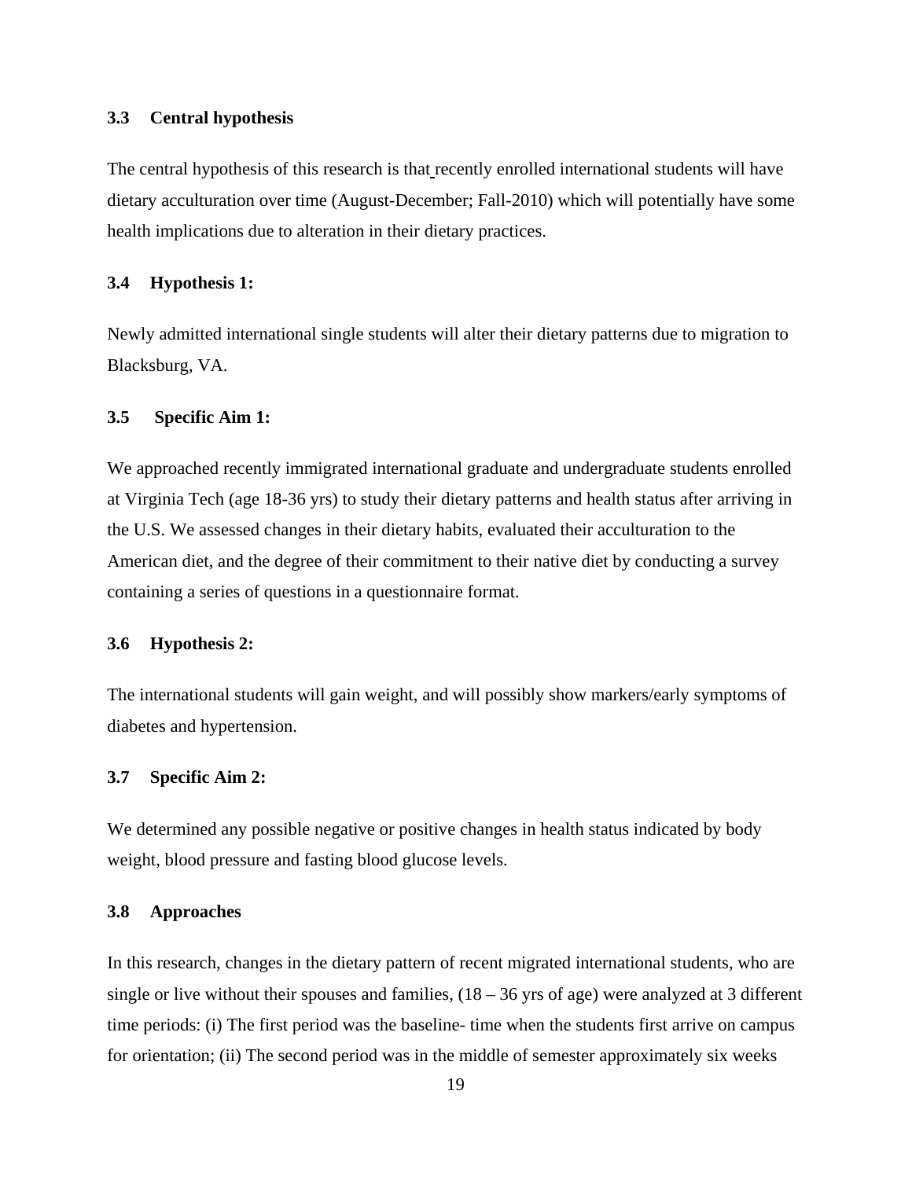### 3.3 Central hypothesis

The central hypothesis of this research is that recently enrolled international students will have dietary acculturation over time (August-December; Fall-2010) which will potentially have some health implications due to alteration in their dietary practices.

### 3.4 Hypothesis 1:

Newly admitted international single students will alter their dietary patterns due to migration to Blacksburg, VA.

### 3.5 Specific Aim 1:

We approached recently immigrated international graduate and undergraduate students enrolled at Virginia Tech (age 18-36 yrs) to study their dietary patterns and health status after arriving in the U.S. We assessed changes in their dietary habits, evaluated their acculturation to the American diet, and the degree of their commitment to their native diet by conducting a survey containing a series of questions in a questionnaire format.

### 3.6 Hypothesis 2:

The international students will gain weight, and will possibly show markers/early symptoms of diabetes and hypertension.

### 3.7 Specific Aim 2:

We determined any possible negative or positive changes in health status indicated by body weight, blood pressure and fasting blood glucose levels.

### 3.8 Approaches

In this research, changes in the dietary pattern of recent migrated international students, who are single or live without their spouses and families, (18 – 36 yrs of age) were analyzed at 3 different time periods: (i) The first period was the baseline- time when the students first arrive on campus for orientation; (ii) The second period was in the middle of semester approximately six weeks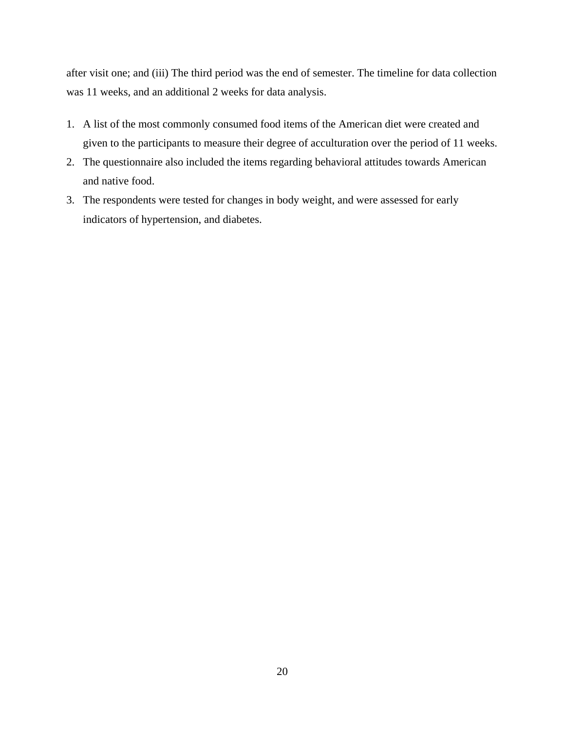after visit one; and (iii) The third period was the end of semester. The timeline for data collection was 11 weeks, and an additional 2 weeks for data analysis.

1. A list of the most commonly consumed food items of the American diet were created and given to the participants to measure their degree of acculturation over the period of 11 weeks.
2. The questionnaire also included the items regarding behavioral attitudes towards American and native food.
3. The respondents were tested for changes in body weight, and were assessed for early indicators of hypertension, and diabetes.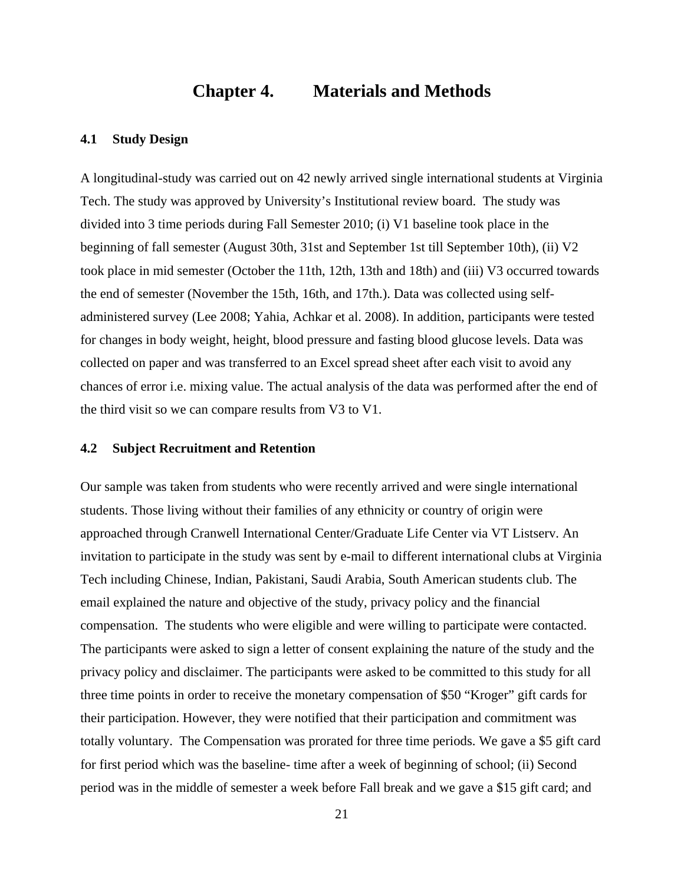# Chapter 4. Materials and Methods

## 4.1 Study Design

A longitudinal-study was carried out on 42 newly arrived single international students at Virginia Tech. The study was approved by University's Institutional review board. The study was divided into 3 time periods during Fall Semester 2010; (i) V1 baseline took place in the beginning of fall semester (August 30th, 31st and September 1st till September 10th), (ii) V2 took place in mid semester (October the 11th, 12th, 13th and 18th) and (iii) V3 occurred towards the end of semester (November the 15th, 16th, and 17th.). Data was collected using self-administered survey (Lee 2008; Yahia, Achkar et al. 2008). In addition, participants were tested for changes in body weight, height, blood pressure and fasting blood glucose levels. Data was collected on paper and was transferred to an Excel spread sheet after each visit to avoid any chances of error i.e. mixing value. The actual analysis of the data was performed after the end of the third visit so we can compare results from V3 to V1.

## 4.2 Subject Recruitment and Retention

Our sample was taken from students who were recently arrived and were single international students. Those living without their families of any ethnicity or country of origin were approached through Cranwell International Center/Graduate Life Center via VT Listserv. An invitation to participate in the study was sent by e-mail to different international clubs at Virginia Tech including Chinese, Indian, Pakistani, Saudi Arabia, South American students club. The email explained the nature and objective of the study, privacy policy and the financial compensation. The students who were eligible and were willing to participate were contacted. The participants were asked to sign a letter of consent explaining the nature of the study and the privacy policy and disclaimer. The participants were asked to be committed to this study for all three time points in order to receive the monetary compensation of $50 "Kroger" gift cards for their participation. However, they were notified that their participation and commitment was totally voluntary. The Compensation was prorated for three time periods. We gave a $5 gift card for first period which was the baseline- time after a week of beginning of school; (ii) Second period was in the middle of semester a week before Fall break and we gave a $15 gift card; and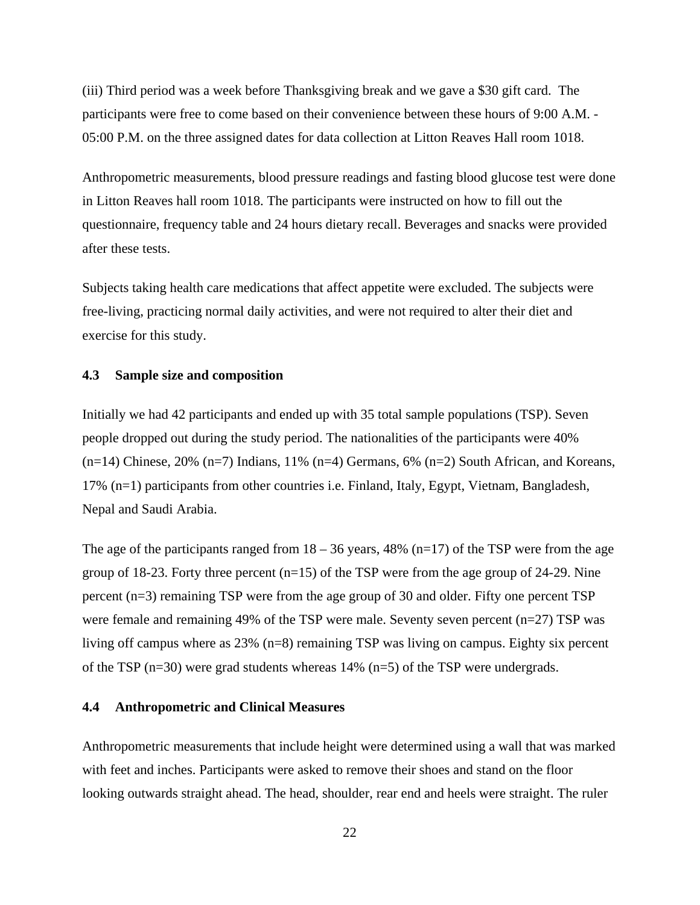(iii) Third period was a week before Thanksgiving break and we gave a $30 gift card. The participants were free to come based on their convenience between these hours of 9:00 A.M. - 05:00 P.M. on the three assigned dates for data collection at Litton Reaves Hall room 1018.

Anthropometric measurements, blood pressure readings and fasting blood glucose test were done in Litton Reaves hall room 1018. The participants were instructed on how to fill out the questionnaire, frequency table and 24 hours dietary recall. Beverages and snacks were provided after these tests.

Subjects taking health care medications that affect appetite were excluded. The subjects were free-living, practicing normal daily activities, and were not required to alter their diet and exercise for this study.

### 4.3 Sample size and composition

Initially we had 42 participants and ended up with 35 total sample populations (TSP). Seven people dropped out during the study period. The nationalities of the participants were 40% (n=14) Chinese, 20% (n=7) Indians, 11% (n=4) Germans, 6% (n=2) South African, and Koreans, 17% (n=1) participants from other countries i.e. Finland, Italy, Egypt, Vietnam, Bangladesh, Nepal and Saudi Arabia.

The age of the participants ranged from 18 – 36 years, 48% (n=17) of the TSP were from the age group of 18-23. Forty three percent (n=15) of the TSP were from the age group of 24-29. Nine percent (n=3) remaining TSP were from the age group of 30 and older. Fifty one percent TSP were female and remaining 49% of the TSP were male. Seventy seven percent (n=27) TSP was living off campus where as 23% (n=8) remaining TSP was living on campus. Eighty six percent of the TSP (n=30) were grad students whereas 14% (n=5) of the TSP were undergrads.

### 4.4 Anthropometric and Clinical Measures

Anthropometric measurements that include height were determined using a wall that was marked with feet and inches. Participants were asked to remove their shoes and stand on the floor looking outwards straight ahead. The head, shoulder, rear end and heels were straight. The ruler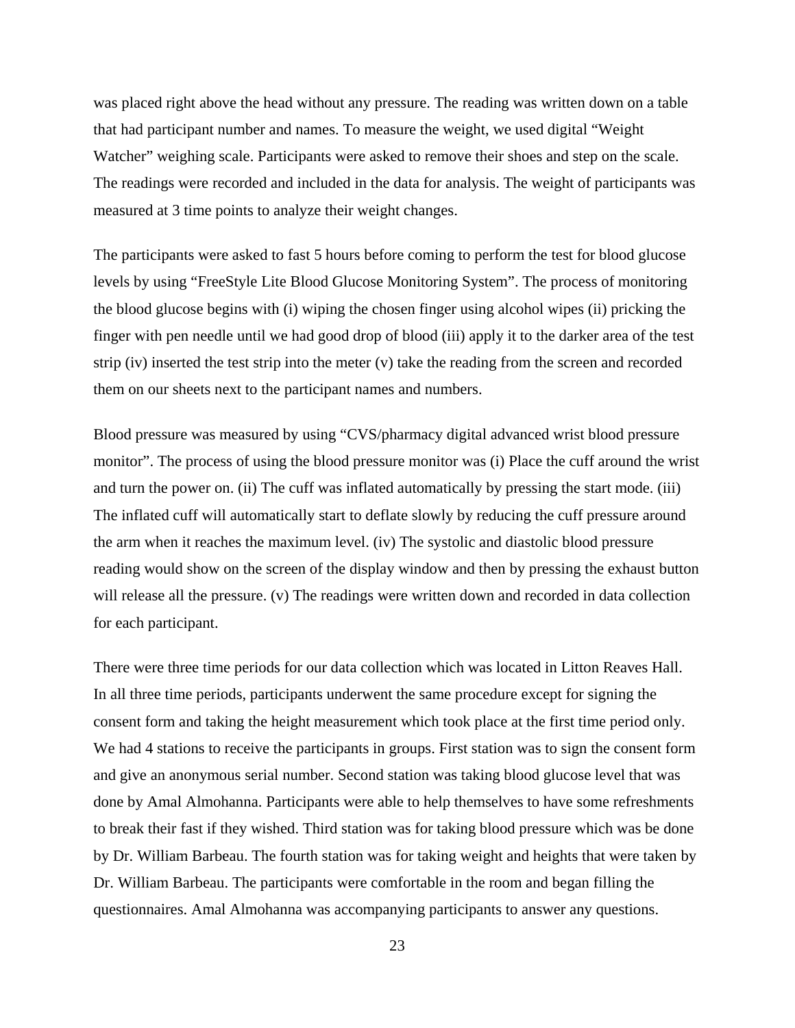was placed right above the head without any pressure. The reading was written down on a table that had participant number and names. To measure the weight, we used digital “Weight Watcher” weighing scale. Participants were asked to remove their shoes and step on the scale. The readings were recorded and included in the data for analysis. The weight of participants was measured at 3 time points to analyze their weight changes.

The participants were asked to fast 5 hours before coming to perform the test for blood glucose levels by using “FreeStyle Lite Blood Glucose Monitoring System”. The process of monitoring the blood glucose begins with (i) wiping the chosen finger using alcohol wipes (ii) pricking the finger with pen needle until we had good drop of blood (iii) apply it to the darker area of the test strip (iv) inserted the test strip into the meter (v) take the reading from the screen and recorded them on our sheets next to the participant names and numbers.

Blood pressure was measured by using “CVS/pharmacy digital advanced wrist blood pressure monitor”. The process of using the blood pressure monitor was (i) Place the cuff around the wrist and turn the power on. (ii) The cuff was inflated automatically by pressing the start mode. (iii) The inflated cuff will automatically start to deflate slowly by reducing the cuff pressure around the arm when it reaches the maximum level. (iv) The systolic and diastolic blood pressure reading would show on the screen of the display window and then by pressing the exhaust button will release all the pressure. (v) The readings were written down and recorded in data collection for each participant.

There were three time periods for our data collection which was located in Litton Reaves Hall. In all three time periods, participants underwent the same procedure except for signing the consent form and taking the height measurement which took place at the first time period only. We had 4 stations to receive the participants in groups. First station was to sign the consent form and give an anonymous serial number. Second station was taking blood glucose level that was done by Amal Almohanna. Participants were able to help themselves to have some refreshments to break their fast if they wished. Third station was for taking blood pressure which was be done by Dr. William Barbeau. The fourth station was for taking weight and heights that were taken by Dr. William Barbeau. The participants were comfortable in the room and began filling the questionnaires. Amal Almohanna was accompanying participants to answer any questions.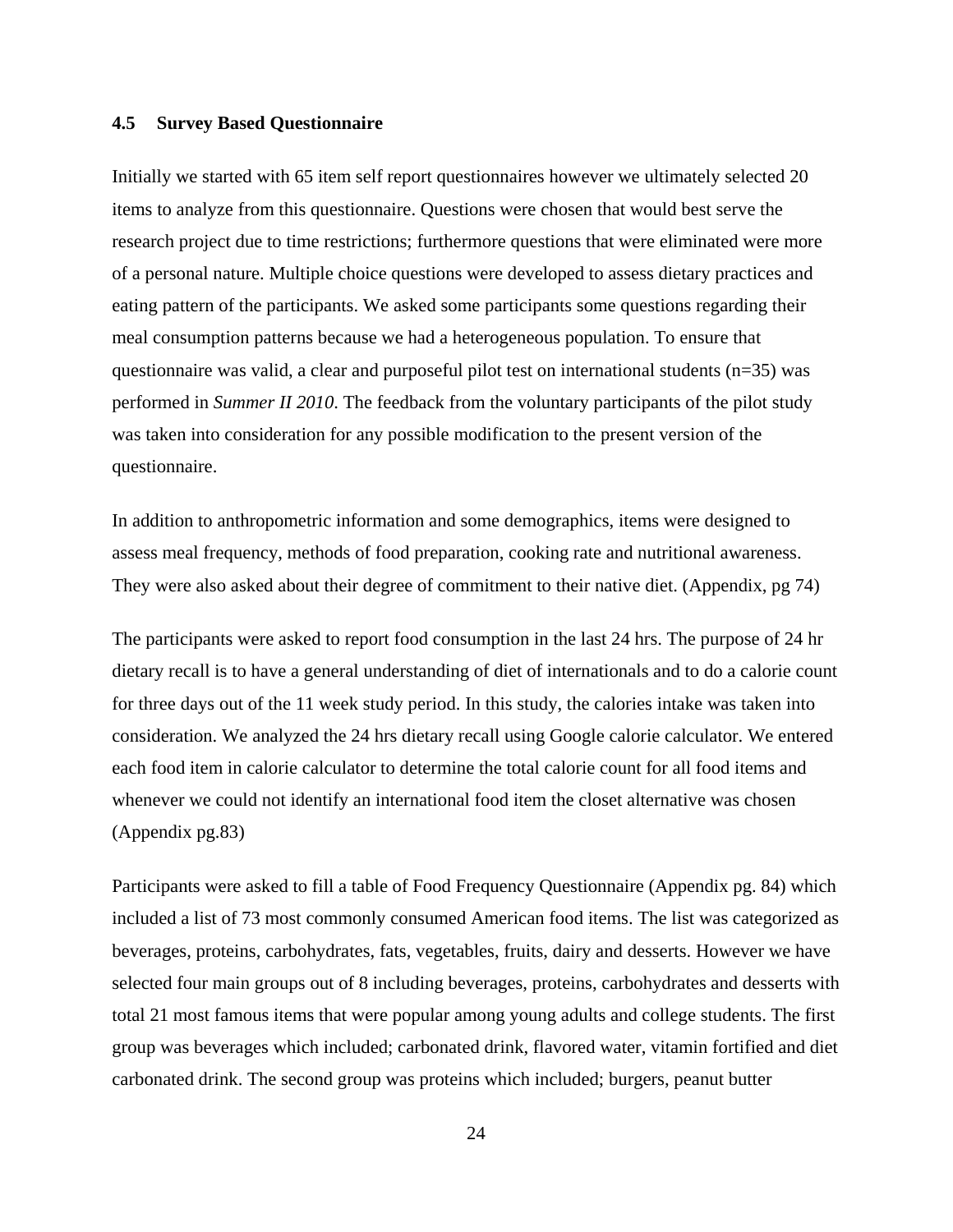### 4.5 Survey Based Questionnaire

Initially we started with 65 item self report questionnaires however we ultimately selected 20 items to analyze from this questionnaire. Questions were chosen that would best serve the research project due to time restrictions; furthermore questions that were eliminated were more of a personal nature. Multiple choice questions were developed to assess dietary practices and eating pattern of the participants. We asked some participants some questions regarding their meal consumption patterns because we had a heterogeneous population. To ensure that questionnaire was valid, a clear and purposeful pilot test on international students (n=35) was performed in *Summer II 2010*. The feedback from the voluntary participants of the pilot study was taken into consideration for any possible modification to the present version of the questionnaire.

In addition to anthropometric information and some demographics, items were designed to assess meal frequency, methods of food preparation, cooking rate and nutritional awareness. They were also asked about their degree of commitment to their native diet. (Appendix, pg 74)

The participants were asked to report food consumption in the last 24 hrs. The purpose of 24 hr dietary recall is to have a general understanding of diet of internationals and to do a calorie count for three days out of the 11 week study period. In this study, the calories intake was taken into consideration. We analyzed the 24 hrs dietary recall using Google calorie calculator. We entered each food item in calorie calculator to determine the total calorie count for all food items and whenever we could not identify an international food item the closet alternative was chosen (Appendix pg.83)

Participants were asked to fill a table of Food Frequency Questionnaire (Appendix pg. 84) which included a list of 73 most commonly consumed American food items. The list was categorized as beverages, proteins, carbohydrates, fats, vegetables, fruits, dairy and desserts. However we have selected four main groups out of 8 including beverages, proteins, carbohydrates and desserts with total 21 most famous items that were popular among young adults and college students. The first group was beverages which included; carbonated drink, flavored water, vitamin fortified and diet carbonated drink. The second group was proteins which included; burgers, peanut butter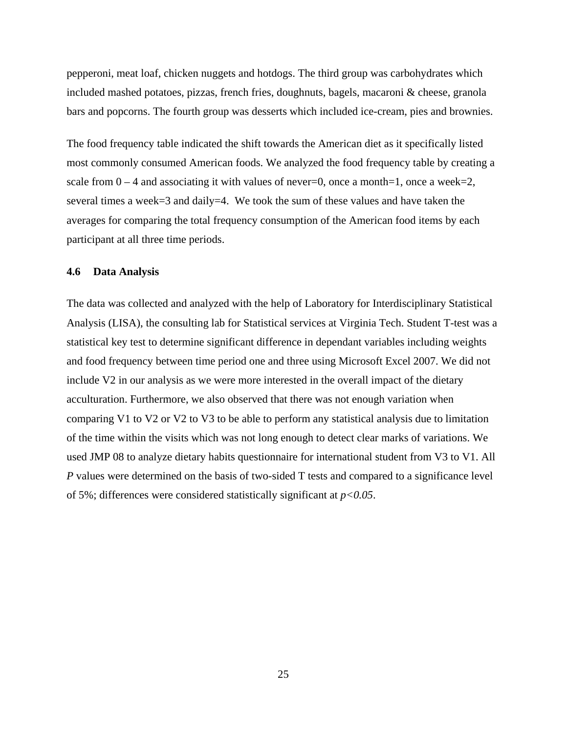pepperoni, meat loaf, chicken nuggets and hotdogs. The third group was carbohydrates which included mashed potatoes, pizzas, french fries, doughnuts, bagels, macaroni & cheese, granola bars and popcorns. The fourth group was desserts which included ice-cream, pies and brownies.

The food frequency table indicated the shift towards the American diet as it specifically listed most commonly consumed American foods. We analyzed the food frequency table by creating a scale from 0 – 4 and associating it with values of never=0, once a month=1, once a week=2, several times a week=3 and daily=4. We took the sum of these values and have taken the averages for comparing the total frequency consumption of the American food items by each participant at all three time periods.

### 4.6 Data Analysis

The data was collected and analyzed with the help of Laboratory for Interdisciplinary Statistical Analysis (LISA), the consulting lab for Statistical services at Virginia Tech. Student T-test was a statistical key test to determine significant difference in dependant variables including weights and food frequency between time period one and three using Microsoft Excel 2007. We did not include V2 in our analysis as we were more interested in the overall impact of the dietary acculturation. Furthermore, we also observed that there was not enough variation when comparing V1 to V2 or V2 to V3 to be able to perform any statistical analysis due to limitation of the time within the visits which was not long enough to detect clear marks of variations. We used JMP 08 to analyze dietary habits questionnaire for international student from V3 to V1. All *P* values were determined on the basis of two-sided T tests and compared to a significance level of 5%; differences were considered statistically significant at $p<0.05$.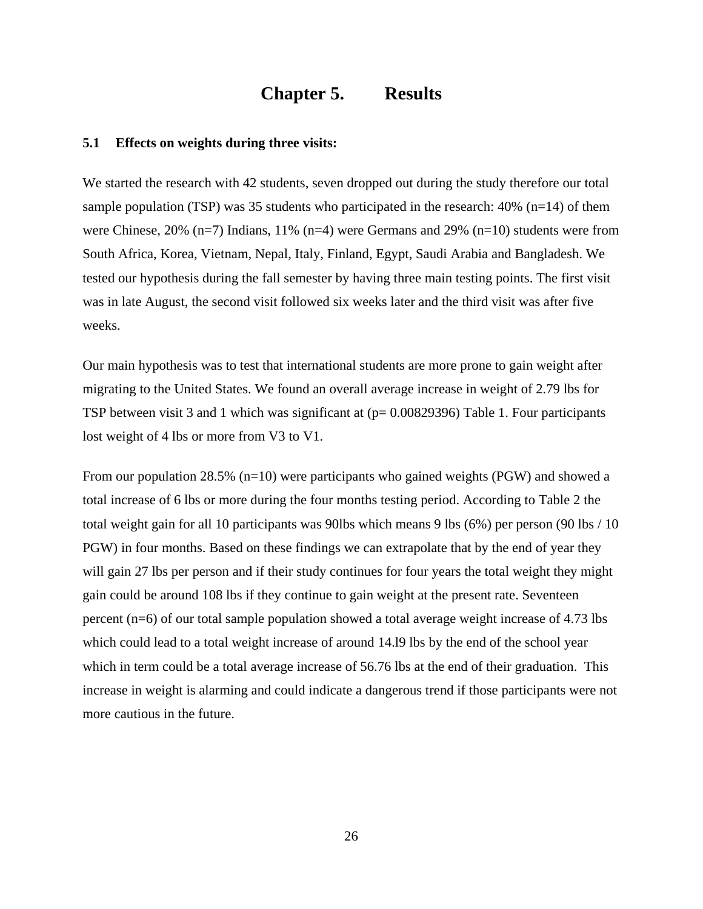# Chapter 5. Results

## 5.1 Effects on weights during three visits:

We started the research with 42 students, seven dropped out during the study therefore our total sample population (TSP) was 35 students who participated in the research: 40% (n=14) of them were Chinese, 20% (n=7) Indians, 11% (n=4) were Germans and 29% (n=10) students were from South Africa, Korea, Vietnam, Nepal, Italy, Finland, Egypt, Saudi Arabia and Bangladesh. We tested our hypothesis during the fall semester by having three main testing points. The first visit was in late August, the second visit followed six weeks later and the third visit was after five weeks.

Our main hypothesis was to test that international students are more prone to gain weight after migrating to the United States. We found an overall average increase in weight of 2.79 lbs for TSP between visit 3 and 1 which was significant at ($p = 0.00829396$) Table 1. Four participants lost weight of 4 lbs or more from V3 to V1.

From our population 28.5% (n=10) were participants who gained weights (PGW) and showed a total increase of 6 lbs or more during the four months testing period. According to Table 2 the total weight gain for all 10 participants was 90lbs which means 9 lbs (6%) per person (90 lbs / 10 PGW) in four months. Based on these findings we can extrapolate that by the end of year they will gain 27 lbs per person and if their study continues for four years the total weight they might gain could be around 108 lbs if they continue to gain weight at the present rate. Seventeen percent (n=6) of our total sample population showed a total average weight increase of 4.73 lbs which could lead to a total weight increase of around 14.l9 lbs by the end of the school year which in term could be a total average increase of 56.76 lbs at the end of their graduation. This increase in weight is alarming and could indicate a dangerous trend if those participants were not more cautious in the future.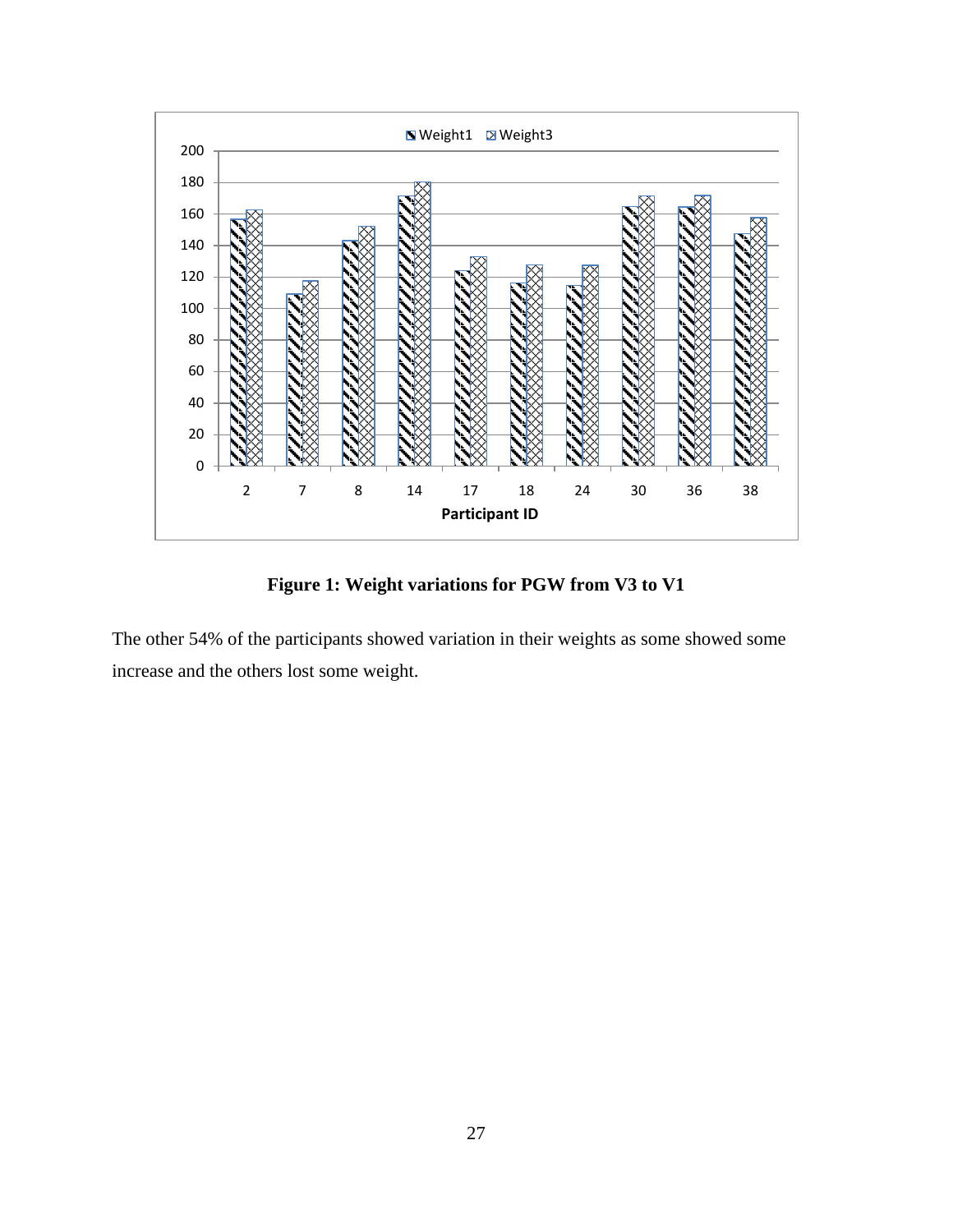**Figure 1: Weight variations for PGW from V3 to V1**

The other 54% of the participants showed variation in their weights as some showed some increase and the others lost some weight.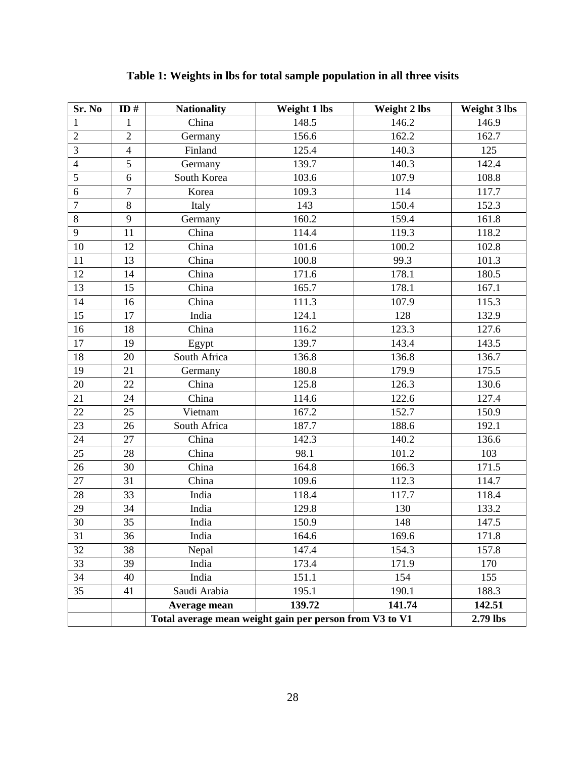**Table 1: Weights in lbs for total sample population in all three visits**

| Sr. No | ID # | Nationality | Weight 1 lbs | Weight 2 lbs | Weight 3 lbs |
|---|---|---|---|---|---|
| 1 | 1 | China | 148.5 | 146.2 | 146.9 |
| 2 | 2 | Germany | 156.6 | 162.2 | 162.7 |
| 3 | 4 | Finland | 125.4 | 140.3 | 125 |
| 4 | 5 | Germany | 139.7 | 140.3 | 142.4 |
| 5 | 6 | South Korea | 103.6 | 107.9 | 108.8 |
| 6 | 7 | Korea | 109.3 | 114 | 117.7 |
| 7 | 8 | Italy | 143 | 150.4 | 152.3 |
| 8 | 9 | Germany | 160.2 | 159.4 | 161.8 |
| 9 | 11 | China | 114.4 | 119.3 | 118.2 |
| 10 | 12 | China | 101.6 | 100.2 | 102.8 |
| 11 | 13 | China | 100.8 | 99.3 | 101.3 |
| 12 | 14 | China | 171.6 | 178.1 | 180.5 |
| 13 | 15 | China | 165.7 | 178.1 | 167.1 |
| 14 | 16 | China | 111.3 | 107.9 | 115.3 |
| 15 | 17 | India | 124.1 | 128 | 132.9 |
| 16 | 18 | China | 116.2 | 123.3 | 127.6 |
| 17 | 19 | Egypt | 139.7 | 143.4 | 143.5 |
| 18 | 20 | South Africa | 136.8 | 136.8 | 136.7 |
| 19 | 21 | Germany | 180.8 | 179.9 | 175.5 |
| 20 | 22 | China | 125.8 | 126.3 | 130.6 |
| 21 | 24 | China | 114.6 | 122.6 | 127.4 |
| 22 | 25 | Vietnam | 167.2 | 152.7 | 150.9 |
| 23 | 26 | South Africa | 187.7 | 188.6 | 192.1 |
| 24 | 27 | China | 142.3 | 140.2 | 136.6 |
| 25 | 28 | China | 98.1 | 101.2 | 103 |
| 26 | 30 | China | 164.8 | 166.3 | 171.5 |
| 27 | 31 | China | 109.6 | 112.3 | 114.7 |
| 28 | 33 | India | 118.4 | 117.7 | 118.4 |
| 29 | 34 | India | 129.8 | 130 | 133.2 |
| 30 | 35 | India | 150.9 | 148 | 147.5 |
| 31 | 36 | India | 164.6 | 169.6 | 171.8 |
| 32 | 38 | Nepal | 147.4 | 154.3 | 157.8 |
| 33 | 39 | India | 173.4 | 171.9 | 170 |
| 34 | 40 | India | 151.1 | 154 | 155 |
| 35 | 41 | Saudi Arabia | 195.1 | 190.1 | 188.3 |
| | | **Average mean** | **139.72** | **141.74** | **142.51** |
| | | **Total average mean weight gain per person from V3 to V1** | | | **2.79 lbs** |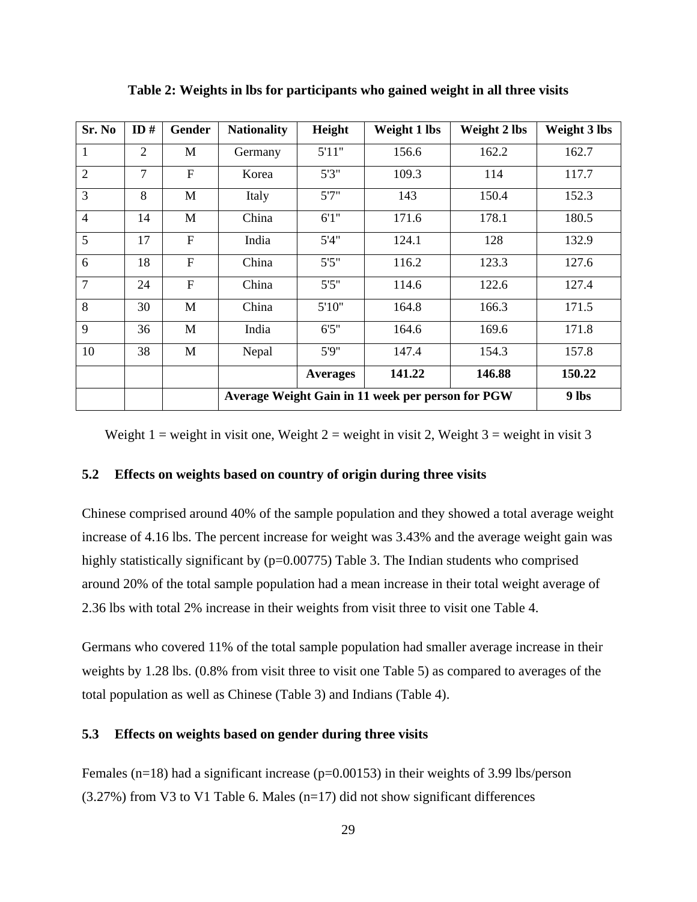**Table 2: Weights in lbs for participants who gained weight in all three visits**

| Sr. No | ID # | Gender | Nationality | Height | Weight 1 lbs | Weight 2 lbs | Weight 3 lbs |
|---|---|---|---|---|---|---|---|
| 1 | 2 | M | Germany | 5'11" | 156.6 | 162.2 | 162.7 |
| 2 | 7 | F | Korea | 5'3" | 109.3 | 114 | 117.7 |
| 3 | 8 | M | Italy | 5'7" | 143 | 150.4 | 152.3 |
| 4 | 14 | M | China | 6'1" | 171.6 | 178.1 | 180.5 |
| 5 | 17 | F | India | 5'4" | 124.1 | 128 | 132.9 |
| 6 | 18 | F | China | 5'5" | 116.2 | 123.3 | 127.6 |
| 7 | 24 | F | China | 5'5" | 114.6 | 122.6 | 127.4 |
| 8 | 30 | M | China | 5'10" | 164.8 | 166.3 | 171.5 |
| 9 | 36 | M | India | 6'5" | 164.6 | 169.6 | 171.8 |
| 10 | 38 | M | Nepal | 5'9" | 147.4 | 154.3 | 157.8 |
| | | | | **Averages** | **141.22** | **146.88** | **150.22** |
| | | | **Average Weight Gain in 11 week per person for PGW** | | | | **9 lbs** |

Weight 1 = weight in visit one, Weight 2 = weight in visit 2, Weight 3 = weight in visit 3

### 5.2 Effects on weights based on country of origin during three visits

Chinese comprised around 40% of the sample population and they showed a total average weight increase of 4.16 lbs. The percent increase for weight was 3.43% and the average weight gain was highly statistically significant by ($p=0.00775$) Table 3. The Indian students who comprised around 20% of the total sample population had a mean increase in their total weight average of 2.36 lbs with total 2% increase in their weights from visit three to visit one Table 4.

Germans who covered 11% of the total sample population had smaller average increase in their weights by 1.28 lbs. (0.8% from visit three to visit one Table 5) as compared to averages of the total population as well as Chinese (Table 3) and Indians (Table 4).

### 5.3 Effects on weights based on gender during three visits

Females ($n=18$) had a significant increase ($p=0.00153$) in their weights of 3.99 lbs/person (3.27%) from V3 to V1 Table 6. Males ($n=17$) did not show significant differences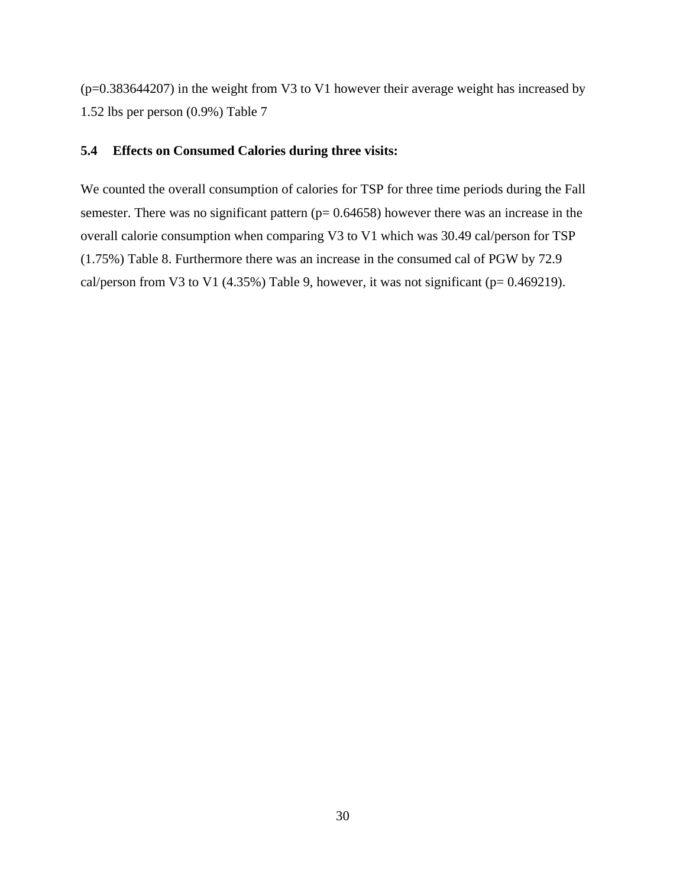(p=0.383644207) in the weight from V3 to V1 however their average weight has increased by 1.52 lbs per person (0.9%) Table 7

### 5.4 Effects on Consumed Calories during three visits:

We counted the overall consumption of calories for TSP for three time periods during the Fall semester. There was no significant pattern (p= 0.64658) however there was an increase in the overall calorie consumption when comparing V3 to V1 which was 30.49 cal/person for TSP (1.75%) Table 8. Furthermore there was an increase in the consumed cal of PGW by 72.9 cal/person from V3 to V1 (4.35%) Table 9, however, it was not significant (p= 0.469219).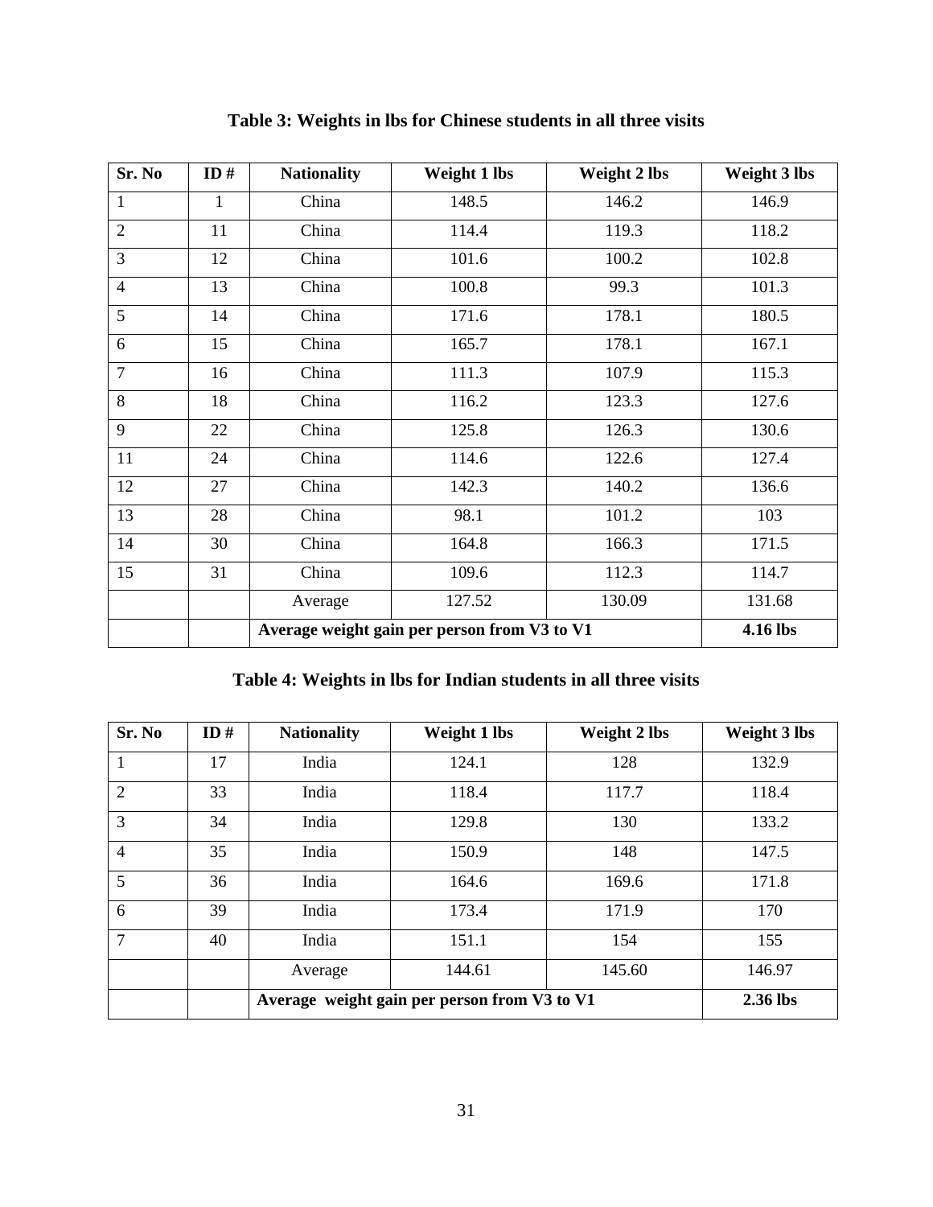**Table 3: Weights in lbs for Chinese students in all three visits**

| Sr. No | ID # | Nationality | Weight 1 lbs | Weight 2 lbs | Weight 3 lbs |
|---|---|---|---|---|---|
| 1 | 1 | China | 148.5 | 146.2 | 146.9 |
| 2 | 11 | China | 114.4 | 119.3 | 118.2 |
| 3 | 12 | China | 101.6 | 100.2 | 102.8 |
| 4 | 13 | China | 100.8 | 99.3 | 101.3 |
| 5 | 14 | China | 171.6 | 178.1 | 180.5 |
| 6 | 15 | China | 165.7 | 178.1 | 167.1 |
| 7 | 16 | China | 111.3 | 107.9 | 115.3 |
| 8 | 18 | China | 116.2 | 123.3 | 127.6 |
| 9 | 22 | China | 125.8 | 126.3 | 130.6 |
| 11 | 24 | China | 114.6 | 122.6 | 127.4 |
| 12 | 27 | China | 142.3 | 140.2 | 136.6 |
| 13 | 28 | China | 98.1 | 101.2 | 103 |
| 14 | 30 | China | 164.8 | 166.3 | 171.5 |
| 15 | 31 | China | 109.6 | 112.3 | 114.7 |
| | | Average | 127.52 | 130.09 | 131.68 |
| | | **Average weight gain per person from V3 to V1** | | | **4.16 lbs** |

**Table 4: Weights in lbs for Indian students in all three visits**

| Sr. No | ID # | Nationality | Weight 1 lbs | Weight 2 lbs | Weight 3 lbs |
|---|---|---|---|---|---|
| 1 | 17 | India | 124.1 | 128 | 132.9 |
| 2 | 33 | India | 118.4 | 117.7 | 118.4 |
| 3 | 34 | India | 129.8 | 130 | 133.2 |
| 4 | 35 | India | 150.9 | 148 | 147.5 |
| 5 | 36 | India | 164.6 | 169.6 | 171.8 |
| 6 | 39 | India | 173.4 | 171.9 | 170 |
| 7 | 40 | India | 151.1 | 154 | 155 |
| | | Average | 144.61 | 145.60 | 146.97 |
| | | **Average weight gain per person from V3 to V1** | | | **2.36 lbs** |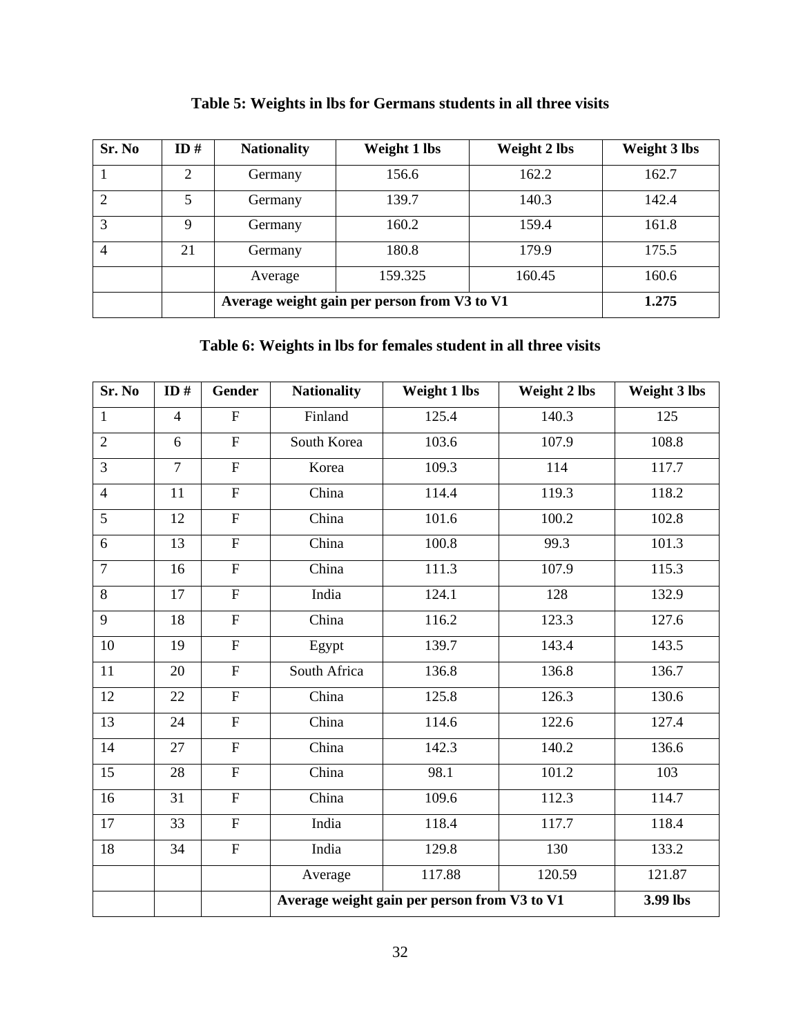**Table 5: Weights in lbs for Germans students in all three visits**

| Sr. No | ID # | Nationality | Weight 1 lbs | Weight 2 lbs | Weight 3 lbs |
|---|---|---|---|---|---|
| 1 | 2 | Germany | 156.6 | 162.2 | 162.7 |
| 2 | 5 | Germany | 139.7 | 140.3 | 142.4 |
| 3 | 9 | Germany | 160.2 | 159.4 | 161.8 |
| 4 | 21 | Germany | 180.8 | 179.9 | 175.5 |
| | | Average | 159.325 | 160.45 | 160.6 |
| | | **Average weight gain per person from V3 to V1** | | | **1.275** |

**Table 6: Weights in lbs for females student in all three visits**

| Sr. No | ID # | Gender | Nationality | Weight 1 lbs | Weight 2 lbs | Weight 3 lbs |
|---|---|---|---|---|---|---|
| 1 | 4 | F | Finland | 125.4 | 140.3 | 125 |
| 2 | 6 | F | South Korea | 103.6 | 107.9 | 108.8 |
| 3 | 7 | F | Korea | 109.3 | 114 | 117.7 |
| 4 | 11 | F | China | 114.4 | 119.3 | 118.2 |
| 5 | 12 | F | China | 101.6 | 100.2 | 102.8 |
| 6 | 13 | F | China | 100.8 | 99.3 | 101.3 |
| 7 | 16 | F | China | 111.3 | 107.9 | 115.3 |
| 8 | 17 | F | India | 124.1 | 128 | 132.9 |
| 9 | 18 | F | China | 116.2 | 123.3 | 127.6 |
| 10 | 19 | F | Egypt | 139.7 | 143.4 | 143.5 |
| 11 | 20 | F | South Africa | 136.8 | 136.8 | 136.7 |
| 12 | 22 | F | China | 125.8 | 126.3 | 130.6 |
| 13 | 24 | F | China | 114.6 | 122.6 | 127.4 |
| 14 | 27 | F | China | 142.3 | 140.2 | 136.6 |
| 15 | 28 | F | China | 98.1 | 101.2 | 103 |
| 16 | 31 | F | China | 109.6 | 112.3 | 114.7 |
| 17 | 33 | F | India | 118.4 | 117.7 | 118.4 |
| 18 | 34 | F | India | 129.8 | 130 | 133.2 |
| | | | Average | 117.88 | 120.59 | 121.87 |
| | | | **Average weight gain per person from V3 to V1** | | | **3.99 lbs** |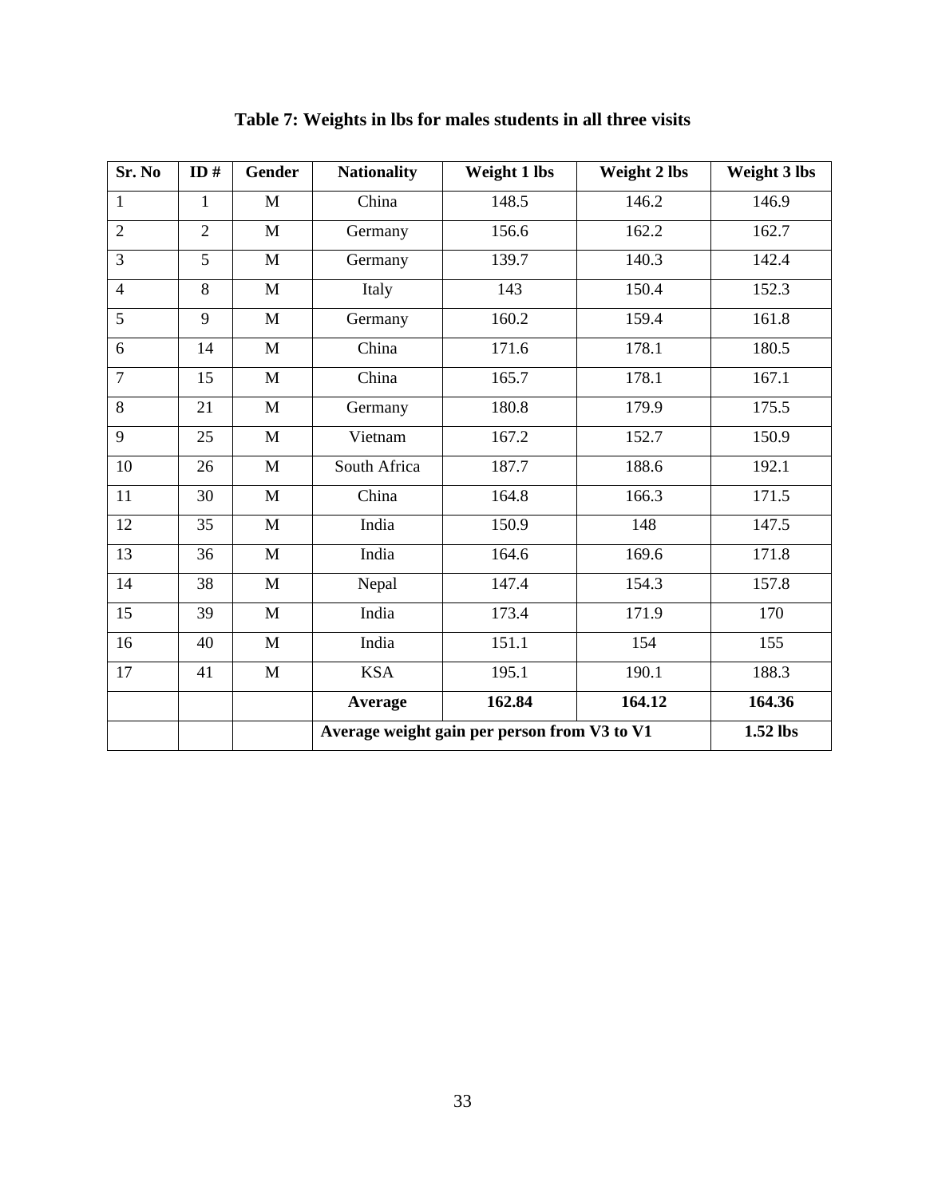**Table 7: Weights in lbs for males students in all three visits**

| Sr. No | ID # | Gender | Nationality | Weight 1 lbs | Weight 2 lbs | Weight 3 lbs |
|---|---|---|---|---|---|---|
| 1 | 1 | M | China | 148.5 | 146.2 | 146.9 |
| 2 | 2 | M | Germany | 156.6 | 162.2 | 162.7 |
| 3 | 5 | M | Germany | 139.7 | 140.3 | 142.4 |
| 4 | 8 | M | Italy | 143 | 150.4 | 152.3 |
| 5 | 9 | M | Germany | 160.2 | 159.4 | 161.8 |
| 6 | 14 | M | China | 171.6 | 178.1 | 180.5 |
| 7 | 15 | M | China | 165.7 | 178.1 | 167.1 |
| 8 | 21 | M | Germany | 180.8 | 179.9 | 175.5 |
| 9 | 25 | M | Vietnam | 167.2 | 152.7 | 150.9 |
| 10 | 26 | M | South Africa | 187.7 | 188.6 | 192.1 |
| 11 | 30 | M | China | 164.8 | 166.3 | 171.5 |
| 12 | 35 | M | India | 150.9 | 148 | 147.5 |
| 13 | 36 | M | India | 164.6 | 169.6 | 171.8 |
| 14 | 38 | M | Nepal | 147.4 | 154.3 | 157.8 |
| 15 | 39 | M | India | 173.4 | 171.9 | 170 |
| 16 | 40 | M | India | 151.1 | 154 | 155 |
| 17 | 41 | M | KSA | 195.1 | 190.1 | 188.3 |
| | | | **Average** | **162.84** | **164.12** | **164.36** |
| | | | **Average weight gain per person from V3 to V1** | | | **1.52 lbs** |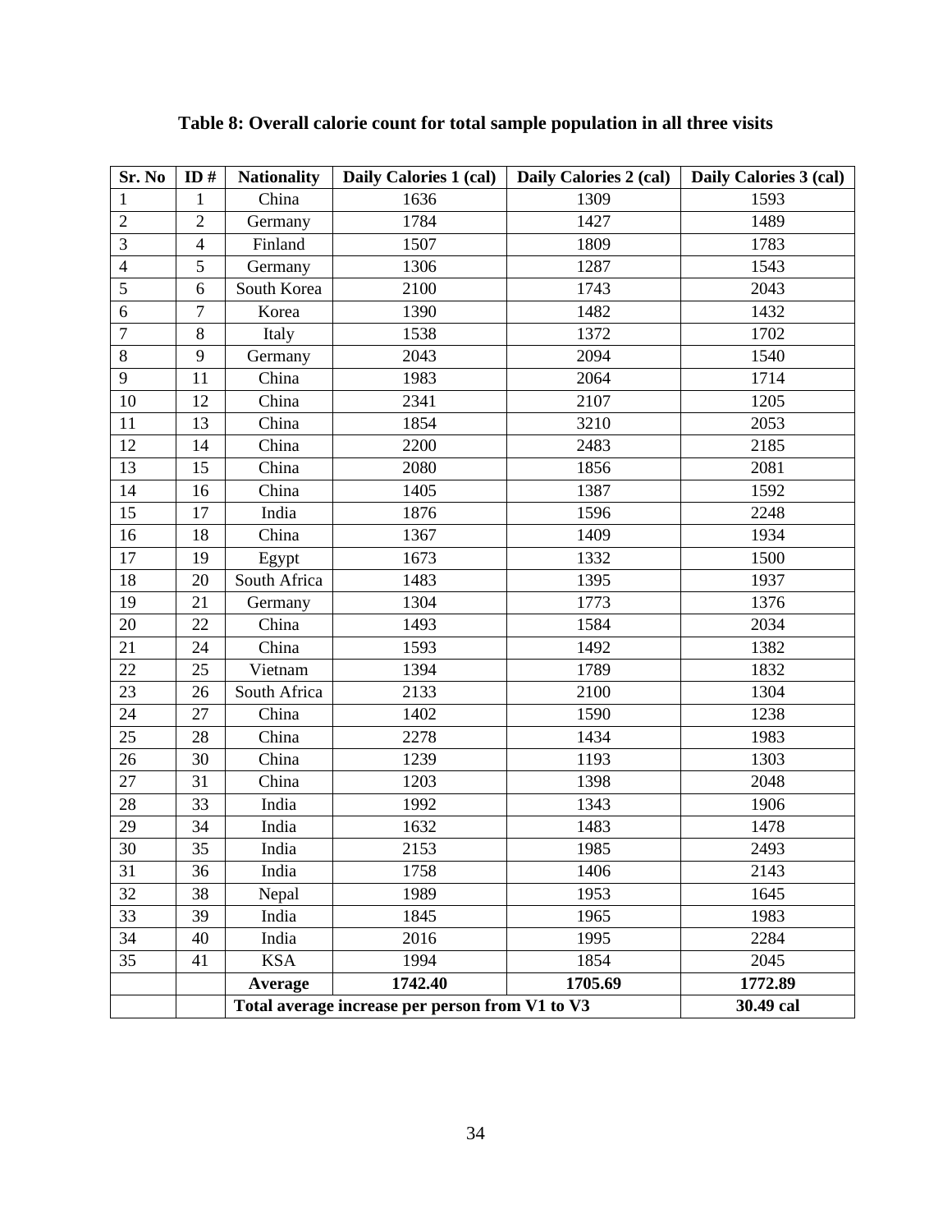**Table 8: Overall calorie count for total sample population in all three visits**

| Sr. No | ID # | Nationality | Daily Calories 1 (cal) | Daily Calories 2 (cal) | Daily Calories 3 (cal) |
|---|---|---|---|---|---|
| 1 | 1 | China | 1636 | 1309 | 1593 |
| 2 | 2 | Germany | 1784 | 1427 | 1489 |
| 3 | 4 | Finland | 1507 | 1809 | 1783 |
| 4 | 5 | Germany | 1306 | 1287 | 1543 |
| 5 | 6 | South Korea | 2100 | 1743 | 2043 |
| 6 | 7 | Korea | 1390 | 1482 | 1432 |
| 7 | 8 | Italy | 1538 | 1372 | 1702 |
| 8 | 9 | Germany | 2043 | 2094 | 1540 |
| 9 | 11 | China | 1983 | 2064 | 1714 |
| 10 | 12 | China | 2341 | 2107 | 1205 |
| 11 | 13 | China | 1854 | 3210 | 2053 |
| 12 | 14 | China | 2200 | 2483 | 2185 |
| 13 | 15 | China | 2080 | 1856 | 2081 |
| 14 | 16 | China | 1405 | 1387 | 1592 |
| 15 | 17 | India | 1876 | 1596 | 2248 |
| 16 | 18 | China | 1367 | 1409 | 1934 |
| 17 | 19 | Egypt | 1673 | 1332 | 1500 |
| 18 | 20 | South Africa | 1483 | 1395 | 1937 |
| 19 | 21 | Germany | 1304 | 1773 | 1376 |
| 20 | 22 | China | 1493 | 1584 | 2034 |
| 21 | 24 | China | 1593 | 1492 | 1382 |
| 22 | 25 | Vietnam | 1394 | 1789 | 1832 |
| 23 | 26 | South Africa | 2133 | 2100 | 1304 |
| 24 | 27 | China | 1402 | 1590 | 1238 |
| 25 | 28 | China | 2278 | 1434 | 1983 |
| 26 | 30 | China | 1239 | 1193 | 1303 |
| 27 | 31 | China | 1203 | 1398 | 2048 |
| 28 | 33 | India | 1992 | 1343 | 1906 |
| 29 | 34 | India | 1632 | 1483 | 1478 |
| 30 | 35 | India | 2153 | 1985 | 2493 |
| 31 | 36 | India | 1758 | 1406 | 2143 |
| 32 | 38 | Nepal | 1989 | 1953 | 1645 |
| 33 | 39 | India | 1845 | 1965 | 1983 |
| 34 | 40 | India | 2016 | 1995 | 2284 |
| 35 | 41 | KSA | 1994 | 1854 | 2045 |
| | | **Average** | **1742.40** | **1705.69** | **1772.89** |
| | | **Total average increase per person from V1 to V3** | | | **30.49 cal** |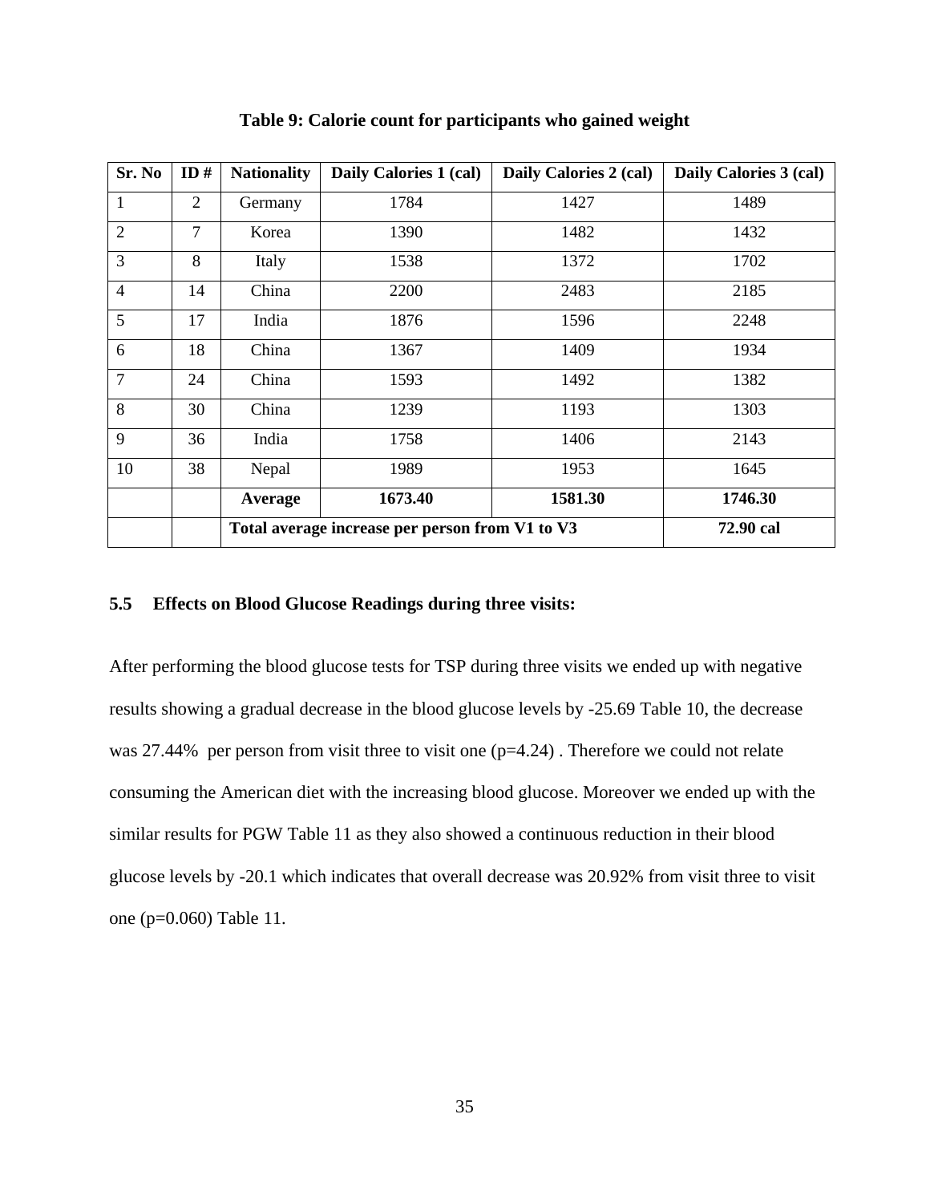**Table 9: Calorie count for participants who gained weight**

| Sr. No | ID # | Nationality | Daily Calories 1 (cal) | Daily Calories 2 (cal) | Daily Calories 3 (cal) |
|---|---|---|---|---|---|
| 1 | 2 | Germany | 1784 | 1427 | 1489 |
| 2 | 7 | Korea | 1390 | 1482 | 1432 |
| 3 | 8 | Italy | 1538 | 1372 | 1702 |
| 4 | 14 | China | 2200 | 2483 | 2185 |
| 5 | 17 | India | 1876 | 1596 | 2248 |
| 6 | 18 | China | 1367 | 1409 | 1934 |
| 7 | 24 | China | 1593 | 1492 | 1382 |
| 8 | 30 | China | 1239 | 1193 | 1303 |
| 9 | 36 | India | 1758 | 1406 | 2143 |
| 10 | 38 | Nepal | 1989 | 1953 | 1645 |
| | | **Average** | **1673.40** | **1581.30** | **1746.30** |
| | | **Total average increase per person from V1 to V3** | | | **72.90 cal** |

### 5.5 Effects on Blood Glucose Readings during three visits:

After performing the blood glucose tests for TSP during three visits we ended up with negative results showing a gradual decrease in the blood glucose levels by -25.69 Table 10, the decrease was 27.44% per person from visit three to visit one (p=4.24) . Therefore we could not relate consuming the American diet with the increasing blood glucose. Moreover we ended up with the similar results for PGW Table 11 as they also showed a continuous reduction in their blood glucose levels by -20.1 which indicates that overall decrease was 20.92% from visit three to visit one (p=0.060) Table 11.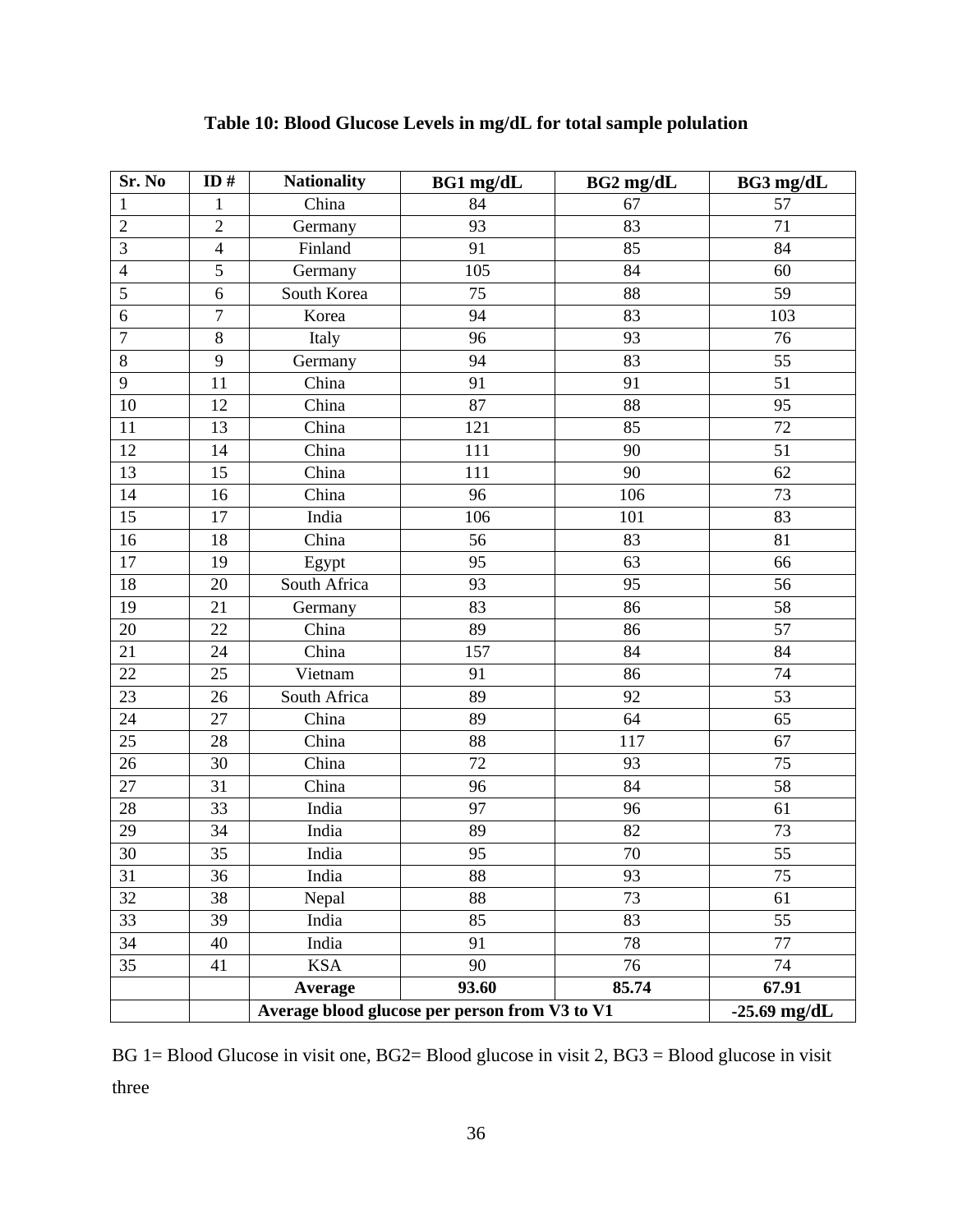**Table 10: Blood Glucose Levels in mg/dL for total sample polulation**

| Sr. No | ID # | Nationality | BG1 mg/dL | BG2 mg/dL | BG3 mg/dL |
|---|---|---|---|---|---|
| 1 | 1 | China | 84 | 67 | 57 |
| 2 | 2 | Germany | 93 | 83 | 71 |
| 3 | 4 | Finland | 91 | 85 | 84 |
| 4 | 5 | Germany | 105 | 84 | 60 |
| 5 | 6 | South Korea | 75 | 88 | 59 |
| 6 | 7 | Korea | 94 | 83 | 103 |
| 7 | 8 | Italy | 96 | 93 | 76 |
| 8 | 9 | Germany | 94 | 83 | 55 |
| 9 | 11 | China | 91 | 91 | 51 |
| 10 | 12 | China | 87 | 88 | 95 |
| 11 | 13 | China | 121 | 85 | 72 |
| 12 | 14 | China | 111 | 90 | 51 |
| 13 | 15 | China | 111 | 90 | 62 |
| 14 | 16 | China | 96 | 106 | 73 |
| 15 | 17 | India | 106 | 101 | 83 |
| 16 | 18 | China | 56 | 83 | 81 |
| 17 | 19 | Egypt | 95 | 63 | 66 |
| 18 | 20 | South Africa | 93 | 95 | 56 |
| 19 | 21 | Germany | 83 | 86 | 58 |
| 20 | 22 | China | 89 | 86 | 57 |
| 21 | 24 | China | 157 | 84 | 84 |
| 22 | 25 | Vietnam | 91 | 86 | 74 |
| 23 | 26 | South Africa | 89 | 92 | 53 |
| 24 | 27 | China | 89 | 64 | 65 |
| 25 | 28 | China | 88 | 117 | 67 |
| 26 | 30 | China | 72 | 93 | 75 |
| 27 | 31 | China | 96 | 84 | 58 |
| 28 | 33 | India | 97 | 96 | 61 |
| 29 | 34 | India | 89 | 82 | 73 |
| 30 | 35 | India | 95 | 70 | 55 |
| 31 | 36 | India | 88 | 93 | 75 |
| 32 | 38 | Nepal | 88 | 73 | 61 |
| 33 | 39 | India | 85 | 83 | 55 |
| 34 | 40 | India | 91 | 78 | 77 |
| 35 | 41 | KSA | 90 | 76 | 74 |
| | | **Average** | **93.60** | **85.74** | **67.91** |
| | | **Average blood glucose per person from V3 to V1** | | | **-25.69 mg/dL** |

BG 1= Blood Glucose in visit one, BG2= Blood glucose in visit 2, BG3 = Blood glucose in visit three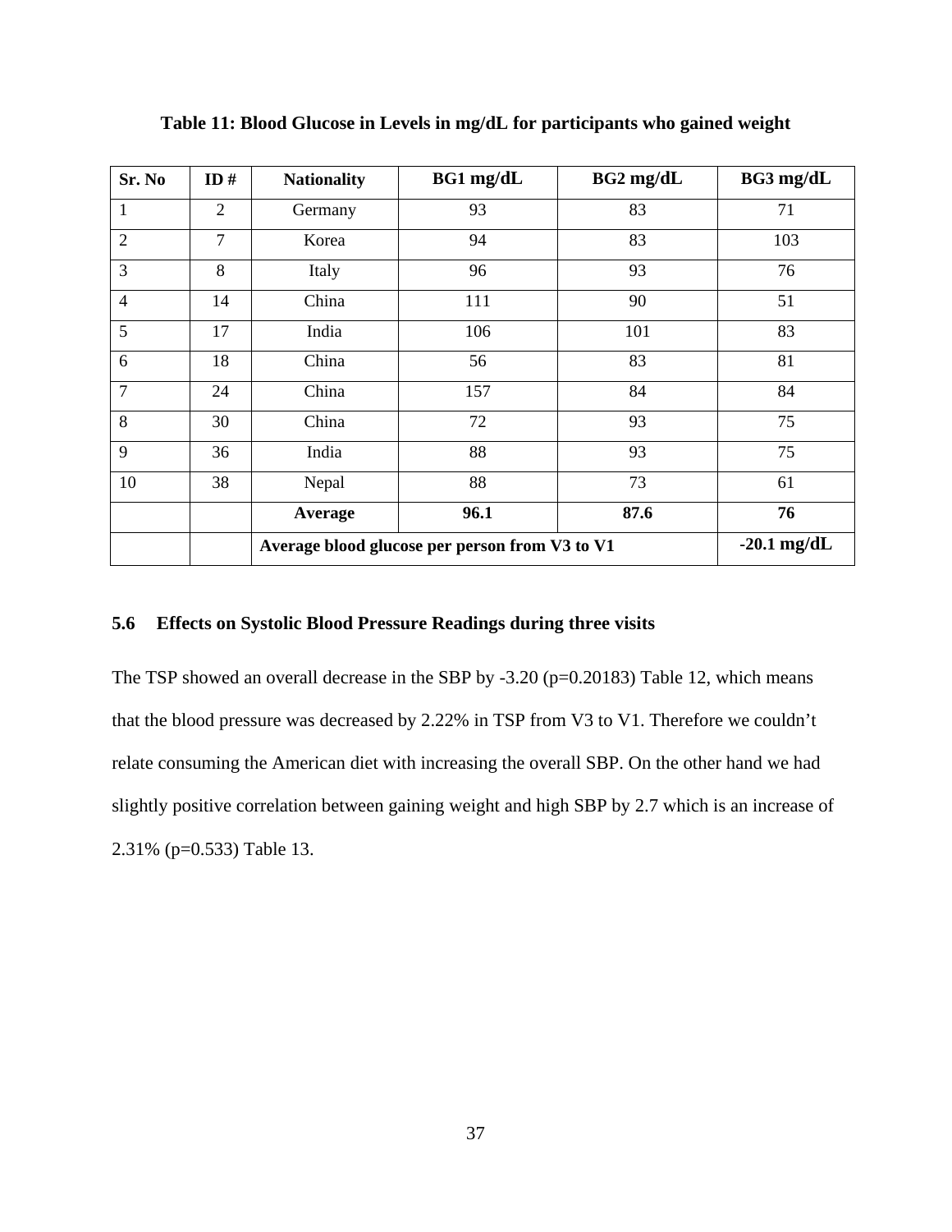**Table 11: Blood Glucose in Levels in mg/dL for participants who gained weight**

| Sr. No | ID # | Nationality | BG1 mg/dL | BG2 mg/dL | BG3 mg/dL |
|---|---|---|---|---|---|
| 1 | 2 | Germany | 93 | 83 | 71 |
| 2 | 7 | Korea | 94 | 83 | 103 |
| 3 | 8 | Italy | 96 | 93 | 76 |
| 4 | 14 | China | 111 | 90 | 51 |
| 5 | 17 | India | 106 | 101 | 83 |
| 6 | 18 | China | 56 | 83 | 81 |
| 7 | 24 | China | 157 | 84 | 84 |
| 8 | 30 | China | 72 | 93 | 75 |
| 9 | 36 | India | 88 | 93 | 75 |
| 10 | 38 | Nepal | 88 | 73 | 61 |
| | | **Average** | **96.1** | **87.6** | **76** |
| | | **Average blood glucose per person from V3 to V1** | | | **-20.1 mg/dL** |

### 5.6 Effects on Systolic Blood Pressure Readings during three visits

The TSP showed an overall decrease in the SBP by -3.20 ($p=0.20183$) Table 12, which means that the blood pressure was decreased by 2.22% in TSP from V3 to V1. Therefore we couldn't relate consuming the American diet with increasing the overall SBP. On the other hand we had slightly positive correlation between gaining weight and high SBP by 2.7 which is an increase of 2.31% ($p=0.533$) Table 13.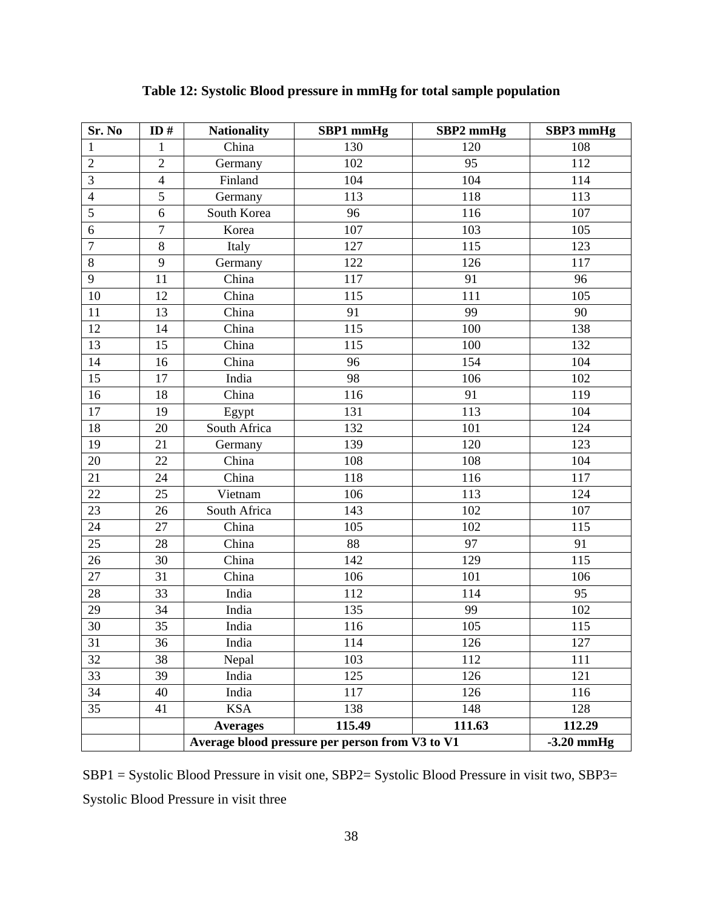**Table 12: Systolic Blood pressure in mmHg for total sample population**

| Sr. No | ID # | Nationality | SBP1 mmHg | SBP2 mmHg | SBP3 mmHg |
|---|---|---|---|---|---|
| 1 | 1 | China | 130 | 120 | 108 |
| 2 | 2 | Germany | 102 | 95 | 112 |
| 3 | 4 | Finland | 104 | 104 | 114 |
| 4 | 5 | Germany | 113 | 118 | 113 |
| 5 | 6 | South Korea | 96 | 116 | 107 |
| 6 | 7 | Korea | 107 | 103 | 105 |
| 7 | 8 | Italy | 127 | 115 | 123 |
| 8 | 9 | Germany | 122 | 126 | 117 |
| 9 | 11 | China | 117 | 91 | 96 |
| 10 | 12 | China | 115 | 111 | 105 |
| 11 | 13 | China | 91 | 99 | 90 |
| 12 | 14 | China | 115 | 100 | 138 |
| 13 | 15 | China | 115 | 100 | 132 |
| 14 | 16 | China | 96 | 154 | 104 |
| 15 | 17 | India | 98 | 106 | 102 |
| 16 | 18 | China | 116 | 91 | 119 |
| 17 | 19 | Egypt | 131 | 113 | 104 |
| 18 | 20 | South Africa | 132 | 101 | 124 |
| 19 | 21 | Germany | 139 | 120 | 123 |
| 20 | 22 | China | 108 | 108 | 104 |
| 21 | 24 | China | 118 | 116 | 117 |
| 22 | 25 | Vietnam | 106 | 113 | 124 |
| 23 | 26 | South Africa | 143 | 102 | 107 |
| 24 | 27 | China | 105 | 102 | 115 |
| 25 | 28 | China | 88 | 97 | 91 |
| 26 | 30 | China | 142 | 129 | 115 |
| 27 | 31 | China | 106 | 101 | 106 |
| 28 | 33 | India | 112 | 114 | 95 |
| 29 | 34 | India | 135 | 99 | 102 |
| 30 | 35 | India | 116 | 105 | 115 |
| 31 | 36 | India | 114 | 126 | 127 |
| 32 | 38 | Nepal | 103 | 112 | 111 |
| 33 | 39 | India | 125 | 126 | 121 |
| 34 | 40 | India | 117 | 126 | 116 |
| 35 | 41 | KSA | 138 | 148 | 128 |
| | | **Averages** | **115.49** | **111.63** | **112.29** |
| | | **Average blood pressure per person from V3 to V1** | | | **-3.20 mmHg** |

SBP1 = Systolic Blood Pressure in visit one, SBP2= Systolic Blood Pressure in visit two, SBP3= Systolic Blood Pressure in visit three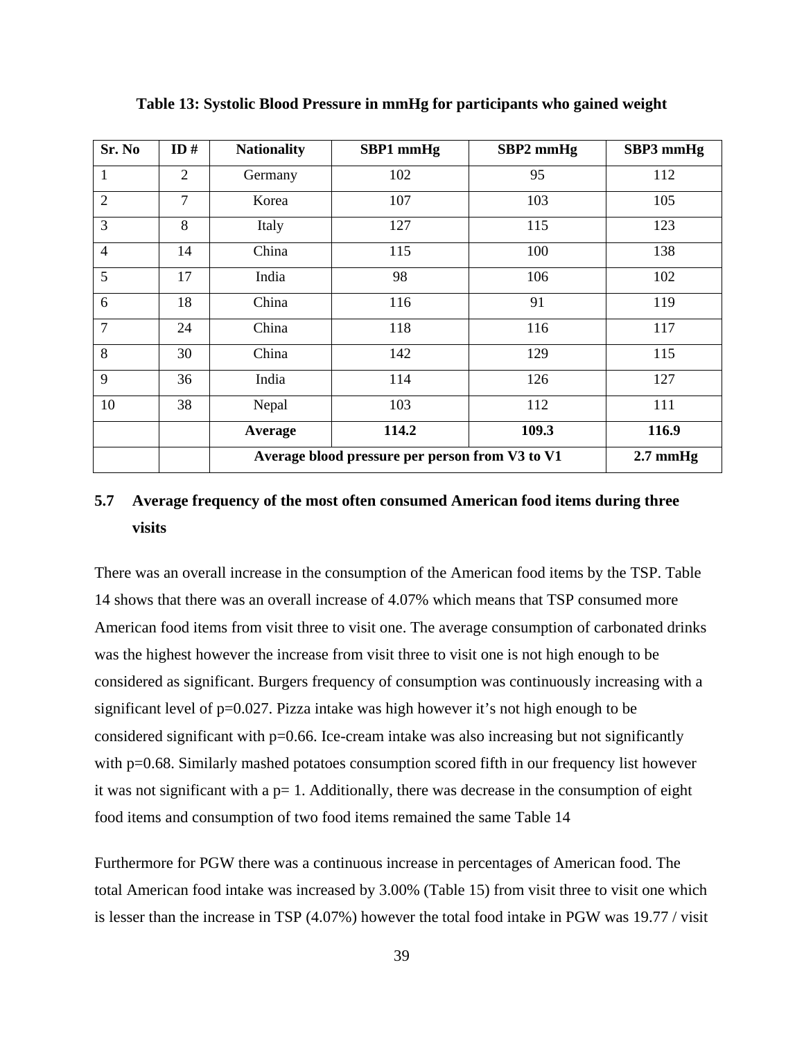**Table 13: Systolic Blood Pressure in mmHg for participants who gained weight**

| Sr. No | ID # | Nationality | SBP1 mmHg | SBP2 mmHg | SBP3 mmHg |
|---|---|---|---|---|---|
| 1 | 2 | Germany | 102 | 95 | 112 |
| 2 | 7 | Korea | 107 | 103 | 105 |
| 3 | 8 | Italy | 127 | 115 | 123 |
| 4 | 14 | China | 115 | 100 | 138 |
| 5 | 17 | India | 98 | 106 | 102 |
| 6 | 18 | China | 116 | 91 | 119 |
| 7 | 24 | China | 118 | 116 | 117 |
| 8 | 30 | China | 142 | 129 | 115 |
| 9 | 36 | India | 114 | 126 | 127 |
| 10 | 38 | Nepal | 103 | 112 | 111 |
| | | **Average** | **114.2** | **109.3** | **116.9** |
| | | **Average blood pressure per person from V3 to V1** | | | **2.7 mmHg** |

## 5.7 Average frequency of the most often consumed American food items during three visits

There was an overall increase in the consumption of the American food items by the TSP. Table 14 shows that there was an overall increase of 4.07% which means that TSP consumed more American food items from visit three to visit one. The average consumption of carbonated drinks was the highest however the increase from visit three to visit one is not high enough to be considered as significant. Burgers frequency of consumption was continuously increasing with a significant level of p=0.027. Pizza intake was high however it's not high enough to be considered significant with p=0.66. Ice-cream intake was also increasing but not significantly with p=0.68. Similarly mashed potatoes consumption scored fifth in our frequency list however it was not significant with a p= 1. Additionally, there was decrease in the consumption of eight food items and consumption of two food items remained the same Table 14

Furthermore for PGW there was a continuous increase in percentages of American food. The total American food intake was increased by 3.00% (Table 15) from visit three to visit one which is lesser than the increase in TSP (4.07%) however the total food intake in PGW was 19.77 / visit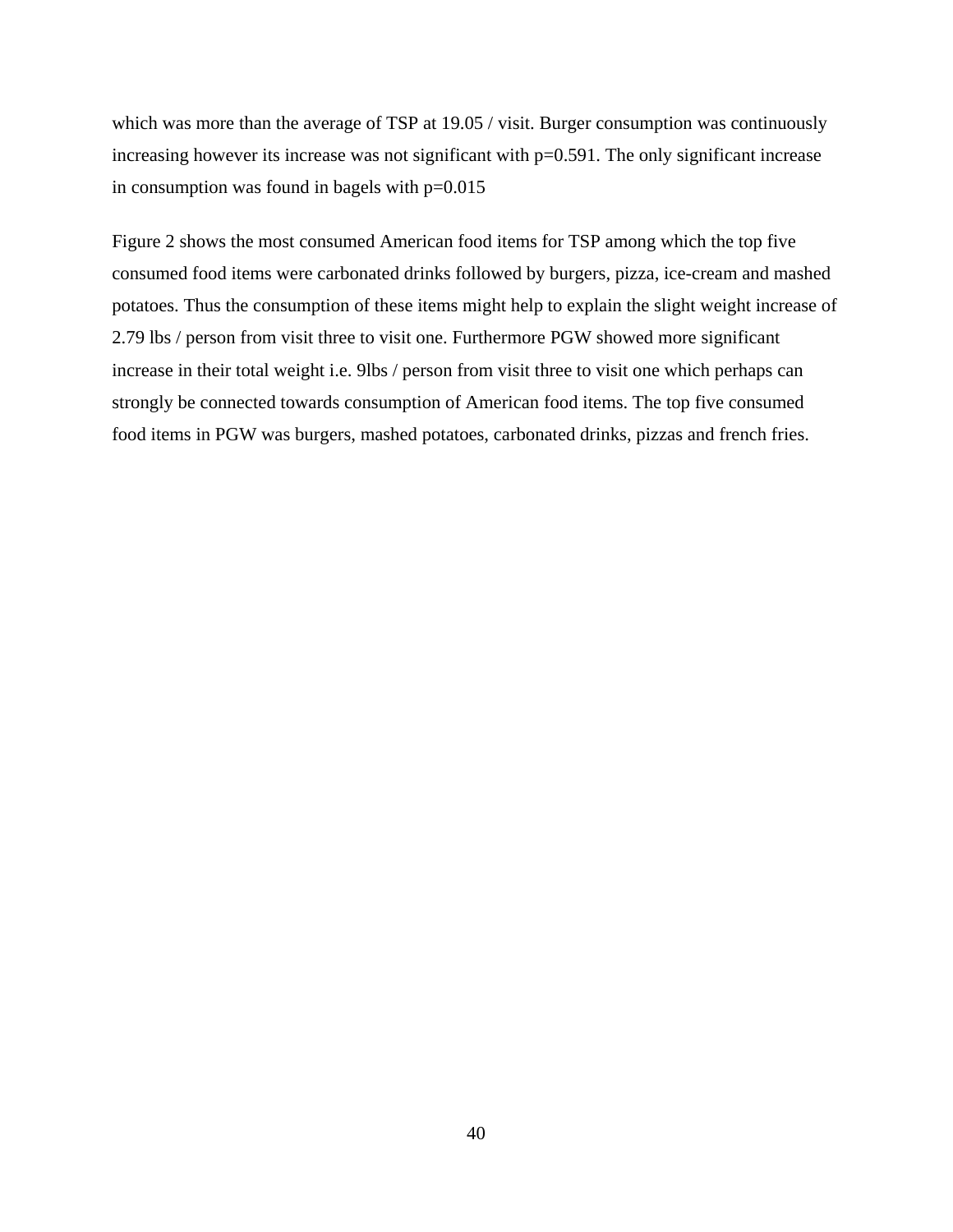which was more than the average of TSP at 19.05 / visit. Burger consumption was continuously increasing however its increase was not significant with $p=0.591$. The only significant increase in consumption was found in bagels with $p=0.015$

Figure 2 shows the most consumed American food items for TSP among which the top five consumed food items were carbonated drinks followed by burgers, pizza, ice-cream and mashed potatoes. Thus the consumption of these items might help to explain the slight weight increase of 2.79 lbs / person from visit three to visit one. Furthermore PGW showed more significant increase in their total weight i.e. 9lbs / person from visit three to visit one which perhaps can strongly be connected towards consumption of American food items. The top five consumed food items in PGW was burgers, mashed potatoes, carbonated drinks, pizzas and french fries.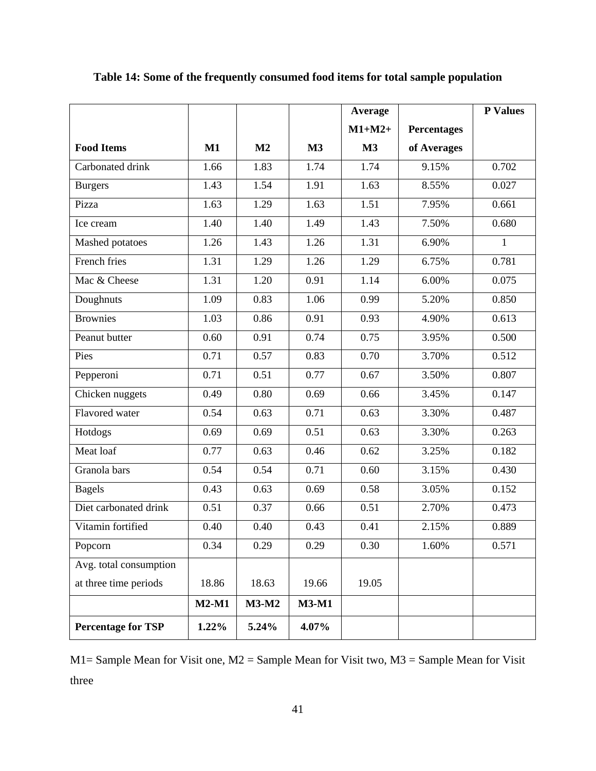**Table 14: Some of the frequently consumed food items for total sample population**

| Food Items | M1 | M2 | M3 | Average M1+M2+ M3 | Percentages of Averages | P Values |
|---|---|---|---|---|---|---|
| Carbonated drink | 1.66 | 1.83 | 1.74 | 1.74 | 9.15% | 0.702 |
| Burgers | 1.43 | 1.54 | 1.91 | 1.63 | 8.55% | 0.027 |
| Pizza | 1.63 | 1.29 | 1.63 | 1.51 | 7.95% | 0.661 |
| Ice cream | 1.40 | 1.40 | 1.49 | 1.43 | 7.50% | 0.680 |
| Mashed potatoes | 1.26 | 1.43 | 1.26 | 1.31 | 6.90% | 1 |
| French fries | 1.31 | 1.29 | 1.26 | 1.29 | 6.75% | 0.781 |
| Mac & Cheese | 1.31 | 1.20 | 0.91 | 1.14 | 6.00% | 0.075 |
| Doughnuts | 1.09 | 0.83 | 1.06 | 0.99 | 5.20% | 0.850 |
| Brownies | 1.03 | 0.86 | 0.91 | 0.93 | 4.90% | 0.613 |
| Peanut butter | 0.60 | 0.91 | 0.74 | 0.75 | 3.95% | 0.500 |
| Pies | 0.71 | 0.57 | 0.83 | 0.70 | 3.70% | 0.512 |
| Pepperoni | 0.71 | 0.51 | 0.77 | 0.67 | 3.50% | 0.807 |
| Chicken nuggets | 0.49 | 0.80 | 0.69 | 0.66 | 3.45% | 0.147 |
| Flavored water | 0.54 | 0.63 | 0.71 | 0.63 | 3.30% | 0.487 |
| Hotdogs | 0.69 | 0.69 | 0.51 | 0.63 | 3.30% | 0.263 |
| Meat loaf | 0.77 | 0.63 | 0.46 | 0.62 | 3.25% | 0.182 |
| Granola bars | 0.54 | 0.54 | 0.71 | 0.60 | 3.15% | 0.430 |
| Bagels | 0.43 | 0.63 | 0.69 | 0.58 | 3.05% | 0.152 |
| Diet carbonated drink | 0.51 | 0.37 | 0.66 | 0.51 | 2.70% | 0.473 |
| Vitamin fortified | 0.40 | 0.40 | 0.43 | 0.41 | 2.15% | 0.889 |
| Popcorn | 0.34 | 0.29 | 0.29 | 0.30 | 1.60% | 0.571 |
| Avg. total consumption at three time periods | 18.86 | 18.63 | 19.66 | 19.05 | | |
| | **M2-M1** | **M3-M2** | **M3-M1** | | | |
| **Percentage for TSP** | **1.22%** | **5.24%** | **4.07%** | | | |

M1= Sample Mean for Visit one, M2 = Sample Mean for Visit two, M3 = Sample Mean for Visit three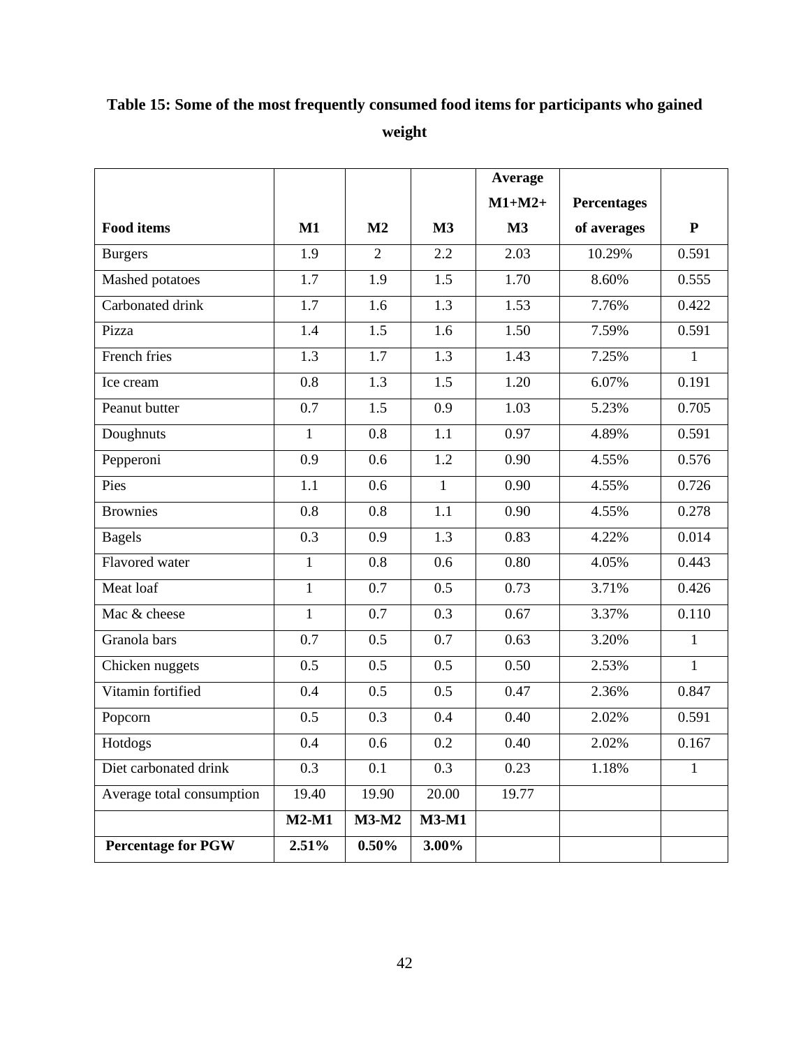**Table 15: Some of the most frequently consumed food items for participants who gained weight**

| Food items | M1 | M2 | M3 | Average M1+M2+ M3 | Percentages of averages | P |
|---|---|---|---|---|---|---|
| Burgers | 1.9 | 2 | 2.2 | 2.03 | 10.29% | 0.591 |
| Mashed potatoes | 1.7 | 1.9 | 1.5 | 1.70 | 8.60% | 0.555 |
| Carbonated drink | 1.7 | 1.6 | 1.3 | 1.53 | 7.76% | 0.422 |
| Pizza | 1.4 | 1.5 | 1.6 | 1.50 | 7.59% | 0.591 |
| French fries | 1.3 | 1.7 | 1.3 | 1.43 | 7.25% | 1 |
| Ice cream | 0.8 | 1.3 | 1.5 | 1.20 | 6.07% | 0.191 |
| Peanut butter | 0.7 | 1.5 | 0.9 | 1.03 | 5.23% | 0.705 |
| Doughnuts | 1 | 0.8 | 1.1 | 0.97 | 4.89% | 0.591 |
| Pepperoni | 0.9 | 0.6 | 1.2 | 0.90 | 4.55% | 0.576 |
| Pies | 1.1 | 0.6 | 1 | 0.90 | 4.55% | 0.726 |
| Brownies | 0.8 | 0.8 | 1.1 | 0.90 | 4.55% | 0.278 |
| Bagels | 0.3 | 0.9 | 1.3 | 0.83 | 4.22% | 0.014 |
| Flavored water | 1 | 0.8 | 0.6 | 0.80 | 4.05% | 0.443 |
| Meat loaf | 1 | 0.7 | 0.5 | 0.73 | 3.71% | 0.426 |
| Mac & cheese | 1 | 0.7 | 0.3 | 0.67 | 3.37% | 0.110 |
| Granola bars | 0.7 | 0.5 | 0.7 | 0.63 | 3.20% | 1 |
| Chicken nuggets | 0.5 | 0.5 | 0.5 | 0.50 | 2.53% | 1 |
| Vitamin fortified | 0.4 | 0.5 | 0.5 | 0.47 | 2.36% | 0.847 |
| Popcorn | 0.5 | 0.3 | 0.4 | 0.40 | 2.02% | 0.591 |
| Hotdogs | 0.4 | 0.6 | 0.2 | 0.40 | 2.02% | 0.167 |
| Diet carbonated drink | 0.3 | 0.1 | 0.3 | 0.23 | 1.18% | 1 |
| Average total consumption | 19.40 | 19.90 | 20.00 | 19.77 | | |
| | **M2-M1** | **M3-M2** | **M3-M1** | | | |
| **Percentage for PGW** | **2.51%** | **0.50%** | **3.00%** | | | |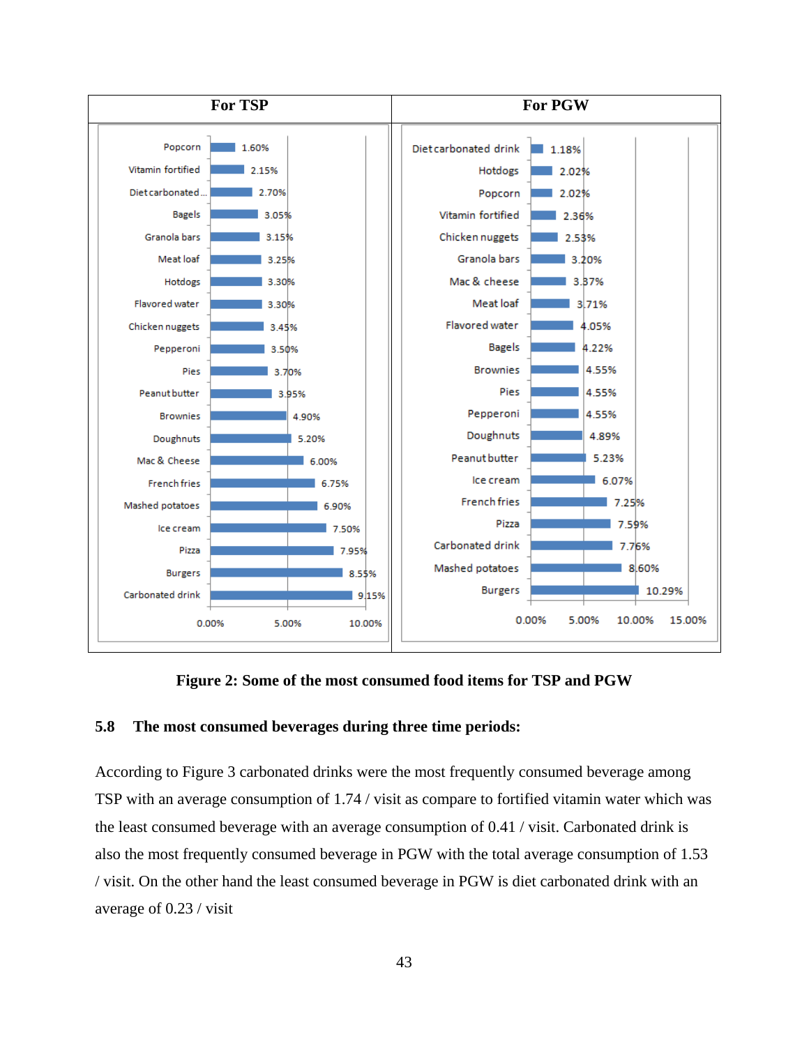| For TSP | | For PGW | |
|---|---|---|---|
| Popcorn | 1.60% | Diet carbonated drink | 1.18% |
| Vitamin fortified | 2.15% | Hotdogs | 2.02% |
| Diet carbonated... | 2.70% | Popcorn | 2.02% |
| Bagels | 3.05% | Vitamin fortified | 2.36% |
| Granola bars | 3.15% | Chicken nuggets | 2.53% |
| Meat loaf | 3.25% | Granola bars | 3.20% |
| Hotdogs | 3.30% | Mac & cheese | 3.37% |
| Flavored water | 3.30% | Meat loaf | 3.71% |
| Chicken nuggets | 3.45% | Flavored water | 4.05% |
| Pepperoni | 3.50% | Bagels | 4.22% |
| Pies | 3.70% | Brownies | 4.55% |
| Peanut butter | 3.95% | Pies | 4.55% |
| Brownies | 4.90% | Pepperoni | 4.55% |
| Doughnuts | 5.20% | Doughnuts | 4.89% |
| Mac & Cheese | 6.00% | Peanut butter | 5.23% |
| French fries | 6.75% | Ice cream | 6.07% |
| Mashed potatoes | 6.90% | French fries | 7.25% |
| Ice cream | 7.50% | Pizza | 7.59% |
| Pizza | 7.95% | Carbonated drink | 7.76% |
| Burgers | 8.55% | Mashed potatoes | 8.60% |
| Carbonated drink | 9.15% | Burgers | 10.29% |

**Figure 2: Some of the most consumed food items for TSP and PGW**

## 5.8 The most consumed beverages during three time periods:

According to Figure 3 carbonated drinks were the most frequently consumed beverage among TSP with an average consumption of 1.74 / visit as compare to fortified vitamin water which was the least consumed beverage with an average consumption of 0.41 / visit. Carbonated drink is also the most frequently consumed beverage in PGW with the total average consumption of 1.53 / visit. On the other hand the least consumed beverage in PGW is diet carbonated drink with an average of 0.23 / visit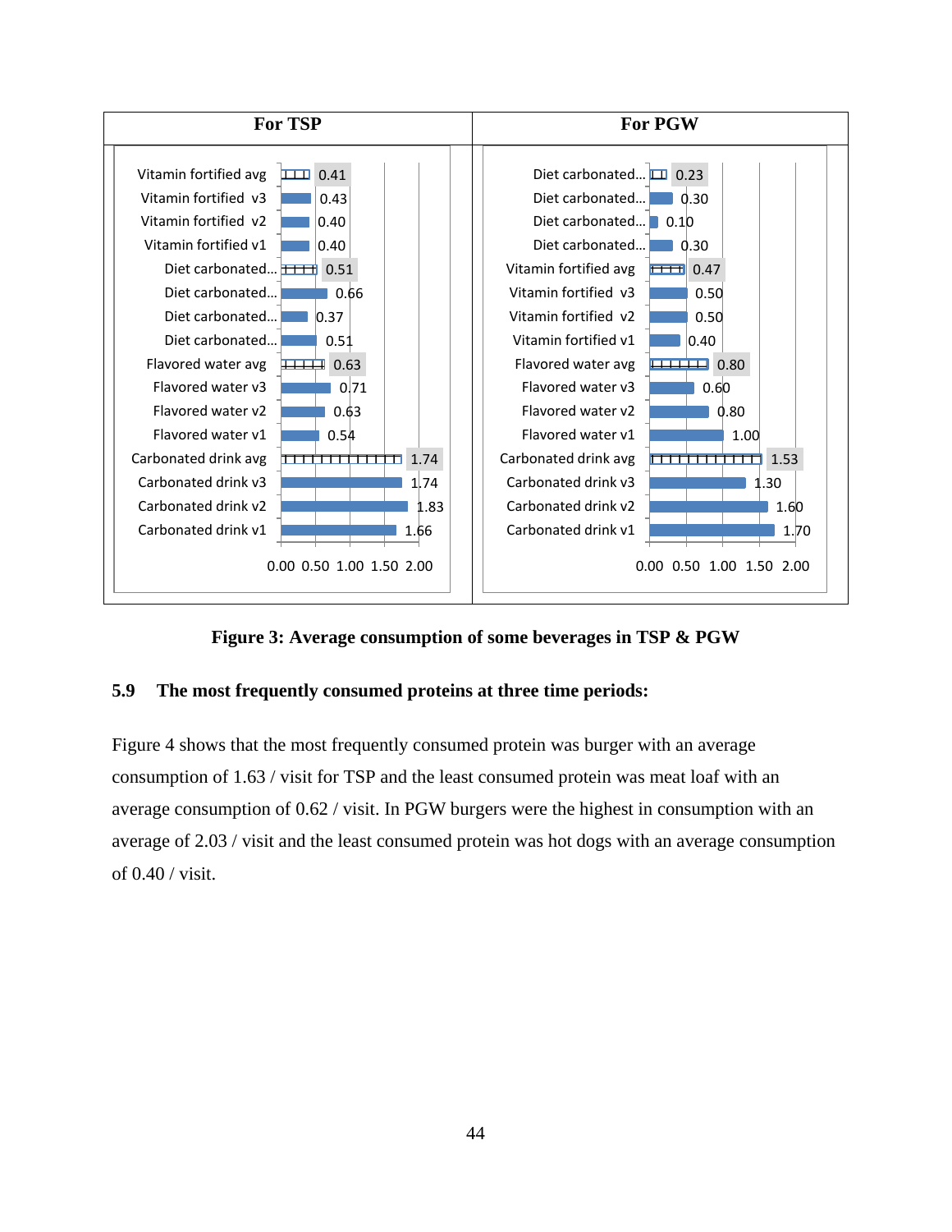| For TSP | | For PGW | |
|---|---|---|---|
| Vitamin fortified avg | 0.41 | Diet carbonated... | 0.23 |
| Vitamin fortified v3 | 0.43 | Diet carbonated... | 0.30 |
| Vitamin fortified v2 | 0.40 | Diet carbonated... | 0.10 |
| Vitamin fortified v1 | 0.40 | Diet carbonated... | 0.30 |
| Diet carbonated... | 0.51 | Vitamin fortified avg | 0.47 |
| Diet carbonated... | 0.66 | Vitamin fortified v3 | 0.50 |
| Diet carbonated... | 0.37 | Vitamin fortified v2 | 0.50 |
| Diet carbonated... | 0.51 | Vitamin fortified v1 | 0.40 |
| Flavored water avg | 0.63 | Flavored water avg | 0.80 |
| Flavored water v3 | 0.71 | Flavored water v3 | 0.60 |
| Flavored water v2 | 0.63 | Flavored water v2 | 0.80 |
| Flavored water v1 | 0.54 | Flavored water v1 | 1.00 |
| Carbonated drink avg | 1.74 | Carbonated drink avg | 1.53 |
| Carbonated drink v3 | 1.74 | Carbonated drink v3 | 1.30 |
| Carbonated drink v2 | 1.83 | Carbonated drink v2 | 1.60 |
| Carbonated drink v1 | 1.66 | Carbonated drink v1 | 1.70 |

**Figure 3: Average consumption of some beverages in TSP & PGW**

### 5.9 The most frequently consumed proteins at three time periods:

Figure 4 shows that the most frequently consumed protein was burger with an average consumption of 1.63 / visit for TSP and the least consumed protein was meat loaf with an average consumption of 0.62 / visit. In PGW burgers were the highest in consumption with an average of 2.03 / visit and the least consumed protein was hot dogs with an average consumption of 0.40 / visit.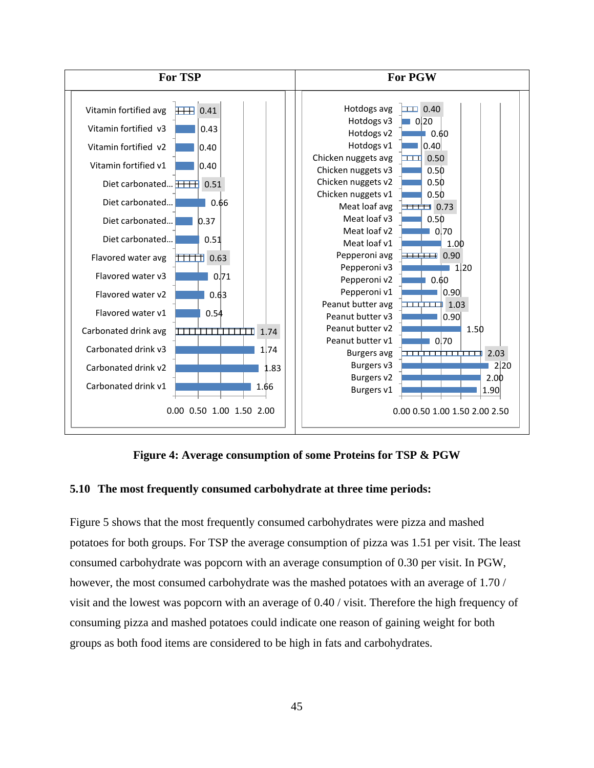| For TSP | | For PGW | |
|---|---|---|---|
| Vitamin fortified avg | 0.41 | Hotdogs avg | 0.40 |
| Vitamin fortified v3 | 0.43 | Hotdogs v3 | 0.20 |
| Vitamin fortified v2 | 0.40 | Hotdogs v2 | 0.60 |
| Vitamin fortified v1 | 0.40 | Hotdogs v1 | 0.40 |
| Diet carbonated... | 0.51 | Chicken nuggets avg | 0.50 |
| Diet carbonated... | 0.66 | Chicken nuggets v3 | 0.50 |
| Diet carbonated... | 0.37 | Chicken nuggets v2 | 0.50 |
| Diet carbonated... | 0.51 | Chicken nuggets v1 | 0.50 |
| Flavored water avg | 0.63 | Meat loaf avg | 0.73 |
| Flavored water v3 | 0.71 | Meat loaf v3 | 0.50 |
| Flavored water v2 | 0.63 | Meat loaf v2 | 0.70 |
| Flavored water v1 | 0.54 | Meat loaf v1 | 1.00 |
| Carbonated drink avg | 1.74 | Pepperoni avg | 0.90 |
| Carbonated drink v3 | 1.74 | Pepperoni v3 | 1.20 |
| Carbonated drink v2 | 1.83 | Pepperoni v2 | 0.60 |
| Carbonated drink v1 | 1.66 | Pepperoni v1 | 0.90 |
| | | Peanut butter avg | 1.03 |
| | | Peanut butter v3 | 0.90 |
| | | Peanut butter v2 | 1.50 |
| | | Peanut butter v1 | 0.70 |
| | | Burgers avg | 2.03 |
| | | Burgers v3 | 2.20 |
| | | Burgers v2 | 2.00 |
| | | Burgers v1 | 1.90 |

**Figure 4: Average consumption of some Proteins for TSP & PGW**

### 5.10 The most frequently consumed carbohydrate at three time periods:

Figure 5 shows that the most frequently consumed carbohydrates were pizza and mashed potatoes for both groups. For TSP the average consumption of pizza was 1.51 per visit. The least consumed carbohydrate was popcorn with an average consumption of 0.30 per visit. In PGW, however, the most consumed carbohydrate was the mashed potatoes with an average of 1.70 / visit and the lowest was popcorn with an average of 0.40 / visit. Therefore the high frequency of consuming pizza and mashed potatoes could indicate one reason of gaining weight for both groups as both food items are considered to be high in fats and carbohydrates.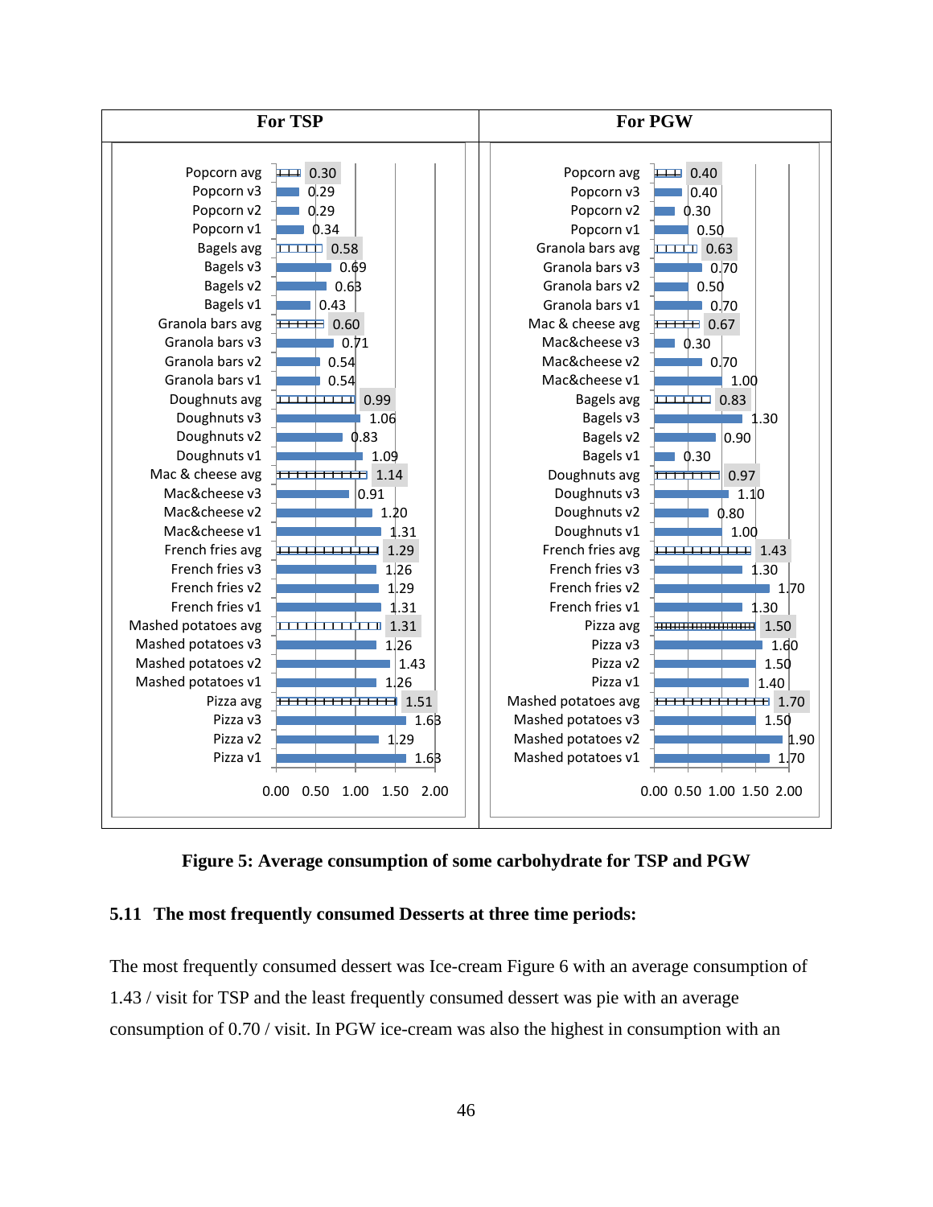| For TSP | | For PGW | |
|---|---|---|---|
| Popcorn avg | 0.30 | Popcorn avg | 0.40 |
| Popcorn v3 | 0.29 | Popcorn v3 | 0.40 |
| Popcorn v2 | 0.29 | Popcorn v2 | 0.30 |
| Popcorn v1 | 0.34 | Popcorn v1 | 0.50 |
| Bagels avg | 0.58 | Granola bars avg | 0.63 |
| Bagels v3 | 0.69 | Granola bars v3 | 0.70 |
| Bagels v2 | 0.63 | Granola bars v2 | 0.50 |
| Bagels v1 | 0.43 | Granola bars v1 | 0.70 |
| Granola bars avg | 0.60 | Mac & cheese avg | 0.67 |
| Granola bars v3 | 0.71 | Mac&cheese v3 | 0.30 |
| Granola bars v2 | 0.54 | Mac&cheese v2 | 0.70 |
| Granola bars v1 | 0.54 | Mac&cheese v1 | 1.00 |
| Doughnuts avg | 0.99 | Bagels avg | 0.83 |
| Doughnuts v3 | 1.06 | Bagels v3 | 1.30 |
| Doughnuts v2 | 0.83 | Bagels v2 | 0.90 |
| Doughnuts v1 | 1.09 | Bagels v1 | 0.30 |
| Mac & cheese avg | 1.14 | Doughnuts avg | 0.97 |
| Mac&cheese v3 | 0.91 | Doughnuts v3 | 1.10 |
| Mac&cheese v2 | 1.20 | Doughnuts v2 | 0.80 |
| Mac&cheese v1 | 1.31 | Doughnuts v1 | 1.00 |
| French fries avg | 1.29 | French fries avg | 1.43 |
| French fries v3 | 1.26 | French fries v3 | 1.30 |
| French fries v2 | 1.29 | French fries v2 | 1.70 |
| French fries v1 | 1.31 | French fries v1 | 1.30 |
| Mashed potatoes avg | 1.31 | Pizza avg | 1.50 |
| Mashed potatoes v3 | 1.26 | Pizza v3 | 1.60 |
| Mashed potatoes v2 | 1.43 | Pizza v2 | 1.50 |
| Mashed potatoes v1 | 1.26 | Pizza v1 | 1.40 |
| Pizza avg | 1.51 | Mashed potatoes avg | 1.70 |
| Pizza v3 | 1.63 | Mashed potatoes v3 | 1.50 |
| Pizza v2 | 1.29 | Mashed potatoes v2 | 1.90 |
| Pizza v1 | 1.63 | Mashed potatoes v1 | 1.70 |

**Figure 5: Average consumption of some carbohydrate for TSP and PGW**

### 5.11 The most frequently consumed Desserts at three time periods:

The most frequently consumed dessert was Ice-cream Figure 6 with an average consumption of 1.43 / visit for TSP and the least frequently consumed dessert was pie with an average consumption of 0.70 / visit. In PGW ice-cream was also the highest in consumption with an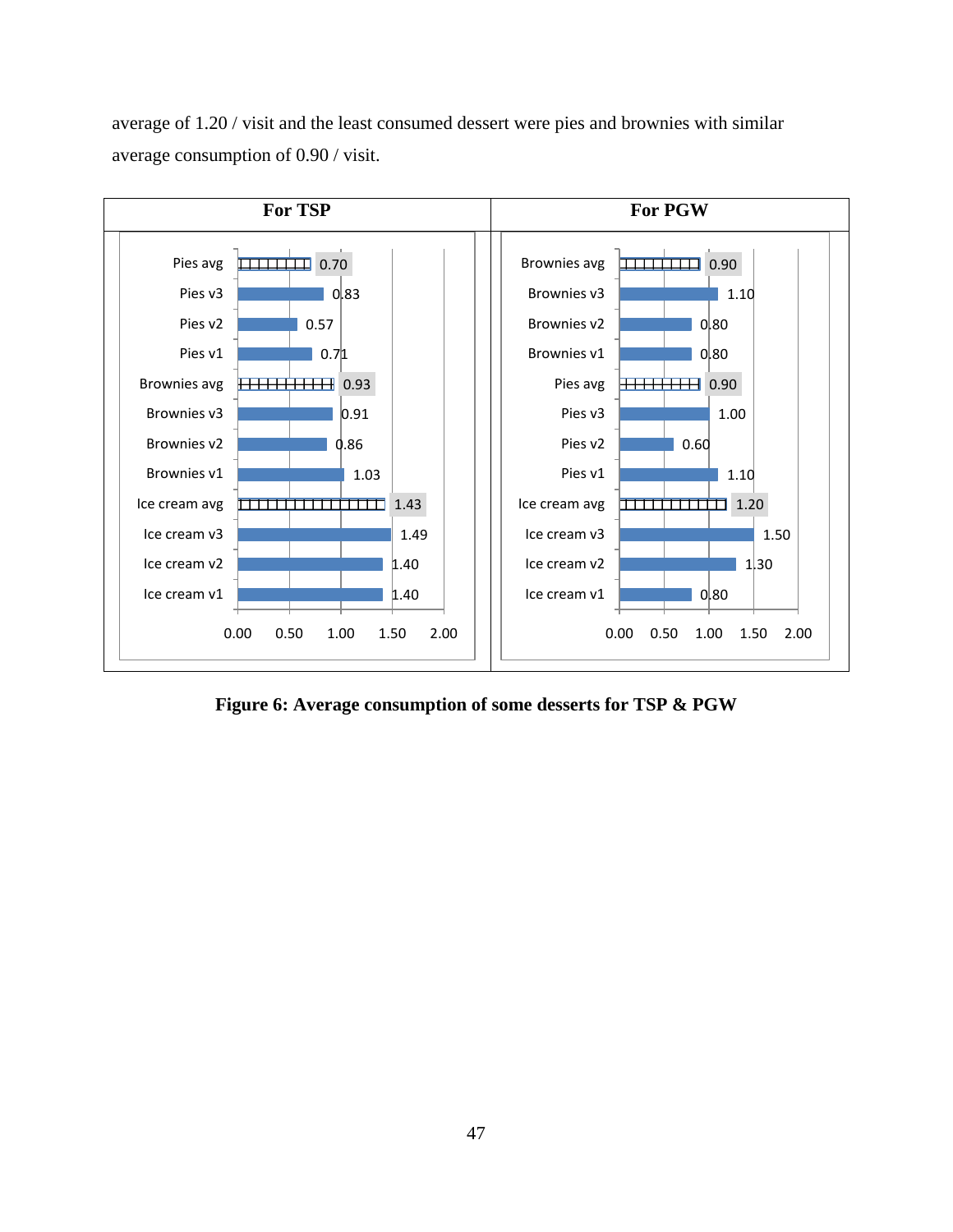average of 1.20 / visit and the least consumed dessert were pies and brownies with similar average consumption of 0.90 / visit.

| For TSP | | For PGW | |
|---|---|---|---|
| Pies avg | 0.70 | Brownies avg | 0.90 |
| Pies v3 | 0.83 | Brownies v3 | 1.10 |
| Pies v2 | 0.57 | Brownies v2 | 0.80 |
| Pies v1 | 0.71 | Brownies v1 | 0.80 |
| Brownies avg | 0.93 | Pies avg | 0.90 |
| Brownies v3 | 0.91 | Pies v3 | 1.00 |
| Brownies v2 | 0.86 | Pies v2 | 0.60 |
| Brownies v1 | 1.03 | Pies v1 | 1.10 |
| Ice cream avg | 1.43 | Ice cream avg | 1.20 |
| Ice cream v3 | 1.49 | Ice cream v3 | 1.50 |
| Ice cream v2 | 1.40 | Ice cream v2 | 1.30 |
| Ice cream v1 | 1.40 | Ice cream v1 | 0.80 |

**Figure 6: Average consumption of some desserts for TSP & PGW**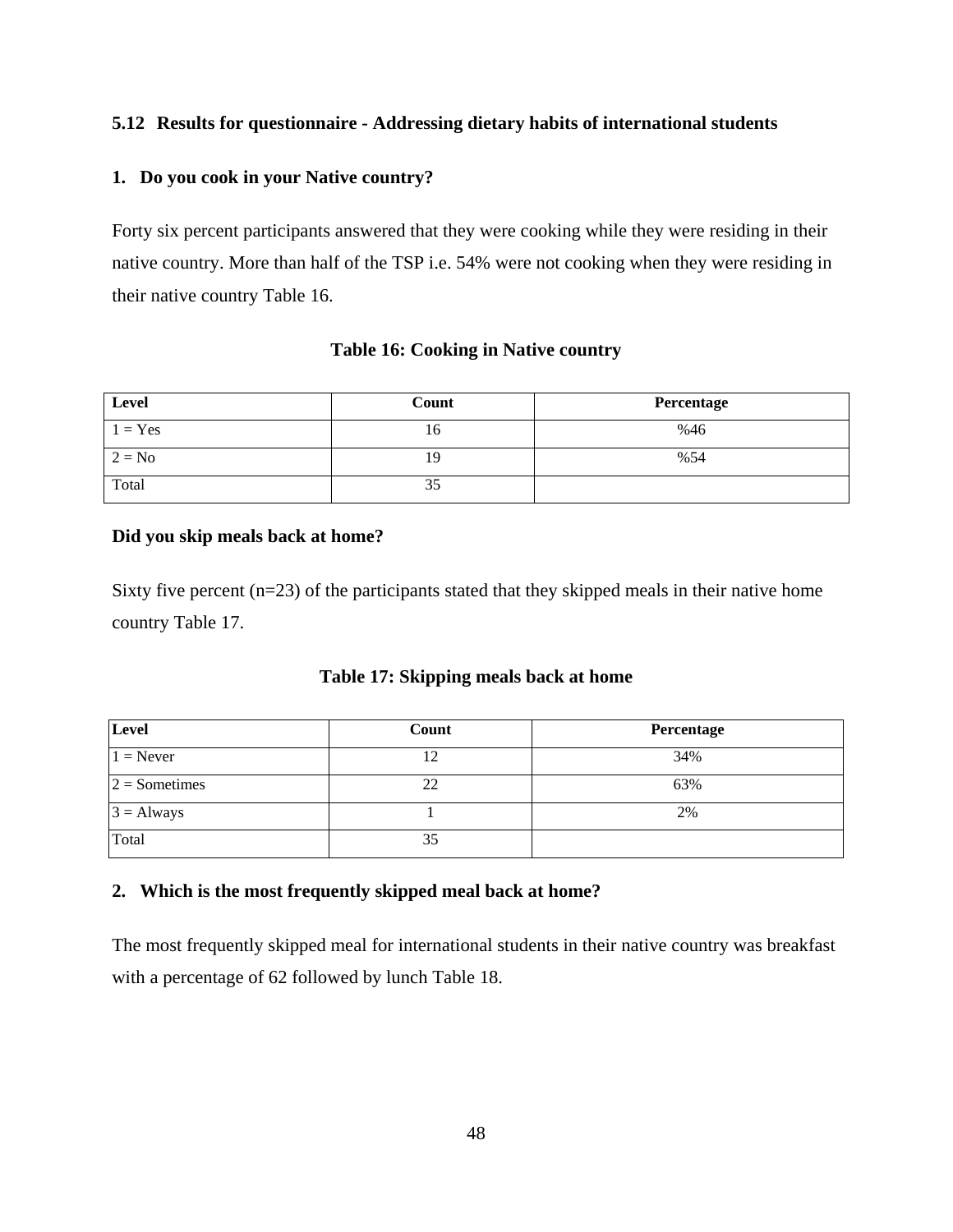## 5.12 Results for questionnaire - Addressing dietary habits of international students

**1. Do you cook in your Native country?**

Forty six percent participants answered that they were cooking while they were residing in their native country. More than half of the TSP i.e. 54% were not cooking when they were residing in their native country Table 16.

**Table 16: Cooking in Native country**

| Level | Count | Percentage |
|---|---|---|
| 1 = Yes | 16 | %46 |
| 2 = No | 19 | %54 |
| Total | 35 | |

**Did you skip meals back at home?**

Sixty five percent (n=23) of the participants stated that they skipped meals in their native home country Table 17.

**Table 17: Skipping meals back at home**

| Level | Count | Percentage |
|---|---|---|
| 1 = Never | 12 | 34% |
| 2 = Sometimes | 22 | 63% |
| 3 = Always | 1 | 2% |
| Total | 35 | |

**2. Which is the most frequently skipped meal back at home?**

The most frequently skipped meal for international students in their native country was breakfast with a percentage of 62 followed by lunch Table 18.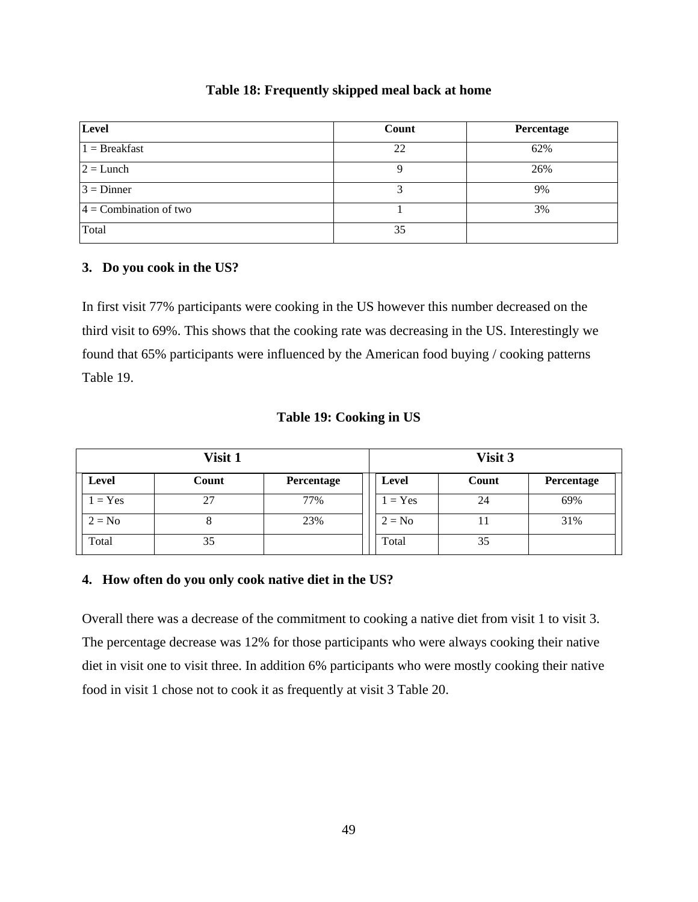**Table 18: Frequently skipped meal back at home**

| Level | Count | Percentage |
|---|---|---|
| 1 = Breakfast | 22 | 62% |
| 2 = Lunch | 9 | 26% |
| 3 = Dinner | 3 | 9% |
| 4 = Combination of two | 1 | 3% |
| Total | 35 | |

**3. Do you cook in the US?**

In first visit 77% participants were cooking in the US however this number decreased on the third visit to 69%. This shows that the cooking rate was decreasing in the US. Interestingly we found that 65% participants were influenced by the American food buying / cooking patterns Table 19.

**Table 19: Cooking in US**

| Visit 1 | | | Visit 3 | | |
|---|---|---|---|---|---|
| Level | Count | Percentage | Level | Count | Percentage |
| 1 = Yes | 27 | 77% | 1 = Yes | 24 | 69% |
| 2 = No | 8 | 23% | 2 = No | 11 | 31% |
| Total | 35 | | Total | 35 | |

**4. How often do you only cook native diet in the US?**

Overall there was a decrease of the commitment to cooking a native diet from visit 1 to visit 3. The percentage decrease was 12% for those participants who were always cooking their native diet in visit one to visit three. In addition 6% participants who were mostly cooking their native food in visit 1 chose not to cook it as frequently at visit 3 Table 20.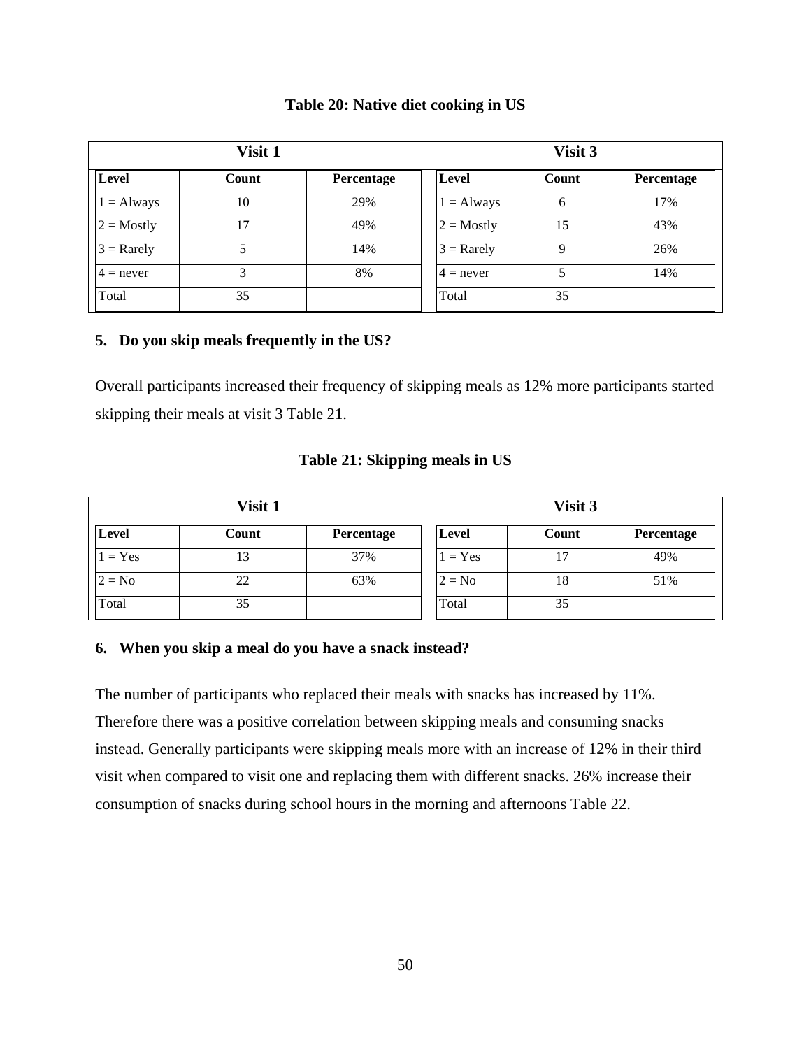**Table 20: Native diet cooking in US**

| Visit 1 | | | Visit 3 | | |
|---|---|---|---|---|---|
| Level | Count | Percentage | Level | Count | Percentage |
| 1 = Always | 10 | 29% | 1 = Always | 6 | 17% |
| 2 = Mostly | 17 | 49% | 2 = Mostly | 15 | 43% |
| 3 = Rarely | 5 | 14% | 3 = Rarely | 9 | 26% |
| 4 = never | 3 | 8% | 4 = never | 5 | 14% |
| Total | 35 | | Total | 35 | |

**5. Do you skip meals frequently in the US?**

Overall participants increased their frequency of skipping meals as 12% more participants started skipping their meals at visit 3 Table 21.

**Table 21: Skipping meals in US**

| Visit 1 | | | Visit 3 | | |
|---|---|---|---|---|---|
| Level | Count | Percentage | Level | Count | Percentage |
| 1 = Yes | 13 | 37% | 1 = Yes | 17 | 49% |
| 2 = No | 22 | 63% | 2 = No | 18 | 51% |
| Total | 35 | | Total | 35 | |

**6. When you skip a meal do you have a snack instead?**

The number of participants who replaced their meals with snacks has increased by 11%. Therefore there was a positive correlation between skipping meals and consuming snacks instead. Generally participants were skipping meals more with an increase of 12% in their third visit when compared to visit one and replacing them with different snacks. 26% increase their consumption of snacks during school hours in the morning and afternoons Table 22.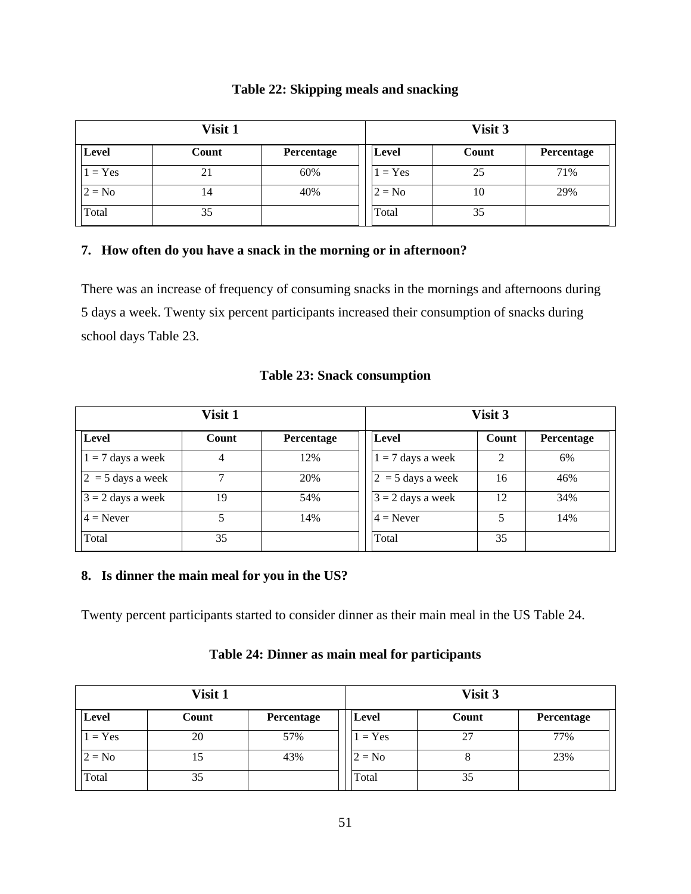**Table 22: Skipping meals and snacking**

| Visit 1 | | | Visit 3 | | |
|---|---|---|---|---|---|
| Level | Count | Percentage | Level | Count | Percentage |
| 1 = Yes | 21 | 60% | 1 = Yes | 25 | 71% |
| 2 = No | 14 | 40% | 2 = No | 10 | 29% |
| Total | 35 | | Total | 35 | |

**7. How often do you have a snack in the morning or in afternoon?**

There was an increase of frequency of consuming snacks in the mornings and afternoons during 5 days a week. Twenty six percent participants increased their consumption of snacks during school days Table 23.

**Table 23: Snack consumption**

| Visit 1 | | | Visit 3 | | |
|---|---|---|---|---|---|
| Level | Count | Percentage | Level | Count | Percentage |
| 1 = 7 days a week | 4 | 12% | 1 = 7 days a week | 2 | 6% |
| 2 = 5 days a week | 7 | 20% | 2 = 5 days a week | 16 | 46% |
| 3 = 2 days a week | 19 | 54% | 3 = 2 days a week | 12 | 34% |
| 4 = Never | 5 | 14% | 4 = Never | 5 | 14% |
| Total | 35 | | Total | 35 | |

**8. Is dinner the main meal for you in the US?**

Twenty percent participants started to consider dinner as their main meal in the US Table 24.

**Table 24: Dinner as main meal for participants**

| Visit 1 | | | Visit 3 | | |
|---|---|---|---|---|---|
| Level | Count | Percentage | Level | Count | Percentage |
| 1 = Yes | 20 | 57% | 1 = Yes | 27 | 77% |
| 2 = No | 15 | 43% | 2 = No | 8 | 23% |
| Total | 35 | | Total | 35 | |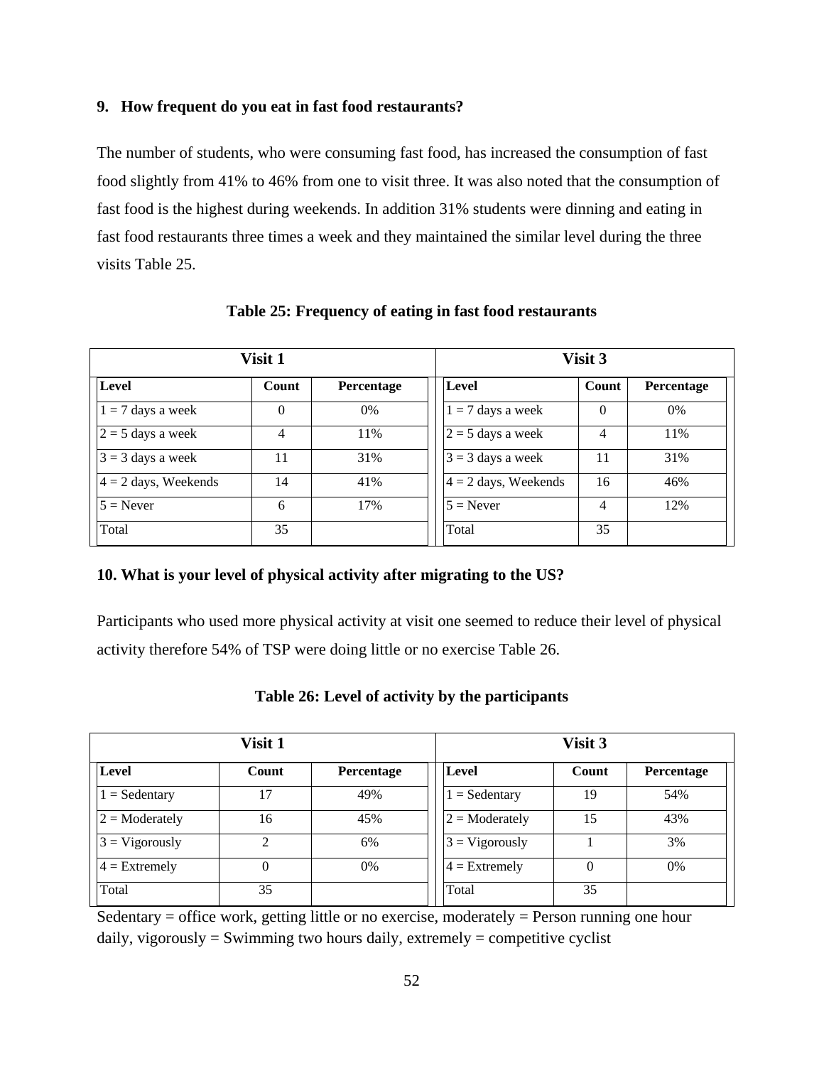**9. How frequent do you eat in fast food restaurants?**

The number of students, who were consuming fast food, has increased the consumption of fast food slightly from 41% to 46% from one to visit three. It was also noted that the consumption of fast food is the highest during weekends. In addition 31% students were dinning and eating in fast food restaurants three times a week and they maintained the similar level during the three visits Table 25.

**Table 25: Frequency of eating in fast food restaurants**

| Visit 1 | | | Visit 3 | | |
|---|---|---|---|---|---|
| **Level** | **Count** | **Percentage** | **Level** | **Count** | **Percentage** |
| 1 = 7 days a week | 0 | 0% | 1 = 7 days a week | 0 | 0% |
| 2 = 5 days a week | 4 | 11% | 2 = 5 days a week | 4 | 11% |
| 3 = 3 days a week | 11 | 31% | 3 = 3 days a week | 11 | 31% |
| 4 = 2 days, Weekends | 14 | 41% | 4 = 2 days, Weekends | 16 | 46% |
| 5 = Never | 6 | 17% | 5 = Never | 4 | 12% |
| Total | 35 | | Total | 35 | |

**10. What is your level of physical activity after migrating to the US?**

Participants who used more physical activity at visit one seemed to reduce their level of physical activity therefore 54% of TSP were doing little or no exercise Table 26.

**Table 26: Level of activity by the participants**

| Visit 1 | | | Visit 3 | | |
|---|---|---|---|---|---|
| **Level** | **Count** | **Percentage** | **Level** | **Count** | **Percentage** |
| 1 = Sedentary | 17 | 49% | 1 = Sedentary | 19 | 54% |
| 2 = Moderately | 16 | 45% | 2 = Moderately | 15 | 43% |
| 3 = Vigorously | 2 | 6% | 3 = Vigorously | 1 | 3% |
| 4 = Extremely | 0 | 0% | 4 = Extremely | 0 | 0% |
| Total | 35 | | Total | 35 | |

Sedentary = office work, getting little or no exercise, moderately = Person running one hour daily, vigorously = Swimming two hours daily, extremely = competitive cyclist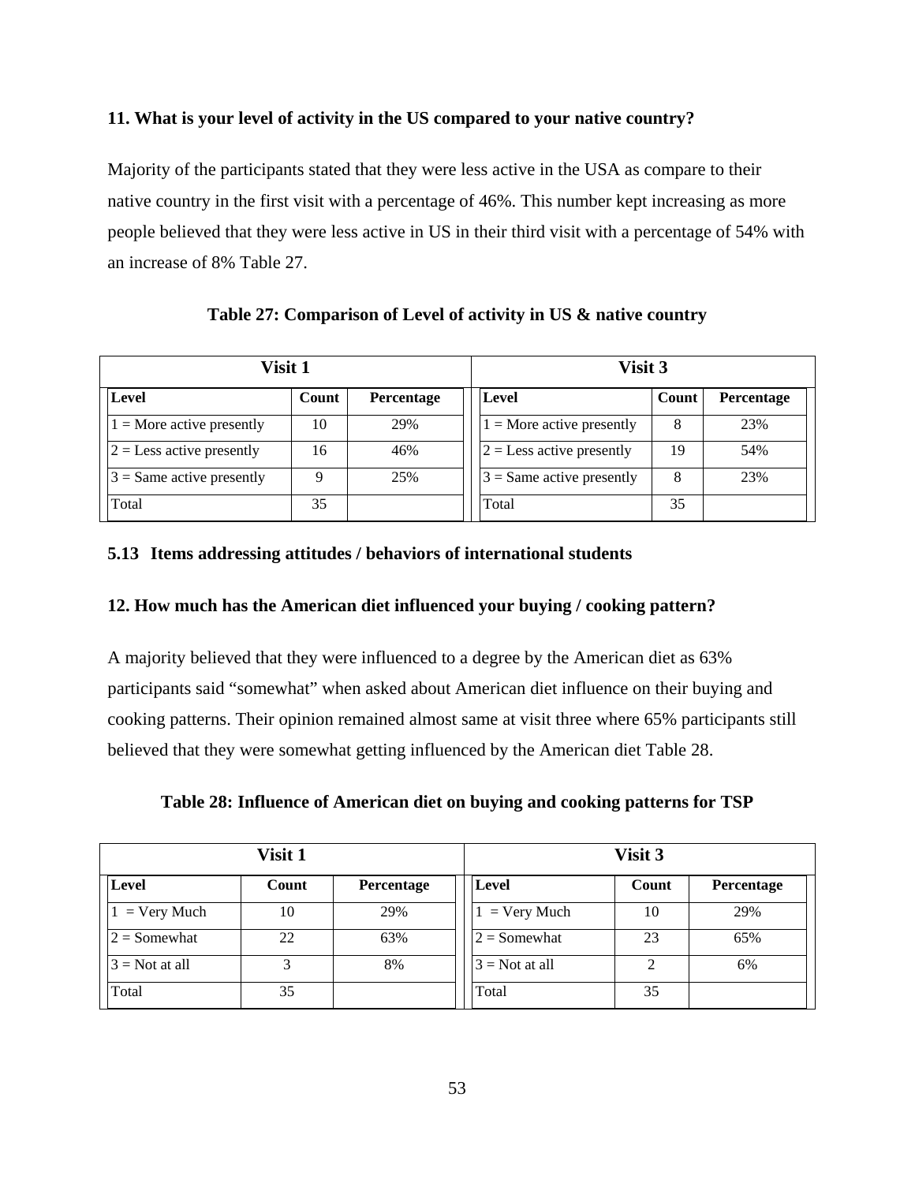**11. What is your level of activity in the US compared to your native country?**

Majority of the participants stated that they were less active in the USA as compare to their native country in the first visit with a percentage of 46%. This number kept increasing as more people believed that they were less active in US in their third visit with a percentage of 54% with an increase of 8% Table 27.

**Table 27: Comparison of Level of activity in US & native country**

| Visit 1 | | | Visit 3 | | |
|---|---|---|---|---|---|
| **Level** | **Count** | **Percentage** | **Level** | **Count** | **Percentage** |
| 1 = More active presently | 10 | 29% | 1 = More active presently | 8 | 23% |
| 2 = Less active presently | 16 | 46% | 2 = Less active presently | 19 | 54% |
| 3 = Same active presently | 9 | 25% | 3 = Same active presently | 8 | 23% |
| Total | 35 | | Total | 35 | |

## 5.13 Items addressing attitudes / behaviors of international students

**12. How much has the American diet influenced your buying / cooking pattern?**

A majority believed that they were influenced to a degree by the American diet as 63% participants said "somewhat" when asked about American diet influence on their buying and cooking patterns. Their opinion remained almost same at visit three where 65% participants still believed that they were somewhat getting influenced by the American diet Table 28.

**Table 28: Influence of American diet on buying and cooking patterns for TSP**

| Visit 1 | | | Visit 3 | | |
|---|---|---|---|---|---|
| **Level** | **Count** | **Percentage** | **Level** | **Count** | **Percentage** |
| 1 = Very Much | 10 | 29% | 1 = Very Much | 10 | 29% |
| 2 = Somewhat | 22 | 63% | 2 = Somewhat | 23 | 65% |
| 3 = Not at all | 3 | 8% | 3 = Not at all | 2 | 6% |
| Total | 35 | | Total | 35 | |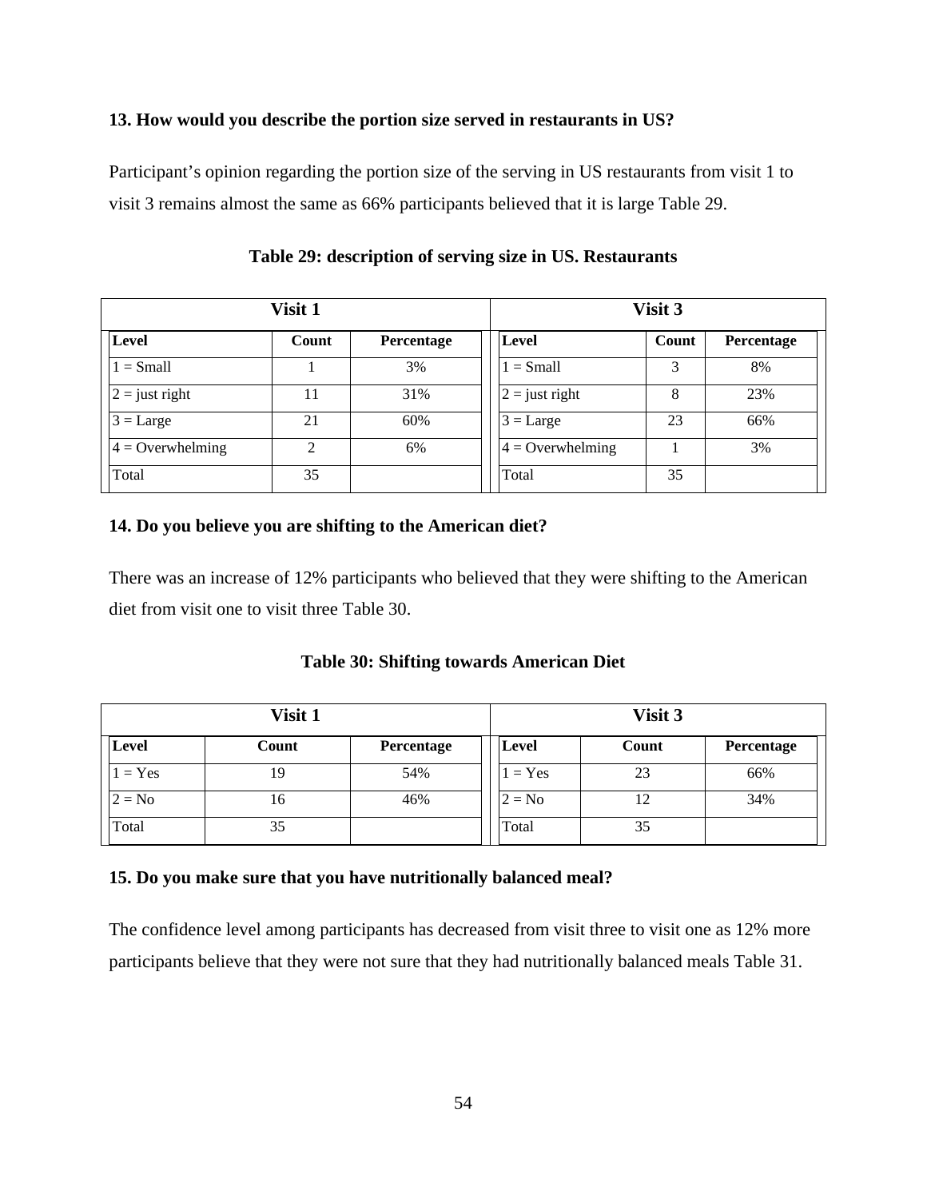**13. How would you describe the portion size served in restaurants in US?**

Participant's opinion regarding the portion size of the serving in US restaurants from visit 1 to visit 3 remains almost the same as 66% participants believed that it is large Table 29.

**Table 29: description of serving size in US. Restaurants**

| Visit 1 | | | Visit 3 | | |
|---|---|---|---|---|---|
| **Level** | **Count** | **Percentage** | **Level** | **Count** | **Percentage** |
| 1 = Small | 1 | 3% | 1 = Small | 3 | 8% |
| 2 = just right | 11 | 31% | 2 = just right | 8 | 23% |
| 3 = Large | 21 | 60% | 3 = Large | 23 | 66% |
| 4 = Overwhelming | 2 | 6% | 4 = Overwhelming | 1 | 3% |
| Total | 35 | | Total | 35 | |

**14. Do you believe you are shifting to the American diet?**

There was an increase of 12% participants who believed that they were shifting to the American diet from visit one to visit three Table 30.

**Table 30: Shifting towards American Diet**

| Visit 1 | | | Visit 3 | | |
|---|---|---|---|---|---|
| **Level** | **Count** | **Percentage** | **Level** | **Count** | **Percentage** |
| 1 = Yes | 19 | 54% | 1 = Yes | 23 | 66% |
| 2 = No | 16 | 46% | 2 = No | 12 | 34% |
| Total | 35 | | Total | 35 | |

**15. Do you make sure that you have nutritionally balanced meal?**

The confidence level among participants has decreased from visit three to visit one as 12% more participants believe that they were not sure that they had nutritionally balanced meals Table 31.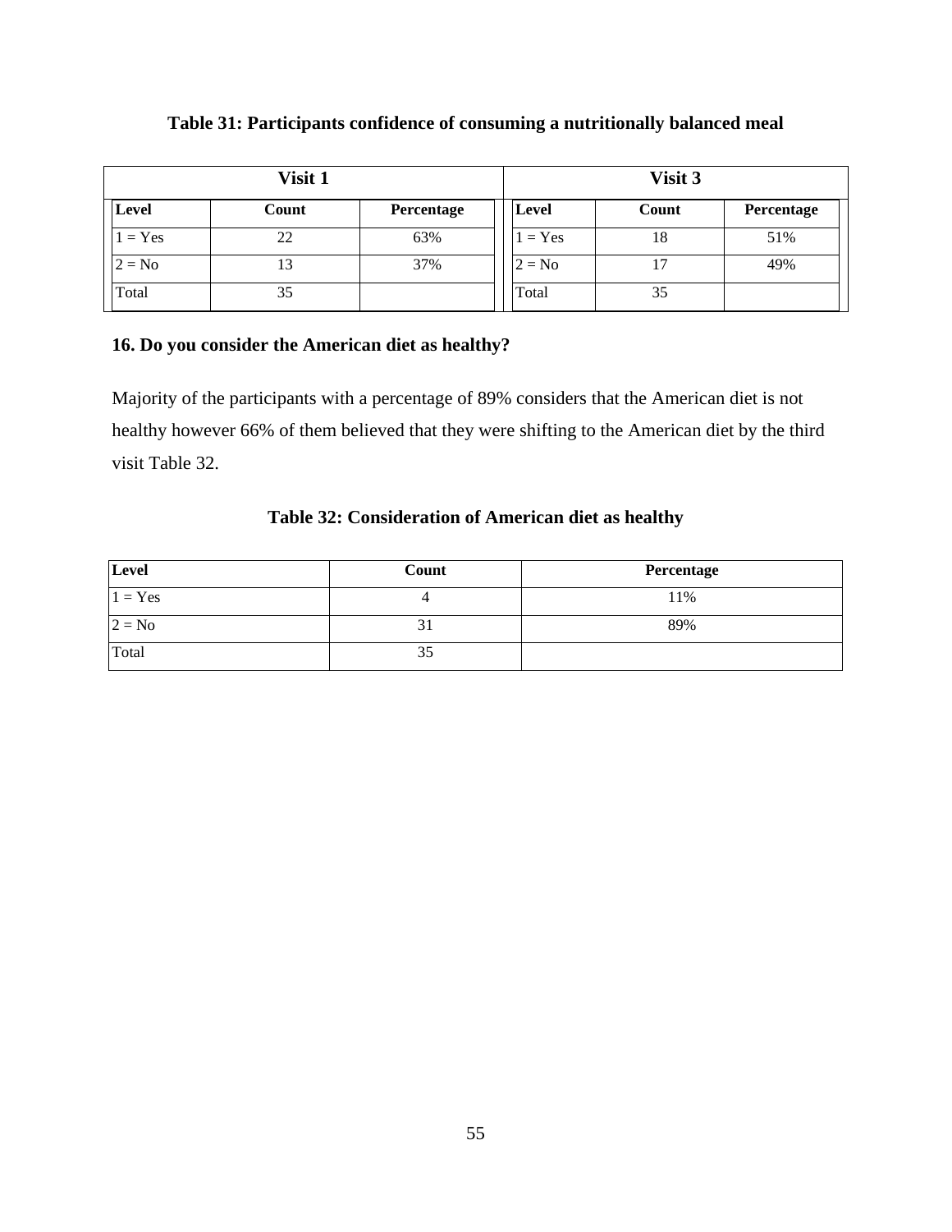**Table 31: Participants confidence of consuming a nutritionally balanced meal**

| Visit 1 | | | Visit 3 | | |
|---|---|---|---|---|---|
| **Level** | **Count** | **Percentage** | **Level** | **Count** | **Percentage** |
| 1 = Yes | 22 | 63% | 1 = Yes | 18 | 51% |
| 2 = No | 13 | 37% | 2 = No | 17 | 49% |
| Total | 35 | | Total | 35 | |

**16. Do you consider the American diet as healthy?**

Majority of the participants with a percentage of 89% considers that the American diet is not healthy however 66% of them believed that they were shifting to the American diet by the third visit Table 32.

**Table 32: Consideration of American diet as healthy**

| Level | Count | Percentage |
|---|---|---|
| 1 = Yes | 4 | 11% |
| 2 = No | 31 | 89% |
| Total | 35 | |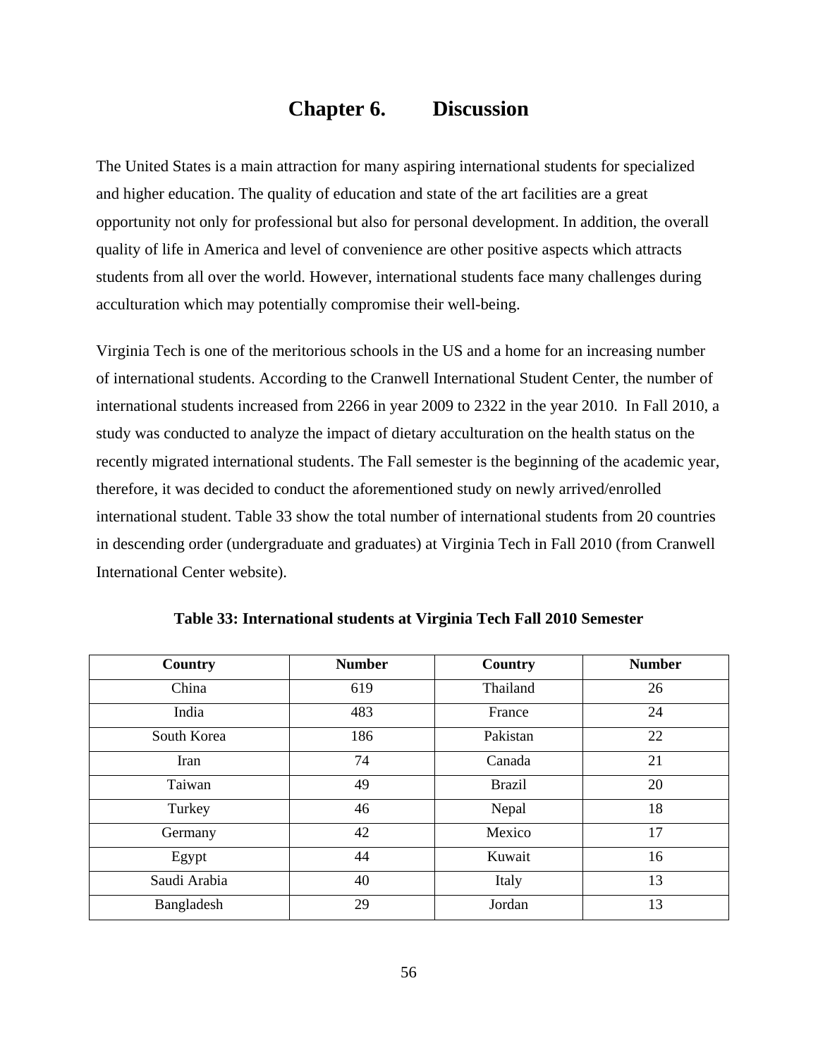# Chapter 6. Discussion

The United States is a main attraction for many aspiring international students for specialized and higher education. The quality of education and state of the art facilities are a great opportunity not only for professional but also for personal development. In addition, the overall quality of life in America and level of convenience are other positive aspects which attracts students from all over the world. However, international students face many challenges during acculturation which may potentially compromise their well-being.

Virginia Tech is one of the meritorious schools in the US and a home for an increasing number of international students. According to the Cranwell International Student Center, the number of international students increased from 2266 in year 2009 to 2322 in the year 2010. In Fall 2010, a study was conducted to analyze the impact of dietary acculturation on the health status on the recently migrated international students. The Fall semester is the beginning of the academic year, therefore, it was decided to conduct the aforementioned study on newly arrived/enrolled international student. Table 33 show the total number of international students from 20 countries in descending order (undergraduate and graduates) at Virginia Tech in Fall 2010 (from Cranwell International Center website).

**Table 33: International students at Virginia Tech Fall 2010 Semester**

| Country | Number | Country | Number |
|---|---|---|---|
| China | 619 | Thailand | 26 |
| India | 483 | France | 24 |
| South Korea | 186 | Pakistan | 22 |
| Iran | 74 | Canada | 21 |
| Taiwan | 49 | Brazil | 20 |
| Turkey | 46 | Nepal | 18 |
| Germany | 42 | Mexico | 17 |
| Egypt | 44 | Kuwait | 16 |
| Saudi Arabia | 40 | Italy | 13 |
| Bangladesh | 29 | Jordan | 13 |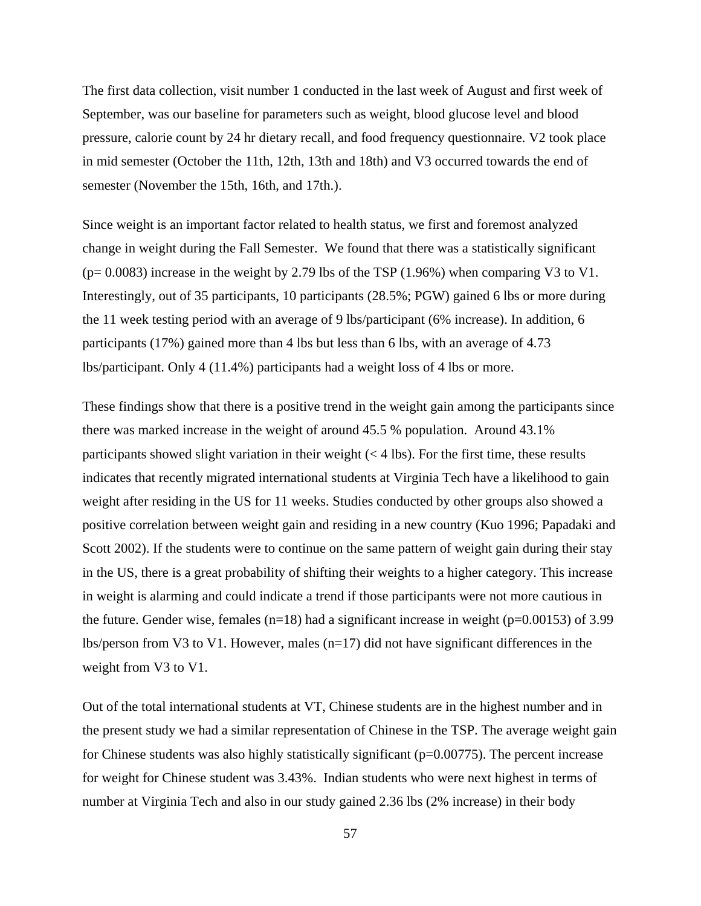The first data collection, visit number 1 conducted in the last week of August and first week of September, was our baseline for parameters such as weight, blood glucose level and blood pressure, calorie count by 24 hr dietary recall, and food frequency questionnaire. V2 took place in mid semester (October the 11th, 12th, 13th and 18th) and V3 occurred towards the end of semester (November the 15th, 16th, and 17th.).

Since weight is an important factor related to health status, we first and foremost analyzed change in weight during the Fall Semester. We found that there was a statistically significant ($p= 0.0083$) increase in the weight by 2.79 lbs of the TSP (1.96%) when comparing V3 to V1. Interestingly, out of 35 participants, 10 participants (28.5%; PGW) gained 6 lbs or more during the 11 week testing period with an average of 9 lbs/participant (6% increase). In addition, 6 participants (17%) gained more than 4 lbs but less than 6 lbs, with an average of 4.73 lbs/participant. Only 4 (11.4%) participants had a weight loss of 4 lbs or more.

These findings show that there is a positive trend in the weight gain among the participants since there was marked increase in the weight of around 45.5 % population. Around 43.1% participants showed slight variation in their weight (< 4 lbs). For the first time, these results indicates that recently migrated international students at Virginia Tech have a likelihood to gain weight after residing in the US for 11 weeks. Studies conducted by other groups also showed a positive correlation between weight gain and residing in a new country (Kuo 1996; Papadaki and Scott 2002). If the students were to continue on the same pattern of weight gain during their stay in the US, there is a great probability of shifting their weights to a higher category. This increase in weight is alarming and could indicate a trend if those participants were not more cautious in the future. Gender wise, females ($n=18$) had a significant increase in weight ($p=0.00153$) of 3.99 lbs/person from V3 to V1. However, males ($n=17$) did not have significant differences in the weight from V3 to V1.

Out of the total international students at VT, Chinese students are in the highest number and in the present study we had a similar representation of Chinese in the TSP. The average weight gain for Chinese students was also highly statistically significant ($p=0.00775$). The percent increase for weight for Chinese student was 3.43%. Indian students who were next highest in terms of number at Virginia Tech and also in our study gained 2.36 lbs (2% increase) in their body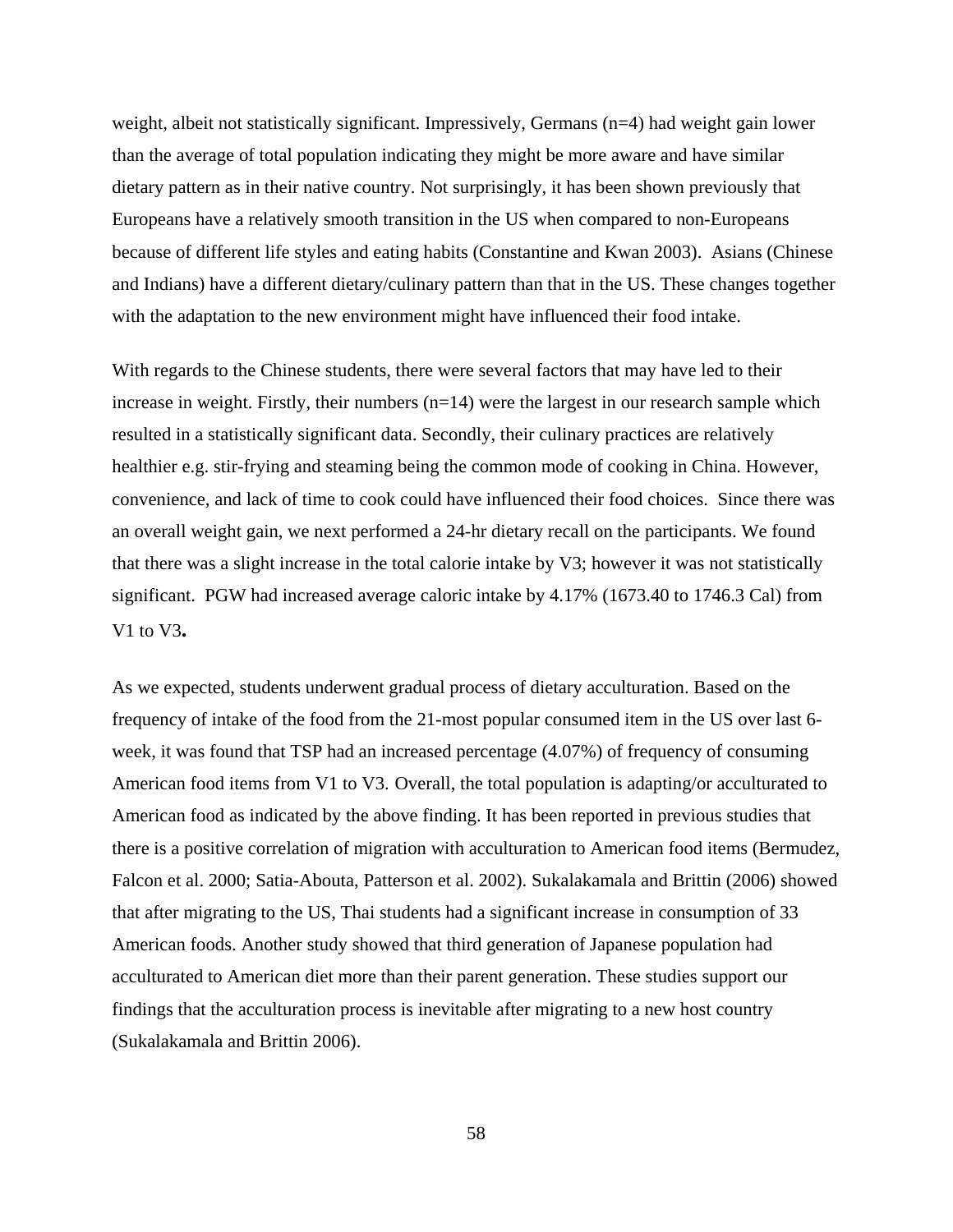weight, albeit not statistically significant. Impressively, Germans (n=4) had weight gain lower than the average of total population indicating they might be more aware and have similar dietary pattern as in their native country. Not surprisingly, it has been shown previously that Europeans have a relatively smooth transition in the US when compared to non-Europeans because of different life styles and eating habits (Constantine and Kwan 2003). Asians (Chinese and Indians) have a different dietary/culinary pattern than that in the US. These changes together with the adaptation to the new environment might have influenced their food intake.

With regards to the Chinese students, there were several factors that may have led to their increase in weight. Firstly, their numbers (n=14) were the largest in our research sample which resulted in a statistically significant data. Secondly, their culinary practices are relatively healthier e.g. stir-frying and steaming being the common mode of cooking in China. However, convenience, and lack of time to cook could have influenced their food choices. Since there was an overall weight gain, we next performed a 24-hr dietary recall on the participants. We found that there was a slight increase in the total calorie intake by V3; however it was not statistically significant. PGW had increased average caloric intake by 4.17% (1673.40 to 1746.3 Cal) from V1 to V3**.**

As we expected, students underwent gradual process of dietary acculturation. Based on the frequency of intake of the food from the 21-most popular consumed item in the US over last 6-week, it was found that TSP had an increased percentage (4.07%) of frequency of consuming American food items from V1 to V3. Overall, the total population is adapting/or acculturated to American food as indicated by the above finding. It has been reported in previous studies that there is a positive correlation of migration with acculturation to American food items (Bermudez, Falcon et al. 2000; Satia-Abouta, Patterson et al. 2002). Sukalakamala and Brittin (2006) showed that after migrating to the US, Thai students had a significant increase in consumption of 33 American foods. Another study showed that third generation of Japanese population had acculturated to American diet more than their parent generation. These studies support our findings that the acculturation process is inevitable after migrating to a new host country (Sukalakamala and Brittin 2006).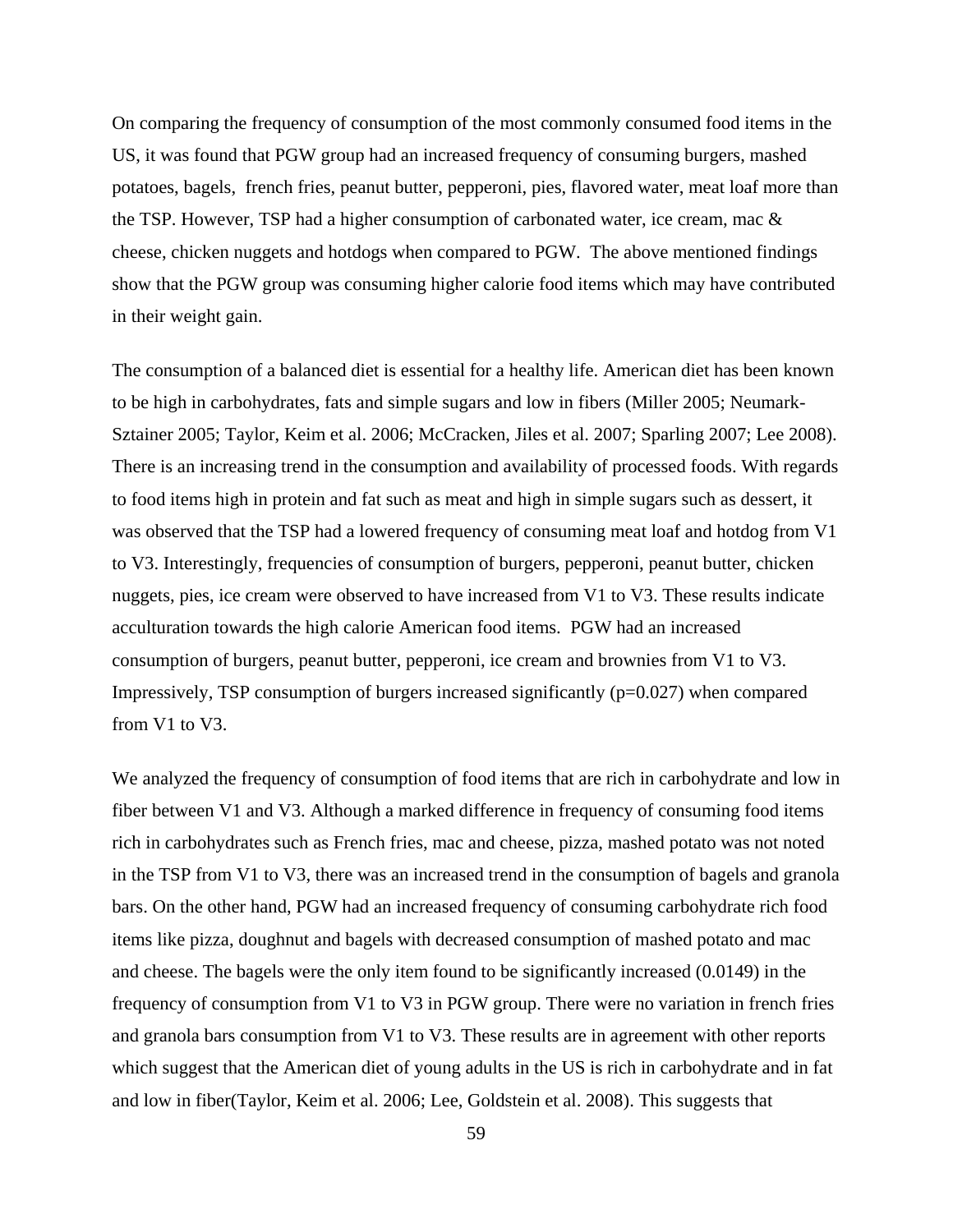On comparing the frequency of consumption of the most commonly consumed food items in the US, it was found that PGW group had an increased frequency of consuming burgers, mashed potatoes, bagels, french fries, peanut butter, pepperoni, pies, flavored water, meat loaf more than the TSP. However, TSP had a higher consumption of carbonated water, ice cream, mac & cheese, chicken nuggets and hotdogs when compared to PGW. The above mentioned findings show that the PGW group was consuming higher calorie food items which may have contributed in their weight gain.

The consumption of a balanced diet is essential for a healthy life. American diet has been known to be high in carbohydrates, fats and simple sugars and low in fibers (Miller 2005; Neumark-Sztainer 2005; Taylor, Keim et al. 2006; McCracken, Jiles et al. 2007; Sparling 2007; Lee 2008). There is an increasing trend in the consumption and availability of processed foods. With regards to food items high in protein and fat such as meat and high in simple sugars such as dessert, it was observed that the TSP had a lowered frequency of consuming meat loaf and hotdog from V1 to V3. Interestingly, frequencies of consumption of burgers, pepperoni, peanut butter, chicken nuggets, pies, ice cream were observed to have increased from V1 to V3. These results indicate acculturation towards the high calorie American food items. PGW had an increased consumption of burgers, peanut butter, pepperoni, ice cream and brownies from V1 to V3. Impressively, TSP consumption of burgers increased significantly ($p=0.027$) when compared from V1 to V3.

We analyzed the frequency of consumption of food items that are rich in carbohydrate and low in fiber between V1 and V3. Although a marked difference in frequency of consuming food items rich in carbohydrates such as French fries, mac and cheese, pizza, mashed potato was not noted in the TSP from V1 to V3, there was an increased trend in the consumption of bagels and granola bars. On the other hand, PGW had an increased frequency of consuming carbohydrate rich food items like pizza, doughnut and bagels with decreased consumption of mashed potato and mac and cheese. The bagels were the only item found to be significantly increased (0.0149) in the frequency of consumption from V1 to V3 in PGW group. There were no variation in french fries and granola bars consumption from V1 to V3. These results are in agreement with other reports which suggest that the American diet of young adults in the US is rich in carbohydrate and in fat and low in fiber(Taylor, Keim et al. 2006; Lee, Goldstein et al. 2008). This suggests that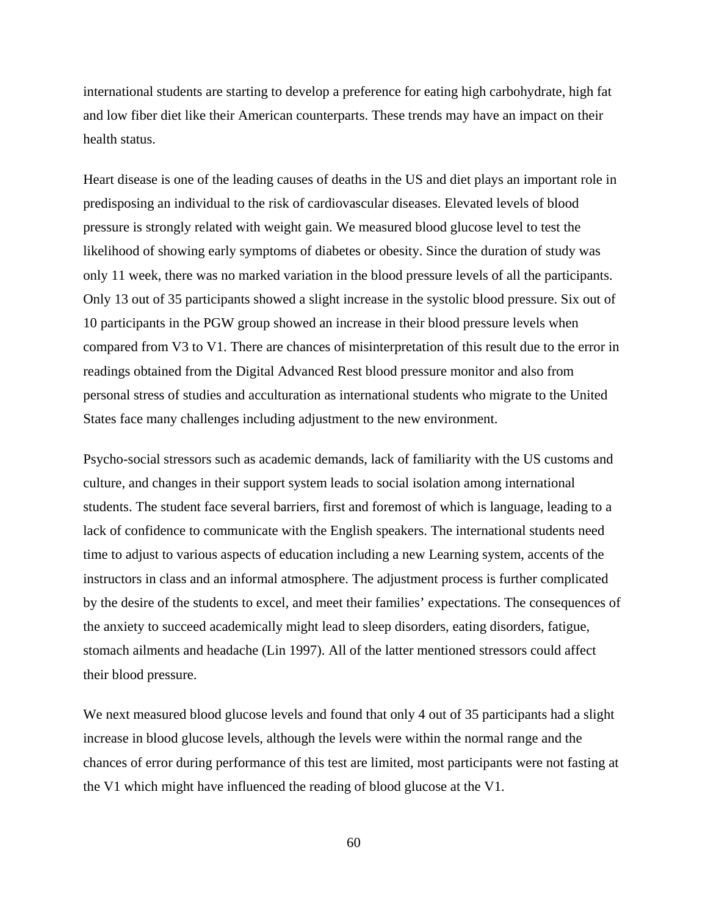international students are starting to develop a preference for eating high carbohydrate, high fat and low fiber diet like their American counterparts. These trends may have an impact on their health status.

Heart disease is one of the leading causes of deaths in the US and diet plays an important role in predisposing an individual to the risk of cardiovascular diseases. Elevated levels of blood pressure is strongly related with weight gain. We measured blood glucose level to test the likelihood of showing early symptoms of diabetes or obesity. Since the duration of study was only 11 week, there was no marked variation in the blood pressure levels of all the participants. Only 13 out of 35 participants showed a slight increase in the systolic blood pressure. Six out of 10 participants in the PGW group showed an increase in their blood pressure levels when compared from V3 to V1. There are chances of misinterpretation of this result due to the error in readings obtained from the Digital Advanced Rest blood pressure monitor and also from personal stress of studies and acculturation as international students who migrate to the United States face many challenges including adjustment to the new environment.

Psycho-social stressors such as academic demands, lack of familiarity with the US customs and culture, and changes in their support system leads to social isolation among international students. The student face several barriers, first and foremost of which is language, leading to a lack of confidence to communicate with the English speakers. The international students need time to adjust to various aspects of education including a new Learning system, accents of the instructors in class and an informal atmosphere. The adjustment process is further complicated by the desire of the students to excel, and meet their families' expectations. The consequences of the anxiety to succeed academically might lead to sleep disorders, eating disorders, fatigue, stomach ailments and headache (Lin 1997). All of the latter mentioned stressors could affect their blood pressure.

We next measured blood glucose levels and found that only 4 out of 35 participants had a slight increase in blood glucose levels, although the levels were within the normal range and the chances of error during performance of this test are limited, most participants were not fasting at the V1 which might have influenced the reading of blood glucose at the V1.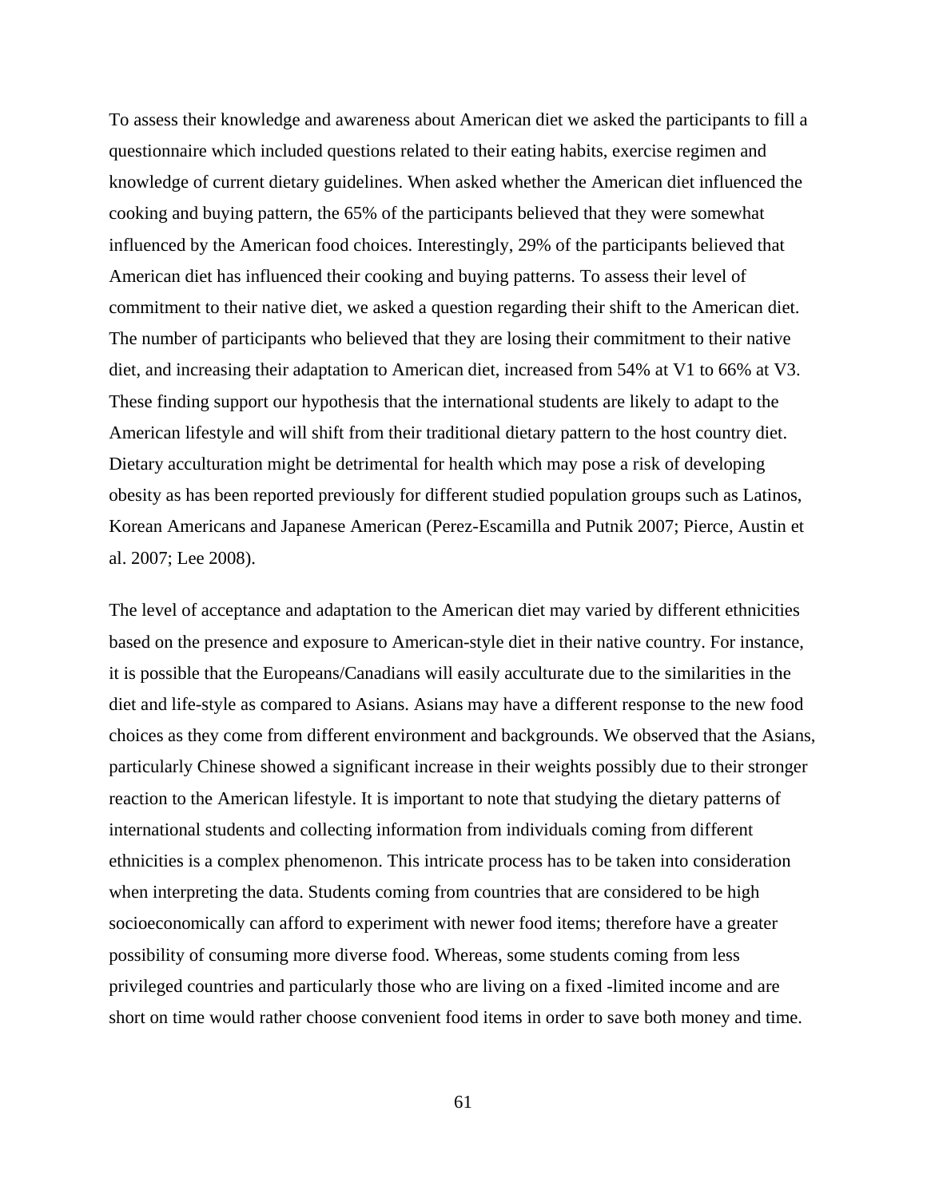To assess their knowledge and awareness about American diet we asked the participants to fill a questionnaire which included questions related to their eating habits, exercise regimen and knowledge of current dietary guidelines. When asked whether the American diet influenced the cooking and buying pattern, the 65% of the participants believed that they were somewhat influenced by the American food choices. Interestingly, 29% of the participants believed that American diet has influenced their cooking and buying patterns. To assess their level of commitment to their native diet, we asked a question regarding their shift to the American diet. The number of participants who believed that they are losing their commitment to their native diet, and increasing their adaptation to American diet, increased from 54% at V1 to 66% at V3. These finding support our hypothesis that the international students are likely to adapt to the American lifestyle and will shift from their traditional dietary pattern to the host country diet. Dietary acculturation might be detrimental for health which may pose a risk of developing obesity as has been reported previously for different studied population groups such as Latinos, Korean Americans and Japanese American (Perez-Escamilla and Putnik 2007; Pierce, Austin et al. 2007; Lee 2008).

The level of acceptance and adaptation to the American diet may varied by different ethnicities based on the presence and exposure to American-style diet in their native country. For instance, it is possible that the Europeans/Canadians will easily acculturate due to the similarities in the diet and life-style as compared to Asians. Asians may have a different response to the new food choices as they come from different environment and backgrounds. We observed that the Asians, particularly Chinese showed a significant increase in their weights possibly due to their stronger reaction to the American lifestyle. It is important to note that studying the dietary patterns of international students and collecting information from individuals coming from different ethnicities is a complex phenomenon. This intricate process has to be taken into consideration when interpreting the data. Students coming from countries that are considered to be high socioeconomically can afford to experiment with newer food items; therefore have a greater possibility of consuming more diverse food. Whereas, some students coming from less privileged countries and particularly those who are living on a fixed -limited income and are short on time would rather choose convenient food items in order to save both money and time.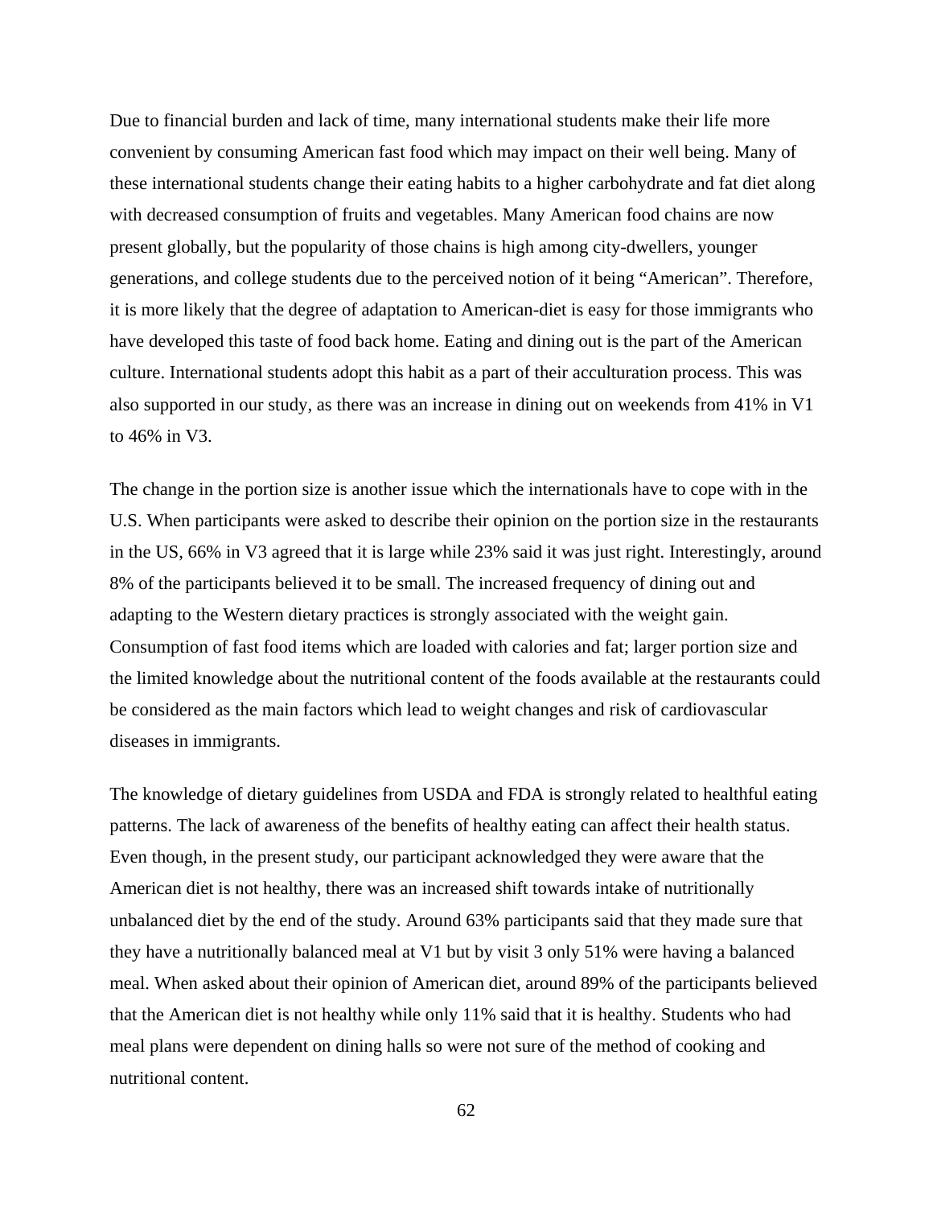Due to financial burden and lack of time, many international students make their life more convenient by consuming American fast food which may impact on their well being. Many of these international students change their eating habits to a higher carbohydrate and fat diet along with decreased consumption of fruits and vegetables. Many American food chains are now present globally, but the popularity of those chains is high among city-dwellers, younger generations, and college students due to the perceived notion of it being "American". Therefore, it is more likely that the degree of adaptation to American-diet is easy for those immigrants who have developed this taste of food back home. Eating and dining out is the part of the American culture. International students adopt this habit as a part of their acculturation process. This was also supported in our study, as there was an increase in dining out on weekends from 41% in V1 to 46% in V3.

The change in the portion size is another issue which the internationals have to cope with in the U.S. When participants were asked to describe their opinion on the portion size in the restaurants in the US, 66% in V3 agreed that it is large while 23% said it was just right. Interestingly, around 8% of the participants believed it to be small. The increased frequency of dining out and adapting to the Western dietary practices is strongly associated with the weight gain. Consumption of fast food items which are loaded with calories and fat; larger portion size and the limited knowledge about the nutritional content of the foods available at the restaurants could be considered as the main factors which lead to weight changes and risk of cardiovascular diseases in immigrants.

The knowledge of dietary guidelines from USDA and FDA is strongly related to healthful eating patterns. The lack of awareness of the benefits of healthy eating can affect their health status. Even though, in the present study, our participant acknowledged they were aware that the American diet is not healthy, there was an increased shift towards intake of nutritionally unbalanced diet by the end of the study. Around 63% participants said that they made sure that they have a nutritionally balanced meal at V1 but by visit 3 only 51% were having a balanced meal. When asked about their opinion of American diet, around 89% of the participants believed that the American diet is not healthy while only 11% said that it is healthy. Students who had meal plans were dependent on dining halls so were not sure of the method of cooking and nutritional content.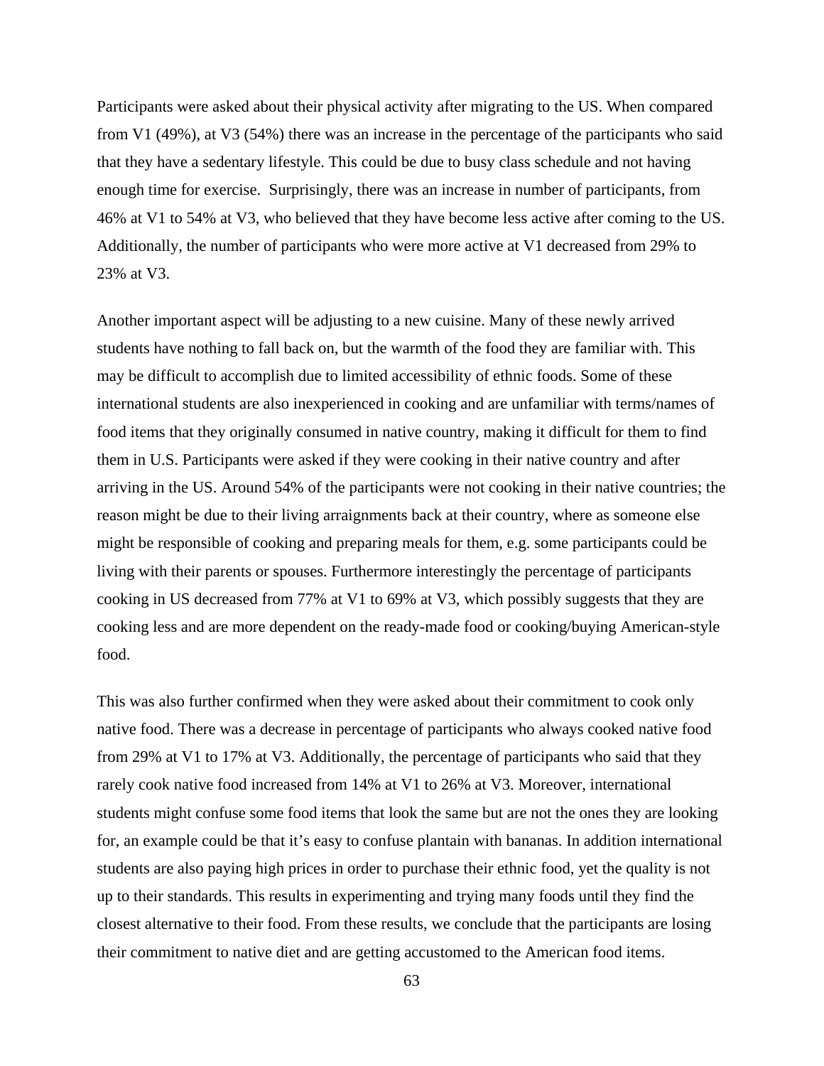Participants were asked about their physical activity after migrating to the US. When compared from V1 (49%), at V3 (54%) there was an increase in the percentage of the participants who said that they have a sedentary lifestyle. This could be due to busy class schedule and not having enough time for exercise. Surprisingly, there was an increase in number of participants, from 46% at V1 to 54% at V3, who believed that they have become less active after coming to the US. Additionally, the number of participants who were more active at V1 decreased from 29% to 23% at V3.

Another important aspect will be adjusting to a new cuisine. Many of these newly arrived students have nothing to fall back on, but the warmth of the food they are familiar with. This may be difficult to accomplish due to limited accessibility of ethnic foods. Some of these international students are also inexperienced in cooking and are unfamiliar with terms/names of food items that they originally consumed in native country, making it difficult for them to find them in U.S. Participants were asked if they were cooking in their native country and after arriving in the US. Around 54% of the participants were not cooking in their native countries; the reason might be due to their living arraignments back at their country, where as someone else might be responsible of cooking and preparing meals for them, e.g. some participants could be living with their parents or spouses. Furthermore interestingly the percentage of participants cooking in US decreased from 77% at V1 to 69% at V3, which possibly suggests that they are cooking less and are more dependent on the ready-made food or cooking/buying American-style food.

This was also further confirmed when they were asked about their commitment to cook only native food. There was a decrease in percentage of participants who always cooked native food from 29% at V1 to 17% at V3. Additionally, the percentage of participants who said that they rarely cook native food increased from 14% at V1 to 26% at V3. Moreover, international students might confuse some food items that look the same but are not the ones they are looking for, an example could be that it's easy to confuse plantain with bananas. In addition international students are also paying high prices in order to purchase their ethnic food, yet the quality is not up to their standards. This results in experimenting and trying many foods until they find the closest alternative to their food. From these results, we conclude that the participants are losing their commitment to native diet and are getting accustomed to the American food items.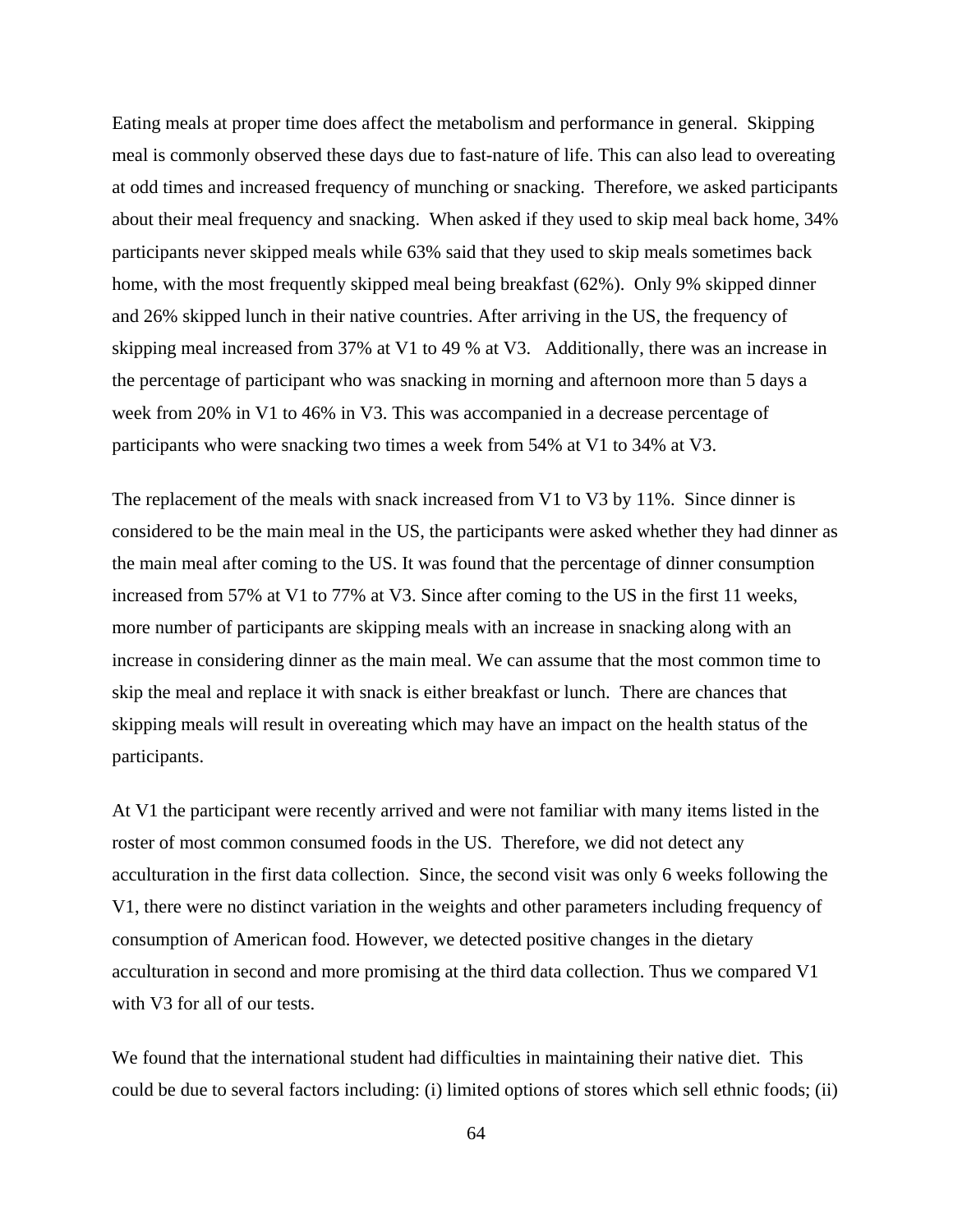Eating meals at proper time does affect the metabolism and performance in general. Skipping meal is commonly observed these days due to fast-nature of life. This can also lead to overeating at odd times and increased frequency of munching or snacking. Therefore, we asked participants about their meal frequency and snacking. When asked if they used to skip meal back home, 34% participants never skipped meals while 63% said that they used to skip meals sometimes back home, with the most frequently skipped meal being breakfast (62%). Only 9% skipped dinner and 26% skipped lunch in their native countries. After arriving in the US, the frequency of skipping meal increased from 37% at V1 to 49 % at V3. Additionally, there was an increase in the percentage of participant who was snacking in morning and afternoon more than 5 days a week from 20% in V1 to 46% in V3. This was accompanied in a decrease percentage of participants who were snacking two times a week from 54% at V1 to 34% at V3.

The replacement of the meals with snack increased from V1 to V3 by 11%. Since dinner is considered to be the main meal in the US, the participants were asked whether they had dinner as the main meal after coming to the US. It was found that the percentage of dinner consumption increased from 57% at V1 to 77% at V3. Since after coming to the US in the first 11 weeks, more number of participants are skipping meals with an increase in snacking along with an increase in considering dinner as the main meal. We can assume that the most common time to skip the meal and replace it with snack is either breakfast or lunch. There are chances that skipping meals will result in overeating which may have an impact on the health status of the participants.

At V1 the participant were recently arrived and were not familiar with many items listed in the roster of most common consumed foods in the US. Therefore, we did not detect any acculturation in the first data collection. Since, the second visit was only 6 weeks following the V1, there were no distinct variation in the weights and other parameters including frequency of consumption of American food. However, we detected positive changes in the dietary acculturation in second and more promising at the third data collection. Thus we compared V1 with V3 for all of our tests.

We found that the international student had difficulties in maintaining their native diet. This could be due to several factors including: (i) limited options of stores which sell ethnic foods; (ii)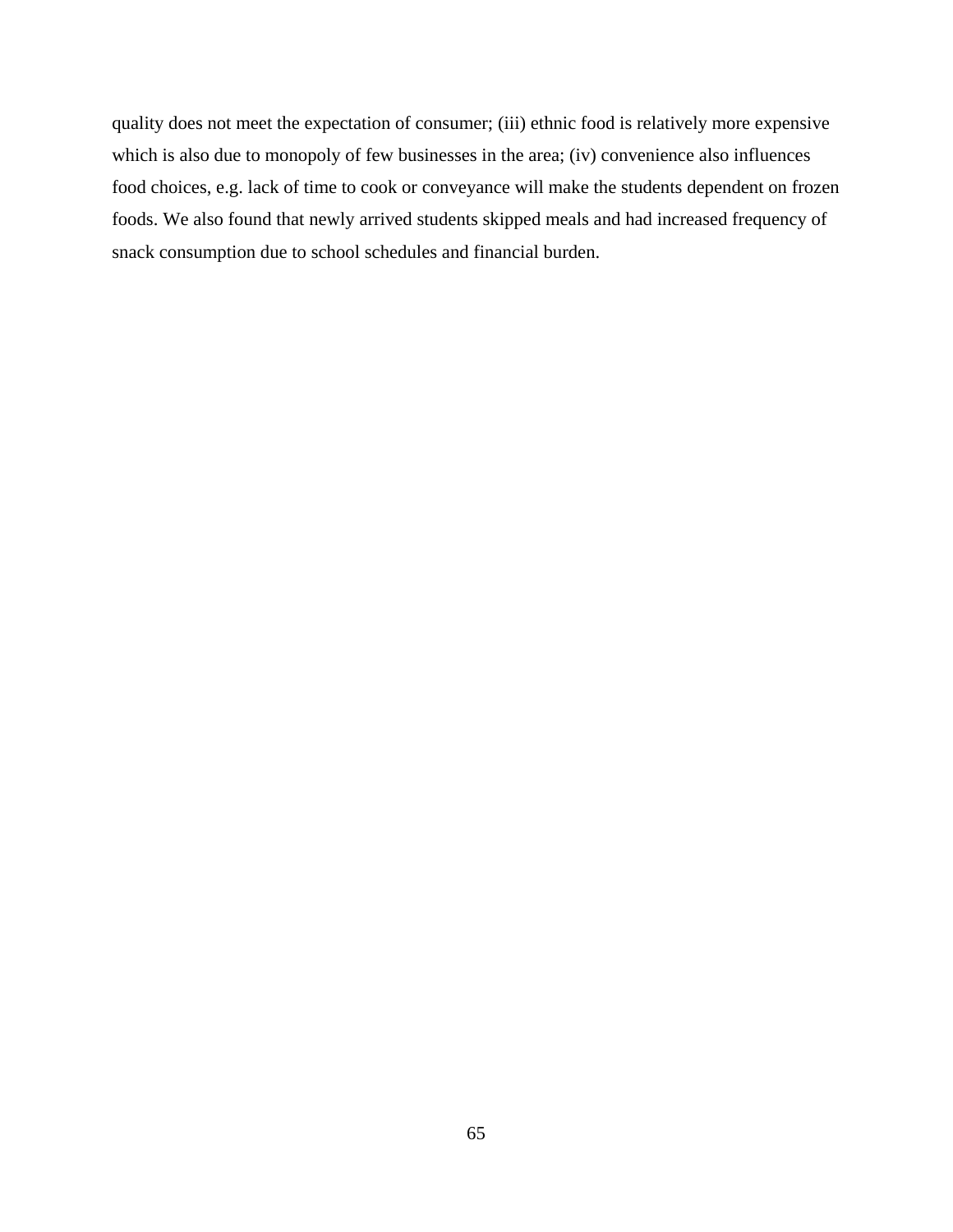quality does not meet the expectation of consumer; (iii) ethnic food is relatively more expensive which is also due to monopoly of few businesses in the area; (iv) convenience also influences food choices, e.g. lack of time to cook or conveyance will make the students dependent on frozen foods. We also found that newly arrived students skipped meals and had increased frequency of snack consumption due to school schedules and financial burden.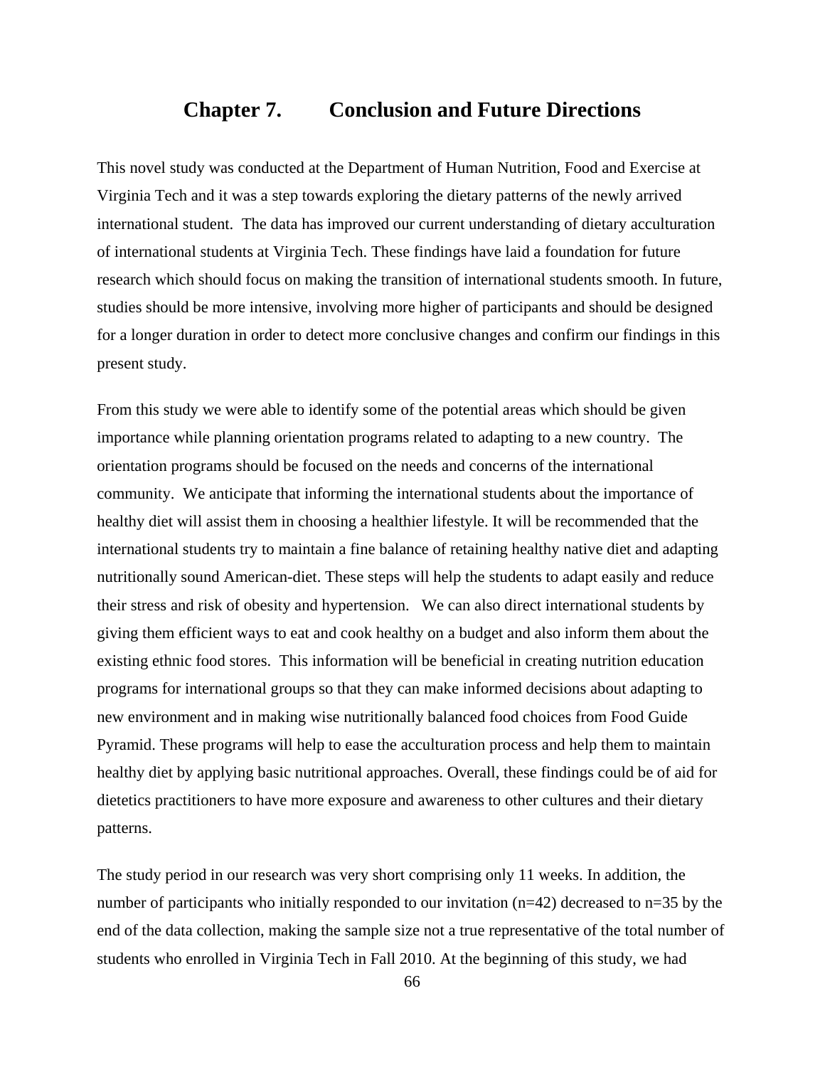# Chapter 7. Conclusion and Future Directions

This novel study was conducted at the Department of Human Nutrition, Food and Exercise at Virginia Tech and it was a step towards exploring the dietary patterns of the newly arrived international student. The data has improved our current understanding of dietary acculturation of international students at Virginia Tech. These findings have laid a foundation for future research which should focus on making the transition of international students smooth. In future, studies should be more intensive, involving more higher of participants and should be designed for a longer duration in order to detect more conclusive changes and confirm our findings in this present study.

From this study we were able to identify some of the potential areas which should be given importance while planning orientation programs related to adapting to a new country. The orientation programs should be focused on the needs and concerns of the international community. We anticipate that informing the international students about the importance of healthy diet will assist them in choosing a healthier lifestyle. It will be recommended that the international students try to maintain a fine balance of retaining healthy native diet and adapting nutritionally sound American-diet. These steps will help the students to adapt easily and reduce their stress and risk of obesity and hypertension. We can also direct international students by giving them efficient ways to eat and cook healthy on a budget and also inform them about the existing ethnic food stores. This information will be beneficial in creating nutrition education programs for international groups so that they can make informed decisions about adapting to new environment and in making wise nutritionally balanced food choices from Food Guide Pyramid. These programs will help to ease the acculturation process and help them to maintain healthy diet by applying basic nutritional approaches. Overall, these findings could be of aid for dietetics practitioners to have more exposure and awareness to other cultures and their dietary patterns.

The study period in our research was very short comprising only 11 weeks. In addition, the number of participants who initially responded to our invitation (n=42) decreased to n=35 by the end of the data collection, making the sample size not a true representative of the total number of students who enrolled in Virginia Tech in Fall 2010. At the beginning of this study, we had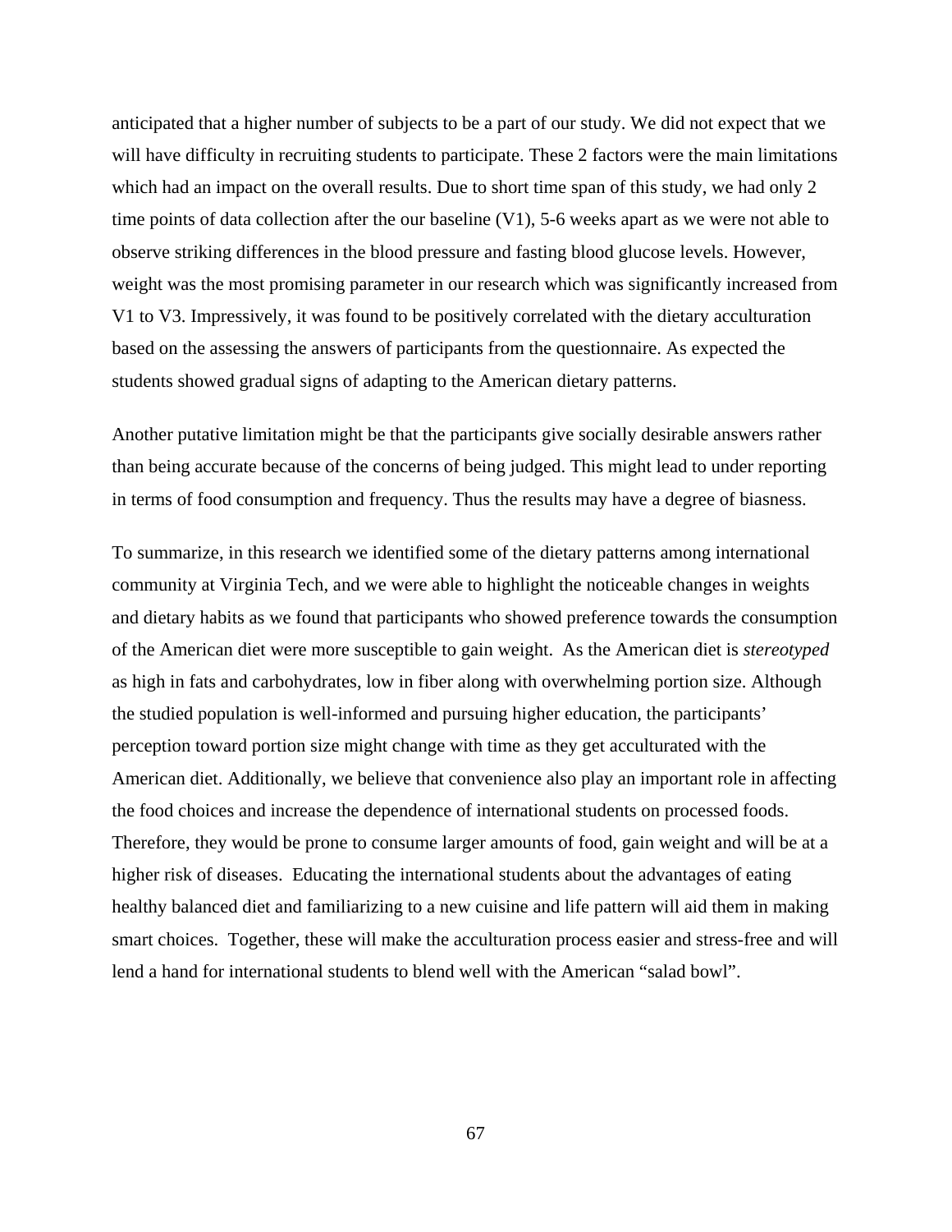anticipated that a higher number of subjects to be a part of our study. We did not expect that we will have difficulty in recruiting students to participate. These 2 factors were the main limitations which had an impact on the overall results. Due to short time span of this study, we had only 2 time points of data collection after the our baseline (V1), 5-6 weeks apart as we were not able to observe striking differences in the blood pressure and fasting blood glucose levels. However, weight was the most promising parameter in our research which was significantly increased from V1 to V3. Impressively, it was found to be positively correlated with the dietary acculturation based on the assessing the answers of participants from the questionnaire. As expected the students showed gradual signs of adapting to the American dietary patterns.

Another putative limitation might be that the participants give socially desirable answers rather than being accurate because of the concerns of being judged. This might lead to under reporting in terms of food consumption and frequency. Thus the results may have a degree of biasness.

To summarize, in this research we identified some of the dietary patterns among international community at Virginia Tech, and we were able to highlight the noticeable changes in weights and dietary habits as we found that participants who showed preference towards the consumption of the American diet were more susceptible to gain weight. As the American diet is *stereotyped* as high in fats and carbohydrates, low in fiber along with overwhelming portion size. Although the studied population is well-informed and pursuing higher education, the participants' perception toward portion size might change with time as they get acculturated with the American diet. Additionally, we believe that convenience also play an important role in affecting the food choices and increase the dependence of international students on processed foods. Therefore, they would be prone to consume larger amounts of food, gain weight and will be at a higher risk of diseases. Educating the international students about the advantages of eating healthy balanced diet and familiarizing to a new cuisine and life pattern will aid them in making smart choices. Together, these will make the acculturation process easier and stress-free and will lend a hand for international students to blend well with the American "salad bowl".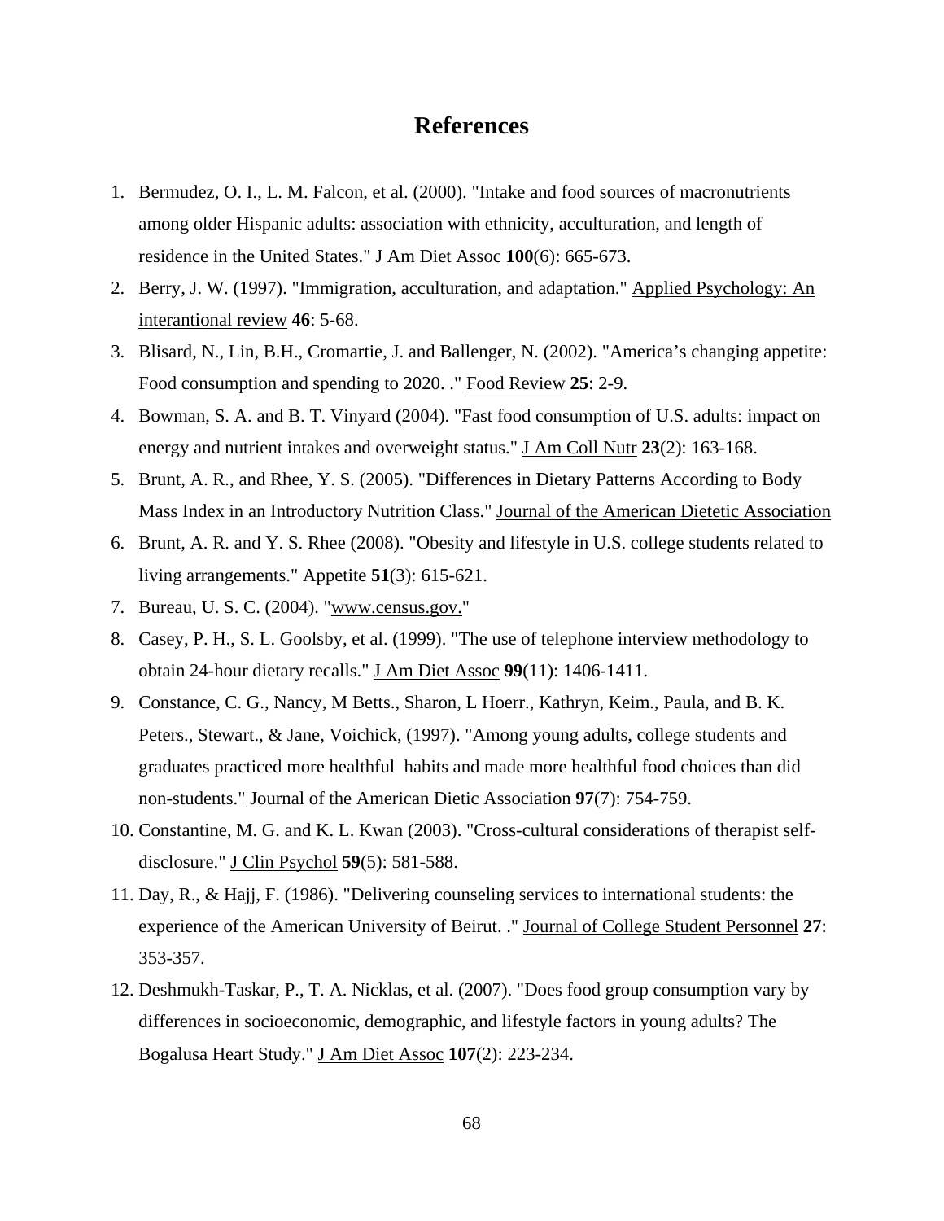# References

1. Bermudez, O. I., L. M. Falcon, et al. (2000). "Intake and food sources of macronutrients among older Hispanic adults: association with ethnicity, acculturation, and length of residence in the United States." J Am Diet Assoc **100**(6): 665-673.
2. Berry, J. W. (1997). "Immigration, acculturation, and adaptation." Applied Psychology: An interantional review **46**: 5-68.
3. Blisard, N., Lin, B.H., Cromartie, J. and Ballenger, N. (2002). "America's changing appetite: Food consumption and spending to 2020. ." Food Review **25**: 2-9.
4. Bowman, S. A. and B. T. Vinyard (2004). "Fast food consumption of U.S. adults: impact on energy and nutrient intakes and overweight status." J Am Coll Nutr **23**(2): 163-168.
5. Brunt, A. R., and Rhee, Y. S. (2005). "Differences in Dietary Patterns According to Body Mass Index in an Introductory Nutrition Class." Journal of the American Dietetic Association
6. Brunt, A. R. and Y. S. Rhee (2008). "Obesity and lifestyle in U.S. college students related to living arrangements." Appetite **51**(3): 615-621.
7. Bureau, U. S. C. (2004). "www.census.gov."
8. Casey, P. H., S. L. Goolsby, et al. (1999). "The use of telephone interview methodology to obtain 24-hour dietary recalls." J Am Diet Assoc **99**(11): 1406-1411.
9. Constance, C. G., Nancy, M Betts., Sharon, L Hoerr., Kathryn, Keim., Paula, and B. K. Peters., Stewart., & Jane, Voichick, (1997). "Among young adults, college students and graduates practiced more healthful habits and made more healthful food choices than did non-students." Journal of the American Dietic Association **97**(7): 754-759.
10. Constantine, M. G. and K. L. Kwan (2003). "Cross-cultural considerations of therapist self-disclosure." J Clin Psychol **59**(5): 581-588.
11. Day, R., & Hajj, F. (1986). "Delivering counseling services to international students: the experience of the American University of Beirut. ." Journal of College Student Personnel **27**: 353-357.
12. Deshmukh-Taskar, P., T. A. Nicklas, et al. (2007). "Does food group consumption vary by differences in socioeconomic, demographic, and lifestyle factors in young adults? The Bogalusa Heart Study." J Am Diet Assoc **107**(2): 223-234.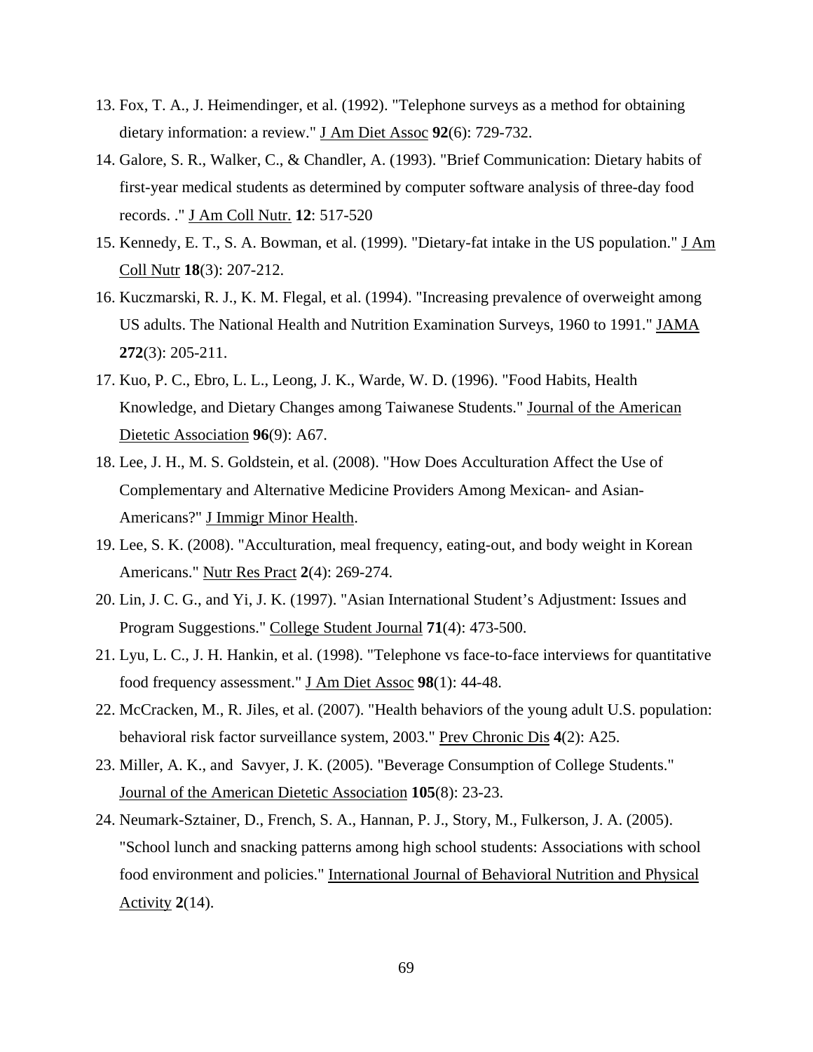13. Fox, T. A., J. Heimendinger, et al. (1992). "Telephone surveys as a method for obtaining dietary information: a review." J Am Diet Assoc **92**(6): 729-732.
14. Galore, S. R., Walker, C., & Chandler, A. (1993). "Brief Communication: Dietary habits of first-year medical students as determined by computer software analysis of three-day food records. ." J Am Coll Nutr. **12**: 517-520
15. Kennedy, E. T., S. A. Bowman, et al. (1999). "Dietary-fat intake in the US population." J Am Coll Nutr **18**(3): 207-212.
16. Kuczmarski, R. J., K. M. Flegal, et al. (1994). "Increasing prevalence of overweight among US adults. The National Health and Nutrition Examination Surveys, 1960 to 1991." JAMA **272**(3): 205-211.
17. Kuo, P. C., Ebro, L. L., Leong, J. K., Warde, W. D. (1996). "Food Habits, Health Knowledge, and Dietary Changes among Taiwanese Students." Journal of the American Dietetic Association **96**(9): A67.
18. Lee, J. H., M. S. Goldstein, et al. (2008). "How Does Acculturation Affect the Use of Complementary and Alternative Medicine Providers Among Mexican- and Asian-Americans?" J Immigr Minor Health.
19. Lee, S. K. (2008). "Acculturation, meal frequency, eating-out, and body weight in Korean Americans." Nutr Res Pract **2**(4): 269-274.
20. Lin, J. C. G., and Yi, J. K. (1997). "Asian International Student's Adjustment: Issues and Program Suggestions." College Student Journal **71**(4): 473-500.
21. Lyu, L. C., J. H. Hankin, et al. (1998). "Telephone vs face-to-face interviews for quantitative food frequency assessment." J Am Diet Assoc **98**(1): 44-48.
22. McCracken, M., R. Jiles, et al. (2007). "Health behaviors of the young adult U.S. population: behavioral risk factor surveillance system, 2003." Prev Chronic Dis **4**(2): A25.
23. Miller, A. K., and Savyer, J. K. (2005). "Beverage Consumption of College Students." Journal of the American Dietetic Association **105**(8): 23-23.
24. Neumark-Sztainer, D., French, S. A., Hannan, P. J., Story, M., Fulkerson, J. A. (2005). "School lunch and snacking patterns among high school students: Associations with school food environment and policies." International Journal of Behavioral Nutrition and Physical Activity **2**(14).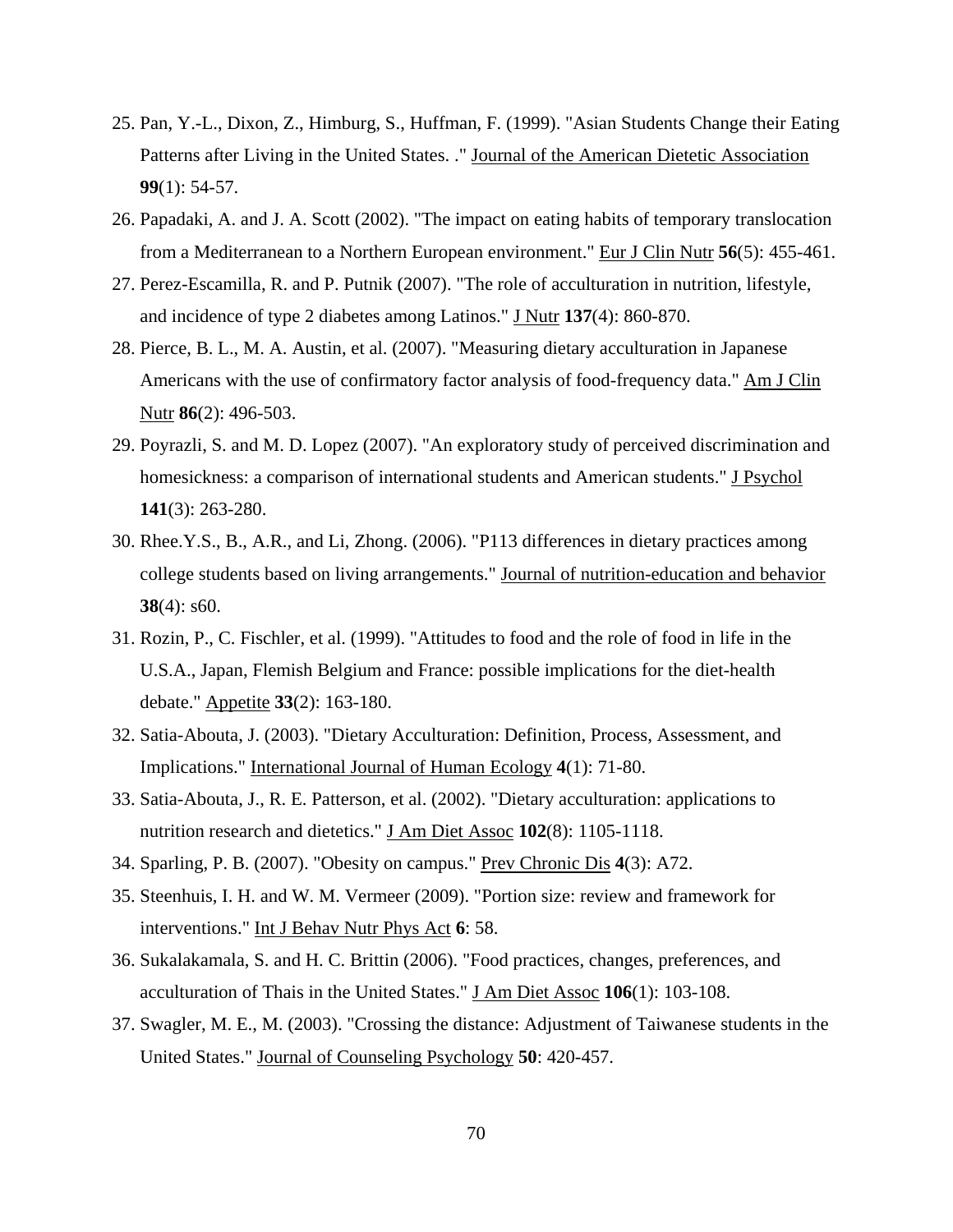25. Pan, Y.-L., Dixon, Z., Himburg, S., Huffman, F. (1999). "Asian Students Change their Eating Patterns after Living in the United States. ." Journal of the American Dietetic Association **99**(1): 54-57.
26. Papadaki, A. and J. A. Scott (2002). "The impact on eating habits of temporary translocation from a Mediterranean to a Northern European environment." Eur J Clin Nutr **56**(5): 455-461.
27. Perez-Escamilla, R. and P. Putnik (2007). "The role of acculturation in nutrition, lifestyle, and incidence of type 2 diabetes among Latinos." J Nutr **137**(4): 860-870.
28. Pierce, B. L., M. A. Austin, et al. (2007). "Measuring dietary acculturation in Japanese Americans with the use of confirmatory factor analysis of food-frequency data." Am J Clin Nutr **86**(2): 496-503.
29. Poyrazli, S. and M. D. Lopez (2007). "An exploratory study of perceived discrimination and homesickness: a comparison of international students and American students." J Psychol **141**(3): 263-280.
30. Rhee.Y.S., B., A.R., and Li, Zhong. (2006). "P113 differences in dietary practices among college students based on living arrangements." Journal of nutrition-education and behavior **38**(4): s60.
31. Rozin, P., C. Fischler, et al. (1999). "Attitudes to food and the role of food in life in the U.S.A., Japan, Flemish Belgium and France: possible implications for the diet-health debate." Appetite **33**(2): 163-180.
32. Satia-Abouta, J. (2003). "Dietary Acculturation: Definition, Process, Assessment, and Implications." International Journal of Human Ecology **4**(1): 71-80.
33. Satia-Abouta, J., R. E. Patterson, et al. (2002). "Dietary acculturation: applications to nutrition research and dietetics." J Am Diet Assoc **102**(8): 1105-1118.
34. Sparling, P. B. (2007). "Obesity on campus." Prev Chronic Dis **4**(3): A72.
35. Steenhuis, I. H. and W. M. Vermeer (2009). "Portion size: review and framework for interventions." Int J Behav Nutr Phys Act **6**: 58.
36. Sukalakamala, S. and H. C. Brittin (2006). "Food practices, changes, preferences, and acculturation of Thais in the United States." J Am Diet Assoc **106**(1): 103-108.
37. Swagler, M. E., M. (2003). "Crossing the distance: Adjustment of Taiwanese students in the United States." Journal of Counseling Psychology **50**: 420-457.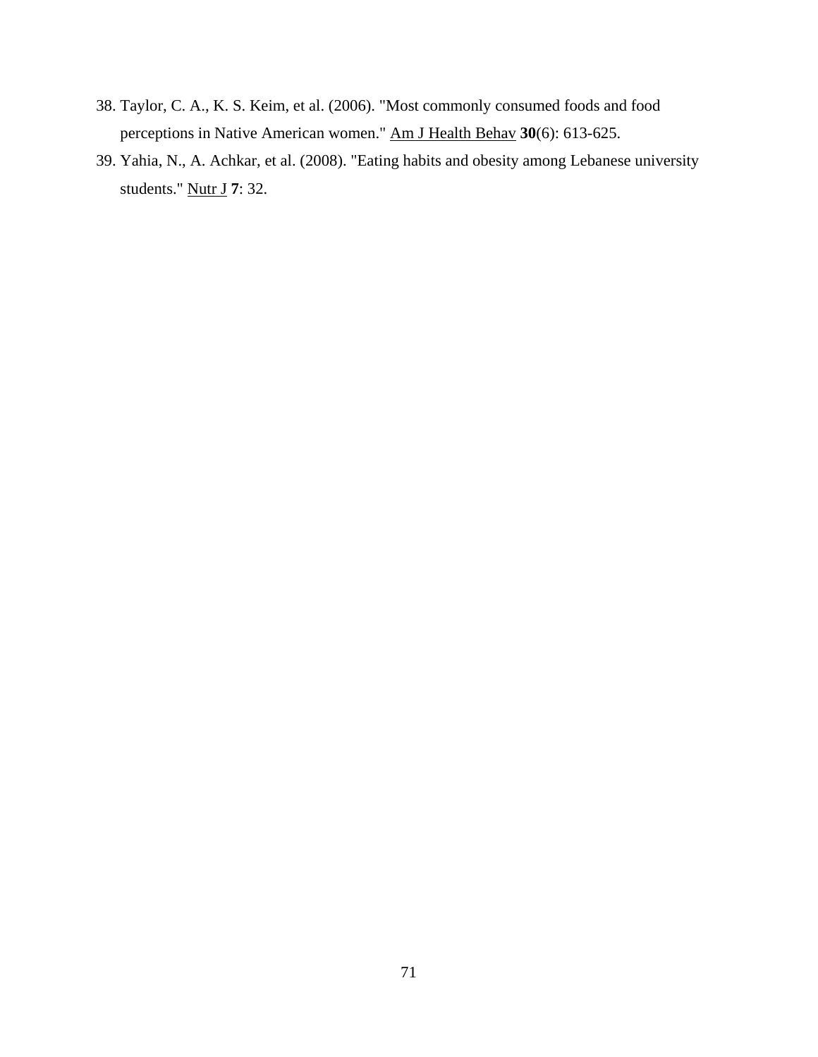38. Taylor, C. A., K. S. Keim, et al. (2006). "Most commonly consumed foods and food perceptions in Native American women." Am J Health Behav **30**(6): 613-625.
39. Yahia, N., A. Achkar, et al. (2008). "Eating habits and obesity among Lebanese university students." Nutr J **7**: 32.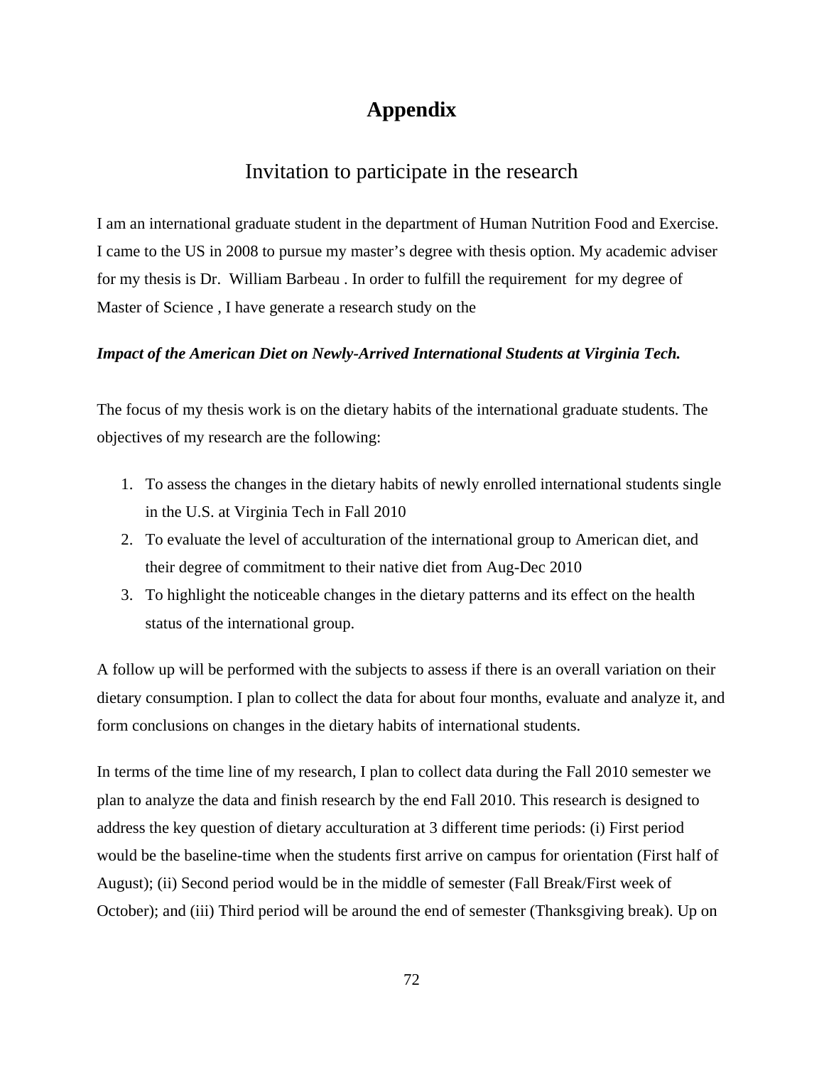# Appendix

## Invitation to participate in the research

I am an international graduate student in the department of Human Nutrition Food and Exercise. I came to the US in 2008 to pursue my master's degree with thesis option. My academic adviser for my thesis is Dr. William Barbeau . In order to fulfill the requirement for my degree of Master of Science , I have generate a research study on the

***Impact of the American Diet on Newly-Arrived International Students at Virginia Tech.***

The focus of my thesis work is on the dietary habits of the international graduate students. The objectives of my research are the following:

1. To assess the changes in the dietary habits of newly enrolled international students single in the U.S. at Virginia Tech in Fall 2010
2. To evaluate the level of acculturation of the international group to American diet, and their degree of commitment to their native diet from Aug-Dec 2010
3. To highlight the noticeable changes in the dietary patterns and its effect on the health status of the international group.

A follow up will be performed with the subjects to assess if there is an overall variation on their dietary consumption. I plan to collect the data for about four months, evaluate and analyze it, and form conclusions on changes in the dietary habits of international students.

In terms of the time line of my research, I plan to collect data during the Fall 2010 semester we plan to analyze the data and finish research by the end Fall 2010. This research is designed to address the key question of dietary acculturation at 3 different time periods: (i) First period would be the baseline-time when the students first arrive on campus for orientation (First half of August); (ii) Second period would be in the middle of semester (Fall Break/First week of October); and (iii) Third period will be around the end of semester (Thanksgiving break). Up on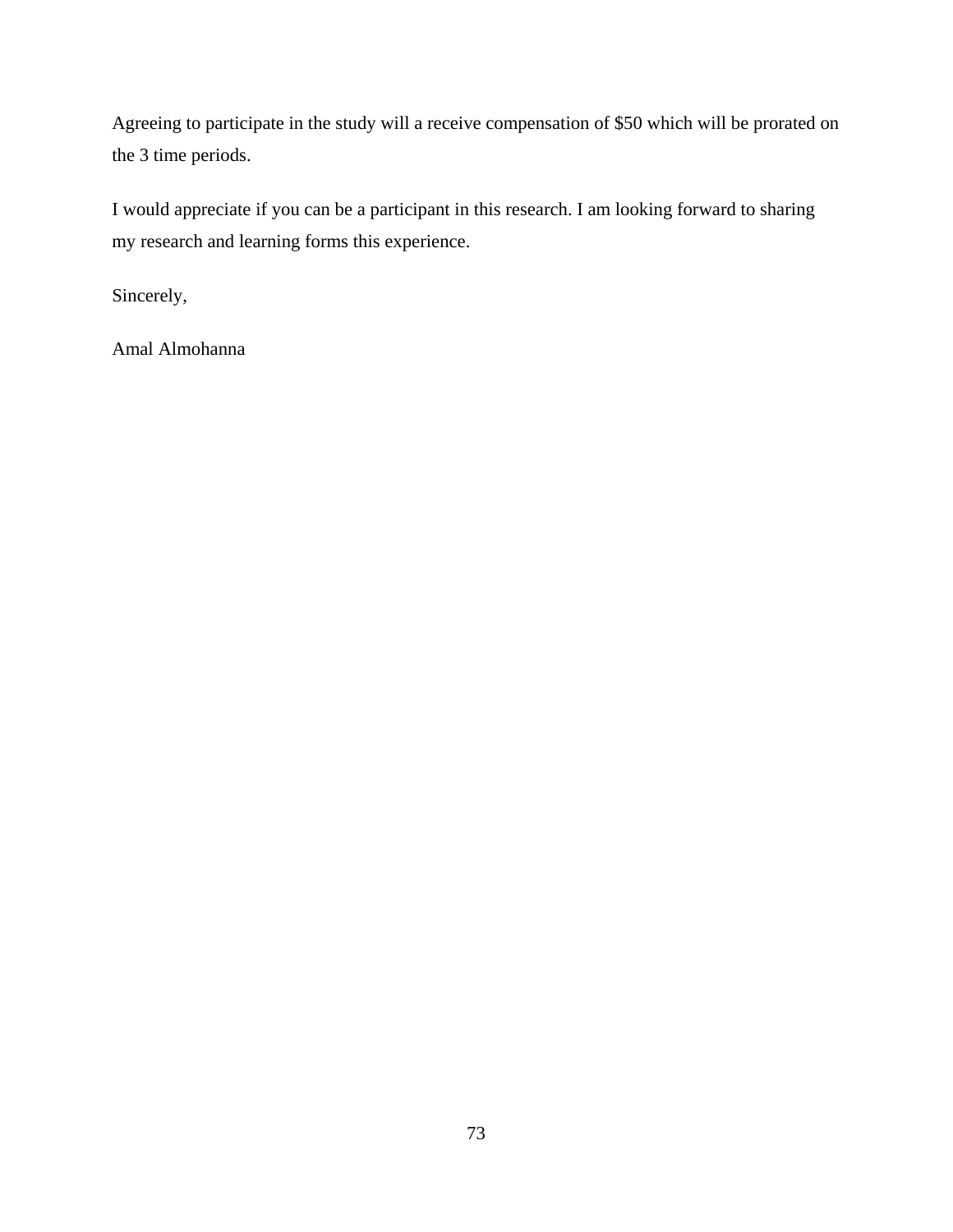Agreeing to participate in the study will a receive compensation of $50 which will be prorated on the 3 time periods.

I would appreciate if you can be a participant in this research. I am looking forward to sharing my research and learning forms this experience.

Sincerely,

Amal Almohanna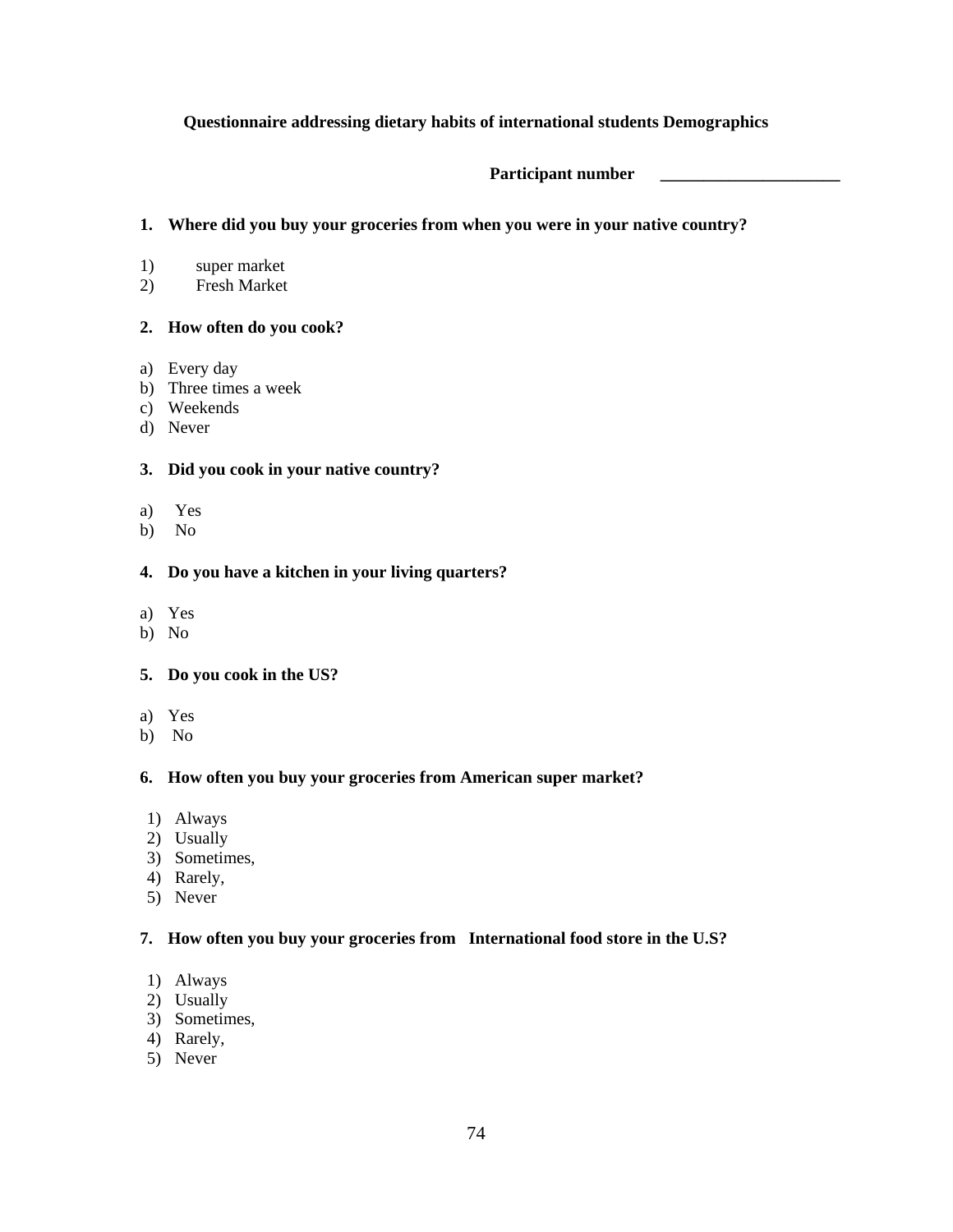**Questionnaire addressing dietary habits of international students Demographics**

**Participant number** _____________________

**1. Where did you buy your groceries from when you were in your native country?**

1) super market
2) Fresh Market

**2. How often do you cook?**

a) Every day
b) Three times a week
c) Weekends
d) Never

**3. Did you cook in your native country?**

a) Yes
b) No

**4. Do you have a kitchen in your living quarters?**

a) Yes
b) No

**5. Do you cook in the US?**

a) Yes
b) No

**6. How often you buy your groceries from American super market?**

1) Always
2) Usually
3) Sometimes,
4) Rarely,
5) Never

**7. How often you buy your groceries from International food store in the U.S?**

1) Always
2) Usually
3) Sometimes,
4) Rarely,
5) Never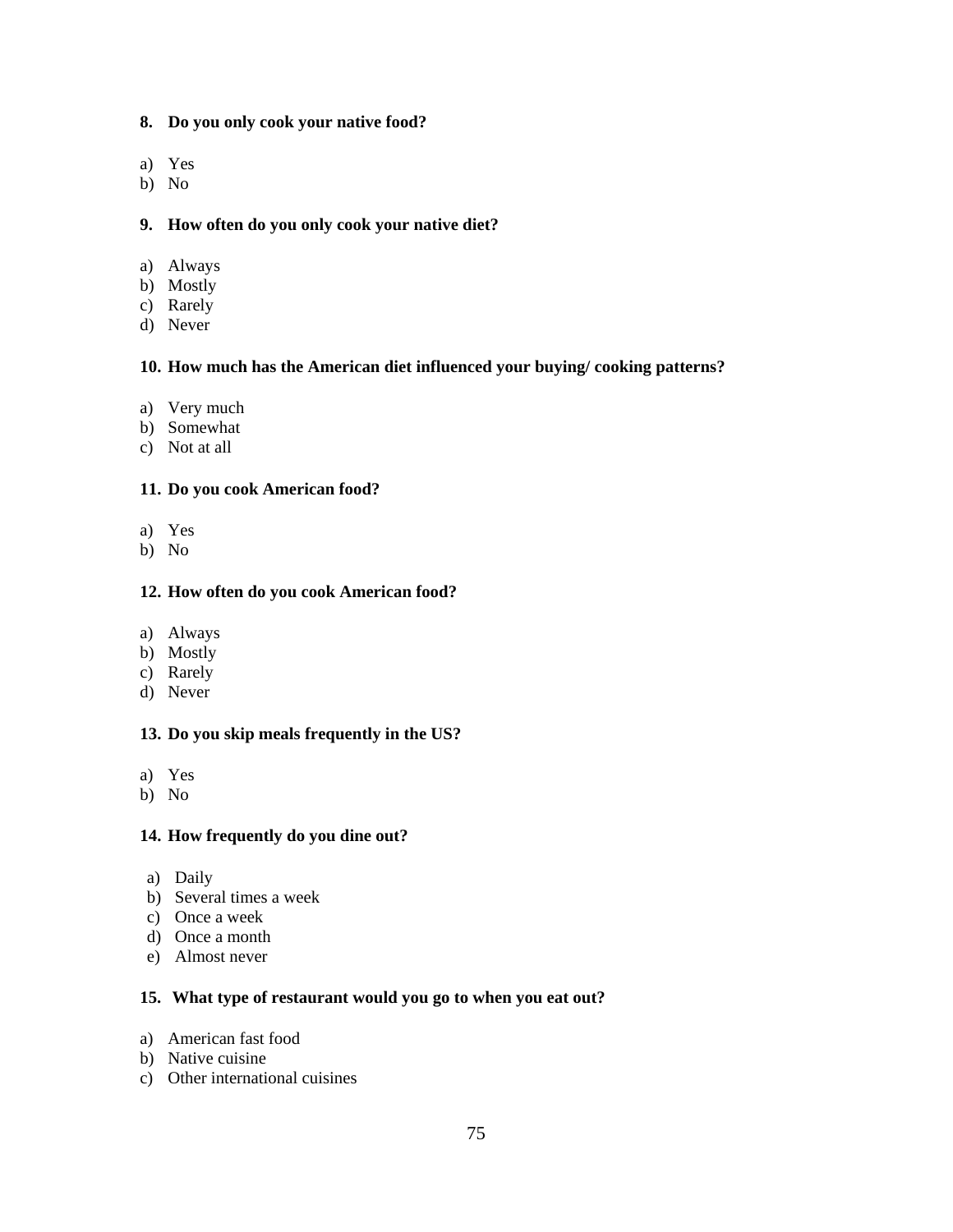**8. Do you only cook your native food?**

a) Yes
b) No

**9. How often do you only cook your native diet?**

a) Always
b) Mostly
c) Rarely
d) Never

**10. How much has the American diet influenced your buying/ cooking patterns?**

a) Very much
b) Somewhat
c) Not at all

**11. Do you cook American food?**

a) Yes
b) No

**12. How often do you cook American food?**

a) Always
b) Mostly
c) Rarely
d) Never

**13. Do you skip meals frequently in the US?**

a) Yes
b) No

**14. How frequently do you dine out?**

a) Daily
b) Several times a week
c) Once a week
d) Once a month
e) Almost never

**15. What type of restaurant would you go to when you eat out?**

a) American fast food
b) Native cuisine
c) Other international cuisines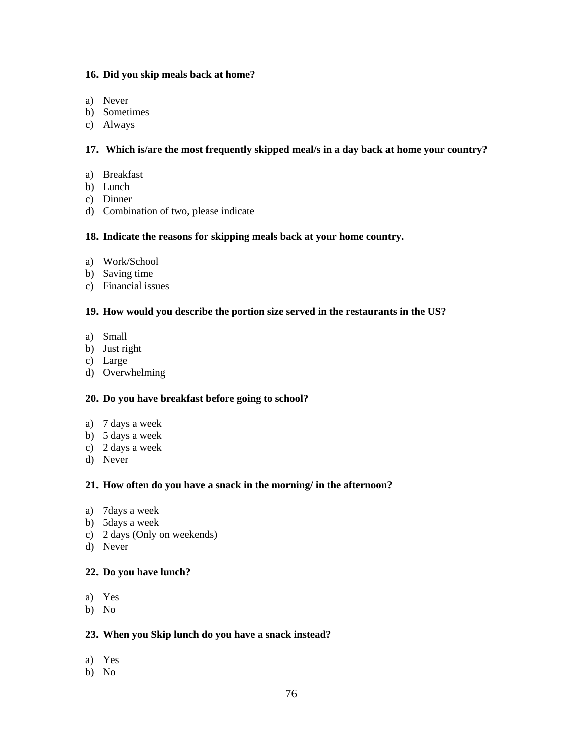**16. Did you skip meals back at home?**

a) Never
b) Sometimes
c) Always

**17. Which is/are the most frequently skipped meal/s in a day back at home your country?**

a) Breakfast
b) Lunch
c) Dinner
d) Combination of two, please indicate

**18. Indicate the reasons for skipping meals back at your home country.**

a) Work/School
b) Saving time
c) Financial issues

**19. How would you describe the portion size served in the restaurants in the US?**

a) Small
b) Just right
c) Large
d) Overwhelming

**20. Do you have breakfast before going to school?**

a) 7 days a week
b) 5 days a week
c) 2 days a week
d) Never

**21. How often do you have a snack in the morning/ in the afternoon?**

a) 7days a week
b) 5days a week
c) 2 days (Only on weekends)
d) Never

**22. Do you have lunch?**

a) Yes
b) No

**23. When you Skip lunch do you have a snack instead?**

a) Yes
b) No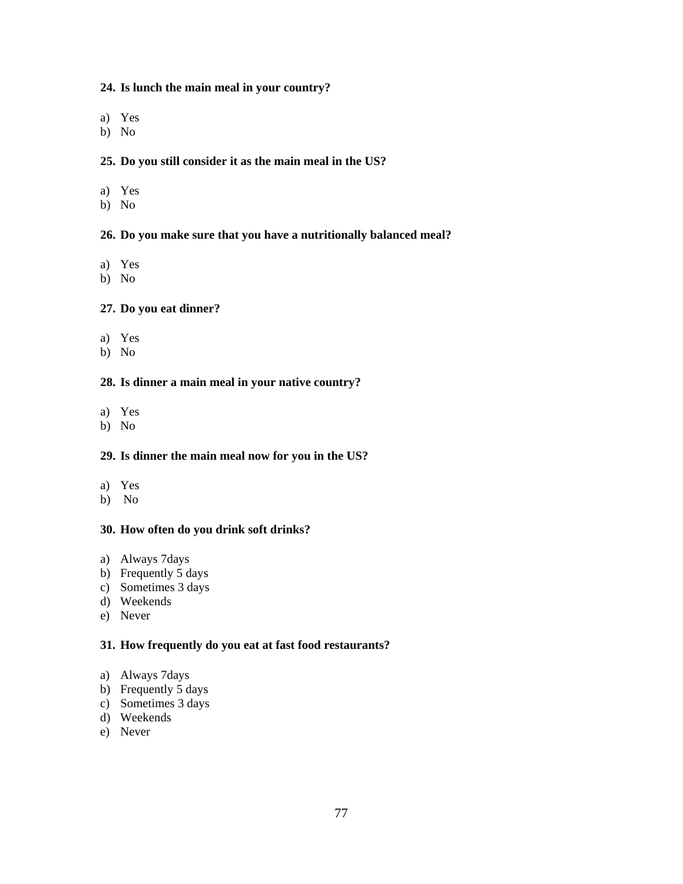**24. Is lunch the main meal in your country?**

a) Yes
b) No

**25. Do you still consider it as the main meal in the US?**

a) Yes
b) No

**26. Do you make sure that you have a nutritionally balanced meal?**

a) Yes
b) No

**27. Do you eat dinner?**

a) Yes
b) No

**28. Is dinner a main meal in your native country?**

a) Yes
b) No

**29. Is dinner the main meal now for you in the US?**

a) Yes
b) No

**30. How often do you drink soft drinks?**

a) Always 7days
b) Frequently 5 days
c) Sometimes 3 days
d) Weekends
e) Never

**31. How frequently do you eat at fast food restaurants?**

a) Always 7days
b) Frequently 5 days
c) Sometimes 3 days
d) Weekends
e) Never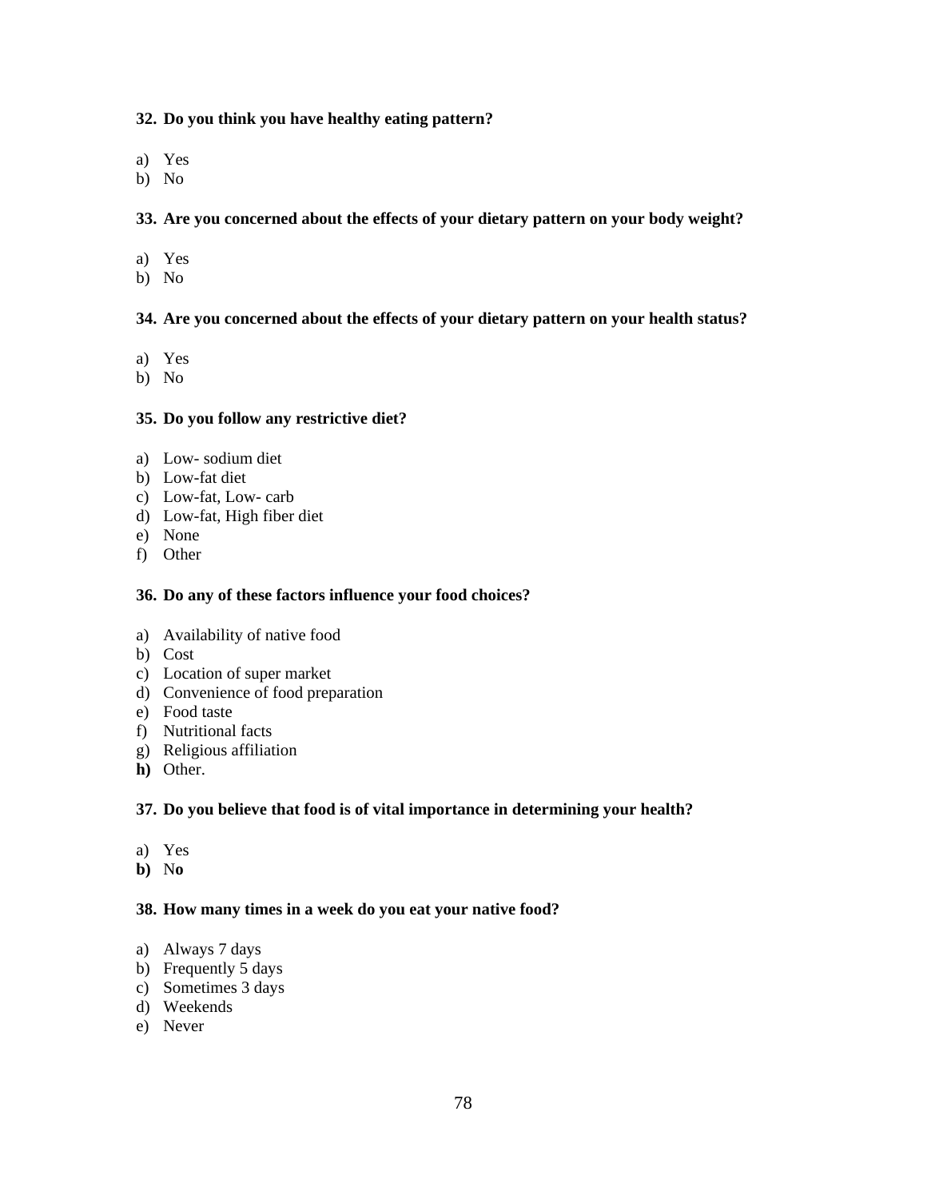**32. Do you think you have healthy eating pattern?**

a) Yes
b) No

**33. Are you concerned about the effects of your dietary pattern on your body weight?**

a) Yes
b) No

**34. Are you concerned about the effects of your dietary pattern on your health status?**

a) Yes
b) No

**35. Do you follow any restrictive diet?**

a) Low- sodium diet
b) Low-fat diet
c) Low-fat, Low- carb
d) Low-fat, High fiber diet
e) None
f) Other

**36. Do any of these factors influence your food choices?**

a) Availability of native food
b) Cost
c) Location of super market
d) Convenience of food preparation
e) Food taste
f) Nutritional facts
g) Religious affiliation
**h)** Other.

**37. Do you believe that food is of vital importance in determining your health?**

a) Yes
**b)** N**o**

**38. How many times in a week do you eat your native food?**

a) Always 7 days
b) Frequently 5 days
c) Sometimes 3 days
d) Weekends
e) Never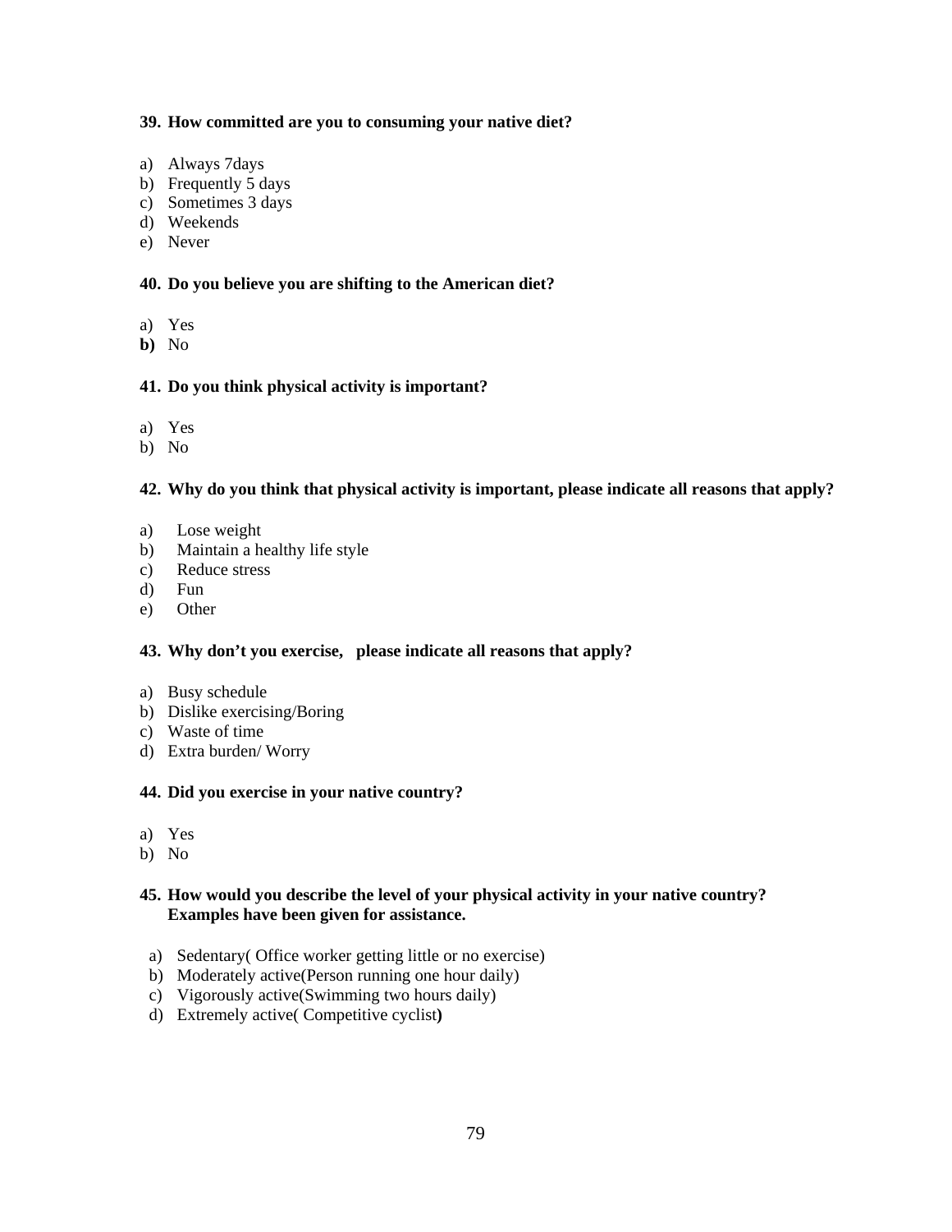**39. How committed are you to consuming your native diet?**

a) Always 7days
b) Frequently 5 days
c) Sometimes 3 days
d) Weekends
e) Never

**40. Do you believe you are shifting to the American diet?**

a) Yes
**b)** No

**41. Do you think physical activity is important?**

a) Yes
b) No

**42. Why do you think that physical activity is important, please indicate all reasons that apply?**

a) Lose weight
b) Maintain a healthy life style
c) Reduce stress
d) Fun
e) Other

**43. Why don't you exercise, please indicate all reasons that apply?**

a) Busy schedule
b) Dislike exercising/Boring
c) Waste of time
d) Extra burden/ Worry

**44. Did you exercise in your native country?**

a) Yes
b) No

**45. How would you describe the level of your physical activity in your native country? Examples have been given for assistance.**

a) Sedentary( Office worker getting little or no exercise)
b) Moderately active(Person running one hour daily)
c) Vigorously active(Swimming two hours daily)
d) Extremely active( Competitive cyclist**)**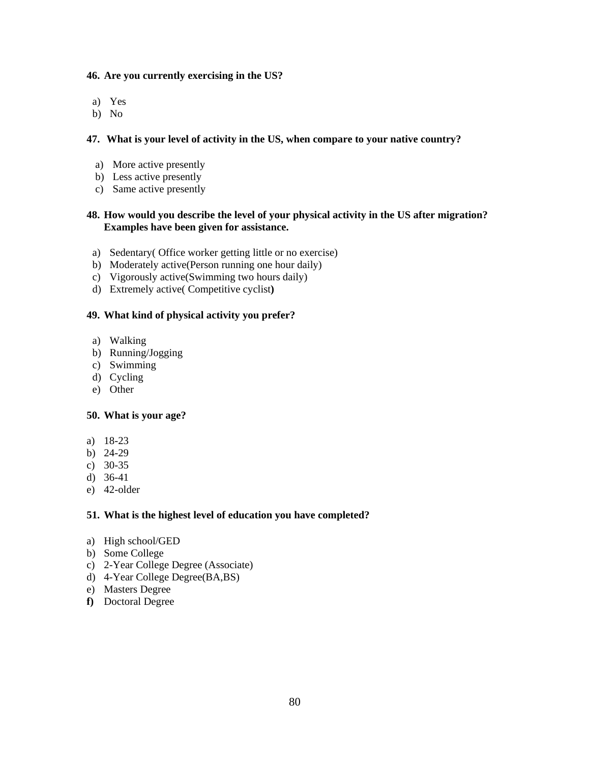**46. Are you currently exercising in the US?**

a) Yes
b) No

**47. What is your level of activity in the US, when compare to your native country?**

a) More active presently
b) Less active presently
c) Same active presently

**48. How would you describe the level of your physical activity in the US after migration? Examples have been given for assistance.**

a) Sedentary( Office worker getting little or no exercise)
b) Moderately active(Person running one hour daily)
c) Vigorously active(Swimming two hours daily)
d) Extremely active( Competitive cyclist**)**

**49. What kind of physical activity you prefer?**

a) Walking
b) Running/Jogging
c) Swimming
d) Cycling
e) Other

**50. What is your age?**

a) 18-23
b) 24-29
c) 30-35
d) 36-41
e) 42-older

**51. What is the highest level of education you have completed?**

a) High school/GED
b) Some College
c) 2-Year College Degree (Associate)
d) 4-Year College Degree(BA,BS)
e) Masters Degree
**f)** Doctoral Degree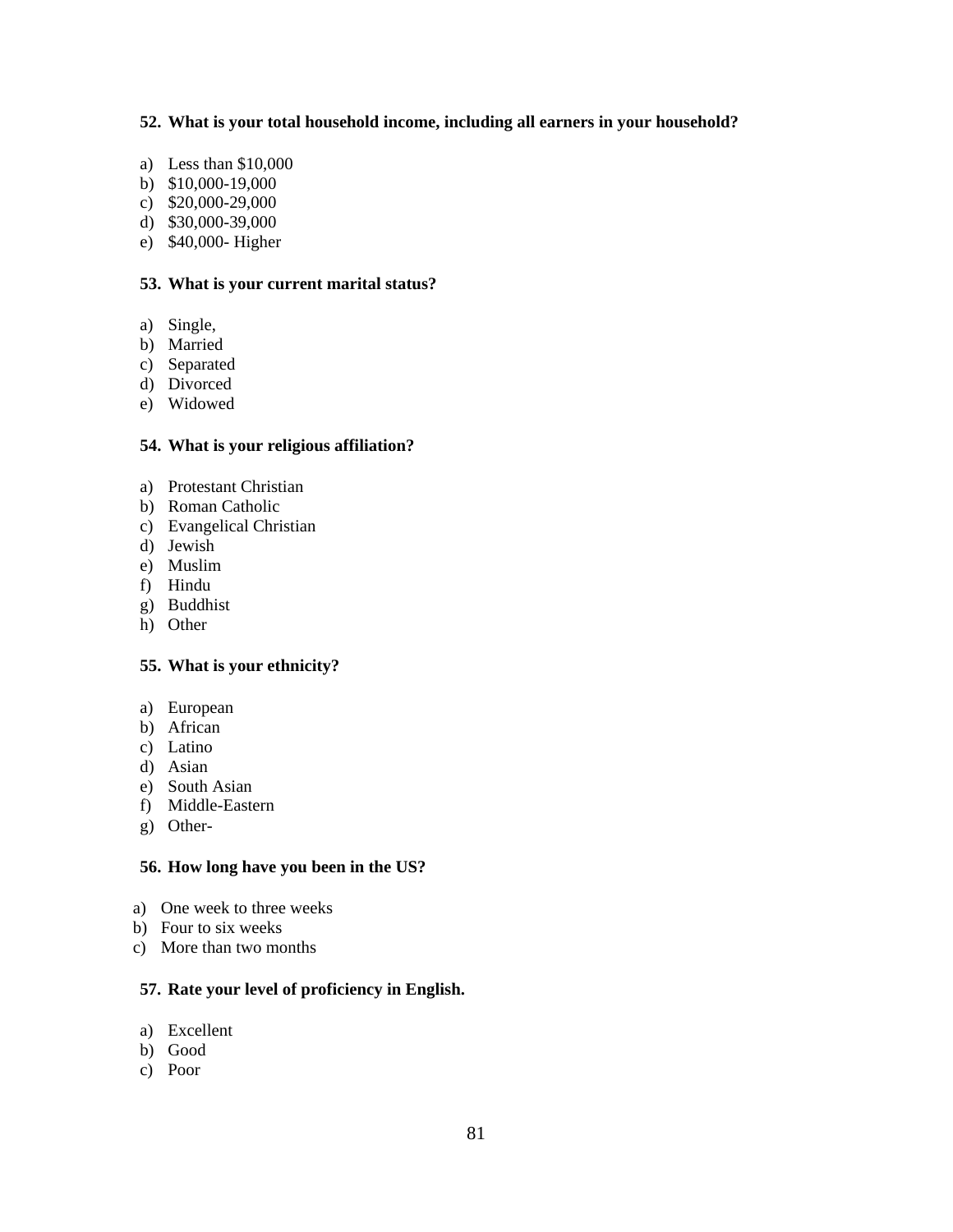**52. What is your total household income, including all earners in your household?**

a) Less than $10,000
b) $10,000-19,000
c) $20,000-29,000
d) $30,000-39,000
e) $40,000- Higher

**53. What is your current marital status?**

a) Single,
b) Married
c) Separated
d) Divorced
e) Widowed

**54. What is your religious affiliation?**

a) Protestant Christian
b) Roman Catholic
c) Evangelical Christian
d) Jewish
e) Muslim
f) Hindu
g) Buddhist
h) Other

**55. What is your ethnicity?**

a) European
b) African
c) Latino
d) Asian
e) South Asian
f) Middle-Eastern
g) Other-

**56. How long have you been in the US?**

a) One week to three weeks
b) Four to six weeks
c) More than two months

**57. Rate your level of proficiency in English.**

a) Excellent
b) Good
c) Poor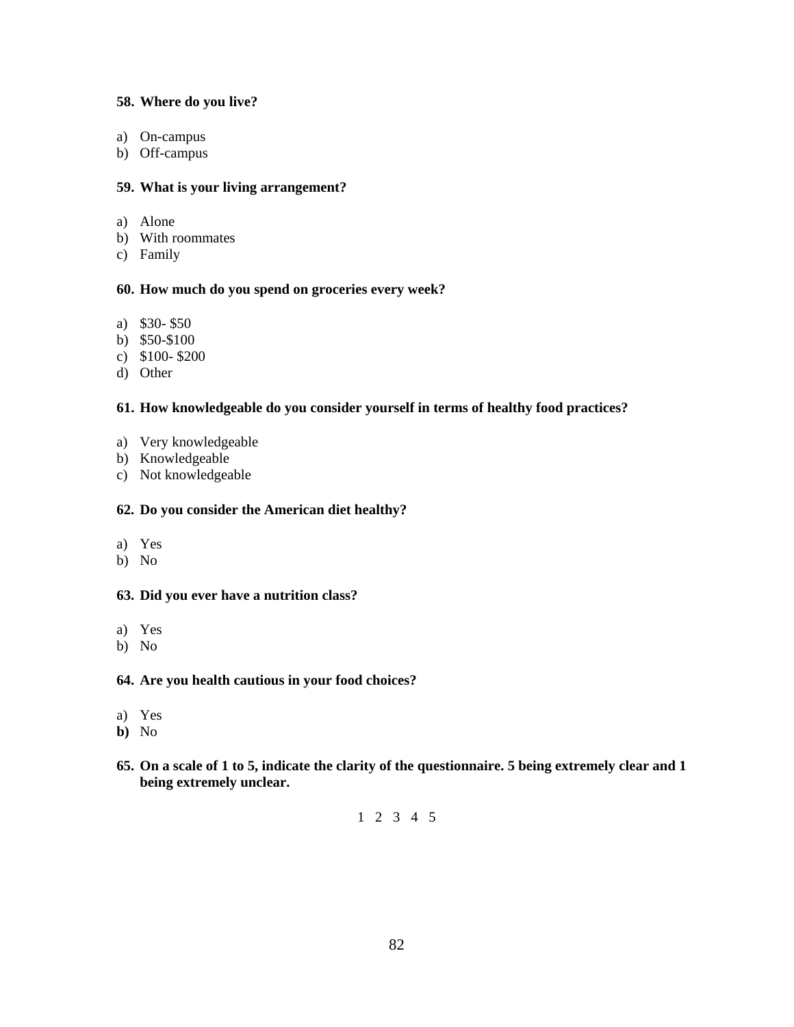**58. Where do you live?**

a) On-campus
b) Off-campus

**59. What is your living arrangement?**

a) Alone
b) With roommates
c) Family

**60. How much do you spend on groceries every week?**

a) $30- $50
b) $50-$100
c) $100- $200
d) Other

**61. How knowledgeable do you consider yourself in terms of healthy food practices?**

a) Very knowledgeable
b) Knowledgeable
c) Not knowledgeable

**62. Do you consider the American diet healthy?**

a) Yes
b) No

**63. Did you ever have a nutrition class?**

a) Yes
b) No

**64. Are you health cautious in your food choices?**

a) Yes
**b)** No

**65. On a scale of 1 to 5, indicate the clarity of the questionnaire. 5 being extremely clear and 1 being extremely unclear.**

1 2 3 4 5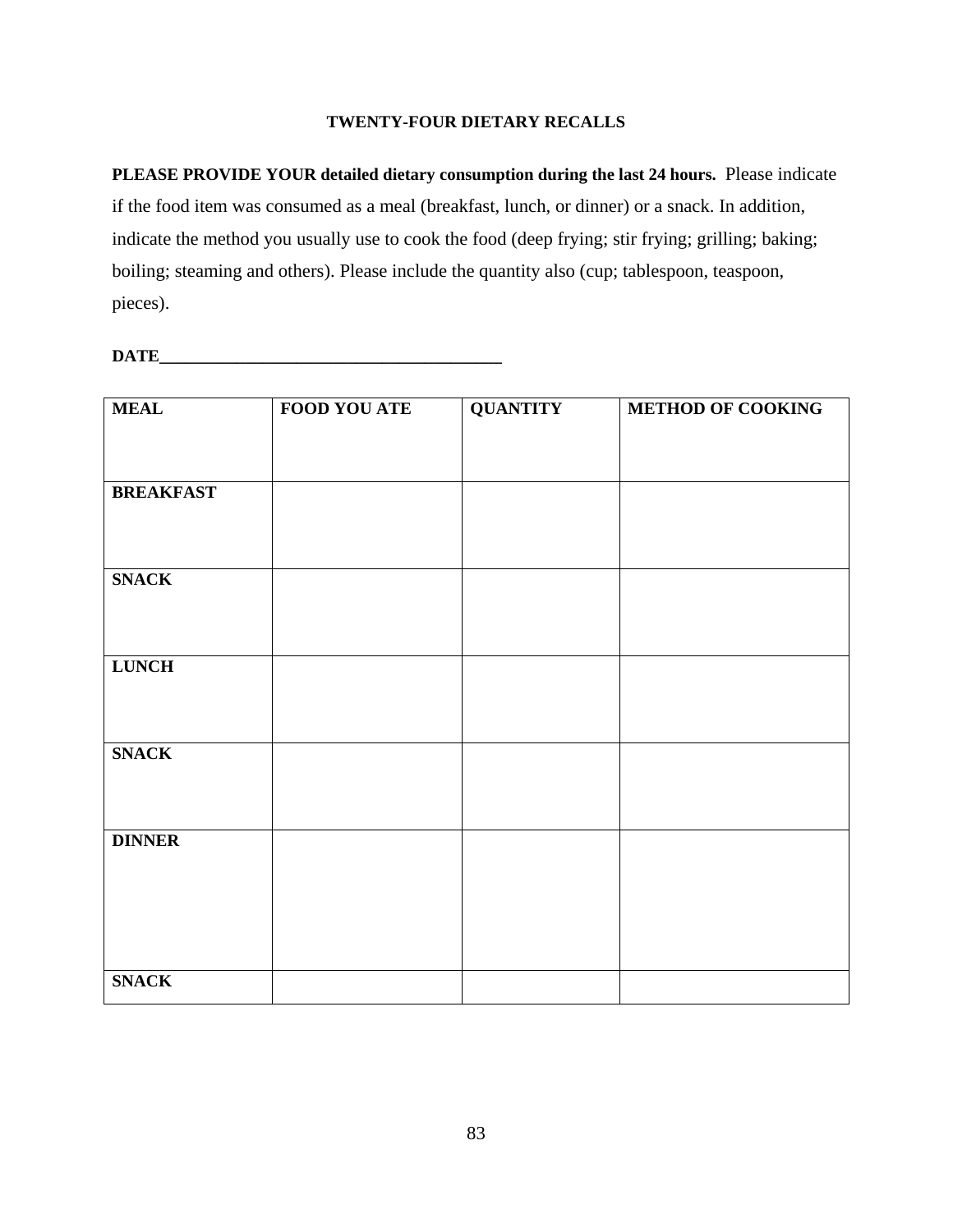**TWENTY-FOUR DIETARY RECALLS**

**PLEASE PROVIDE YOUR detailed dietary consumption during the last 24 hours.** Please indicate if the food item was consumed as a meal (breakfast, lunch, or dinner) or a snack. In addition, indicate the method you usually use to cook the food (deep frying; stir frying; grilling; baking; boiling; steaming and others). Please include the quantity also (cup; tablespoon, teaspoon, pieces).

**DATE**________________________________________

| MEAL | FOOD YOU ATE | QUANTITY | METHOD OF COOKING |
|---|---|---|---|
| **BREAKFAST** | | | |
| **SNACK** | | | |
| **LUNCH** | | | |
| **SNACK** | | | |
| **DINNER** | | | |
| **SNACK** | | | |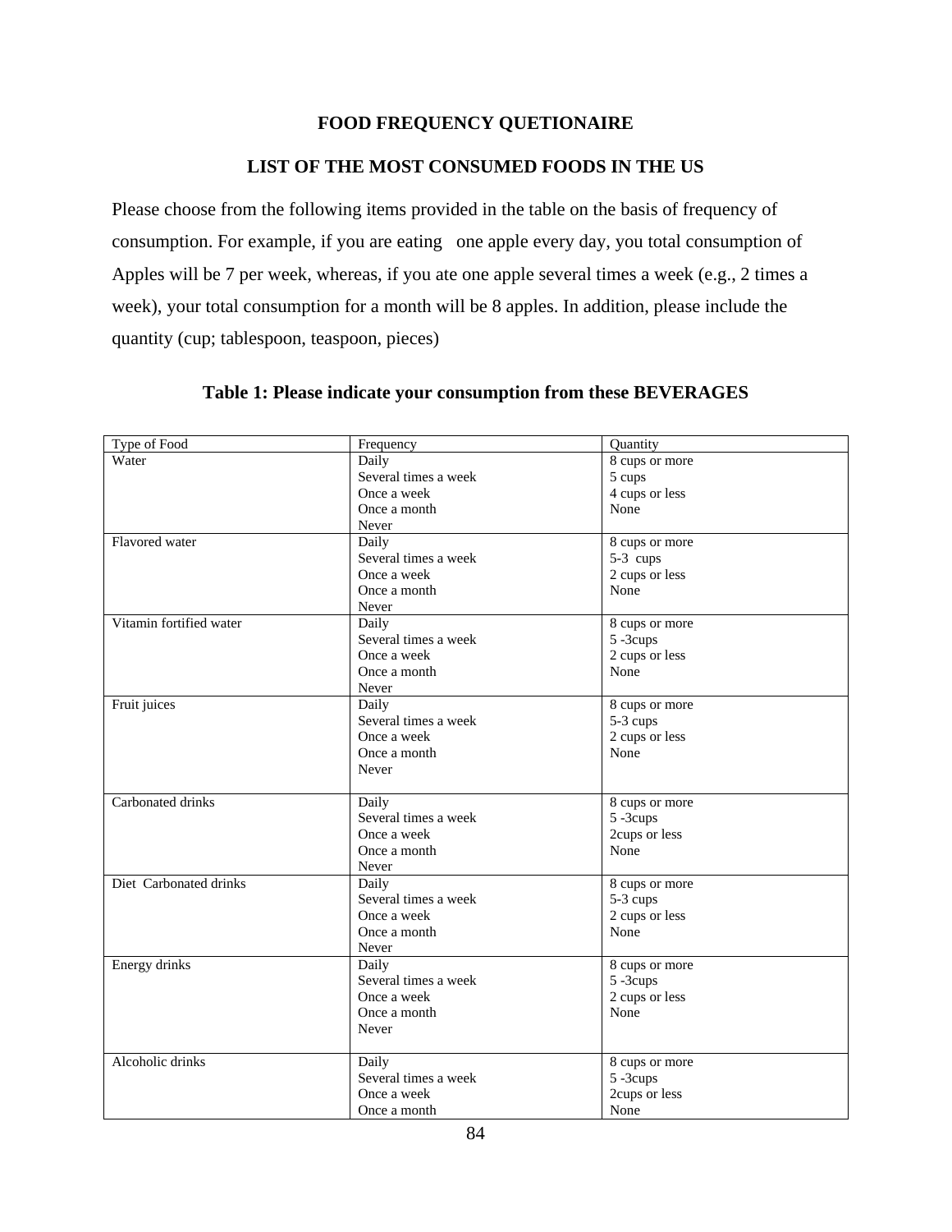**FOOD FREQUENCY QUETIONAIRE**

**LIST OF THE MOST CONSUMED FOODS IN THE US**

Please choose from the following items provided in the table on the basis of frequency of consumption. For example, if you are eating one apple every day, you total consumption of Apples will be 7 per week, whereas, if you ate one apple several times a week (e.g., 2 times a week), your total consumption for a month will be 8 apples. In addition, please include the quantity (cup; tablespoon, teaspoon, pieces)

**Table 1: Please indicate your consumption from these BEVERAGES**

| Type of Food | Frequency | Quantity |
|---|---|---|
| Water | Daily<br>Several times a week<br>Once a week<br>Once a month<br>Never | 8 cups or more<br>5 cups<br>4 cups or less<br>None |
| Flavored water | Daily<br>Several times a week<br>Once a week<br>Once a month<br>Never | 8 cups or more<br>5-3 cups<br>2 cups or less<br>None |
| Vitamin fortified water | Daily<br>Several times a week<br>Once a week<br>Once a month<br>Never | 8 cups or more<br>5 -3cups<br>2 cups or less<br>None |
| Fruit juices | Daily<br>Several times a week<br>Once a week<br>Once a month<br>Never | 8 cups or more<br>5-3 cups<br>2 cups or less<br>None |
| Carbonated drinks | Daily<br>Several times a week<br>Once a week<br>Once a month<br>Never | 8 cups or more<br>5 -3cups<br>2cups or less<br>None |
| Diet Carbonated drinks | Daily<br>Several times a week<br>Once a week<br>Once a month<br>Never | 8 cups or more<br>5-3 cups<br>2 cups or less<br>None |
| Energy drinks | Daily<br>Several times a week<br>Once a week<br>Once a month<br>Never | 8 cups or more<br>5 -3cups<br>2 cups or less<br>None |
| Alcoholic drinks | Daily<br>Several times a week<br>Once a week<br>Once a month | 8 cups or more<br>5 -3cups<br>2cups or less<br>None |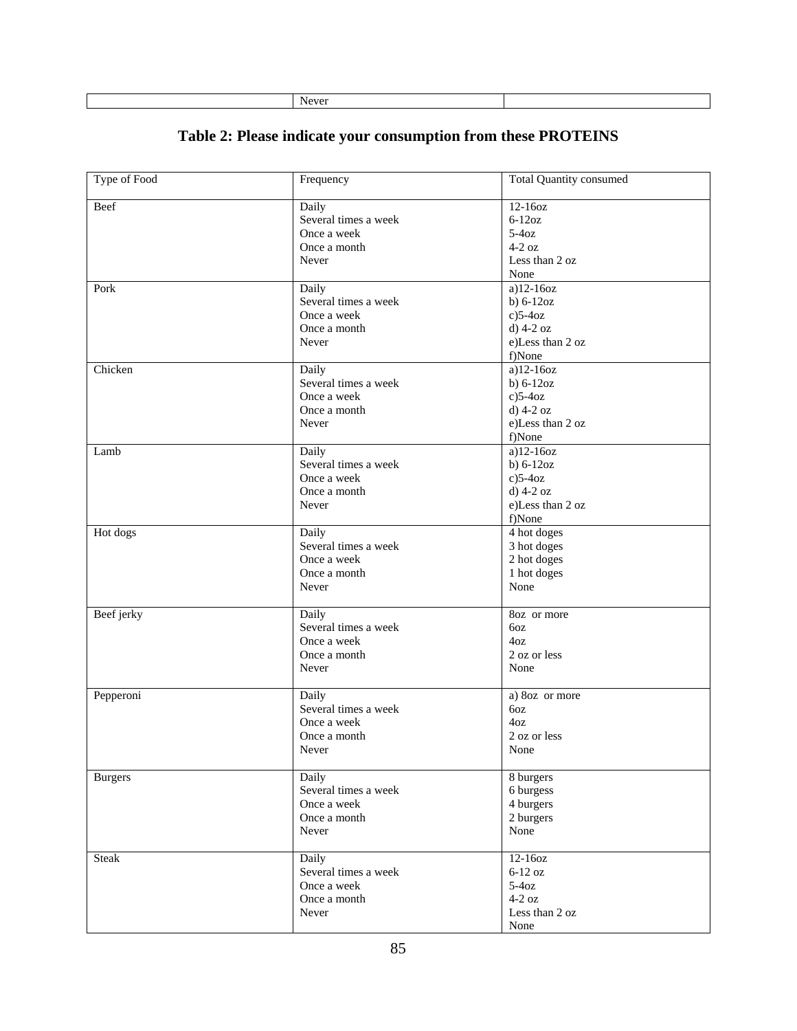| | Never | |
|---|---|---|

## Table 2: Please indicate your consumption from these PROTEINS

| Type of Food | Frequency | Total Quantity consumed |
|---|---|---|
| Beef | Daily<br>Several times a week<br>Once a week<br>Once a month<br>Never | 12-16oz<br>6-12oz<br>5-4oz<br>4-2 oz<br>Less than 2 oz<br>None |
| Pork | Daily<br>Several times a week<br>Once a week<br>Once a month<br>Never | a)12-16oz<br>b) 6-12oz<br>c)5-4oz<br>d) 4-2 oz<br>e)Less than 2 oz<br>f)None |
| Chicken | Daily<br>Several times a week<br>Once a week<br>Once a month<br>Never | a)12-16oz<br>b) 6-12oz<br>c)5-4oz<br>d) 4-2 oz<br>e)Less than 2 oz<br>f)None |
| Lamb | Daily<br>Several times a week<br>Once a week<br>Once a month<br>Never | a)12-16oz<br>b) 6-12oz<br>c)5-4oz<br>d) 4-2 oz<br>e)Less than 2 oz<br>f)None |
| Hot dogs | Daily<br>Several times a week<br>Once a week<br>Once a month<br>Never | 4 hot doges<br>3 hot doges<br>2 hot doges<br>1 hot doges<br>None |
| Beef jerky | Daily<br>Several times a week<br>Once a week<br>Once a month<br>Never | 8oz or more<br>6oz<br>4oz<br>2 oz or less<br>None |
| Pepperoni | Daily<br>Several times a week<br>Once a week<br>Once a month<br>Never | a) 8oz or more<br>6oz<br>4oz<br>2 oz or less<br>None |
| Burgers | Daily<br>Several times a week<br>Once a week<br>Once a month<br>Never | 8 burgers<br>6 burgess<br>4 burgers<br>2 burgers<br>None |
| Steak | Daily<br>Several times a week<br>Once a week<br>Once a month<br>Never | 12-16oz<br>6-12 oz<br>5-4oz<br>4-2 oz<br>Less than 2 oz<br>None |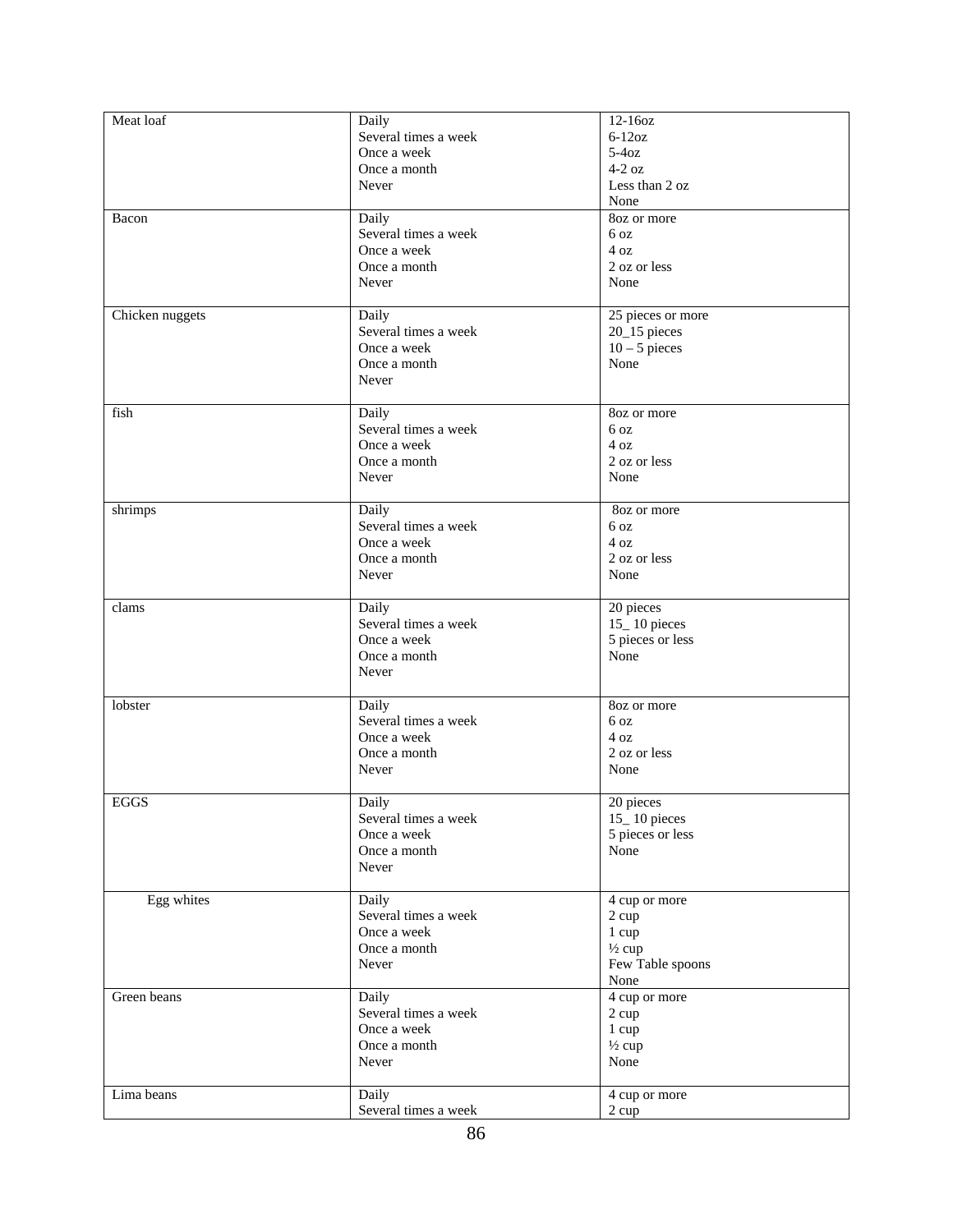| | | |
|---|---|---|
| Meat loaf | Daily<br>Several times a week<br>Once a week<br>Once a month<br>Never | 12-16oz<br>6-12oz<br>5-4oz<br>4-2 oz<br>Less than 2 oz<br>None |
| Bacon | Daily<br>Several times a week<br>Once a week<br>Once a month<br>Never | 8oz or more<br>6 oz<br>4 oz<br>2 oz or less<br>None |
| Chicken nuggets | Daily<br>Several times a week<br>Once a week<br>Once a month<br>Never | 25 pieces or more<br>20_15 pieces<br>10 – 5 pieces<br>None |
| fish | Daily<br>Several times a week<br>Once a week<br>Once a month<br>Never | 8oz or more<br>6 oz<br>4 oz<br>2 oz or less<br>None |
| shrimps | Daily<br>Several times a week<br>Once a week<br>Once a month<br>Never | 8oz or more<br>6 oz<br>4 oz<br>2 oz or less<br>None |
| clams | Daily<br>Several times a week<br>Once a week<br>Once a month<br>Never | 20 pieces<br>15_ 10 pieces<br>5 pieces or less<br>None |
| lobster | Daily<br>Several times a week<br>Once a week<br>Once a month<br>Never | 8oz or more<br>6 oz<br>4 oz<br>2 oz or less<br>None |
| EGGS | Daily<br>Several times a week<br>Once a week<br>Once a month<br>Never | 20 pieces<br>15_ 10 pieces<br>5 pieces or less<br>None |
| Egg whites | Daily<br>Several times a week<br>Once a week<br>Once a month<br>Never | 4 cup or more<br>2 cup<br>1 cup<br>½ cup<br>Few Table spoons<br>None |
| Green beans | Daily<br>Several times a week<br>Once a week<br>Once a month<br>Never | 4 cup or more<br>2 cup<br>1 cup<br>½ cup<br>None |
| Lima beans | Daily<br>Several times a week | 4 cup or more<br>2 cup |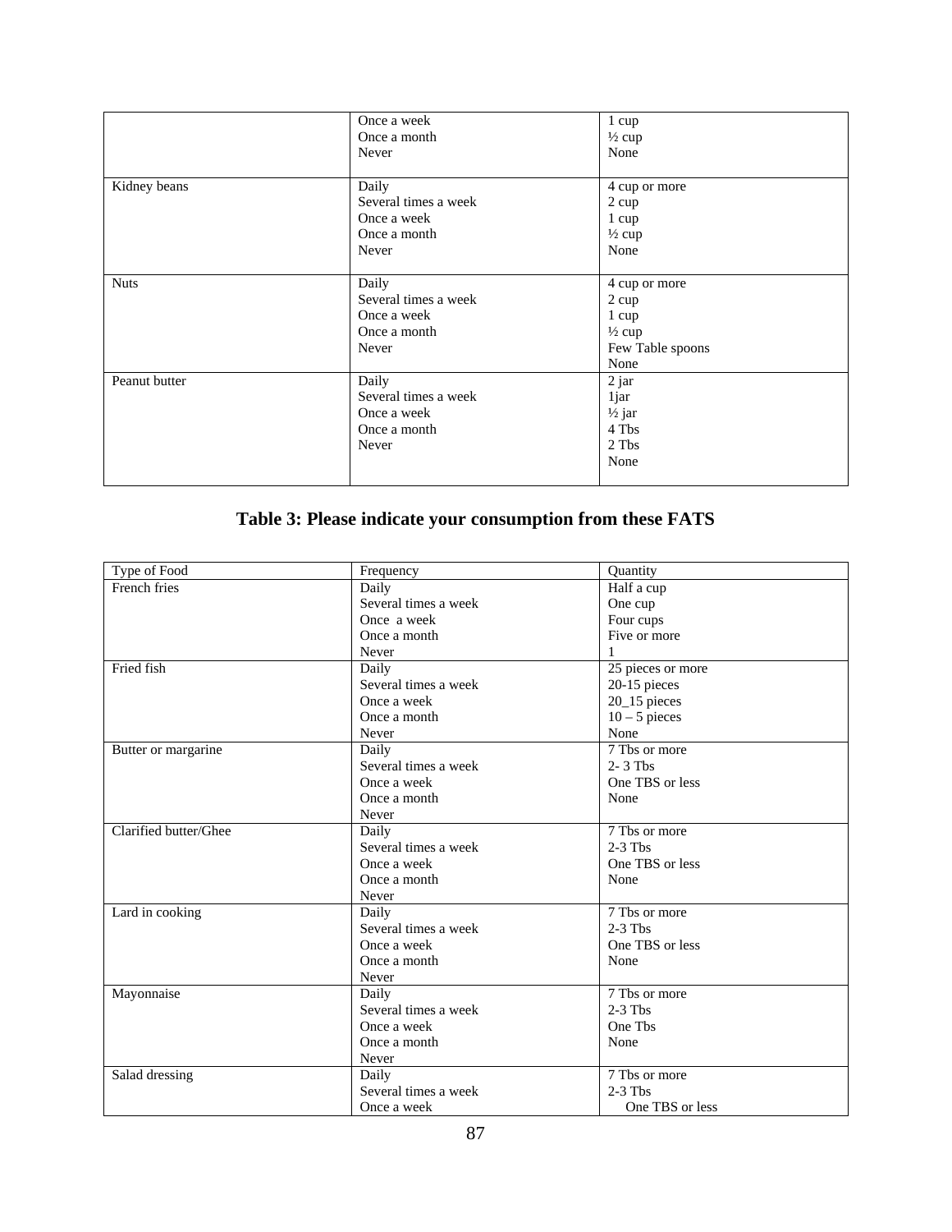| | | |
|---|---|---|
| | Once a week<br>Once a month<br>Never | 1 cup<br>½ cup<br>None |
| Kidney beans | Daily<br>Several times a week<br>Once a week<br>Once a month<br>Never | 4 cup or more<br>2 cup<br>1 cup<br>½ cup<br>None |
| Nuts | Daily<br>Several times a week<br>Once a week<br>Once a month<br>Never | 4 cup or more<br>2 cup<br>1 cup<br>½ cup<br>Few Table spoons<br>None |
| Peanut butter | Daily<br>Several times a week<br>Once a week<br>Once a month<br>Never | 2 jar<br>1jar<br>½ jar<br>4 Tbs<br>2 Tbs<br>None |

## Table 3: Please indicate your consumption from these FATS

| Type of Food | Frequency | Quantity |
|---|---|---|
| French fries | Daily<br>Several times a week<br>Once a week<br>Once a month<br>Never | Half a cup<br>One cup<br>Four cups<br>Five or more<br>1 |
| Fried fish | Daily<br>Several times a week<br>Once a week<br>Once a month<br>Never | 25 pieces or more<br>20-15 pieces<br>20_15 pieces<br>10 – 5 pieces<br>None |
| Butter or margarine | Daily<br>Several times a week<br>Once a week<br>Once a month<br>Never | 7 Tbs or more<br>2- 3 Tbs<br>One TBS or less<br>None |
| Clarified butter/Ghee | Daily<br>Several times a week<br>Once a week<br>Once a month<br>Never | 7 Tbs or more<br>2-3 Tbs<br>One TBS or less<br>None |
| Lard in cooking | Daily<br>Several times a week<br>Once a week<br>Once a month<br>Never | 7 Tbs or more<br>2-3 Tbs<br>One TBS or less<br>None |
| Mayonnaise | Daily<br>Several times a week<br>Once a week<br>Once a month<br>Never | 7 Tbs or more<br>2-3 Tbs<br>One Tbs<br>None |
| Salad dressing | Daily<br>Several times a week<br>Once a week | 7 Tbs or more<br>2-3 Tbs<br>One TBS or less |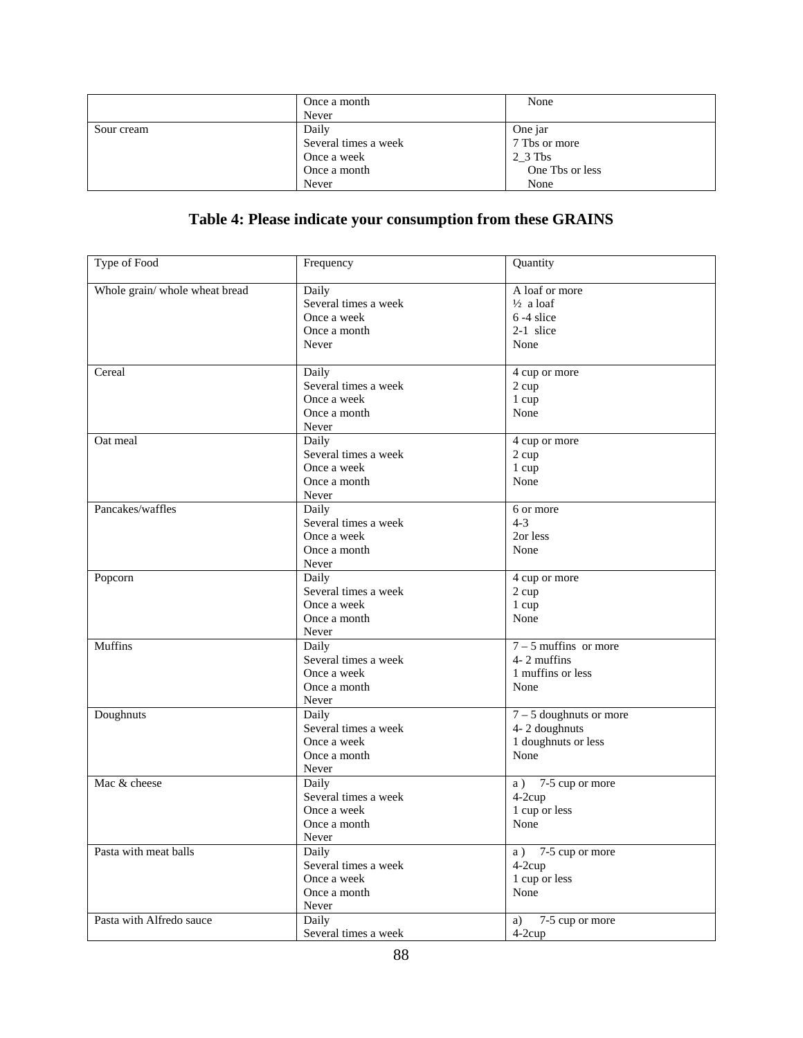| | | |
|---|---|---|
| | Once a month<br>Never | None |
| Sour cream | Daily<br>Several times a week<br>Once a week<br>Once a month<br>Never | One jar<br>7 Tbs or more<br>2_3 Tbs<br>One Tbs or less<br>None |

## Table 4: Please indicate your consumption from these GRAINS

| Type of Food | Frequency | Quantity |
|---|---|---|
| Whole grain/ whole wheat bread | Daily<br>Several times a week<br>Once a week<br>Once a month<br>Never | A loaf or more<br>½ a loaf<br>6 -4 slice<br>2-1 slice<br>None |
| Cereal | Daily<br>Several times a week<br>Once a week<br>Once a month<br>Never | 4 cup or more<br>2 cup<br>1 cup<br>None |
| Oat meal | Daily<br>Several times a week<br>Once a week<br>Once a month<br>Never | 4 cup or more<br>2 cup<br>1 cup<br>None |
| Pancakes/waffles | Daily<br>Several times a week<br>Once a week<br>Once a month<br>Never | 6 or more<br>4-3<br>2or less<br>None |
| Popcorn | Daily<br>Several times a week<br>Once a week<br>Once a month<br>Never | 4 cup or more<br>2 cup<br>1 cup<br>None |
| Muffins | Daily<br>Several times a week<br>Once a week<br>Once a month<br>Never | 7 – 5 muffins or more<br>4- 2 muffins<br>1 muffins or less<br>None |
| Doughnuts | Daily<br>Several times a week<br>Once a week<br>Once a month<br>Never | 7 – 5 doughnuts or more<br>4- 2 doughnuts<br>1 doughnuts or less<br>None |
| Mac & cheese | Daily<br>Several times a week<br>Once a week<br>Once a month<br>Never | a ) 7-5 cup or more<br>4-2cup<br>1 cup or less<br>None |
| Pasta with meat balls | Daily<br>Several times a week<br>Once a week<br>Once a month<br>Never | a ) 7-5 cup or more<br>4-2cup<br>1 cup or less<br>None |
| Pasta with Alfredo sauce | Daily<br>Several times a week | a) 7-5 cup or more<br>4-2cup |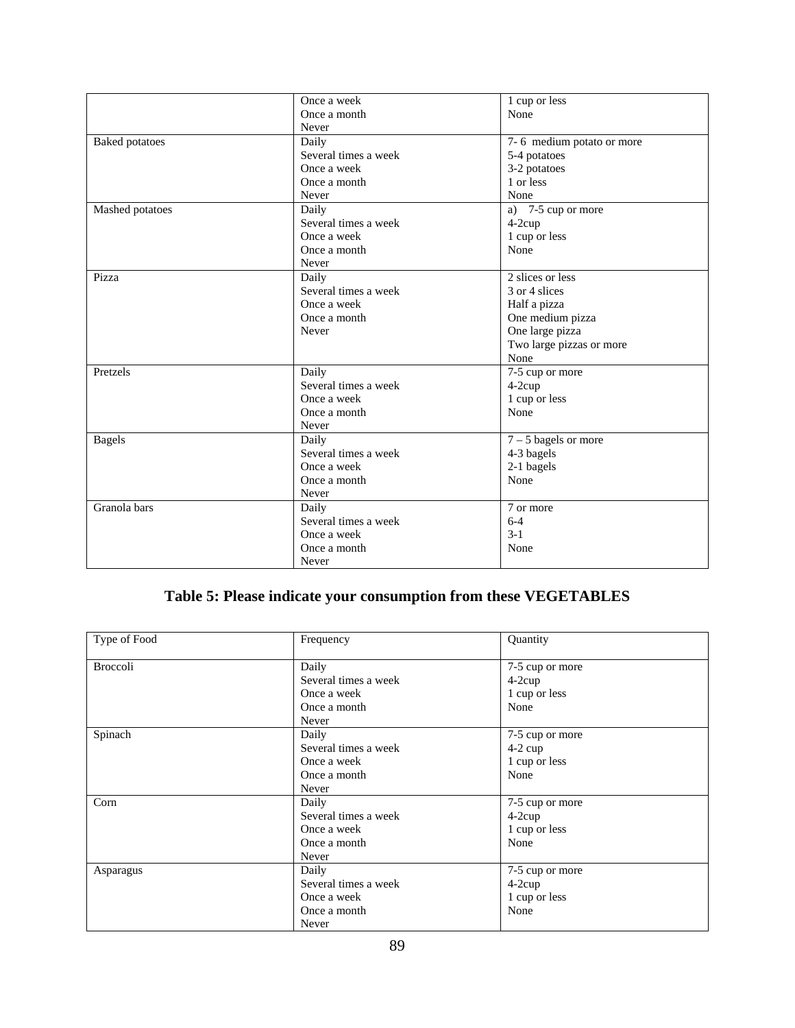| | Once a week<br>Once a month<br>Never | 1 cup or less<br>None |
|---|---|---|
| Baked potatoes | Daily<br>Several times a week<br>Once a week<br>Once a month<br>Never | 7- 6 medium potato or more<br>5-4 potatoes<br>3-2 potatoes<br>1 or less<br>None |
| Mashed potatoes | Daily<br>Several times a week<br>Once a week<br>Once a month<br>Never | a) 7-5 cup or more<br>4-2cup<br>1 cup or less<br>None |
| Pizza | Daily<br>Several times a week<br>Once a week<br>Once a month<br>Never | 2 slices or less<br>3 or 4 slices<br>Half a pizza<br>One medium pizza<br>One large pizza<br>Two large pizzas or more<br>None |
| Pretzels | Daily<br>Several times a week<br>Once a week<br>Once a month<br>Never | 7-5 cup or more<br>4-2cup<br>1 cup or less<br>None |
| Bagels | Daily<br>Several times a week<br>Once a week<br>Once a month<br>Never | 7 – 5 bagels or more<br>4-3 bagels<br>2-1 bagels<br>None |
| Granola bars | Daily<br>Several times a week<br>Once a week<br>Once a month<br>Never | 7 or more<br>6-4<br>3-1<br>None |

## Table 5: Please indicate your consumption from these VEGETABLES

| Type of Food | Frequency | Quantity |
|---|---|---|
| Broccoli | Daily<br>Several times a week<br>Once a week<br>Once a month<br>Never | 7-5 cup or more<br>4-2cup<br>1 cup or less<br>None |
| Spinach | Daily<br>Several times a week<br>Once a week<br>Once a month<br>Never | 7-5 cup or more<br>4-2 cup<br>1 cup or less<br>None |
| Corn | Daily<br>Several times a week<br>Once a week<br>Once a month<br>Never | 7-5 cup or more<br>4-2cup<br>1 cup or less<br>None |
| Asparagus | Daily<br>Several times a week<br>Once a week<br>Once a month<br>Never | 7-5 cup or more<br>4-2cup<br>1 cup or less<br>None |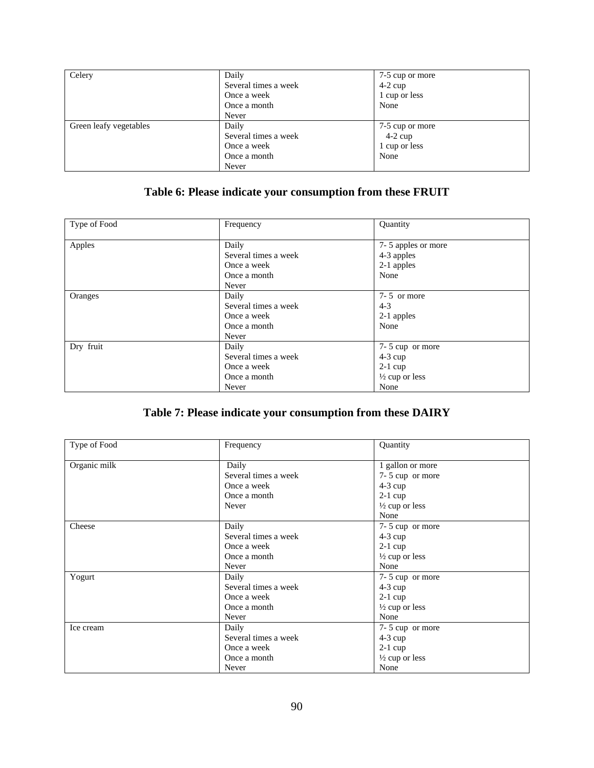| | | |
|---|---|---|
| Celery | Daily<br>Several times a week<br>Once a week<br>Once a month<br>Never | 7-5 cup or more<br>4-2 cup<br>1 cup or less<br>None |
| Green leafy vegetables | Daily<br>Several times a week<br>Once a week<br>Once a month<br>Never | 7-5 cup or more<br>4-2 cup<br>1 cup or less<br>None |

## Table 6: Please indicate your consumption from these FRUIT

| Type of Food | Frequency | Quantity |
|---|---|---|
| Apples | Daily<br>Several times a week<br>Once a week<br>Once a month<br>Never | 7- 5 apples or more<br>4-3 apples<br>2-1 apples<br>None |
| Oranges | Daily<br>Several times a week<br>Once a week<br>Once a month<br>Never | 7- 5 or more<br>4-3<br>2-1 apples<br>None |
| Dry fruit | Daily<br>Several times a week<br>Once a week<br>Once a month<br>Never | 7- 5 cup or more<br>4-3 cup<br>2-1 cup<br>½ cup or less<br>None |

## Table 7: Please indicate your consumption from these DAIRY

| Type of Food | Frequency | Quantity |
|---|---|---|
| Organic milk | Daily<br>Several times a week<br>Once a week<br>Once a month<br>Never | 1 gallon or more<br>7- 5 cup or more<br>4-3 cup<br>2-1 cup<br>½ cup or less<br>None |
| Cheese | Daily<br>Several times a week<br>Once a week<br>Once a month<br>Never | 7- 5 cup or more<br>4-3 cup<br>2-1 cup<br>½ cup or less<br>None |
| Yogurt | Daily<br>Several times a week<br>Once a week<br>Once a month<br>Never | 7- 5 cup or more<br>4-3 cup<br>2-1 cup<br>½ cup or less<br>None |
| Ice cream | Daily<br>Several times a week<br>Once a week<br>Once a month<br>Never | 7- 5 cup or more<br>4-3 cup<br>2-1 cup<br>½ cup or less<br>None |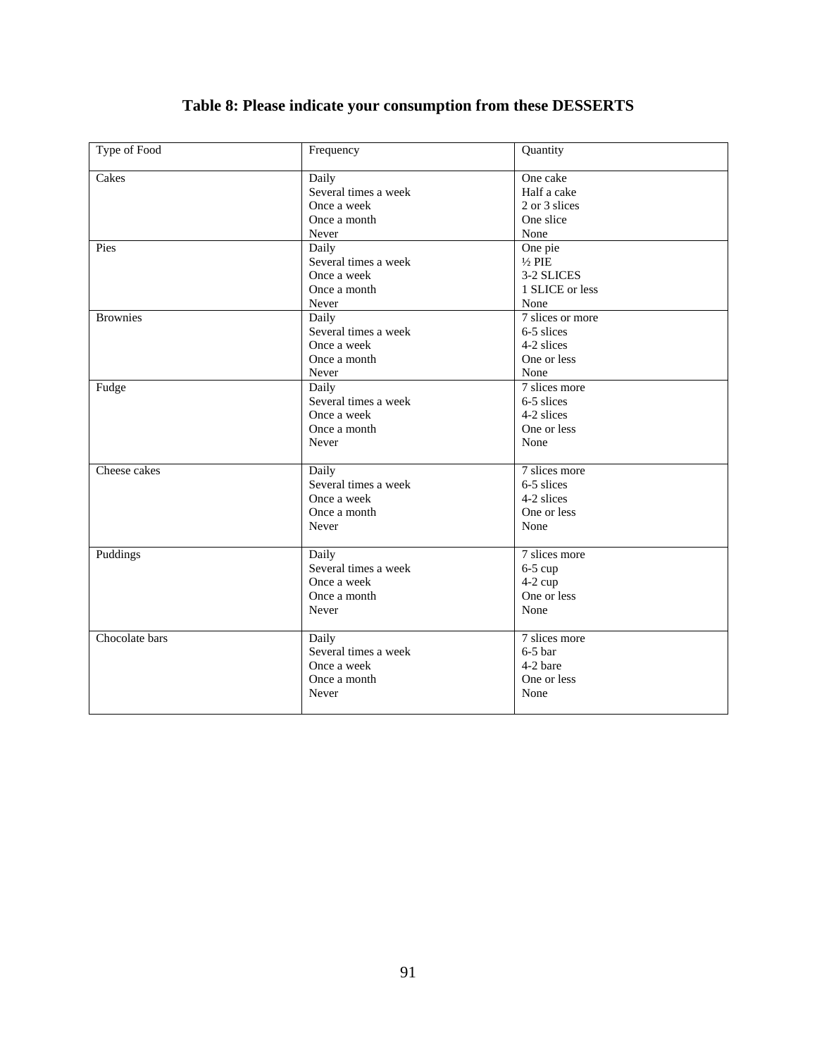# Table 8: Please indicate your consumption from these DESSERTS

| Type of Food | Frequency | Quantity |
|---|---|---|
| Cakes | Daily<br>Several times a week<br>Once a week<br>Once a month<br>Never | One cake<br>Half a cake<br>2 or 3 slices<br>One slice<br>None |
| Pies | Daily<br>Several times a week<br>Once a week<br>Once a month<br>Never | One pie<br>½ PIE<br>3-2 SLICES<br>1 SLICE or less<br>None |
| Brownies | Daily<br>Several times a week<br>Once a week<br>Once a month<br>Never | 7 slices or more<br>6-5 slices<br>4-2 slices<br>One or less<br>None |
| Fudge | Daily<br>Several times a week<br>Once a week<br>Once a month<br>Never | 7 slices more<br>6-5 slices<br>4-2 slices<br>One or less<br>None |
| Cheese cakes | Daily<br>Several times a week<br>Once a week<br>Once a month<br>Never | 7 slices more<br>6-5 slices<br>4-2 slices<br>One or less<br>None |
| Puddings | Daily<br>Several times a week<br>Once a week<br>Once a month<br>Never | 7 slices more<br>6-5 cup<br>4-2 cup<br>One or less<br>None |
| Chocolate bars | Daily<br>Several times a week<br>Once a week<br>Once a month<br>Never | 7 slices more<br>6-5 bar<br>4-2 bare<br>One or less<br>None |